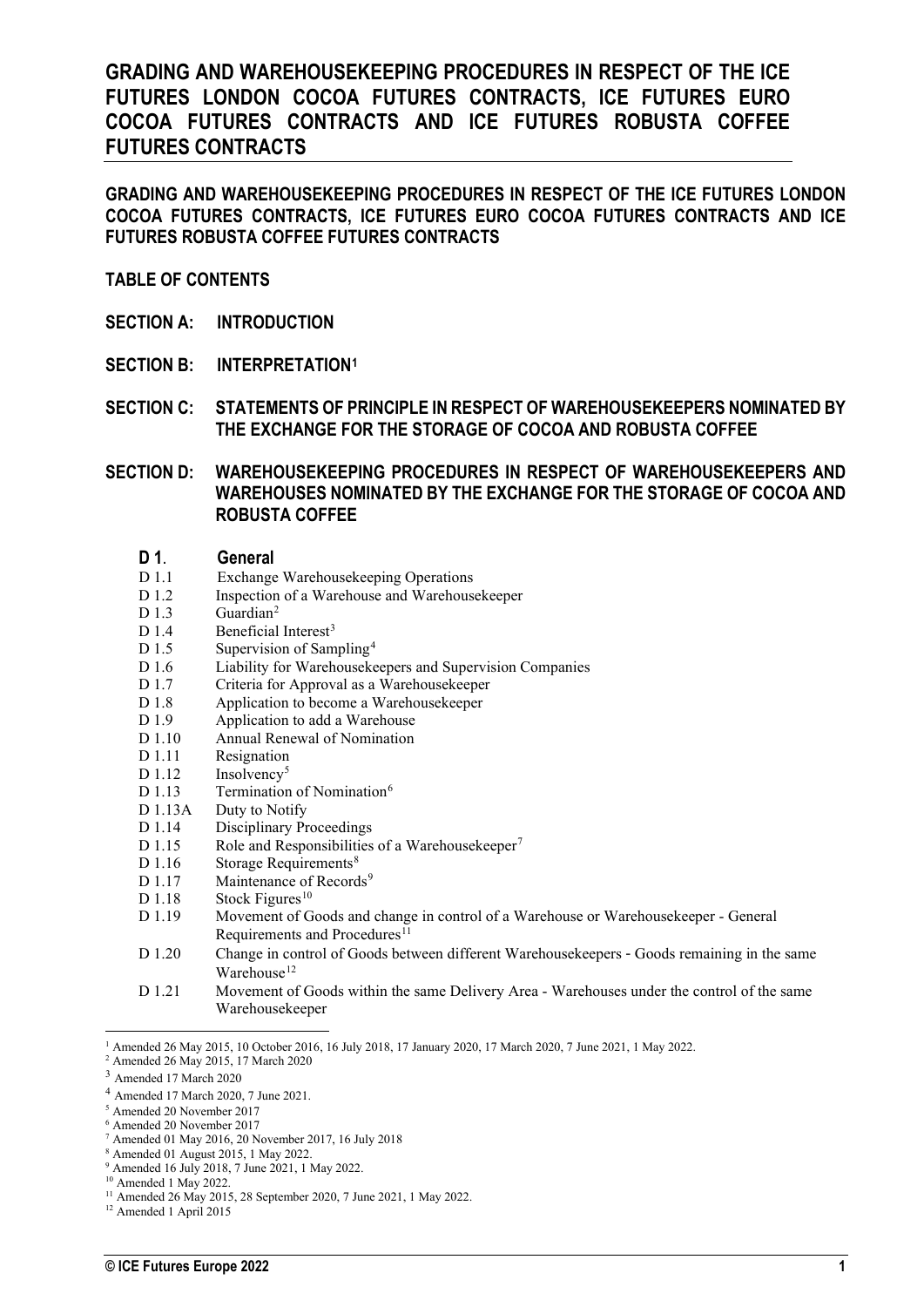# GRADING AND WAREHOUSEKEEPING PROCEDURES IN RESPECT OF THE ICE FUTURES LONDON COCOA FUTURES CONTRACTS, ICE FUTURES EURO COCOA FUTURES CONTRACTS AND ICE FUTURES ROBUSTA COFFEE FUTURES CONTRACTS

**GRADING AND WAREHOUSEKEEPING PROCEDURES IN RESPECT OF THE ICE FUTURES LONDON COCOA FUTURES CONTRACTS, ICE FUTURES EURO COCOA FUTURES CONTRACTS AND ICE FUTURES ROBUSTA COFFEE FUTURES CONTRACTS**

## TABLE OF CONTENTS

**SECTION A: INTRODUCTION**

**SECTION B: INTERPRETATION[1]**

**SECTION C: STATEMENTS OF PRINCIPLE IN RESPECT OF WAREHOUSEKEEPERS NOMINATED BY THE EXCHANGE FOR THE STORAGE OF COCOA AND ROBUSTA COFFEE**

**SECTION D: WAREHOUSEKEEPING PROCEDURES IN RESPECT OF WAREHOUSEKEEPERS AND WAREHOUSES NOMINATED BY THE EXCHANGE FOR THE STORAGE OF COCOA AND ROBUSTA COFFEE**

**D 1. General**

- D 1.1 Exchange Warehousekeeping Operations
- D 1.2 Inspection of a Warehouse and Warehousekeeper
- D 1.3 Guardian[2]
- D 1.4 Beneficial Interest[3]
- D 1.5 Supervision of Sampling[4]
- D 1.6 Liability for Warehousekeepers and Supervision Companies
- D 1.7 Criteria for Approval as a Warehousekeeper
- D 1.8 Application to become a Warehousekeeper
- D 1.9 Application to add a Warehouse
- D 1.10 Annual Renewal of Nomination
- D 1.11 Resignation
- D 1.12 Insolvency[5]
- D 1.13 Termination of Nomination[6]
- D 1.13A Duty to Notify
- D 1.14 Disciplinary Proceedings
- D 1.15 Role and Responsibilities of a Warehousekeeper[7]
- D 1.16 Storage Requirements[8]
- D 1.17 Maintenance of Records[9]
- D 1.18 Stock Figures[10]
- D 1.19 Movement of Goods and change in control of a Warehouse or Warehousekeeper - General Requirements and Procedures[11]
- D 1.20 Change in control of Goods between different Warehousekeepers - Goods remaining in the same Warehouse[12]
- D 1.21 Movement of Goods within the same Delivery Area - Warehouses under the control of the same Warehousekeeper

---

[1] Amended 26 May 2015, 10 October 2016, 16 July 2018, 17 January 2020, 17 March 2020, 7 June 2021, 1 May 2022.
[2] Amended 26 May 2015, 17 March 2020
[3] Amended 17 March 2020
[4] Amended 17 March 2020, 7 June 2021.
[5] Amended 20 November 2017
[6] Amended 20 November 2017
[7] Amended 01 May 2016, 20 November 2017, 16 July 2018
[8] Amended 01 August 2015, 1 May 2022.
[9] Amended 16 July 2018, 7 June 2021, 1 May 2022.
[10] Amended 1 May 2022.
[11] Amended 26 May 2015, 28 September 2020, 7 June 2021, 1 May 2022.
[12] Amended 1 April 2015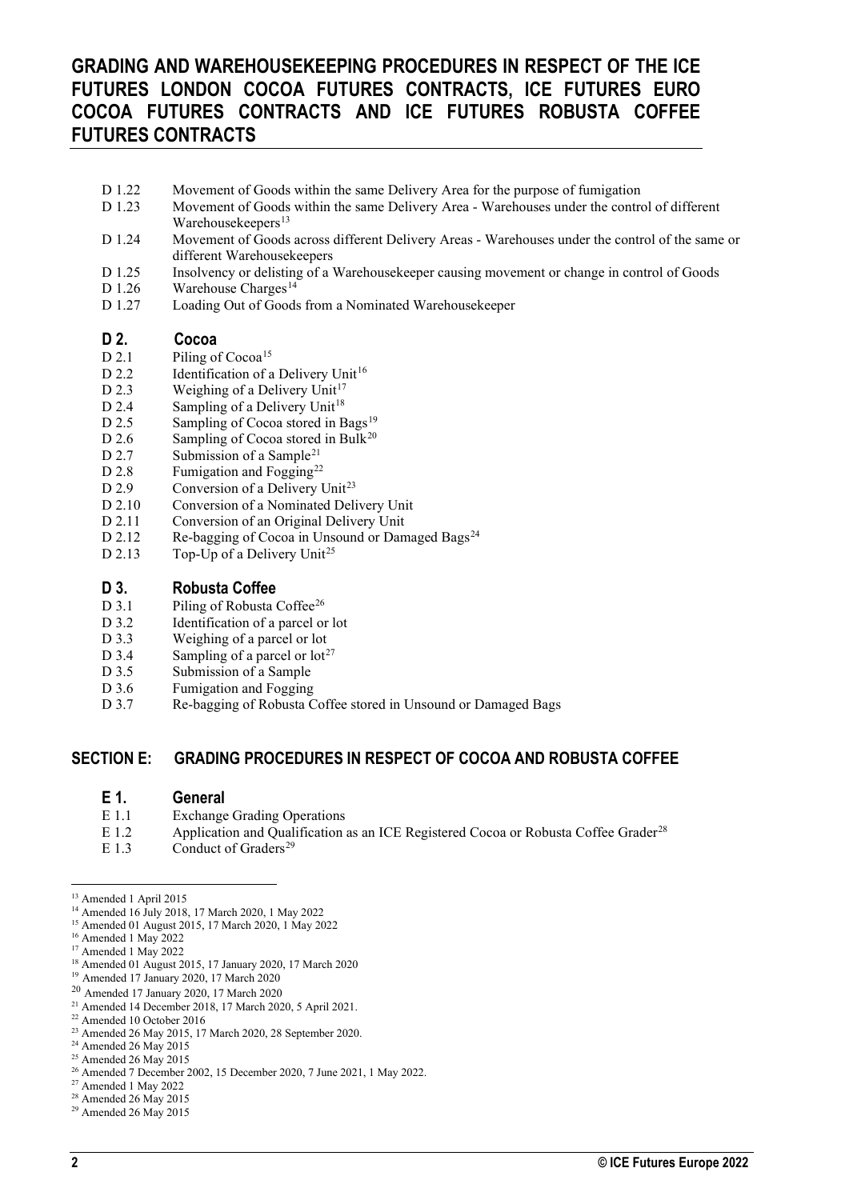D 1.22 Movement of Goods within the same Delivery Area for the purpose of fumigation
D 1.23 Movement of Goods within the same Delivery Area - Warehouses under the control of different Warehousekeepers[13]
D 1.24 Movement of Goods across different Delivery Areas - Warehouses under the control of the same or different Warehousekeepers
D 1.25 Insolvency or delisting of a Warehousekeeper causing movement or change in control of Goods
D 1.26 Warehouse Charges[14]
D 1.27 Loading Out of Goods from a Nominated Warehousekeeper

### D 2. Cocoa

D 2.1 Piling of Cocoa[15]
D 2.2 Identification of a Delivery Unit[16]
D 2.3 Weighing of a Delivery Unit[17]
D 2.4 Sampling of a Delivery Unit[18]
D 2.5 Sampling of Cocoa stored in Bags[19]
D 2.6 Sampling of Cocoa stored in Bulk[20]
D 2.7 Submission of a Sample[21]
D 2.8 Fumigation and Fogging[22]
D 2.9 Conversion of a Delivery Unit[23]
D 2.10 Conversion of a Nominated Delivery Unit
D 2.11 Conversion of an Original Delivery Unit
D 2.12 Re-bagging of Cocoa in Unsound or Damaged Bags[24]
D 2.13 Top-Up of a Delivery Unit[25]

### D 3. Robusta Coffee

D 3.1 Piling of Robusta Coffee[26]
D 3.2 Identification of a parcel or lot
D 3.3 Weighing of a parcel or lot
D 3.4 Sampling of a parcel or lot[27]
D 3.5 Submission of a Sample
D 3.6 Fumigation and Fogging
D 3.7 Re-bagging of Robusta Coffee stored in Unsound or Damaged Bags

## SECTION E: GRADING PROCEDURES IN RESPECT OF COCOA AND ROBUSTA COFFEE

### E 1. General

E 1.1 Exchange Grading Operations
E 1.2 Application and Qualification as an ICE Registered Cocoa or Robusta Coffee Grader[28]
E 1.3 Conduct of Graders[29]

---

[13] Amended 1 April 2015
[14] Amended 16 July 2018, 17 March 2020, 1 May 2022
[15] Amended 01 August 2015, 17 March 2020, 1 May 2022
[16] Amended 1 May 2022
[17] Amended 1 May 2022
[18] Amended 01 August 2015, 17 January 2020, 17 March 2020
[19] Amended 17 January 2020, 17 March 2020
[20] Amended 17 January 2020, 17 March 2020
[21] Amended 14 December 2018, 17 March 2020, 5 April 2021.
[22] Amended 10 October 2016
[23] Amended 26 May 2015, 17 March 2020, 28 September 2020.
[24] Amended 26 May 2015
[25] Amended 26 May 2015
[26] Amended 7 December 2002, 15 December 2020, 7 June 2021, 1 May 2022.
[27] Amended 1 May 2022
[28] Amended 26 May 2015
[29] Amended 26 May 2015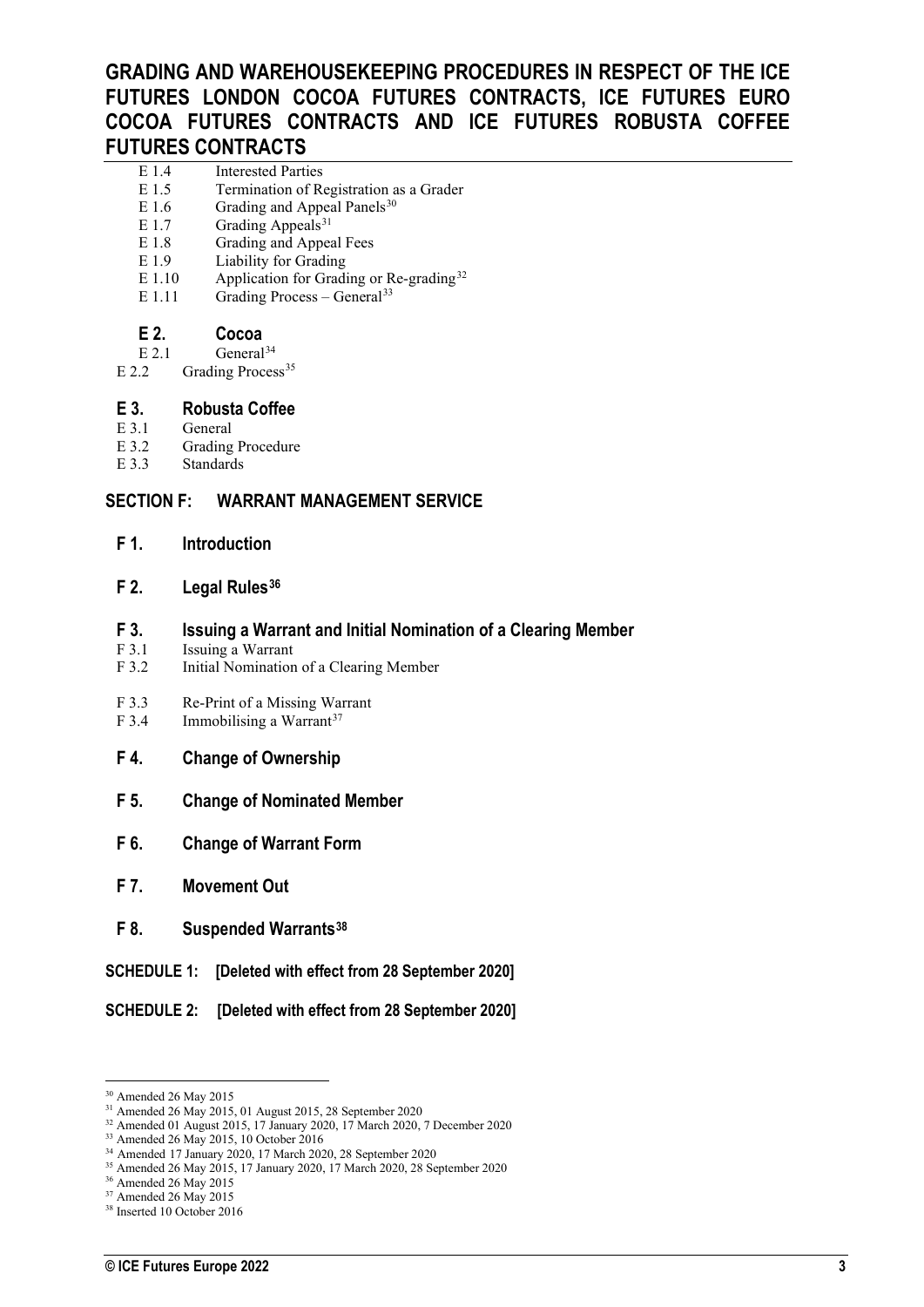E 1.4 Interested Parties
E 1.5 Termination of Registration as a Grader
E 1.6 Grading and Appeal Panels[30]
E 1.7 Grading Appeals[31]
E 1.8 Grading and Appeal Fees
E 1.9 Liability for Grading
E 1.10 Application for Grading or Re-grading[32]
E 1.11 Grading Process – General[33]

### E 2. Cocoa

E 2.1 General[34]
E 2.2 Grading Process[35]

### E 3. Robusta Coffee

E 3.1 General
E 3.2 Grading Procedure
E 3.3 Standards

## SECTION F: WARRANT MANAGEMENT SERVICE

### F 1. Introduction

### F 2. Legal Rules[36]

### F 3. Issuing a Warrant and Initial Nomination of a Clearing Member

F 3.1 Issuing a Warrant
F 3.2 Initial Nomination of a Clearing Member

F 3.3 Re-Print of a Missing Warrant
F 3.4 Immobilising a Warrant[37]

### F 4. Change of Ownership

### F 5. Change of Nominated Member

### F 6. Change of Warrant Form

### F 7. Movement Out

### F 8. Suspended Warrants[38]

**SCHEDULE 1: [Deleted with effect from 28 September 2020]**

**SCHEDULE 2: [Deleted with effect from 28 September 2020]**

---

[30] Amended 26 May 2015
[31] Amended 26 May 2015, 01 August 2015, 28 September 2020
[32] Amended 01 August 2015, 17 January 2020, 17 March 2020, 7 December 2020
[33] Amended 26 May 2015, 10 October 2016
[34] Amended 17 January 2020, 17 March 2020, 28 September 2020
[35] Amended 26 May 2015, 17 January 2020, 17 March 2020, 28 September 2020
[36] Amended 26 May 2015
[37] Amended 26 May 2015
[38] Inserted 10 October 2016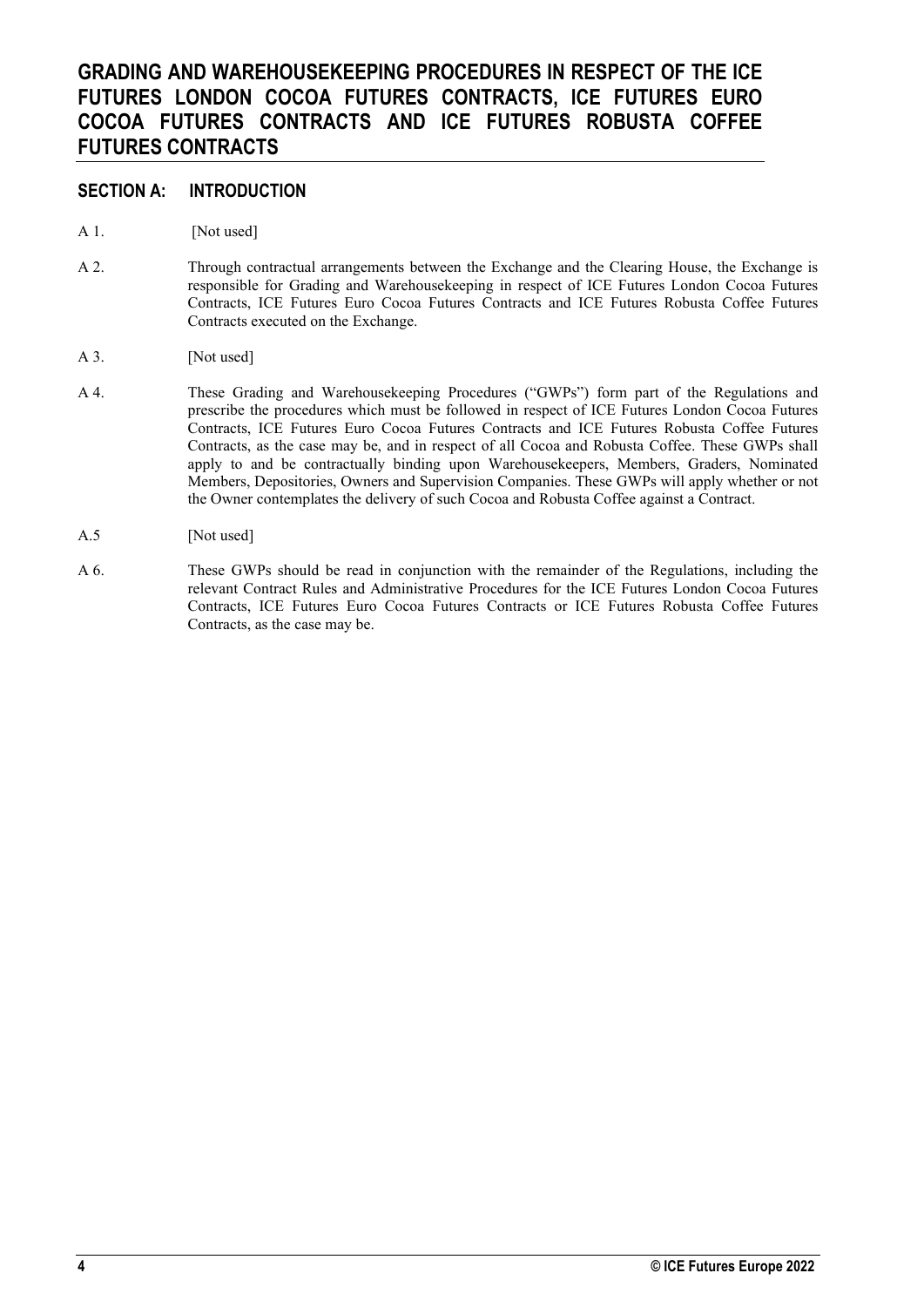# GRADING AND WAREHOUSEKEEPING PROCEDURES IN RESPECT OF THE ICE FUTURES LONDON COCOA FUTURES CONTRACTS, ICE FUTURES EURO COCOA FUTURES CONTRACTS AND ICE FUTURES ROBUSTA COFFEE FUTURES CONTRACTS

## SECTION A: INTRODUCTION

A 1. [Not used]

A 2. Through contractual arrangements between the Exchange and the Clearing House, the Exchange is responsible for Grading and Warehousekeeping in respect of ICE Futures London Cocoa Futures Contracts, ICE Futures Euro Cocoa Futures Contracts and ICE Futures Robusta Coffee Futures Contracts executed on the Exchange.

A 3. [Not used]

A 4. These Grading and Warehousekeeping Procedures ("GWPs") form part of the Regulations and prescribe the procedures which must be followed in respect of ICE Futures London Cocoa Futures Contracts, ICE Futures Euro Cocoa Futures Contracts and ICE Futures Robusta Coffee Futures Contracts, as the case may be, and in respect of all Cocoa and Robusta Coffee. These GWPs shall apply to and be contractually binding upon Warehousekeepers, Members, Graders, Nominated Members, Depositories, Owners and Supervision Companies. These GWPs will apply whether or not the Owner contemplates the delivery of such Cocoa and Robusta Coffee against a Contract.

A.5 [Not used]

A 6. These GWPs should be read in conjunction with the remainder of the Regulations, including the relevant Contract Rules and Administrative Procedures for the ICE Futures London Cocoa Futures Contracts, ICE Futures Euro Cocoa Futures Contracts or ICE Futures Robusta Coffee Futures Contracts, as the case may be.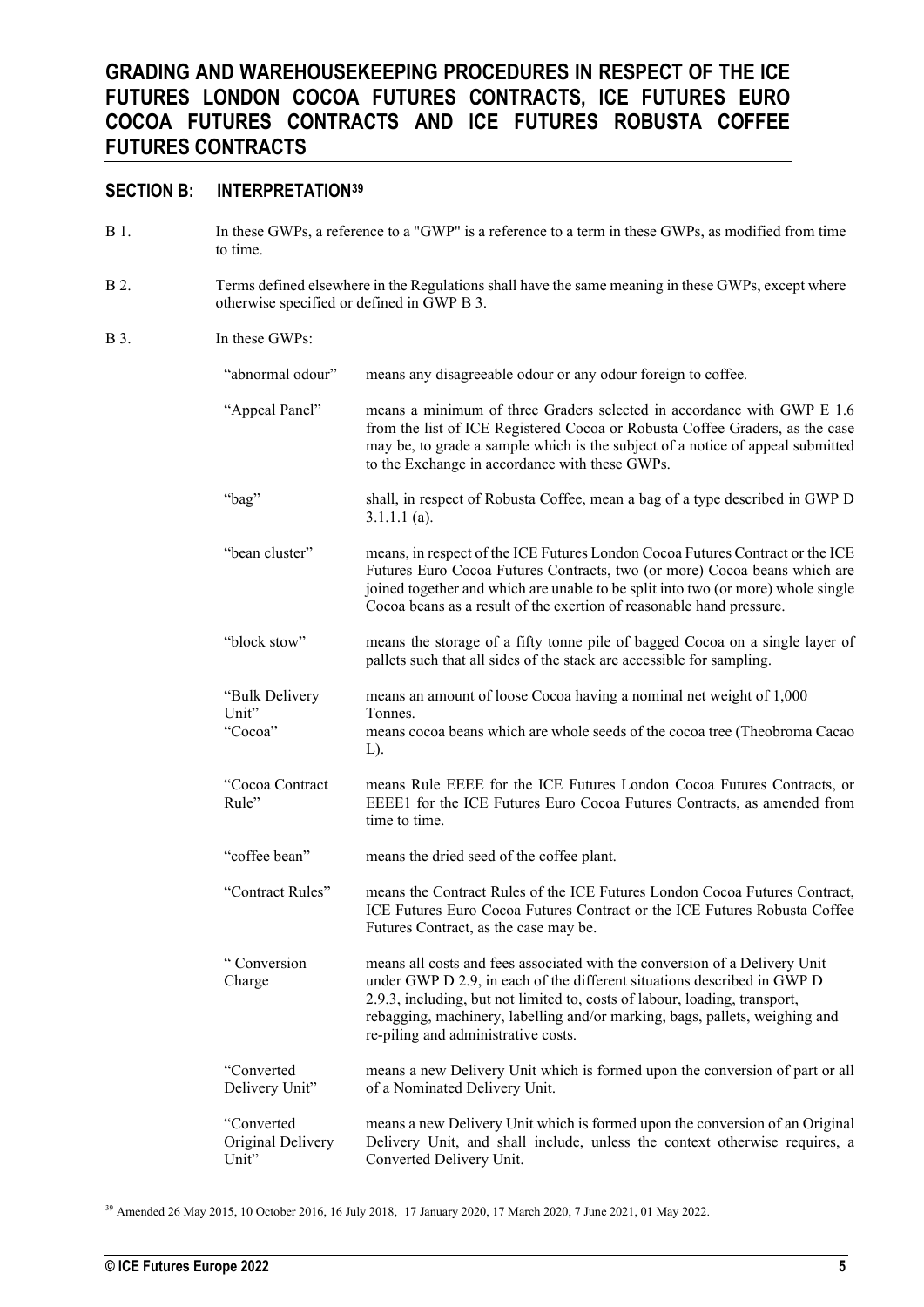# GRADING AND WAREHOUSEKEEPING PROCEDURES IN RESPECT OF THE ICE FUTURES LONDON COCOA FUTURES CONTRACTS, ICE FUTURES EURO COCOA FUTURES CONTRACTS AND ICE FUTURES ROBUSTA COFFEE FUTURES CONTRACTS

## SECTION B: INTERPRETATION[39]

B 1. In these GWPs, a reference to a "GWP" is a reference to a term in these GWPs, as modified from time to time.

B 2. Terms defined elsewhere in the Regulations shall have the same meaning in these GWPs, except where otherwise specified or defined in GWP B 3.

B 3. In these GWPs:

| | |
|---|---|
| "abnormal odour" | means any disagreeable odour or any odour foreign to coffee. |
| "Appeal Panel" | means a minimum of three Graders selected in accordance with GWP E 1.6 from the list of ICE Registered Cocoa or Robusta Coffee Graders, as the case may be, to grade a sample which is the subject of a notice of appeal submitted to the Exchange in accordance with these GWPs. |
| "bag" | shall, in respect of Robusta Coffee, mean a bag of a type described in GWP D 3.1.1.1 (a). |
| "bean cluster" | means, in respect of the ICE Futures London Cocoa Futures Contract or the ICE Futures Euro Cocoa Futures Contracts, two (or more) Cocoa beans which are joined together and which are unable to be split into two (or more) whole single Cocoa beans as a result of the exertion of reasonable hand pressure. |
| "block stow" | means the storage of a fifty tonne pile of bagged Cocoa on a single layer of pallets such that all sides of the stack are accessible for sampling. |
| "Bulk Delivery Unit" | means an amount of loose Cocoa having a nominal net weight of 1,000 Tonnes. |
| "Cocoa" | means cocoa beans which are whole seeds of the cocoa tree (Theobroma Cacao L). |
| "Cocoa Contract Rule" | means Rule EEEE for the ICE Futures London Cocoa Futures Contracts, or EEEE1 for the ICE Futures Euro Cocoa Futures Contracts, as amended from time to time. |
| "coffee bean" | means the dried seed of the coffee plant. |
| "Contract Rules" | means the Contract Rules of the ICE Futures London Cocoa Futures Contract, ICE Futures Euro Cocoa Futures Contract or the ICE Futures Robusta Coffee Futures Contract, as the case may be. |
| " Conversion Charge | means all costs and fees associated with the conversion of a Delivery Unit under GWP D 2.9, in each of the different situations described in GWP D 2.9.3, including, but not limited to, costs of labour, loading, transport, rebagging, machinery, labelling and/or marking, bags, pallets, weighing and re-piling and administrative costs. |
| "Converted Delivery Unit" | means a new Delivery Unit which is formed upon the conversion of part or all of a Nominated Delivery Unit. |
| "Converted Original Delivery Unit" | means a new Delivery Unit which is formed upon the conversion of an Original Delivery Unit, and shall include, unless the context otherwise requires, a Converted Delivery Unit. |

[39] Amended 26 May 2015, 10 October 2016, 16 July 2018, 17 January 2020, 17 March 2020, 7 June 2021, 01 May 2022.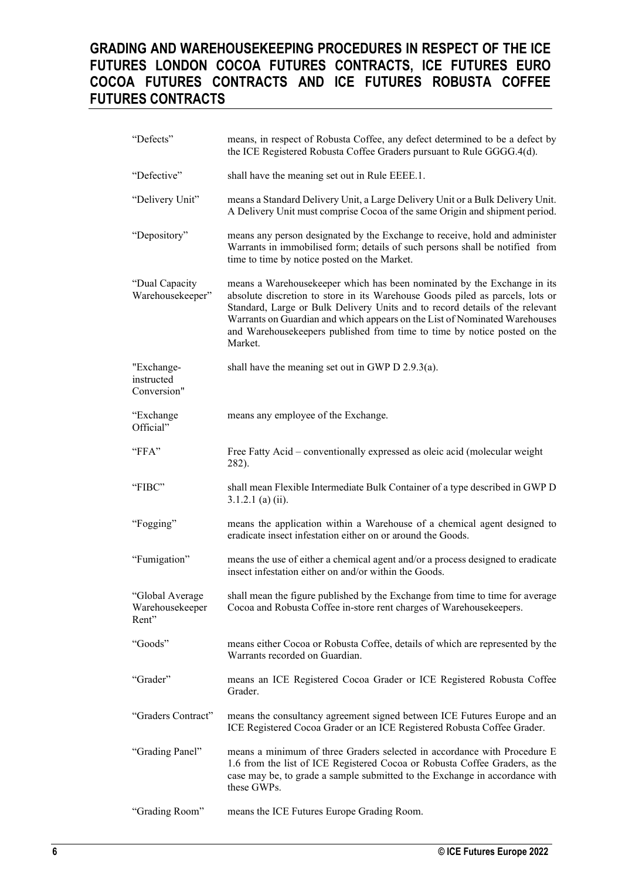| | |
|---|---|
| "Defects" | means, in respect of Robusta Coffee, any defect determined to be a defect by the ICE Registered Robusta Coffee Graders pursuant to Rule GGGG.4(d). |
| "Defective" | shall have the meaning set out in Rule EEEE.1. |
| "Delivery Unit" | means a Standard Delivery Unit, a Large Delivery Unit or a Bulk Delivery Unit. A Delivery Unit must comprise Cocoa of the same Origin and shipment period. |
| "Depository" | means any person designated by the Exchange to receive, hold and administer Warrants in immobilised form; details of such persons shall be notified from time to time by notice posted on the Market. |
| "Dual Capacity Warehousekeeper" | means a Warehousekeeper which has been nominated by the Exchange in its absolute discretion to store in its Warehouse Goods piled as parcels, lots or Standard, Large or Bulk Delivery Units and to record details of the relevant Warrants on Guardian and which appears on the List of Nominated Warehouses and Warehousekeepers published from time to time by notice posted on the Market. |
| "Exchange-instructed Conversion" | shall have the meaning set out in GWP D 2.9.3(a). |
| "Exchange Official" | means any employee of the Exchange. |
| "FFA" | Free Fatty Acid – conventionally expressed as oleic acid (molecular weight 282). |
| "FIBC" | shall mean Flexible Intermediate Bulk Container of a type described in GWP D 3.1.2.1 (a) (ii). |
| "Fogging" | means the application within a Warehouse of a chemical agent designed to eradicate insect infestation either on or around the Goods. |
| "Fumigation" | means the use of either a chemical agent and/or a process designed to eradicate insect infestation either on and/or within the Goods. |
| "Global Average Warehousekeeper Rent" | shall mean the figure published by the Exchange from time to time for average Cocoa and Robusta Coffee in-store rent charges of Warehousekeepers. |
| "Goods" | means either Cocoa or Robusta Coffee, details of which are represented by the Warrants recorded on Guardian. |
| "Grader" | means an ICE Registered Cocoa Grader or ICE Registered Robusta Coffee Grader. |
| "Graders Contract" | means the consultancy agreement signed between ICE Futures Europe and an ICE Registered Cocoa Grader or an ICE Registered Robusta Coffee Grader. |
| "Grading Panel" | means a minimum of three Graders selected in accordance with Procedure E 1.6 from the list of ICE Registered Cocoa or Robusta Coffee Graders, as the case may be, to grade a sample submitted to the Exchange in accordance with these GWPs. |
| "Grading Room" | means the ICE Futures Europe Grading Room. |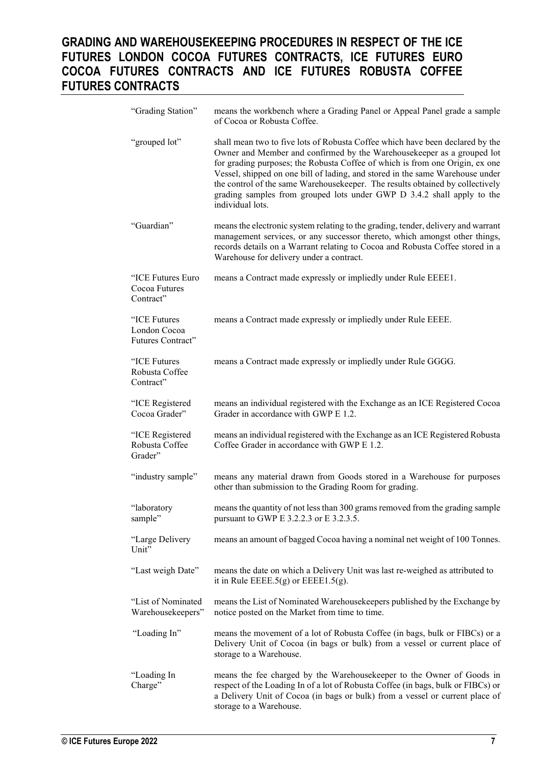## GRADING AND WAREHOUSEKEEPING PROCEDURES IN RESPECT OF THE ICE FUTURES LONDON COCOA FUTURES CONTRACTS, ICE FUTURES EURO COCOA FUTURES CONTRACTS AND ICE FUTURES ROBUSTA COFFEE FUTURES CONTRACTS

| | |
|---|---|
| "Grading Station" | means the workbench where a Grading Panel or Appeal Panel grade a sample of Cocoa or Robusta Coffee. |
| "grouped lot" | shall mean two to five lots of Robusta Coffee which have been declared by the Owner and Member and confirmed by the Warehousekeeper as a grouped lot for grading purposes; the Robusta Coffee of which is from one Origin, ex one Vessel, shipped on one bill of lading, and stored in the same Warehouse under the control of the same Warehousekeeper. The results obtained by collectively grading samples from grouped lots under GWP D 3.4.2 shall apply to the individual lots. |
| "Guardian" | means the electronic system relating to the grading, tender, delivery and warrant management services, or any successor thereto, which amongst other things, records details on a Warrant relating to Cocoa and Robusta Coffee stored in a Warehouse for delivery under a contract. |
| "ICE Futures Euro Cocoa Futures Contract" | means a Contract made expressly or impliedly under Rule EEEE1. |
| "ICE Futures London Cocoa Futures Contract" | means a Contract made expressly or impliedly under Rule EEEE. |
| "ICE Futures Robusta Coffee Contract" | means a Contract made expressly or impliedly under Rule GGGG. |
| "ICE Registered Cocoa Grader" | means an individual registered with the Exchange as an ICE Registered Cocoa Grader in accordance with GWP E 1.2. |
| "ICE Registered Robusta Coffee Grader" | means an individual registered with the Exchange as an ICE Registered Robusta Coffee Grader in accordance with GWP E 1.2. |
| "industry sample" | means any material drawn from Goods stored in a Warehouse for purposes other than submission to the Grading Room for grading. |
| "laboratory sample" | means the quantity of not less than 300 grams removed from the grading sample pursuant to GWP E 3.2.2.3 or E 3.2.3.5. |
| "Large Delivery Unit" | means an amount of bagged Cocoa having a nominal net weight of 100 Tonnes. |
| "Last weigh Date" | means the date on which a Delivery Unit was last re-weighed as attributed to it in Rule EEEE.5(g) or EEEE1.5(g). |
| "List of Nominated Warehousekeepers" | means the List of Nominated Warehousekeepers published by the Exchange by notice posted on the Market from time to time. |
| "Loading In" | means the movement of a lot of Robusta Coffee (in bags, bulk or FIBCs) or a Delivery Unit of Cocoa (in bags or bulk) from a vessel or current place of storage to a Warehouse. |
| "Loading In Charge" | means the fee charged by the Warehousekeeper to the Owner of Goods in respect of the Loading In of a lot of Robusta Coffee (in bags, bulk or FIBCs) or a Delivery Unit of Cocoa (in bags or bulk) from a vessel or current place of storage to a Warehouse. |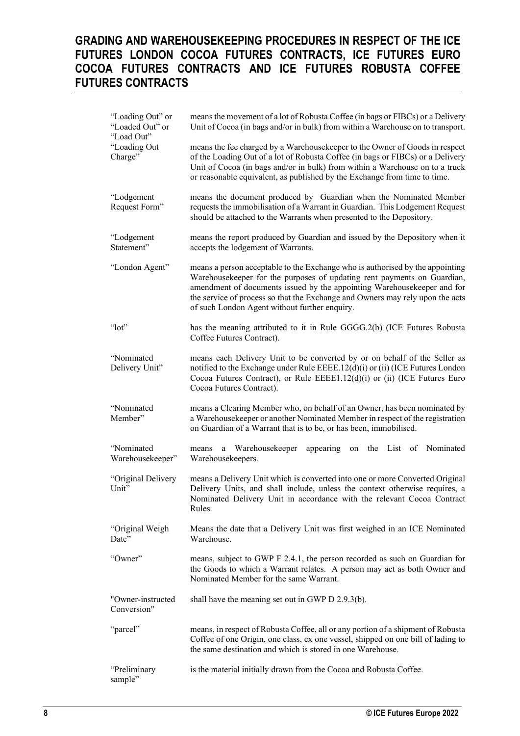| | |
|---|---|
| "Loading Out" or "Loaded Out" or "Load Out" | means the movement of a lot of Robusta Coffee (in bags or FIBCs) or a Delivery Unit of Cocoa (in bags and/or in bulk) from within a Warehouse on to transport. |
| "Loading Out Charge" | means the fee charged by a Warehousekeeper to the Owner of Goods in respect of the Loading Out of a lot of Robusta Coffee (in bags or FIBCs) or a Delivery Unit of Cocoa (in bags and/or in bulk) from within a Warehouse on to a truck or reasonable equivalent, as published by the Exchange from time to time. |
| "Lodgement Request Form" | means the document produced by Guardian when the Nominated Member requests the immobilisation of a Warrant in Guardian. This Lodgement Request should be attached to the Warrants when presented to the Depository. |
| "Lodgement Statement" | means the report produced by Guardian and issued by the Depository when it accepts the lodgement of Warrants. |
| "London Agent" | means a person acceptable to the Exchange who is authorised by the appointing Warehousekeeper for the purposes of updating rent payments on Guardian, amendment of documents issued by the appointing Warehousekeeper and for the service of process so that the Exchange and Owners may rely upon the acts of such London Agent without further enquiry. |
| "lot" | has the meaning attributed to it in Rule GGGG.2(b) (ICE Futures Robusta Coffee Futures Contract). |
| "Nominated Delivery Unit" | means each Delivery Unit to be converted by or on behalf of the Seller as notified to the Exchange under Rule EEEE.12(d)(i) or (ii) (ICE Futures London Cocoa Futures Contract), or Rule EEEE1.12(d)(i) or (ii) (ICE Futures Euro Cocoa Futures Contract). |
| "Nominated Member" | means a Clearing Member who, on behalf of an Owner, has been nominated by a Warehousekeeper or another Nominated Member in respect of the registration on Guardian of a Warrant that is to be, or has been, immobilised. |
| "Nominated Warehousekeeper" | means a Warehousekeeper appearing on the List of Nominated Warehousekeepers. |
| "Original Delivery Unit" | means a Delivery Unit which is converted into one or more Converted Original Delivery Units, and shall include, unless the context otherwise requires, a Nominated Delivery Unit in accordance with the relevant Cocoa Contract Rules. |
| "Original Weigh Date" | Means the date that a Delivery Unit was first weighed in an ICE Nominated Warehouse. |
| "Owner" | means, subject to GWP F 2.4.1, the person recorded as such on Guardian for the Goods to which a Warrant relates. A person may act as both Owner and Nominated Member for the same Warrant. |
| "Owner-instructed Conversion" | shall have the meaning set out in GWP D 2.9.3(b). |
| "parcel" | means, in respect of Robusta Coffee, all or any portion of a shipment of Robusta Coffee of one Origin, one class, ex one vessel, shipped on one bill of lading to the same destination and which is stored in one Warehouse. |
| "Preliminary sample" | is the material initially drawn from the Cocoa and Robusta Coffee. |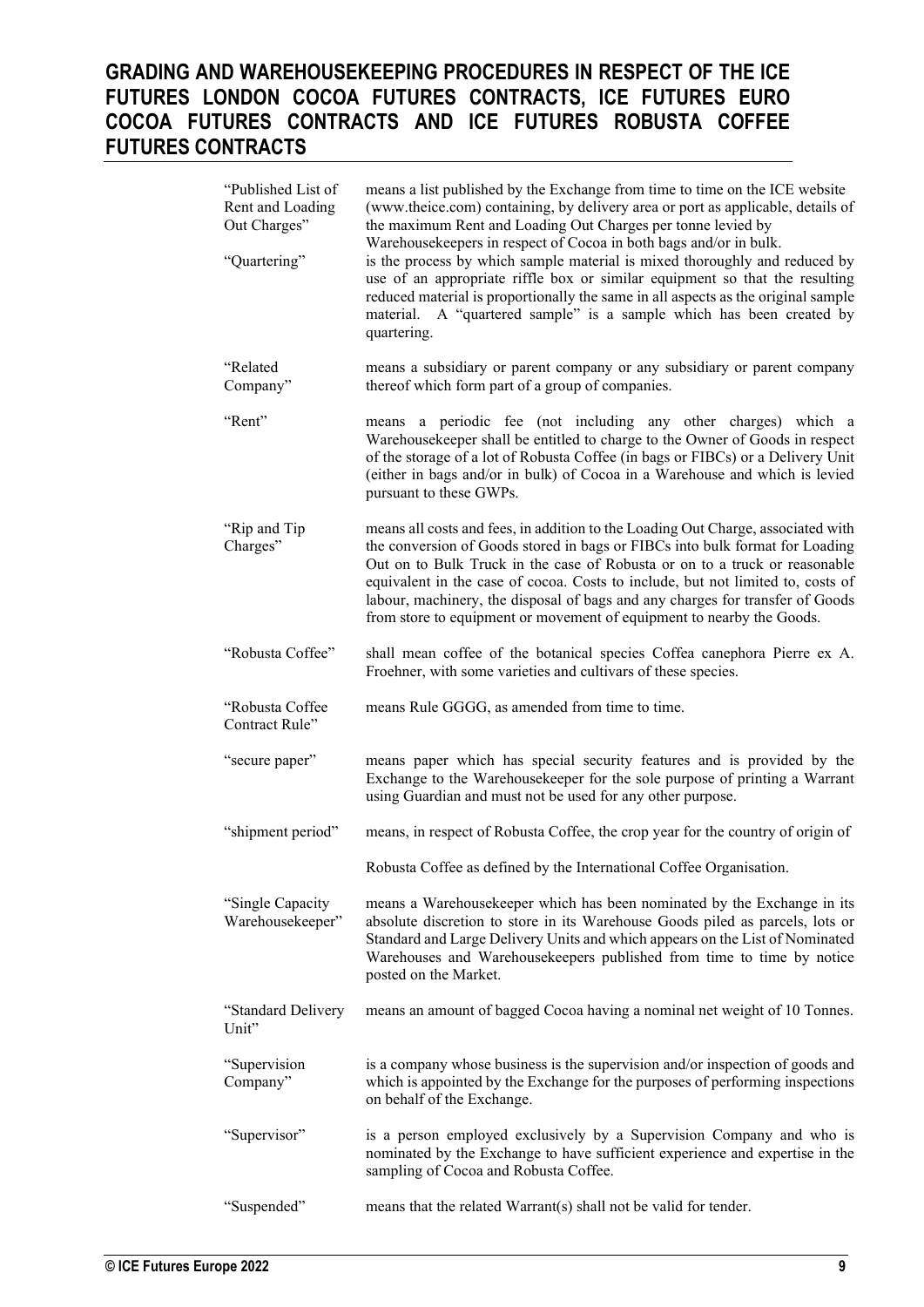# GRADING AND WAREHOUSEKEEPING PROCEDURES IN RESPECT OF THE ICE FUTURES LONDON COCOA FUTURES CONTRACTS, ICE FUTURES EURO COCOA FUTURES CONTRACTS AND ICE FUTURES ROBUSTA COFFEE FUTURES CONTRACTS

| | |
|---|---|
| "Published List of Rent and Loading Out Charges" | means a list published by the Exchange from time to time on the ICE website (www.theice.com) containing, by delivery area or port as applicable, details of the maximum Rent and Loading Out Charges per tonne levied by Warehousekeepers in respect of Cocoa in both bags and/or in bulk. |
| "Quartering" | is the process by which sample material is mixed thoroughly and reduced by use of an appropriate riffle box or similar equipment so that the resulting reduced material is proportionally the same in all aspects as the original sample material. A "quartered sample" is a sample which has been created by quartering. |
| "Related Company" | means a subsidiary or parent company or any subsidiary or parent company thereof which form part of a group of companies. |
| "Rent" | means a periodic fee (not including any other charges) which a Warehousekeeper shall be entitled to charge to the Owner of Goods in respect of the storage of a lot of Robusta Coffee (in bags or FIBCs) or a Delivery Unit (either in bags and/or in bulk) of Cocoa in a Warehouse and which is levied pursuant to these GWPs. |
| "Rip and Tip Charges" | means all costs and fees, in addition to the Loading Out Charge, associated with the conversion of Goods stored in bags or FIBCs into bulk format for Loading Out on to Bulk Truck in the case of Robusta or on to a truck or reasonable equivalent in the case of cocoa. Costs to include, but not limited to, costs of labour, machinery, the disposal of bags and any charges for transfer of Goods from store to equipment or movement of equipment to nearby the Goods. |
| "Robusta Coffee" | shall mean coffee of the botanical species Coffea canephora Pierre ex A. Froehner, with some varieties and cultivars of these species. |
| "Robusta Coffee Contract Rule" | means Rule GGGG, as amended from time to time. |
| "secure paper" | means paper which has special security features and is provided by the Exchange to the Warehousekeeper for the sole purpose of printing a Warrant using Guardian and must not be used for any other purpose. |
| "shipment period" | means, in respect of Robusta Coffee, the crop year for the country of origin of Robusta Coffee as defined by the International Coffee Organisation. |
| "Single Capacity Warehousekeeper" | means a Warehousekeeper which has been nominated by the Exchange in its absolute discretion to store in its Warehouse Goods piled as parcels, lots or Standard and Large Delivery Units and which appears on the List of Nominated Warehouses and Warehousekeepers published from time to time by notice posted on the Market. |
| "Standard Delivery Unit" | means an amount of bagged Cocoa having a nominal net weight of 10 Tonnes. |
| "Supervision Company" | is a company whose business is the supervision and/or inspection of goods and which is appointed by the Exchange for the purposes of performing inspections on behalf of the Exchange. |
| "Supervisor" | is a person employed exclusively by a Supervision Company and who is nominated by the Exchange to have sufficient experience and expertise in the sampling of Cocoa and Robusta Coffee. |
| "Suspended" | means that the related Warrant(s) shall not be valid for tender. |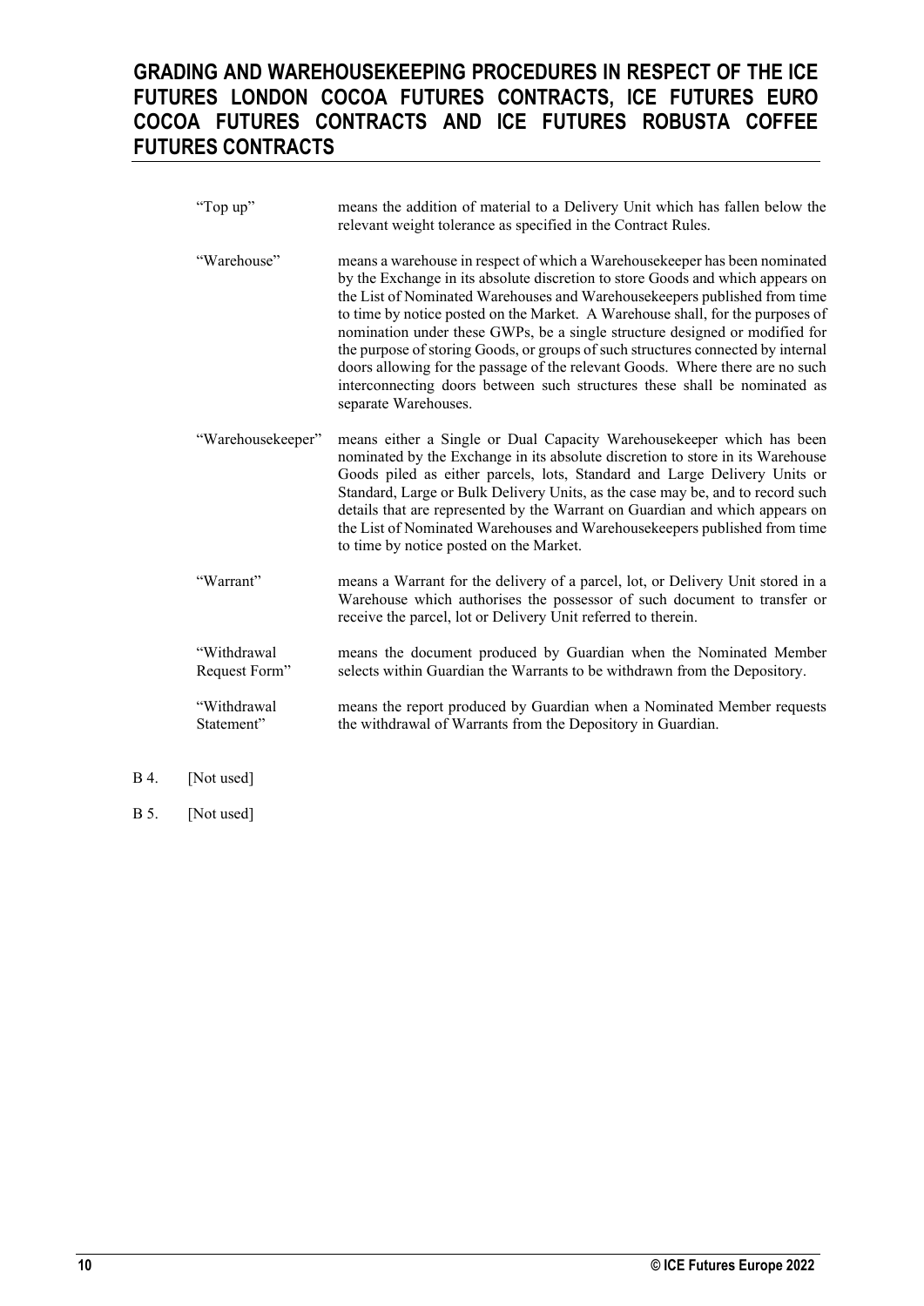| | |
|---|---|
| "Top up" | means the addition of material to a Delivery Unit which has fallen below the relevant weight tolerance as specified in the Contract Rules. |
| "Warehouse" | means a warehouse in respect of which a Warehousekeeper has been nominated by the Exchange in its absolute discretion to store Goods and which appears on the List of Nominated Warehouses and Warehousekeepers published from time to time by notice posted on the Market. A Warehouse shall, for the purposes of nomination under these GWPs, be a single structure designed or modified for the purpose of storing Goods, or groups of such structures connected by internal doors allowing for the passage of the relevant Goods. Where there are no such interconnecting doors between such structures these shall be nominated as separate Warehouses. |
| "Warehousekeeper" | means either a Single or Dual Capacity Warehousekeeper which has been nominated by the Exchange in its absolute discretion to store in its Warehouse Goods piled as either parcels, lots, Standard and Large Delivery Units or Standard, Large or Bulk Delivery Units, as the case may be, and to record such details that are represented by the Warrant on Guardian and which appears on the List of Nominated Warehouses and Warehousekeepers published from time to time by notice posted on the Market. |
| "Warrant" | means a Warrant for the delivery of a parcel, lot, or Delivery Unit stored in a Warehouse which authorises the possessor of such document to transfer or receive the parcel, lot or Delivery Unit referred to therein. |
| "Withdrawal Request Form" | means the document produced by Guardian when the Nominated Member selects within Guardian the Warrants to be withdrawn from the Depository. |
| "Withdrawal Statement" | means the report produced by Guardian when a Nominated Member requests the withdrawal of Warrants from the Depository in Guardian. |

B 4. [Not used]

B 5. [Not used]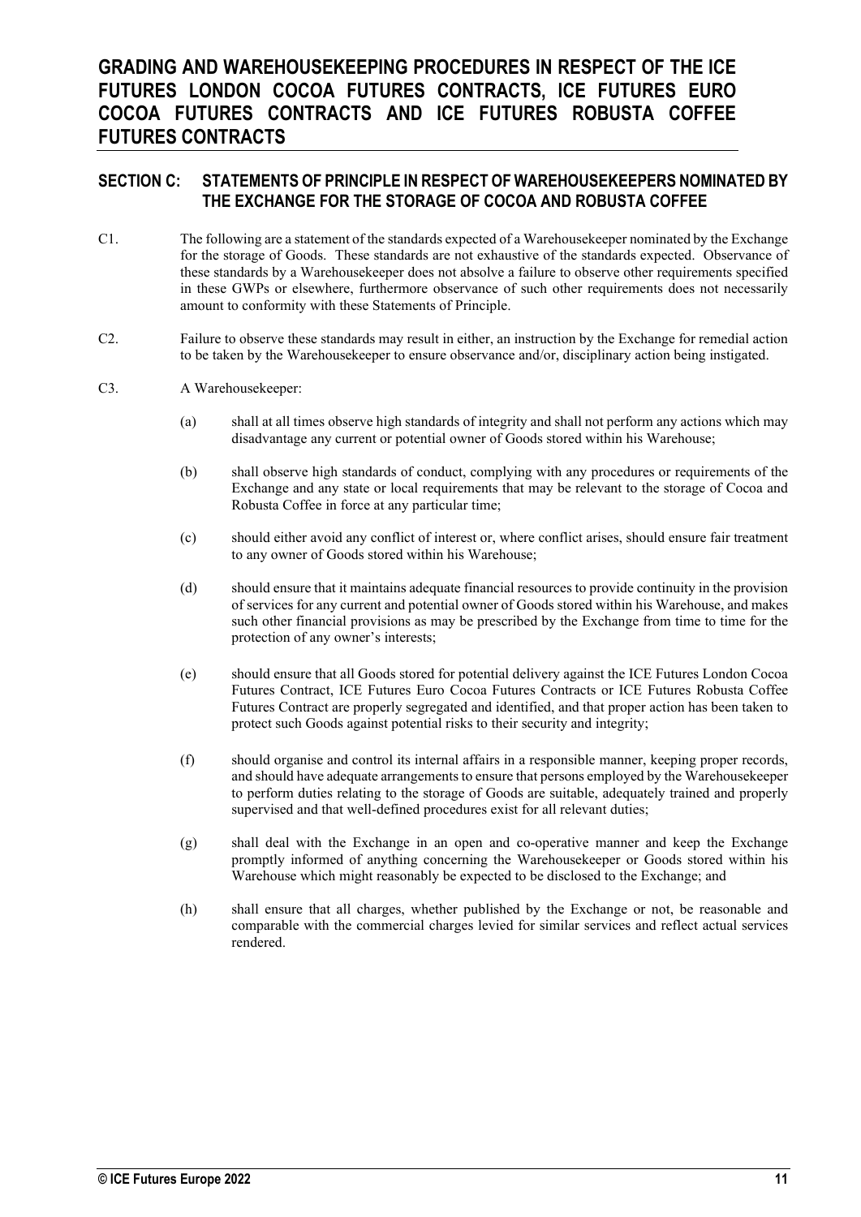# GRADING AND WAREHOUSEKEEPING PROCEDURES IN RESPECT OF THE ICE FUTURES LONDON COCOA FUTURES CONTRACTS, ICE FUTURES EURO COCOA FUTURES CONTRACTS AND ICE FUTURES ROBUSTA COFFEE FUTURES CONTRACTS

## SECTION C: STATEMENTS OF PRINCIPLE IN RESPECT OF WAREHOUSEKEEPERS NOMINATED BY THE EXCHANGE FOR THE STORAGE OF COCOA AND ROBUSTA COFFEE

C1. The following are a statement of the standards expected of a Warehousekeeper nominated by the Exchange for the storage of Goods. These standards are not exhaustive of the standards expected. Observance of these standards by a Warehousekeeper does not absolve a failure to observe other requirements specified in these GWPs or elsewhere, furthermore observance of such other requirements does not necessarily amount to conformity with these Statements of Principle.

C2. Failure to observe these standards may result in either, an instruction by the Exchange for remedial action to be taken by the Warehousekeeper to ensure observance and/or, disciplinary action being instigated.

C3. A Warehousekeeper:

(a) shall at all times observe high standards of integrity and shall not perform any actions which may disadvantage any current or potential owner of Goods stored within his Warehouse;

(b) shall observe high standards of conduct, complying with any procedures or requirements of the Exchange and any state or local requirements that may be relevant to the storage of Cocoa and Robusta Coffee in force at any particular time;

(c) should either avoid any conflict of interest or, where conflict arises, should ensure fair treatment to any owner of Goods stored within his Warehouse;

(d) should ensure that it maintains adequate financial resources to provide continuity in the provision of services for any current and potential owner of Goods stored within his Warehouse, and makes such other financial provisions as may be prescribed by the Exchange from time to time for the protection of any owner's interests;

(e) should ensure that all Goods stored for potential delivery against the ICE Futures London Cocoa Futures Contract, ICE Futures Euro Cocoa Futures Contracts or ICE Futures Robusta Coffee Futures Contract are properly segregated and identified, and that proper action has been taken to protect such Goods against potential risks to their security and integrity;

(f) should organise and control its internal affairs in a responsible manner, keeping proper records, and should have adequate arrangements to ensure that persons employed by the Warehousekeeper to perform duties relating to the storage of Goods are suitable, adequately trained and properly supervised and that well-defined procedures exist for all relevant duties;

(g) shall deal with the Exchange in an open and co-operative manner and keep the Exchange promptly informed of anything concerning the Warehousekeeper or Goods stored within his Warehouse which might reasonably be expected to be disclosed to the Exchange; and

(h) shall ensure that all charges, whether published by the Exchange or not, be reasonable and comparable with the commercial charges levied for similar services and reflect actual services rendered.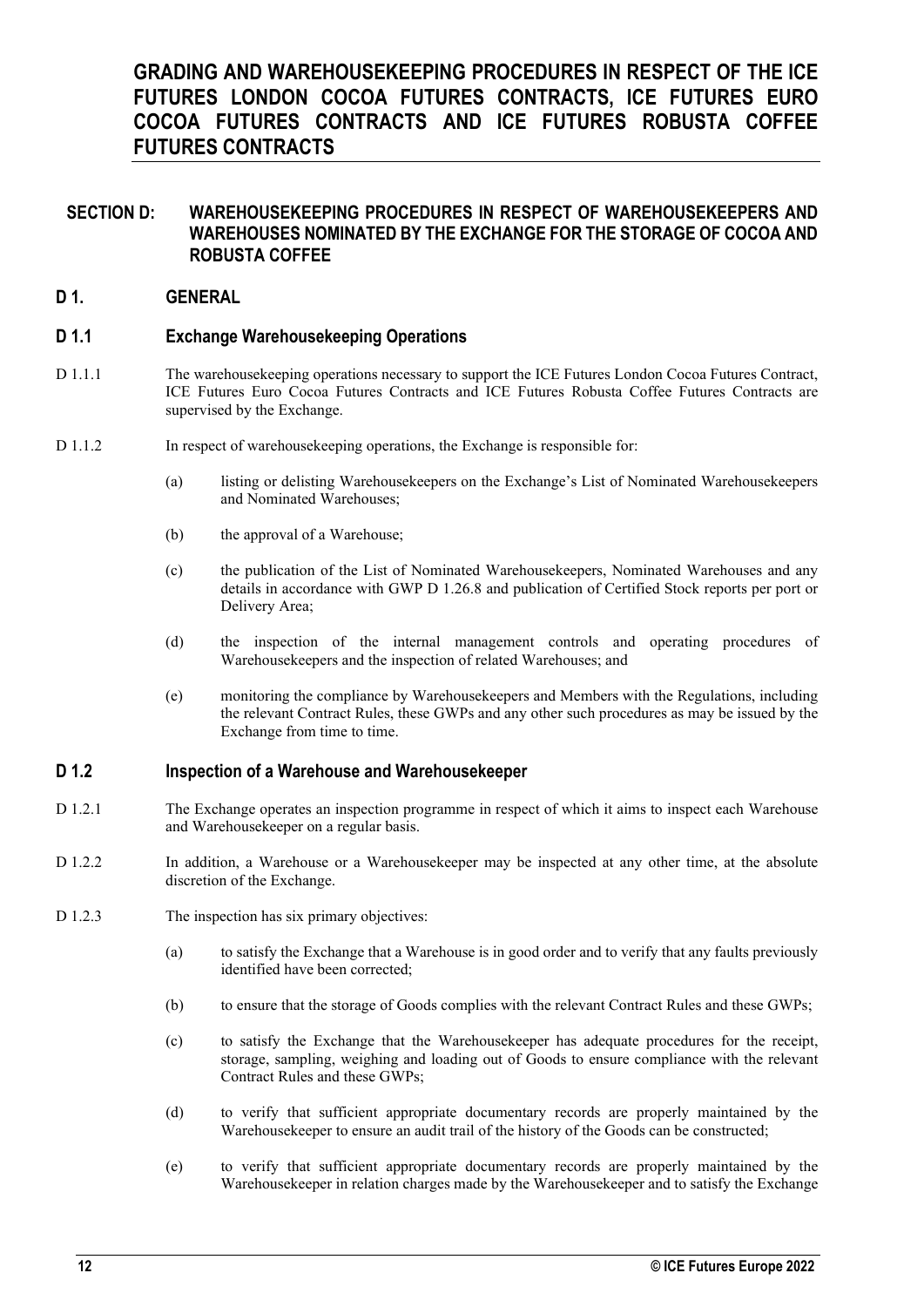# GRADING AND WAREHOUSEKEEPING PROCEDURES IN RESPECT OF THE ICE FUTURES LONDON COCOA FUTURES CONTRACTS, ICE FUTURES EURO COCOA FUTURES CONTRACTS AND ICE FUTURES ROBUSTA COFFEE FUTURES CONTRACTS

## SECTION D: WAREHOUSEKEEPING PROCEDURES IN RESPECT OF WAREHOUSEKEEPERS AND WAREHOUSES NOMINATED BY THE EXCHANGE FOR THE STORAGE OF COCOA AND ROBUSTA COFFEE

## D 1. GENERAL

### D 1.1 Exchange Warehousekeeping Operations

D 1.1.1 The warehousekeeping operations necessary to support the ICE Futures London Cocoa Futures Contract, ICE Futures Euro Cocoa Futures Contracts and ICE Futures Robusta Coffee Futures Contracts are supervised by the Exchange.

D 1.1.2 In respect of warehousekeeping operations, the Exchange is responsible for:

(a) listing or delisting Warehousekeepers on the Exchange's List of Nominated Warehousekeepers and Nominated Warehouses;

(b) the approval of a Warehouse;

(c) the publication of the List of Nominated Warehousekeepers, Nominated Warehouses and any details in accordance with GWP D 1.26.8 and publication of Certified Stock reports per port or Delivery Area;

(d) the inspection of the internal management controls and operating procedures of Warehousekeepers and the inspection of related Warehouses; and

(e) monitoring the compliance by Warehousekeepers and Members with the Regulations, including the relevant Contract Rules, these GWPs and any other such procedures as may be issued by the Exchange from time to time.

### D 1.2 Inspection of a Warehouse and Warehousekeeper

D 1.2.1 The Exchange operates an inspection programme in respect of which it aims to inspect each Warehouse and Warehousekeeper on a regular basis.

D 1.2.2 In addition, a Warehouse or a Warehousekeeper may be inspected at any other time, at the absolute discretion of the Exchange.

D 1.2.3 The inspection has six primary objectives:

(a) to satisfy the Exchange that a Warehouse is in good order and to verify that any faults previously identified have been corrected;

(b) to ensure that the storage of Goods complies with the relevant Contract Rules and these GWPs;

(c) to satisfy the Exchange that the Warehousekeeper has adequate procedures for the receipt, storage, sampling, weighing and loading out of Goods to ensure compliance with the relevant Contract Rules and these GWPs;

(d) to verify that sufficient appropriate documentary records are properly maintained by the Warehousekeeper to ensure an audit trail of the history of the Goods can be constructed;

(e) to verify that sufficient appropriate documentary records are properly maintained by the Warehousekeeper in relation charges made by the Warehousekeeper and to satisfy the Exchange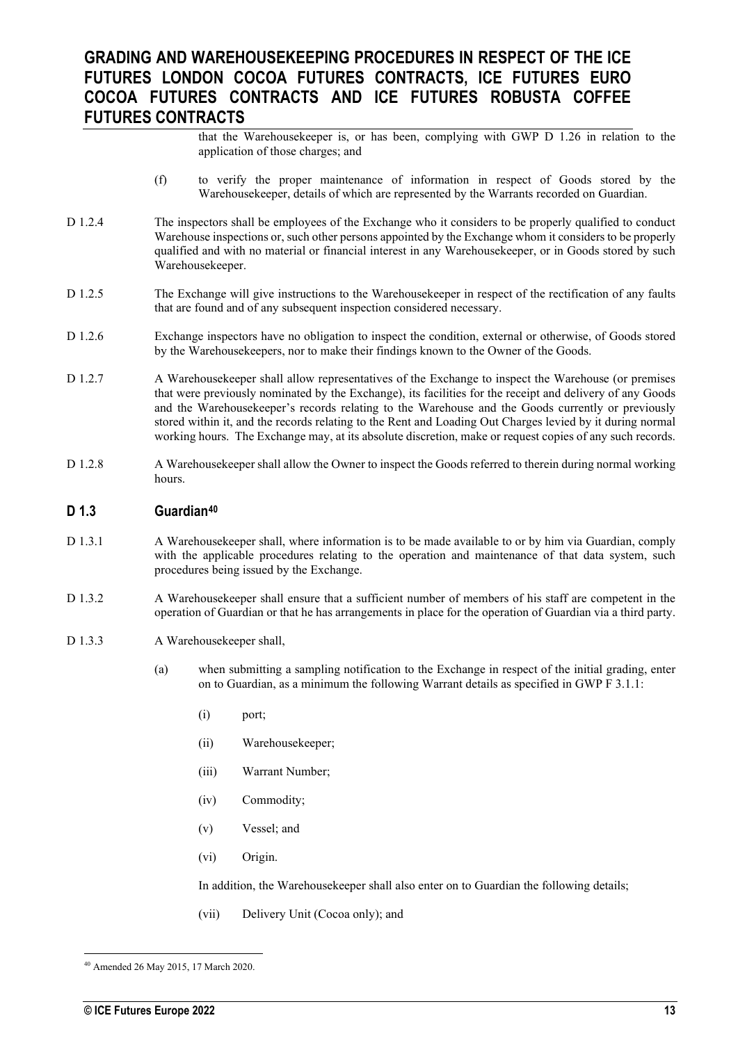that the Warehousekeeper is, or has been, complying with GWP D 1.26 in relation to the application of those charges; and

(f) to verify the proper maintenance of information in respect of Goods stored by the Warehousekeeper, details of which are represented by the Warrants recorded on Guardian.

D 1.2.4 The inspectors shall be employees of the Exchange who it considers to be properly qualified to conduct Warehouse inspections or, such other persons appointed by the Exchange whom it considers to be properly qualified and with no material or financial interest in any Warehousekeeper, or in Goods stored by such Warehousekeeper.

D 1.2.5 The Exchange will give instructions to the Warehousekeeper in respect of the rectification of any faults that are found and of any subsequent inspection considered necessary.

D 1.2.6 Exchange inspectors have no obligation to inspect the condition, external or otherwise, of Goods stored by the Warehousekeepers, nor to make their findings known to the Owner of the Goods.

D 1.2.7 A Warehousekeeper shall allow representatives of the Exchange to inspect the Warehouse (or premises that were previously nominated by the Exchange), its facilities for the receipt and delivery of any Goods and the Warehousekeeper's records relating to the Warehouse and the Goods currently or previously stored within it, and the records relating to the Rent and Loading Out Charges levied by it during normal working hours. The Exchange may, at its absolute discretion, make or request copies of any such records.

D 1.2.8 A Warehousekeeper shall allow the Owner to inspect the Goods referred to therein during normal working hours.

## D 1.3 Guardian[40]

D 1.3.1 A Warehousekeeper shall, where information is to be made available to or by him via Guardian, comply with the applicable procedures relating to the operation and maintenance of that data system, such procedures being issued by the Exchange.

D 1.3.2 A Warehousekeeper shall ensure that a sufficient number of members of his staff are competent in the operation of Guardian or that he has arrangements in place for the operation of Guardian via a third party.

D 1.3.3 A Warehousekeeper shall,

(a) when submitting a sampling notification to the Exchange in respect of the initial grading, enter on to Guardian, as a minimum the following Warrant details as specified in GWP F 3.1.1:

(i) port;

(ii) Warehousekeeper;

(iii) Warrant Number;

(iv) Commodity;

(v) Vessel; and

(vi) Origin.

In addition, the Warehousekeeper shall also enter on to Guardian the following details;

(vii) Delivery Unit (Cocoa only); and

[40] Amended 26 May 2015, 17 March 2020.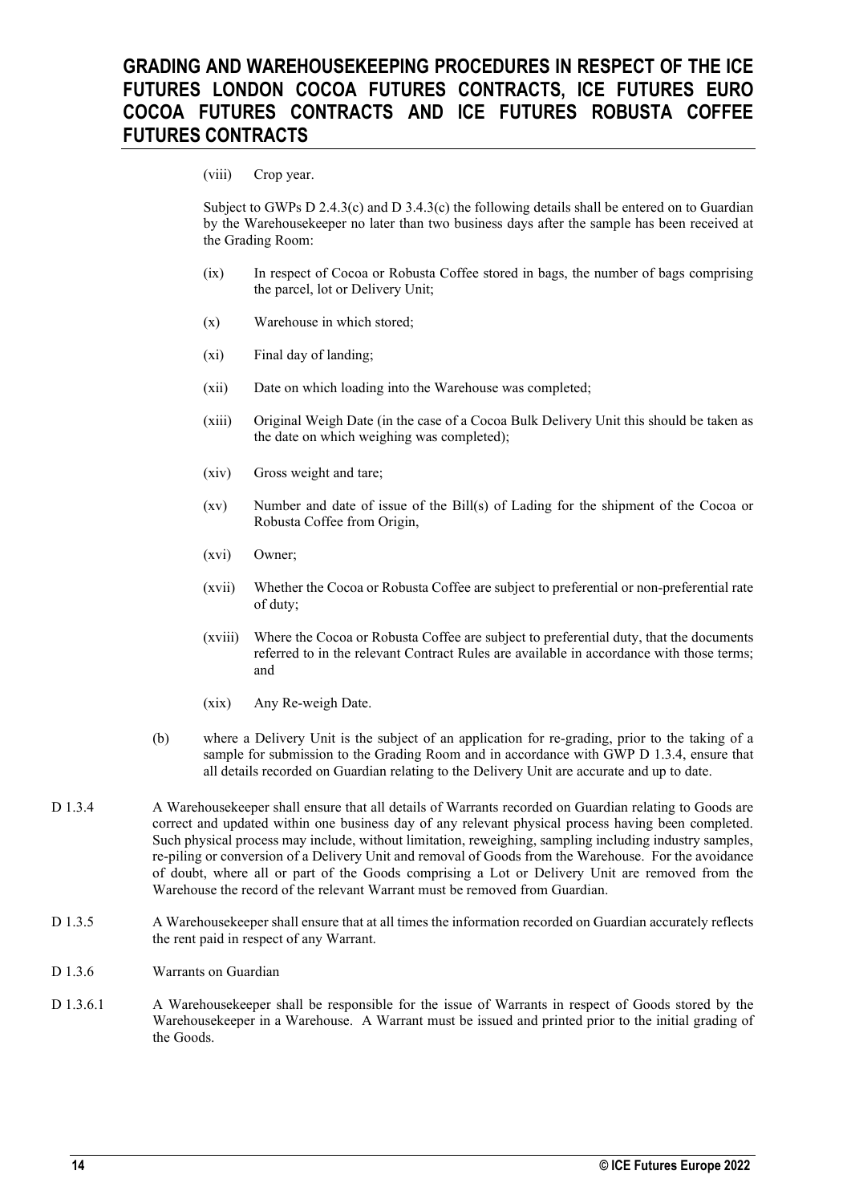(viii) Crop year.

Subject to GWPs D 2.4.3(c) and D 3.4.3(c) the following details shall be entered on to Guardian by the Warehousekeeper no later than two business days after the sample has been received at the Grading Room:

(ix) In respect of Cocoa or Robusta Coffee stored in bags, the number of bags comprising the parcel, lot or Delivery Unit;

(x) Warehouse in which stored;

(xi) Final day of landing;

(xii) Date on which loading into the Warehouse was completed;

(xiii) Original Weigh Date (in the case of a Cocoa Bulk Delivery Unit this should be taken as the date on which weighing was completed);

(xiv) Gross weight and tare;

(xv) Number and date of issue of the Bill(s) of Lading for the shipment of the Cocoa or Robusta Coffee from Origin,

(xvi) Owner;

(xvii) Whether the Cocoa or Robusta Coffee are subject to preferential or non-preferential rate of duty;

(xviii) Where the Cocoa or Robusta Coffee are subject to preferential duty, that the documents referred to in the relevant Contract Rules are available in accordance with those terms; and

(xix) Any Re-weigh Date.

(b) where a Delivery Unit is the subject of an application for re-grading, prior to the taking of a sample for submission to the Grading Room and in accordance with GWP D 1.3.4, ensure that all details recorded on Guardian relating to the Delivery Unit are accurate and up to date.

D 1.3.4 A Warehousekeeper shall ensure that all details of Warrants recorded on Guardian relating to Goods are correct and updated within one business day of any relevant physical process having been completed. Such physical process may include, without limitation, reweighing, sampling including industry samples, re-piling or conversion of a Delivery Unit and removal of Goods from the Warehouse. For the avoidance of doubt, where all or part of the Goods comprising a Lot or Delivery Unit are removed from the Warehouse the record of the relevant Warrant must be removed from Guardian.

D 1.3.5 A Warehousekeeper shall ensure that at all times the information recorded on Guardian accurately reflects the rent paid in respect of any Warrant.

D 1.3.6 Warrants on Guardian

D 1.3.6.1 A Warehousekeeper shall be responsible for the issue of Warrants in respect of Goods stored by the Warehousekeeper in a Warehouse. A Warrant must be issued and printed prior to the initial grading of the Goods.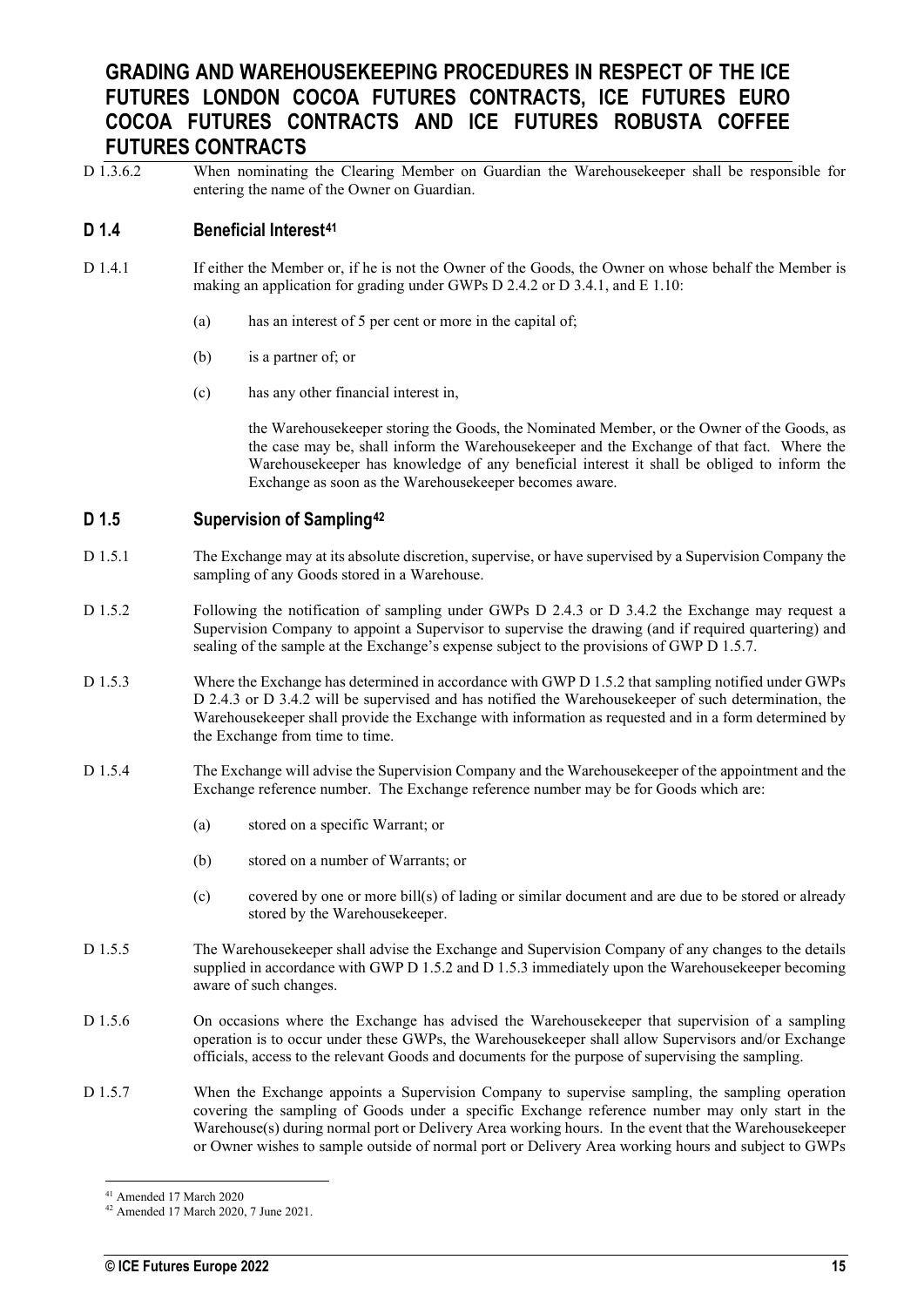D 1.3.6.2 When nominating the Clearing Member on Guardian the Warehousekeeper shall be responsible for entering the name of the Owner on Guardian.

## D 1.4 Beneficial Interest[41]

D 1.4.1 If either the Member or, if he is not the Owner of the Goods, the Owner on whose behalf the Member is making an application for grading under GWPs D 2.4.2 or D 3.4.1, and E 1.10:

(a) has an interest of 5 per cent or more in the capital of;

(b) is a partner of; or

(c) has any other financial interest in,

the Warehousekeeper storing the Goods, the Nominated Member, or the Owner of the Goods, as the case may be, shall inform the Warehousekeeper and the Exchange of that fact. Where the Warehousekeeper has knowledge of any beneficial interest it shall be obliged to inform the Exchange as soon as the Warehousekeeper becomes aware.

## D 1.5 Supervision of Sampling[42]

D 1.5.1 The Exchange may at its absolute discretion, supervise, or have supervised by a Supervision Company the sampling of any Goods stored in a Warehouse.

D 1.5.2 Following the notification of sampling under GWPs D 2.4.3 or D 3.4.2 the Exchange may request a Supervision Company to appoint a Supervisor to supervise the drawing (and if required quartering) and sealing of the sample at the Exchange's expense subject to the provisions of GWP D 1.5.7.

D 1.5.3 Where the Exchange has determined in accordance with GWP D 1.5.2 that sampling notified under GWPs D 2.4.3 or D 3.4.2 will be supervised and has notified the Warehousekeeper of such determination, the Warehousekeeper shall provide the Exchange with information as requested and in a form determined by the Exchange from time to time.

D 1.5.4 The Exchange will advise the Supervision Company and the Warehousekeeper of the appointment and the Exchange reference number. The Exchange reference number may be for Goods which are:

(a) stored on a specific Warrant; or

(b) stored on a number of Warrants; or

(c) covered by one or more bill(s) of lading or similar document and are due to be stored or already stored by the Warehousekeeper.

D 1.5.5 The Warehousekeeper shall advise the Exchange and Supervision Company of any changes to the details supplied in accordance with GWP D 1.5.2 and D 1.5.3 immediately upon the Warehousekeeper becoming aware of such changes.

D 1.5.6 On occasions where the Exchange has advised the Warehousekeeper that supervision of a sampling operation is to occur under these GWPs, the Warehousekeeper shall allow Supervisors and/or Exchange officials, access to the relevant Goods and documents for the purpose of supervising the sampling.

D 1.5.7 When the Exchange appoints a Supervision Company to supervise sampling, the sampling operation covering the sampling of Goods under a specific Exchange reference number may only start in the Warehouse(s) during normal port or Delivery Area working hours. In the event that the Warehousekeeper or Owner wishes to sample outside of normal port or Delivery Area working hours and subject to GWPs

[41] Amended 17 March 2020

[42] Amended 17 March 2020, 7 June 2021.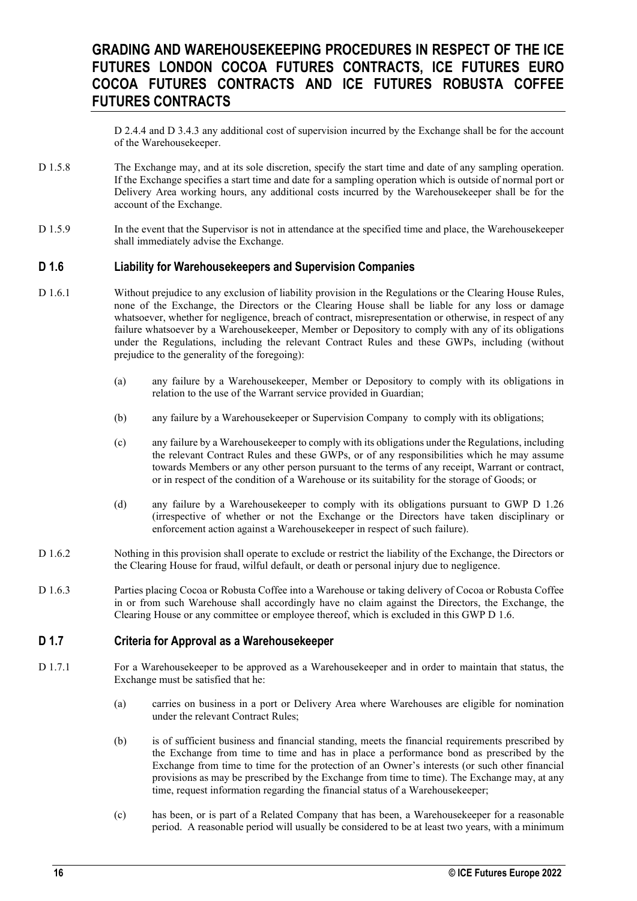D 2.4.4 and D 3.4.3 any additional cost of supervision incurred by the Exchange shall be for the account of the Warehousekeeper.

D 1.5.8 The Exchange may, and at its sole discretion, specify the start time and date of any sampling operation. If the Exchange specifies a start time and date for a sampling operation which is outside of normal port or Delivery Area working hours, any additional costs incurred by the Warehousekeeper shall be for the account of the Exchange.

D 1.5.9 In the event that the Supervisor is not in attendance at the specified time and place, the Warehousekeeper shall immediately advise the Exchange.

## D 1.6 Liability for Warehousekeepers and Supervision Companies

D 1.6.1 Without prejudice to any exclusion of liability provision in the Regulations or the Clearing House Rules, none of the Exchange, the Directors or the Clearing House shall be liable for any loss or damage whatsoever, whether for negligence, breach of contract, misrepresentation or otherwise, in respect of any failure whatsoever by a Warehousekeeper, Member or Depository to comply with any of its obligations under the Regulations, including the relevant Contract Rules and these GWPs, including (without prejudice to the generality of the foregoing):

(a) any failure by a Warehousekeeper, Member or Depository to comply with its obligations in relation to the use of the Warrant service provided in Guardian;

(b) any failure by a Warehousekeeper or Supervision Company to comply with its obligations;

(c) any failure by a Warehousekeeper to comply with its obligations under the Regulations, including the relevant Contract Rules and these GWPs, or of any responsibilities which he may assume towards Members or any other person pursuant to the terms of any receipt, Warrant or contract, or in respect of the condition of a Warehouse or its suitability for the storage of Goods; or

(d) any failure by a Warehousekeeper to comply with its obligations pursuant to GWP D 1.26 (irrespective of whether or not the Exchange or the Directors have taken disciplinary or enforcement action against a Warehousekeeper in respect of such failure).

D 1.6.2 Nothing in this provision shall operate to exclude or restrict the liability of the Exchange, the Directors or the Clearing House for fraud, wilful default, or death or personal injury due to negligence.

D 1.6.3 Parties placing Cocoa or Robusta Coffee into a Warehouse or taking delivery of Cocoa or Robusta Coffee in or from such Warehouse shall accordingly have no claim against the Directors, the Exchange, the Clearing House or any committee or employee thereof, which is excluded in this GWP D 1.6.

## D 1.7 Criteria for Approval as a Warehousekeeper

D 1.7.1 For a Warehousekeeper to be approved as a Warehousekeeper and in order to maintain that status, the Exchange must be satisfied that he:

(a) carries on business in a port or Delivery Area where Warehouses are eligible for nomination under the relevant Contract Rules;

(b) is of sufficient business and financial standing, meets the financial requirements prescribed by the Exchange from time to time and has in place a performance bond as prescribed by the Exchange from time to time for the protection of an Owner's interests (or such other financial provisions as may be prescribed by the Exchange from time to time). The Exchange may, at any time, request information regarding the financial status of a Warehousekeeper;

(c) has been, or is part of a Related Company that has been, a Warehousekeeper for a reasonable period. A reasonable period will usually be considered to be at least two years, with a minimum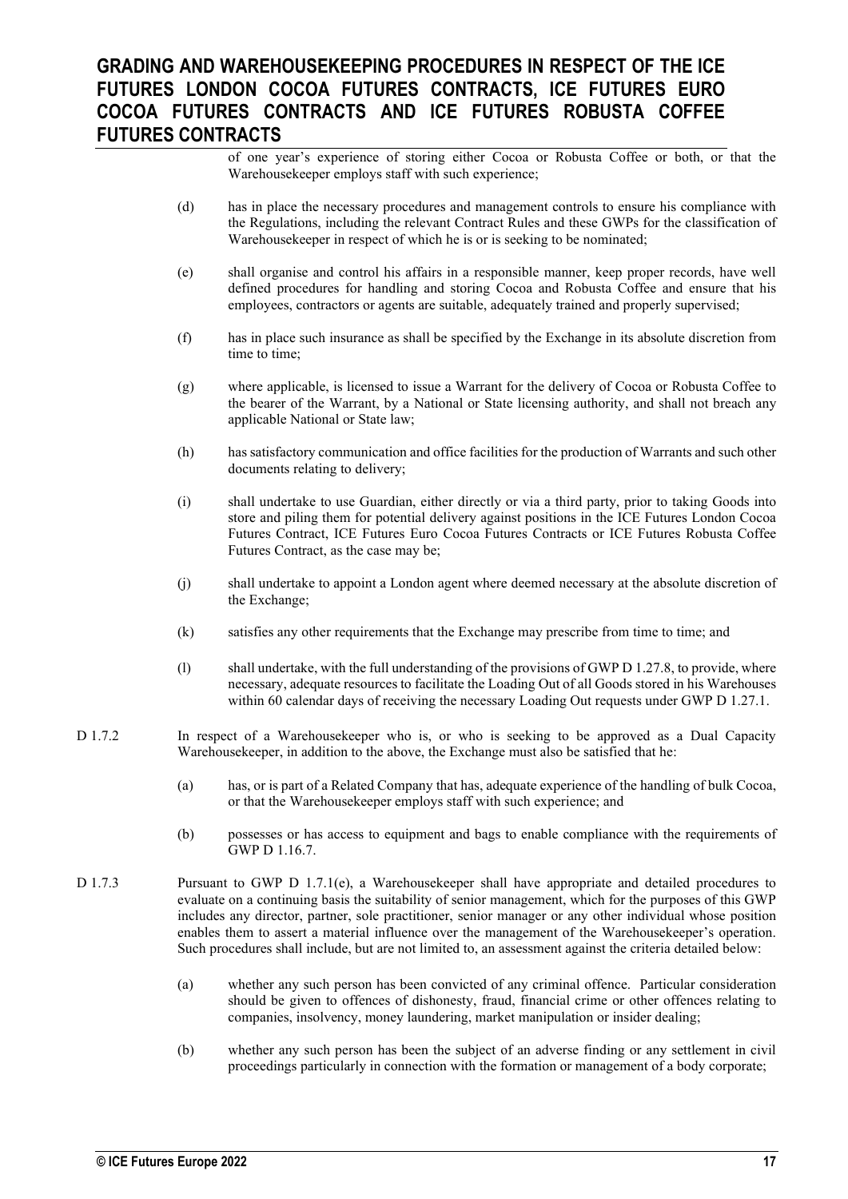of one year's experience of storing either Cocoa or Robusta Coffee or both, or that the Warehousekeeper employs staff with such experience;

(d) has in place the necessary procedures and management controls to ensure his compliance with the Regulations, including the relevant Contract Rules and these GWPs for the classification of Warehousekeeper in respect of which he is or is seeking to be nominated;

(e) shall organise and control his affairs in a responsible manner, keep proper records, have well defined procedures for handling and storing Cocoa and Robusta Coffee and ensure that his employees, contractors or agents are suitable, adequately trained and properly supervised;

(f) has in place such insurance as shall be specified by the Exchange in its absolute discretion from time to time;

(g) where applicable, is licensed to issue a Warrant for the delivery of Cocoa or Robusta Coffee to the bearer of the Warrant, by a National or State licensing authority, and shall not breach any applicable National or State law;

(h) has satisfactory communication and office facilities for the production of Warrants and such other documents relating to delivery;

(i) shall undertake to use Guardian, either directly or via a third party, prior to taking Goods into store and piling them for potential delivery against positions in the ICE Futures London Cocoa Futures Contract, ICE Futures Euro Cocoa Futures Contracts or ICE Futures Robusta Coffee Futures Contract, as the case may be;

(j) shall undertake to appoint a London agent where deemed necessary at the absolute discretion of the Exchange;

(k) satisfies any other requirements that the Exchange may prescribe from time to time; and

(l) shall undertake, with the full understanding of the provisions of GWP D 1.27.8, to provide, where necessary, adequate resources to facilitate the Loading Out of all Goods stored in his Warehouses within 60 calendar days of receiving the necessary Loading Out requests under GWP D 1.27.1.

D 1.7.2 In respect of a Warehousekeeper who is, or who is seeking to be approved as a Dual Capacity Warehousekeeper, in addition to the above, the Exchange must also be satisfied that he:

(a) has, or is part of a Related Company that has, adequate experience of the handling of bulk Cocoa, or that the Warehousekeeper employs staff with such experience; and

(b) possesses or has access to equipment and bags to enable compliance with the requirements of GWP D 1.16.7.

D 1.7.3 Pursuant to GWP D 1.7.1(e), a Warehousekeeper shall have appropriate and detailed procedures to evaluate on a continuing basis the suitability of senior management, which for the purposes of this GWP includes any director, partner, sole practitioner, senior manager or any other individual whose position enables them to assert a material influence over the management of the Warehousekeeper's operation. Such procedures shall include, but are not limited to, an assessment against the criteria detailed below:

(a) whether any such person has been convicted of any criminal offence. Particular consideration should be given to offences of dishonesty, fraud, financial crime or other offences relating to companies, insolvency, money laundering, market manipulation or insider dealing;

(b) whether any such person has been the subject of an adverse finding or any settlement in civil proceedings particularly in connection with the formation or management of a body corporate;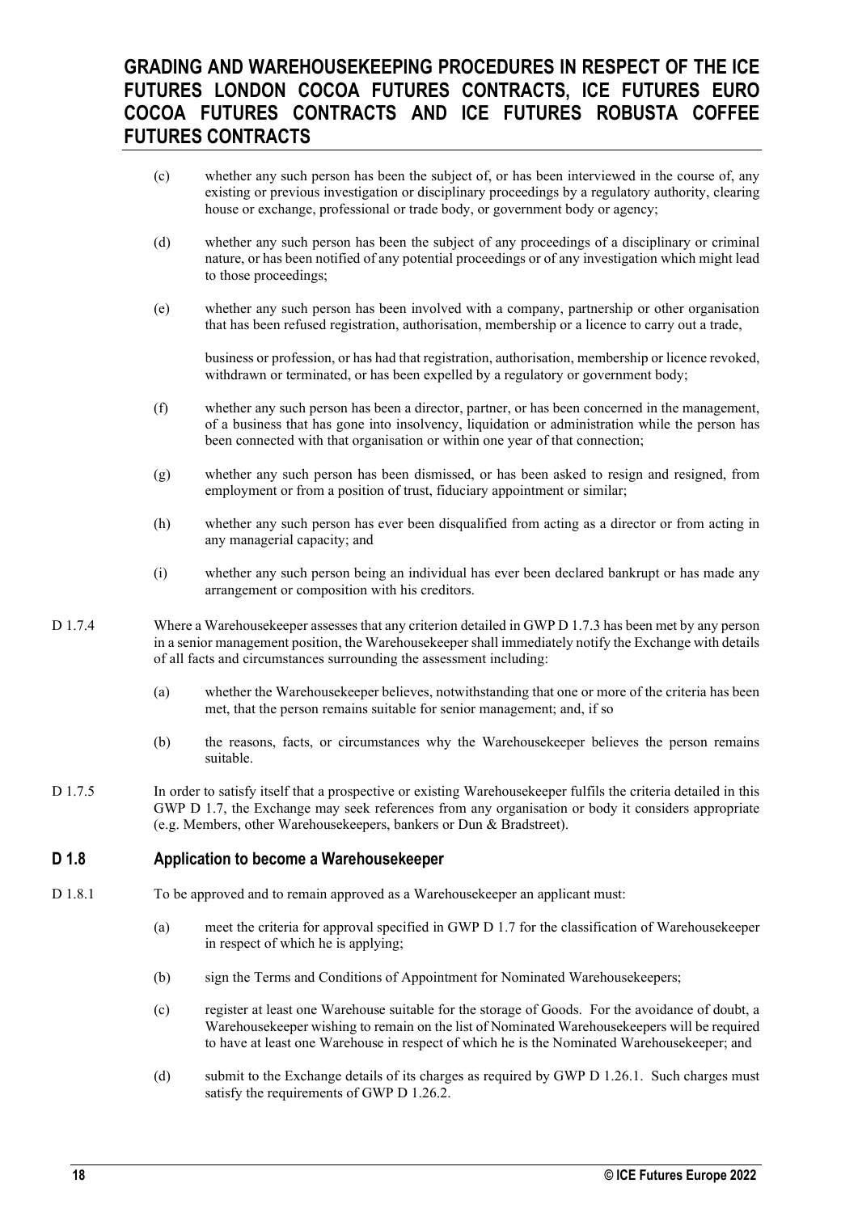(c) whether any such person has been the subject of, or has been interviewed in the course of, any existing or previous investigation or disciplinary proceedings by a regulatory authority, clearing house or exchange, professional or trade body, or government body or agency;

(d) whether any such person has been the subject of any proceedings of a disciplinary or criminal nature, or has been notified of any potential proceedings or of any investigation which might lead to those proceedings;

(e) whether any such person has been involved with a company, partnership or other organisation that has been refused registration, authorisation, membership or a licence to carry out a trade,

business or profession, or has had that registration, authorisation, membership or licence revoked, withdrawn or terminated, or has been expelled by a regulatory or government body;

(f) whether any such person has been a director, partner, or has been concerned in the management, of a business that has gone into insolvency, liquidation or administration while the person has been connected with that organisation or within one year of that connection;

(g) whether any such person has been dismissed, or has been asked to resign and resigned, from employment or from a position of trust, fiduciary appointment or similar;

(h) whether any such person has ever been disqualified from acting as a director or from acting in any managerial capacity; and

(i) whether any such person being an individual has ever been declared bankrupt or has made any arrangement or composition with his creditors.

D 1.7.4 Where a Warehousekeeper assesses that any criterion detailed in GWP D 1.7.3 has been met by any person in a senior management position, the Warehousekeeper shall immediately notify the Exchange with details of all facts and circumstances surrounding the assessment including:

(a) whether the Warehousekeeper believes, notwithstanding that one or more of the criteria has been met, that the person remains suitable for senior management; and, if so

(b) the reasons, facts, or circumstances why the Warehousekeeper believes the person remains suitable.

D 1.7.5 In order to satisfy itself that a prospective or existing Warehousekeeper fulfils the criteria detailed in this GWP D 1.7, the Exchange may seek references from any organisation or body it considers appropriate (e.g. Members, other Warehousekeepers, bankers or Dun & Bradstreet).

## D 1.8 Application to become a Warehousekeeper

D 1.8.1 To be approved and to remain approved as a Warehousekeeper an applicant must:

(a) meet the criteria for approval specified in GWP D 1.7 for the classification of Warehousekeeper in respect of which he is applying;

(b) sign the Terms and Conditions of Appointment for Nominated Warehousekeepers;

(c) register at least one Warehouse suitable for the storage of Goods. For the avoidance of doubt, a Warehousekeeper wishing to remain on the list of Nominated Warehousekeepers will be required to have at least one Warehouse in respect of which he is the Nominated Warehousekeeper; and

(d) submit to the Exchange details of its charges as required by GWP D 1.26.1. Such charges must satisfy the requirements of GWP D 1.26.2.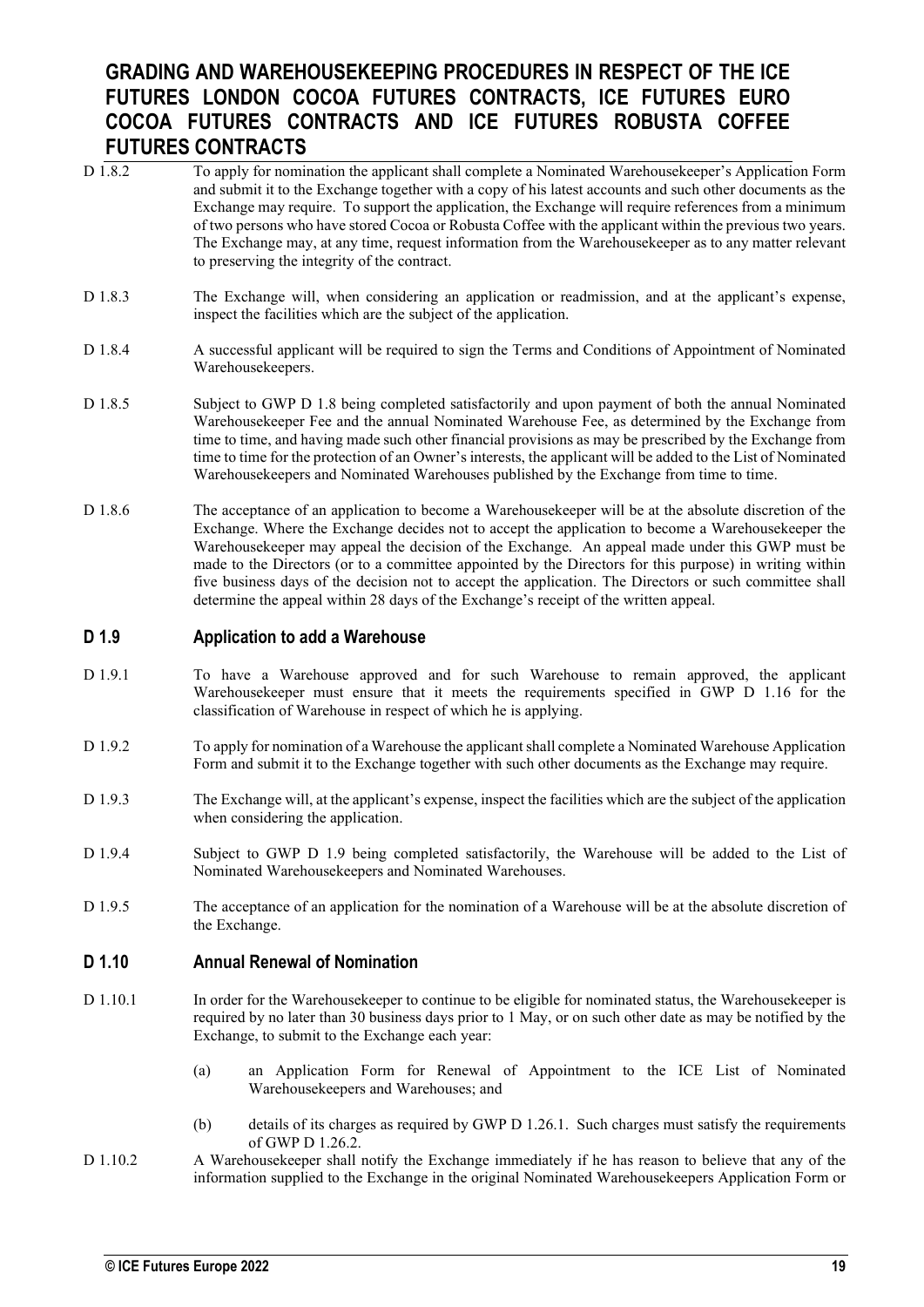D 1.8.2 To apply for nomination the applicant shall complete a Nominated Warehousekeeper's Application Form and submit it to the Exchange together with a copy of his latest accounts and such other documents as the Exchange may require. To support the application, the Exchange will require references from a minimum of two persons who have stored Cocoa or Robusta Coffee with the applicant within the previous two years. The Exchange may, at any time, request information from the Warehousekeeper as to any matter relevant to preserving the integrity of the contract.

D 1.8.3 The Exchange will, when considering an application or readmission, and at the applicant's expense, inspect the facilities which are the subject of the application.

D 1.8.4 A successful applicant will be required to sign the Terms and Conditions of Appointment of Nominated Warehousekeepers.

D 1.8.5 Subject to GWP D 1.8 being completed satisfactorily and upon payment of both the annual Nominated Warehousekeeper Fee and the annual Nominated Warehouse Fee, as determined by the Exchange from time to time, and having made such other financial provisions as may be prescribed by the Exchange from time to time for the protection of an Owner's interests, the applicant will be added to the List of Nominated Warehousekeepers and Nominated Warehouses published by the Exchange from time to time.

D 1.8.6 The acceptance of an application to become a Warehousekeeper will be at the absolute discretion of the Exchange. Where the Exchange decides not to accept the application to become a Warehousekeeper the Warehousekeeper may appeal the decision of the Exchange. An appeal made under this GWP must be made to the Directors (or to a committee appointed by the Directors for this purpose) in writing within five business days of the decision not to accept the application. The Directors or such committee shall determine the appeal within 28 days of the Exchange's receipt of the written appeal.

## D 1.9 Application to add a Warehouse

D 1.9.1 To have a Warehouse approved and for such Warehouse to remain approved, the applicant Warehousekeeper must ensure that it meets the requirements specified in GWP D 1.16 for the classification of Warehouse in respect of which he is applying.

D 1.9.2 To apply for nomination of a Warehouse the applicant shall complete a Nominated Warehouse Application Form and submit it to the Exchange together with such other documents as the Exchange may require.

D 1.9.3 The Exchange will, at the applicant's expense, inspect the facilities which are the subject of the application when considering the application.

D 1.9.4 Subject to GWP D 1.9 being completed satisfactorily, the Warehouse will be added to the List of Nominated Warehousekeepers and Nominated Warehouses.

D 1.9.5 The acceptance of an application for the nomination of a Warehouse will be at the absolute discretion of the Exchange.

## D 1.10 Annual Renewal of Nomination

D 1.10.1 In order for the Warehousekeeper to continue to be eligible for nominated status, the Warehousekeeper is required by no later than 30 business days prior to 1 May, or on such other date as may be notified by the Exchange, to submit to the Exchange each year:

(a) an Application Form for Renewal of Appointment to the ICE List of Nominated Warehousekeepers and Warehouses; and

(b) details of its charges as required by GWP D 1.26.1. Such charges must satisfy the requirements of GWP D 1.26.2.

D 1.10.2 A Warehousekeeper shall notify the Exchange immediately if he has reason to believe that any of the information supplied to the Exchange in the original Nominated Warehousekeepers Application Form or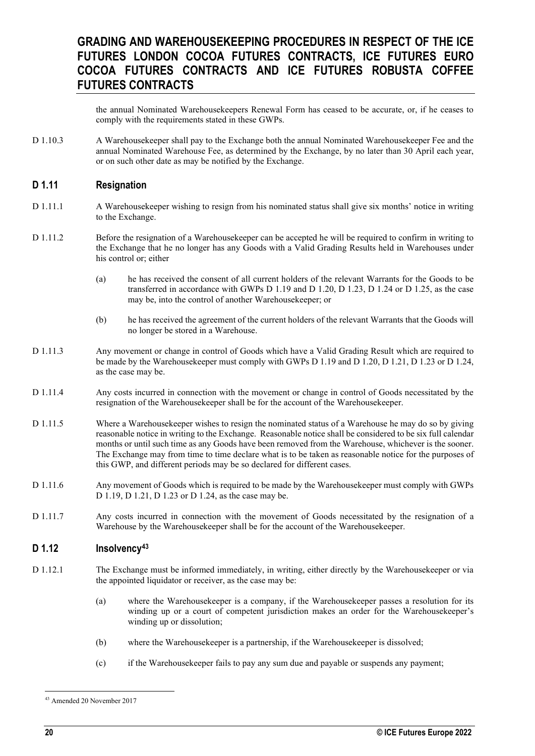the annual Nominated Warehousekeepers Renewal Form has ceased to be accurate, or, if he ceases to comply with the requirements stated in these GWPs.

D 1.10.3 A Warehousekeeper shall pay to the Exchange both the annual Nominated Warehousekeeper Fee and the annual Nominated Warehouse Fee, as determined by the Exchange, by no later than 30 April each year, or on such other date as may be notified by the Exchange.

## D 1.11 Resignation

D 1.11.1 A Warehousekeeper wishing to resign from his nominated status shall give six months' notice in writing to the Exchange.

D 1.11.2 Before the resignation of a Warehousekeeper can be accepted he will be required to confirm in writing to the Exchange that he no longer has any Goods with a Valid Grading Results held in Warehouses under his control or; either

(a) he has received the consent of all current holders of the relevant Warrants for the Goods to be transferred in accordance with GWPs D 1.19 and D 1.20, D 1.23, D 1.24 or D 1.25, as the case may be, into the control of another Warehousekeeper; or

(b) he has received the agreement of the current holders of the relevant Warrants that the Goods will no longer be stored in a Warehouse.

D 1.11.3 Any movement or change in control of Goods which have a Valid Grading Result which are required to be made by the Warehousekeeper must comply with GWPs D 1.19 and D 1.20, D 1.21, D 1.23 or D 1.24, as the case may be.

D 1.11.4 Any costs incurred in connection with the movement or change in control of Goods necessitated by the resignation of the Warehousekeeper shall be for the account of the Warehousekeeper.

D 1.11.5 Where a Warehousekeeper wishes to resign the nominated status of a Warehouse he may do so by giving reasonable notice in writing to the Exchange. Reasonable notice shall be considered to be six full calendar months or until such time as any Goods have been removed from the Warehouse, whichever is the sooner. The Exchange may from time to time declare what is to be taken as reasonable notice for the purposes of this GWP, and different periods may be so declared for different cases.

D 1.11.6 Any movement of Goods which is required to be made by the Warehousekeeper must comply with GWPs D 1.19, D 1.21, D 1.23 or D 1.24, as the case may be.

D 1.11.7 Any costs incurred in connection with the movement of Goods necessitated by the resignation of a Warehouse by the Warehousekeeper shall be for the account of the Warehousekeeper.

## D 1.12 Insolvency[43]

D 1.12.1 The Exchange must be informed immediately, in writing, either directly by the Warehousekeeper or via the appointed liquidator or receiver, as the case may be:

(a) where the Warehousekeeper is a company, if the Warehousekeeper passes a resolution for its winding up or a court of competent jurisdiction makes an order for the Warehousekeeper's winding up or dissolution;

(b) where the Warehousekeeper is a partnership, if the Warehousekeeper is dissolved;

(c) if the Warehousekeeper fails to pay any sum due and payable or suspends any payment;

[43] Amended 20 November 2017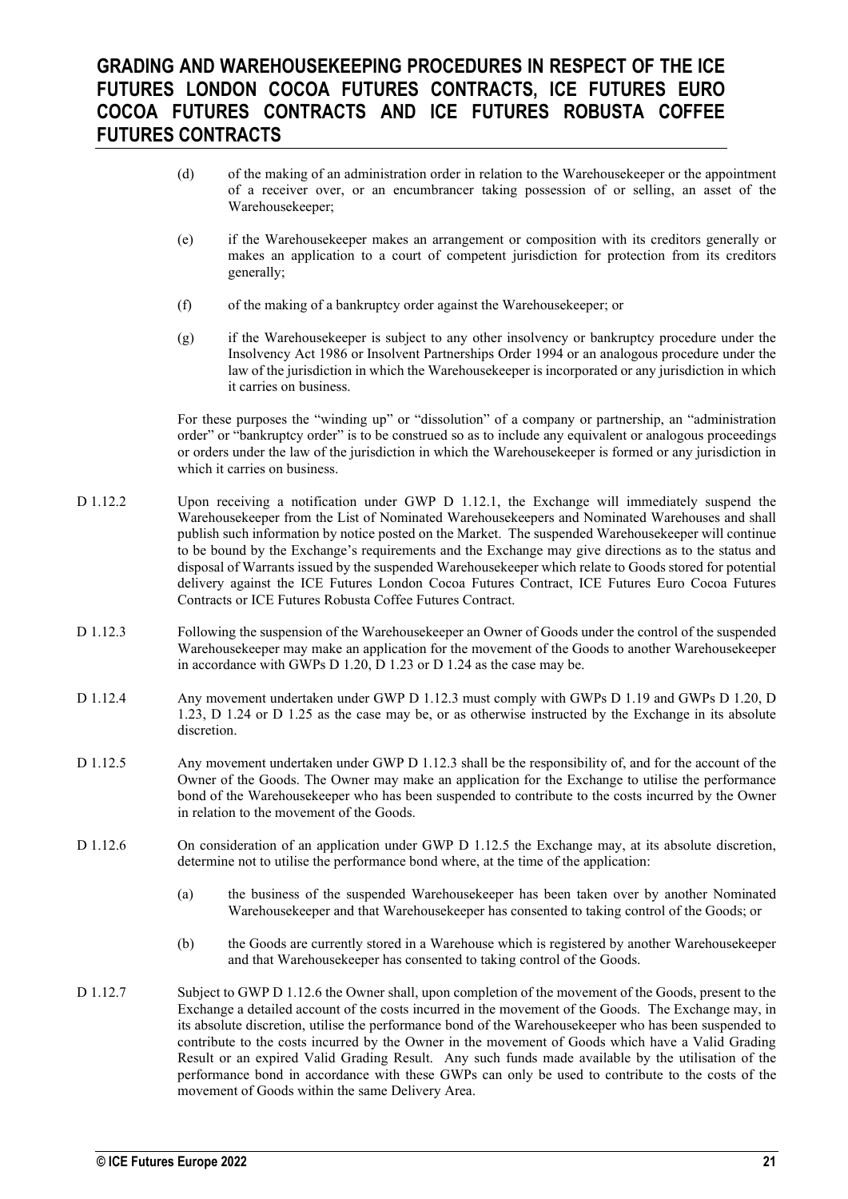(d) of the making of an administration order in relation to the Warehousekeeper or the appointment of a receiver over, or an encumbrancer taking possession of or selling, an asset of the Warehousekeeper;

(e) if the Warehousekeeper makes an arrangement or composition with its creditors generally or makes an application to a court of competent jurisdiction for protection from its creditors generally;

(f) of the making of a bankruptcy order against the Warehousekeeper; or

(g) if the Warehousekeeper is subject to any other insolvency or bankruptcy procedure under the Insolvency Act 1986 or Insolvent Partnerships Order 1994 or an analogous procedure under the law of the jurisdiction in which the Warehousekeeper is incorporated or any jurisdiction in which it carries on business.

For these purposes the "winding up" or "dissolution" of a company or partnership, an "administration order" or "bankruptcy order" is to be construed so as to include any equivalent or analogous proceedings or orders under the law of the jurisdiction in which the Warehousekeeper is formed or any jurisdiction in which it carries on business.

D 1.12.2 Upon receiving a notification under GWP D 1.12.1, the Exchange will immediately suspend the Warehousekeeper from the List of Nominated Warehousekeepers and Nominated Warehouses and shall publish such information by notice posted on the Market. The suspended Warehousekeeper will continue to be bound by the Exchange's requirements and the Exchange may give directions as to the status and disposal of Warrants issued by the suspended Warehousekeeper which relate to Goods stored for potential delivery against the ICE Futures London Cocoa Futures Contract, ICE Futures Euro Cocoa Futures Contracts or ICE Futures Robusta Coffee Futures Contract.

D 1.12.3 Following the suspension of the Warehousekeeper an Owner of Goods under the control of the suspended Warehousekeeper may make an application for the movement of the Goods to another Warehousekeeper in accordance with GWPs D 1.20, D 1.23 or D 1.24 as the case may be.

D 1.12.4 Any movement undertaken under GWP D 1.12.3 must comply with GWPs D 1.19 and GWPs D 1.20, D 1.23, D 1.24 or D 1.25 as the case may be, or as otherwise instructed by the Exchange in its absolute discretion.

D 1.12.5 Any movement undertaken under GWP D 1.12.3 shall be the responsibility of, and for the account of the Owner of the Goods. The Owner may make an application for the Exchange to utilise the performance bond of the Warehousekeeper who has been suspended to contribute to the costs incurred by the Owner in relation to the movement of the Goods.

D 1.12.6 On consideration of an application under GWP D 1.12.5 the Exchange may, at its absolute discretion, determine not to utilise the performance bond where, at the time of the application:

(a) the business of the suspended Warehousekeeper has been taken over by another Nominated Warehousekeeper and that Warehousekeeper has consented to taking control of the Goods; or

(b) the Goods are currently stored in a Warehouse which is registered by another Warehousekeeper and that Warehousekeeper has consented to taking control of the Goods.

D 1.12.7 Subject to GWP D 1.12.6 the Owner shall, upon completion of the movement of the Goods, present to the Exchange a detailed account of the costs incurred in the movement of the Goods. The Exchange may, in its absolute discretion, utilise the performance bond of the Warehousekeeper who has been suspended to contribute to the costs incurred by the Owner in the movement of Goods which have a Valid Grading Result or an expired Valid Grading Result. Any such funds made available by the utilisation of the performance bond in accordance with these GWPs can only be used to contribute to the costs of the movement of Goods within the same Delivery Area.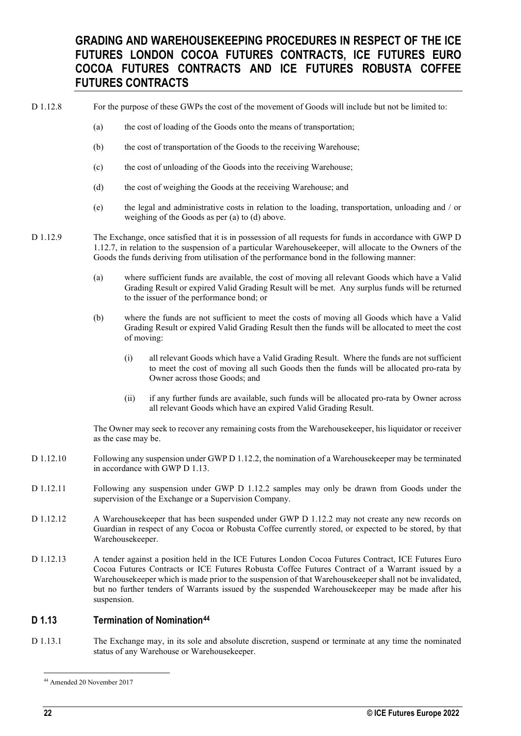D 1.12.8 For the purpose of these GWPs the cost of the movement of Goods will include but not be limited to:

(a) the cost of loading of the Goods onto the means of transportation;

(b) the cost of transportation of the Goods to the receiving Warehouse;

(c) the cost of unloading of the Goods into the receiving Warehouse;

(d) the cost of weighing the Goods at the receiving Warehouse; and

(e) the legal and administrative costs in relation to the loading, transportation, unloading and / or weighing of the Goods as per (a) to (d) above.

D 1.12.9 The Exchange, once satisfied that it is in possession of all requests for funds in accordance with GWP D 1.12.7, in relation to the suspension of a particular Warehousekeeper, will allocate to the Owners of the Goods the funds deriving from utilisation of the performance bond in the following manner:

(a) where sufficient funds are available, the cost of moving all relevant Goods which have a Valid Grading Result or expired Valid Grading Result will be met. Any surplus funds will be returned to the issuer of the performance bond; or

(b) where the funds are not sufficient to meet the costs of moving all Goods which have a Valid Grading Result or expired Valid Grading Result then the funds will be allocated to meet the cost of moving:

(i) all relevant Goods which have a Valid Grading Result. Where the funds are not sufficient to meet the cost of moving all such Goods then the funds will be allocated pro-rata by Owner across those Goods; and

(ii) if any further funds are available, such funds will be allocated pro-rata by Owner across all relevant Goods which have an expired Valid Grading Result.

The Owner may seek to recover any remaining costs from the Warehousekeeper, his liquidator or receiver as the case may be.

D 1.12.10 Following any suspension under GWP D 1.12.2, the nomination of a Warehousekeeper may be terminated in accordance with GWP D 1.13.

D 1.12.11 Following any suspension under GWP D 1.12.2 samples may only be drawn from Goods under the supervision of the Exchange or a Supervision Company.

D 1.12.12 A Warehousekeeper that has been suspended under GWP D 1.12.2 may not create any new records on Guardian in respect of any Cocoa or Robusta Coffee currently stored, or expected to be stored, by that Warehousekeeper.

D 1.12.13 A tender against a position held in the ICE Futures London Cocoa Futures Contract, ICE Futures Euro Cocoa Futures Contracts or ICE Futures Robusta Coffee Futures Contract of a Warrant issued by a Warehousekeeper which is made prior to the suspension of that Warehousekeeper shall not be invalidated, but no further tenders of Warrants issued by the suspended Warehousekeeper may be made after his suspension.

## D 1.13 Termination of Nomination[44]

D 1.13.1 The Exchange may, in its sole and absolute discretion, suspend or terminate at any time the nominated status of any Warehouse or Warehousekeeper.

[44] Amended 20 November 2017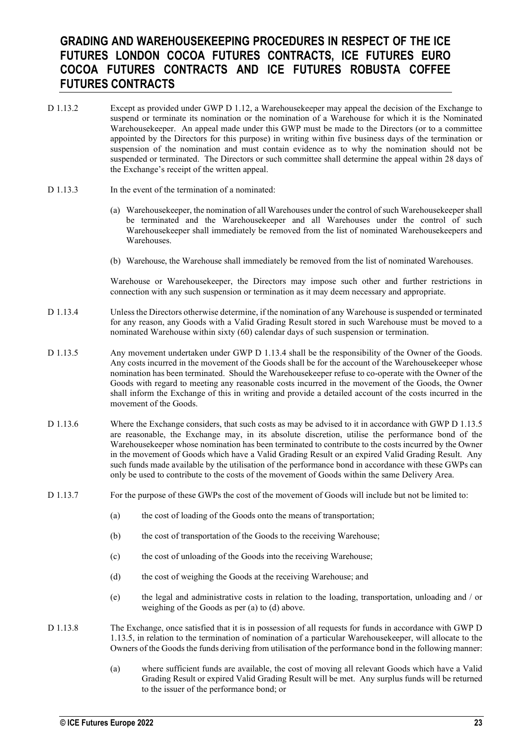D 1.13.2 Except as provided under GWP D 1.12, a Warehousekeeper may appeal the decision of the Exchange to suspend or terminate its nomination or the nomination of a Warehouse for which it is the Nominated Warehousekeeper. An appeal made under this GWP must be made to the Directors (or to a committee appointed by the Directors for this purpose) in writing within five business days of the termination or suspension of the nomination and must contain evidence as to why the nomination should not be suspended or terminated. The Directors or such committee shall determine the appeal within 28 days of the Exchange's receipt of the written appeal.

D 1.13.3 In the event of the termination of a nominated:

(a) Warehousekeeper, the nomination of all Warehouses under the control of such Warehousekeeper shall be terminated and the Warehousekeeper and all Warehouses under the control of such Warehousekeeper shall immediately be removed from the list of nominated Warehousekeepers and Warehouses.

(b) Warehouse, the Warehouse shall immediately be removed from the list of nominated Warehouses.

Warehouse or Warehousekeeper, the Directors may impose such other and further restrictions in connection with any such suspension or termination as it may deem necessary and appropriate.

D 1.13.4 Unless the Directors otherwise determine, if the nomination of any Warehouse is suspended or terminated for any reason, any Goods with a Valid Grading Result stored in such Warehouse must be moved to a nominated Warehouse within sixty (60) calendar days of such suspension or termination.

D 1.13.5 Any movement undertaken under GWP D 1.13.4 shall be the responsibility of the Owner of the Goods. Any costs incurred in the movement of the Goods shall be for the account of the Warehousekeeper whose nomination has been terminated. Should the Warehousekeeper refuse to co-operate with the Owner of the Goods with regard to meeting any reasonable costs incurred in the movement of the Goods, the Owner shall inform the Exchange of this in writing and provide a detailed account of the costs incurred in the movement of the Goods.

D 1.13.6 Where the Exchange considers, that such costs as may be advised to it in accordance with GWP D 1.13.5 are reasonable, the Exchange may, in its absolute discretion, utilise the performance bond of the Warehousekeeper whose nomination has been terminated to contribute to the costs incurred by the Owner in the movement of Goods which have a Valid Grading Result or an expired Valid Grading Result. Any such funds made available by the utilisation of the performance bond in accordance with these GWPs can only be used to contribute to the costs of the movement of Goods within the same Delivery Area.

D 1.13.7 For the purpose of these GWPs the cost of the movement of Goods will include but not be limited to:

(a) the cost of loading of the Goods onto the means of transportation;

(b) the cost of transportation of the Goods to the receiving Warehouse;

(c) the cost of unloading of the Goods into the receiving Warehouse;

(d) the cost of weighing the Goods at the receiving Warehouse; and

(e) the legal and administrative costs in relation to the loading, transportation, unloading and / or weighing of the Goods as per (a) to (d) above.

D 1.13.8 The Exchange, once satisfied that it is in possession of all requests for funds in accordance with GWP D 1.13.5, in relation to the termination of nomination of a particular Warehousekeeper, will allocate to the Owners of the Goods the funds deriving from utilisation of the performance bond in the following manner:

(a) where sufficient funds are available, the cost of moving all relevant Goods which have a Valid Grading Result or expired Valid Grading Result will be met. Any surplus funds will be returned to the issuer of the performance bond; or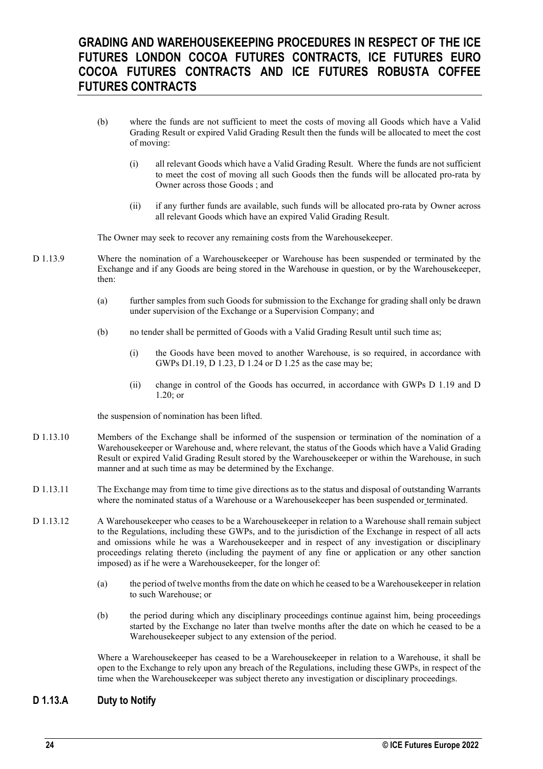(b) where the funds are not sufficient to meet the costs of moving all Goods which have a Valid Grading Result or expired Valid Grading Result then the funds will be allocated to meet the cost of moving:

(i) all relevant Goods which have a Valid Grading Result. Where the funds are not sufficient to meet the cost of moving all such Goods then the funds will be allocated pro-rata by Owner across those Goods ; and

(ii) if any further funds are available, such funds will be allocated pro-rata by Owner across all relevant Goods which have an expired Valid Grading Result.

The Owner may seek to recover any remaining costs from the Warehousekeeper.

D 1.13.9 Where the nomination of a Warehousekeeper or Warehouse has been suspended or terminated by the Exchange and if any Goods are being stored in the Warehouse in question, or by the Warehousekeeper, then:

(a) further samples from such Goods for submission to the Exchange for grading shall only be drawn under supervision of the Exchange or a Supervision Company; and

(b) no tender shall be permitted of Goods with a Valid Grading Result until such time as;

(i) the Goods have been moved to another Warehouse, is so required, in accordance with GWPs D1.19, D 1.23, D 1.24 or D 1.25 as the case may be;

(ii) change in control of the Goods has occurred, in accordance with GWPs D 1.19 and D 1.20; or

the suspension of nomination has been lifted.

D 1.13.10 Members of the Exchange shall be informed of the suspension or termination of the nomination of a Warehousekeeper or Warehouse and, where relevant, the status of the Goods which have a Valid Grading Result or expired Valid Grading Result stored by the Warehousekeeper or within the Warehouse, in such manner and at such time as may be determined by the Exchange.

D 1.13.11 The Exchange may from time to time give directions as to the status and disposal of outstanding Warrants where the nominated status of a Warehouse or a Warehousekeeper has been suspended or terminated.

D 1.13.12 A Warehousekeeper who ceases to be a Warehousekeeper in relation to a Warehouse shall remain subject to the Regulations, including these GWPs, and to the jurisdiction of the Exchange in respect of all acts and omissions while he was a Warehousekeeper and in respect of any investigation or disciplinary proceedings relating thereto (including the payment of any fine or application or any other sanction imposed) as if he were a Warehousekeeper, for the longer of:

(a) the period of twelve months from the date on which he ceased to be a Warehousekeeper in relation to such Warehouse; or

(b) the period during which any disciplinary proceedings continue against him, being proceedings started by the Exchange no later than twelve months after the date on which he ceased to be a Warehousekeeper subject to any extension of the period.

Where a Warehousekeeper has ceased to be a Warehousekeeper in relation to a Warehouse, it shall be open to the Exchange to rely upon any breach of the Regulations, including these GWPs, in respect of the time when the Warehousekeeper was subject thereto any investigation or disciplinary proceedings.

## D 1.13.A Duty to Notify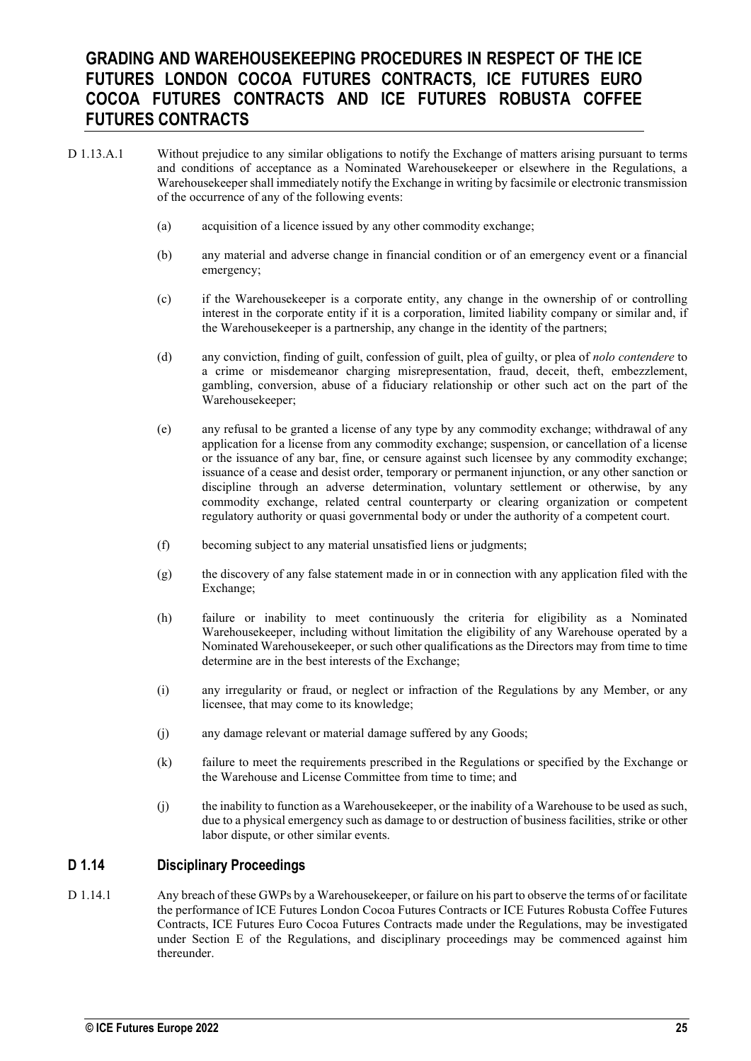# GRADING AND WAREHOUSEKEEPING PROCEDURES IN RESPECT OF THE ICE FUTURES LONDON COCOA FUTURES CONTRACTS, ICE FUTURES EURO COCOA FUTURES CONTRACTS AND ICE FUTURES ROBUSTA COFFEE FUTURES CONTRACTS

D 1.13.A.1 Without prejudice to any similar obligations to notify the Exchange of matters arising pursuant to terms and conditions of acceptance as a Nominated Warehousekeeper or elsewhere in the Regulations, a Warehousekeeper shall immediately notify the Exchange in writing by facsimile or electronic transmission of the occurrence of any of the following events:

(a) acquisition of a licence issued by any other commodity exchange;

(b) any material and adverse change in financial condition or of an emergency event or a financial emergency;

(c) if the Warehousekeeper is a corporate entity, any change in the ownership of or controlling interest in the corporate entity if it is a corporation, limited liability company or similar and, if the Warehousekeeper is a partnership, any change in the identity of the partners;

(d) any conviction, finding of guilt, confession of guilt, plea of guilty, or plea of *nolo contendere* to a crime or misdemeanor charging misrepresentation, fraud, deceit, theft, embezzlement, gambling, conversion, abuse of a fiduciary relationship or other such act on the part of the Warehousekeeper;

(e) any refusal to be granted a license of any type by any commodity exchange; withdrawal of any application for a license from any commodity exchange; suspension, or cancellation of a license or the issuance of any bar, fine, or censure against such licensee by any commodity exchange; issuance of a cease and desist order, temporary or permanent injunction, or any other sanction or discipline through an adverse determination, voluntary settlement or otherwise, by any commodity exchange, related central counterparty or clearing organization or competent regulatory authority or quasi governmental body or under the authority of a competent court.

(f) becoming subject to any material unsatisfied liens or judgments;

(g) the discovery of any false statement made in or in connection with any application filed with the Exchange;

(h) failure or inability to meet continuously the criteria for eligibility as a Nominated Warehousekeeper, including without limitation the eligibility of any Warehouse operated by a Nominated Warehousekeeper, or such other qualifications as the Directors may from time to time determine are in the best interests of the Exchange;

(i) any irregularity or fraud, or neglect or infraction of the Regulations by any Member, or any licensee, that may come to its knowledge;

(j) any damage relevant or material damage suffered by any Goods;

(k) failure to meet the requirements prescribed in the Regulations or specified by the Exchange or the Warehouse and License Committee from time to time; and

(j) the inability to function as a Warehousekeeper, or the inability of a Warehouse to be used as such, due to a physical emergency such as damage to or destruction of business facilities, strike or other labor dispute, or other similar events.

## D 1.14 Disciplinary Proceedings

D 1.14.1 Any breach of these GWPs by a Warehousekeeper, or failure on his part to observe the terms of or facilitate the performance of ICE Futures London Cocoa Futures Contracts or ICE Futures Robusta Coffee Futures Contracts, ICE Futures Euro Cocoa Futures Contracts made under the Regulations, may be investigated under Section E of the Regulations, and disciplinary proceedings may be commenced against him thereunder.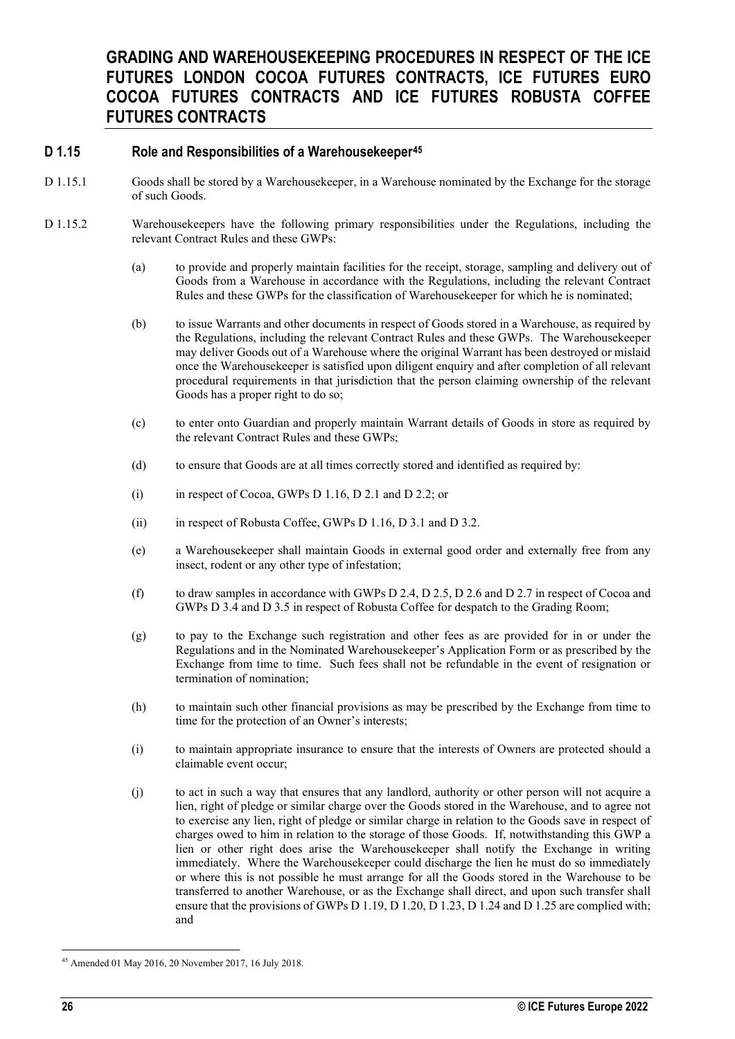# GRADING AND WAREHOUSEKEEPING PROCEDURES IN RESPECT OF THE ICE FUTURES LONDON COCOA FUTURES CONTRACTS, ICE FUTURES EURO COCOA FUTURES CONTRACTS AND ICE FUTURES ROBUSTA COFFEE FUTURES CONTRACTS

## D 1.15 Role and Responsibilities of a Warehousekeeper[45]

D 1.15.1 Goods shall be stored by a Warehousekeeper, in a Warehouse nominated by the Exchange for the storage of such Goods.

D 1.15.2 Warehousekeepers have the following primary responsibilities under the Regulations, including the relevant Contract Rules and these GWPs:

(a) to provide and properly maintain facilities for the receipt, storage, sampling and delivery out of Goods from a Warehouse in accordance with the Regulations, including the relevant Contract Rules and these GWPs for the classification of Warehousekeeper for which he is nominated;

(b) to issue Warrants and other documents in respect of Goods stored in a Warehouse, as required by the Regulations, including the relevant Contract Rules and these GWPs. The Warehousekeeper may deliver Goods out of a Warehouse where the original Warrant has been destroyed or mislaid once the Warehousekeeper is satisfied upon diligent enquiry and after completion of all relevant procedural requirements in that jurisdiction that the person claiming ownership of the relevant Goods has a proper right to do so;

(c) to enter onto Guardian and properly maintain Warrant details of Goods in store as required by the relevant Contract Rules and these GWPs;

(d) to ensure that Goods are at all times correctly stored and identified as required by:

(i) in respect of Cocoa, GWPs D 1.16, D 2.1 and D 2.2; or

(ii) in respect of Robusta Coffee, GWPs D 1.16, D 3.1 and D 3.2.

(e) a Warehousekeeper shall maintain Goods in external good order and externally free from any insect, rodent or any other type of infestation;

(f) to draw samples in accordance with GWPs D 2.4, D 2.5, D 2.6 and D 2.7 in respect of Cocoa and GWPs D 3.4 and D 3.5 in respect of Robusta Coffee for despatch to the Grading Room;

(g) to pay to the Exchange such registration and other fees as are provided for in or under the Regulations and in the Nominated Warehousekeeper's Application Form or as prescribed by the Exchange from time to time. Such fees shall not be refundable in the event of resignation or termination of nomination;

(h) to maintain such other financial provisions as may be prescribed by the Exchange from time to time for the protection of an Owner's interests;

(i) to maintain appropriate insurance to ensure that the interests of Owners are protected should a claimable event occur;

(j) to act in such a way that ensures that any landlord, authority or other person will not acquire a lien, right of pledge or similar charge over the Goods stored in the Warehouse, and to agree not to exercise any lien, right of pledge or similar charge in relation to the Goods save in respect of charges owed to him in relation to the storage of those Goods. If, notwithstanding this GWP a lien or other right does arise the Warehousekeeper shall notify the Exchange in writing immediately. Where the Warehousekeeper could discharge the lien he must do so immediately or where this is not possible he must arrange for all the Goods stored in the Warehouse to be transferred to another Warehouse, or as the Exchange shall direct, and upon such transfer shall ensure that the provisions of GWPs D 1.19, D 1.20, D 1.23, D 1.24 and D 1.25 are complied with; and

[45] Amended 01 May 2016, 20 November 2017, 16 July 2018.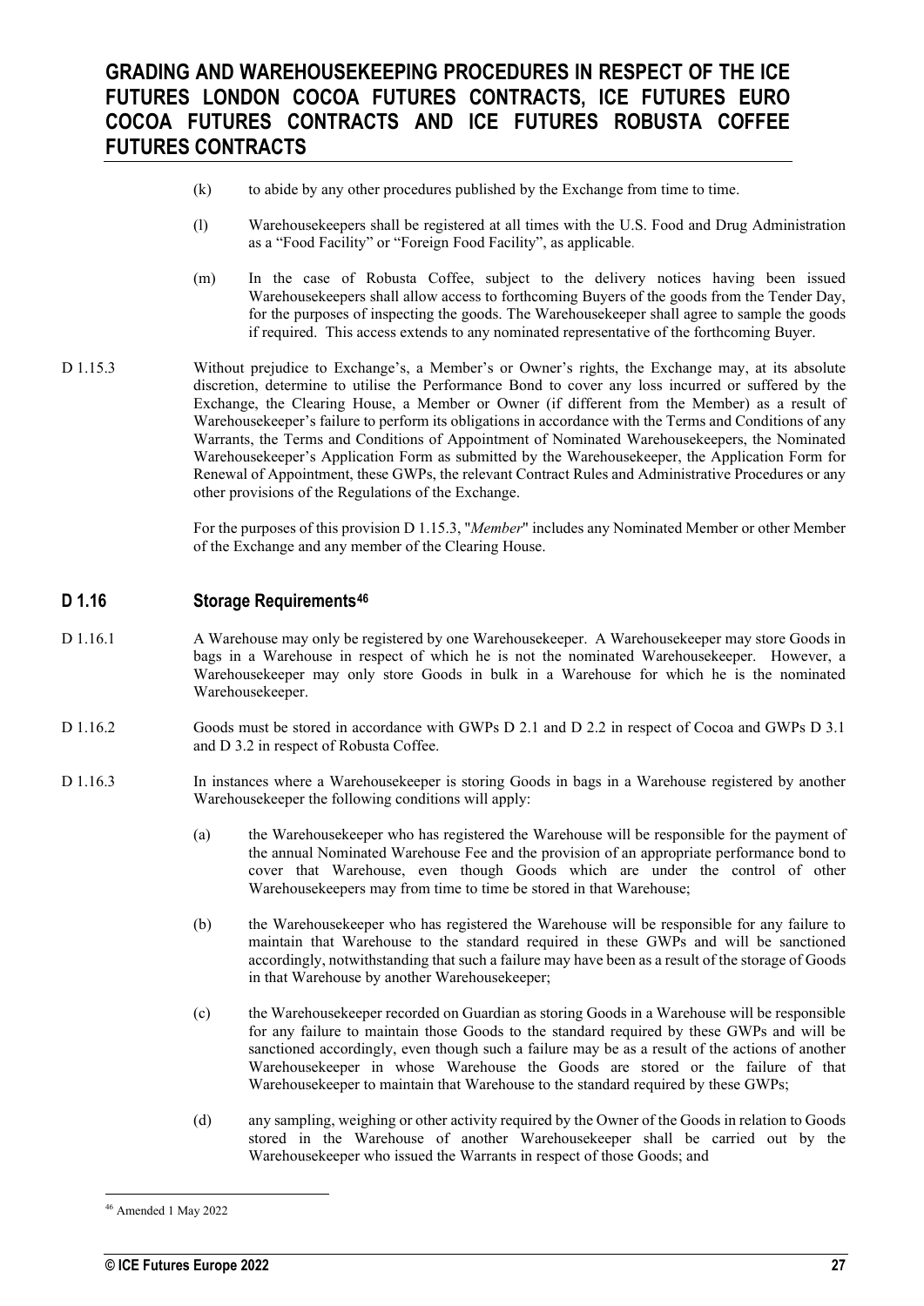(k) to abide by any other procedures published by the Exchange from time to time.

(l) Warehousekeepers shall be registered at all times with the U.S. Food and Drug Administration as a "Food Facility" or "Foreign Food Facility", as applicable.

(m) In the case of Robusta Coffee, subject to the delivery notices having been issued Warehousekeepers shall allow access to forthcoming Buyers of the goods from the Tender Day, for the purposes of inspecting the goods. The Warehousekeeper shall agree to sample the goods if required. This access extends to any nominated representative of the forthcoming Buyer.

D 1.15.3 Without prejudice to Exchange's, a Member's or Owner's rights, the Exchange may, at its absolute discretion, determine to utilise the Performance Bond to cover any loss incurred or suffered by the Exchange, the Clearing House, a Member or Owner (if different from the Member) as a result of Warehousekeeper's failure to perform its obligations in accordance with the Terms and Conditions of any Warrants, the Terms and Conditions of Appointment of Nominated Warehousekeepers, the Nominated Warehousekeeper's Application Form as submitted by the Warehousekeeper, the Application Form for Renewal of Appointment, these GWPs, the relevant Contract Rules and Administrative Procedures or any other provisions of the Regulations of the Exchange.

For the purposes of this provision D 1.15.3, "*Member*" includes any Nominated Member or other Member of the Exchange and any member of the Clearing House.

## D 1.16 Storage Requirements[46]

D 1.16.1 A Warehouse may only be registered by one Warehousekeeper. A Warehousekeeper may store Goods in bags in a Warehouse in respect of which he is not the nominated Warehousekeeper. However, a Warehousekeeper may only store Goods in bulk in a Warehouse for which he is the nominated Warehousekeeper.

D 1.16.2 Goods must be stored in accordance with GWPs D 2.1 and D 2.2 in respect of Cocoa and GWPs D 3.1 and D 3.2 in respect of Robusta Coffee.

D 1.16.3 In instances where a Warehousekeeper is storing Goods in bags in a Warehouse registered by another Warehousekeeper the following conditions will apply:

(a) the Warehousekeeper who has registered the Warehouse will be responsible for the payment of the annual Nominated Warehouse Fee and the provision of an appropriate performance bond to cover that Warehouse, even though Goods which are under the control of other Warehousekeepers may from time to time be stored in that Warehouse;

(b) the Warehousekeeper who has registered the Warehouse will be responsible for any failure to maintain that Warehouse to the standard required in these GWPs and will be sanctioned accordingly, notwithstanding that such a failure may have been as a result of the storage of Goods in that Warehouse by another Warehousekeeper;

(c) the Warehousekeeper recorded on Guardian as storing Goods in a Warehouse will be responsible for any failure to maintain those Goods to the standard required by these GWPs and will be sanctioned accordingly, even though such a failure may be as a result of the actions of another Warehousekeeper in whose Warehouse the Goods are stored or the failure of that Warehousekeeper to maintain that Warehouse to the standard required by these GWPs;

(d) any sampling, weighing or other activity required by the Owner of the Goods in relation to Goods stored in the Warehouse of another Warehousekeeper shall be carried out by the Warehousekeeper who issued the Warrants in respect of those Goods; and

[46] Amended 1 May 2022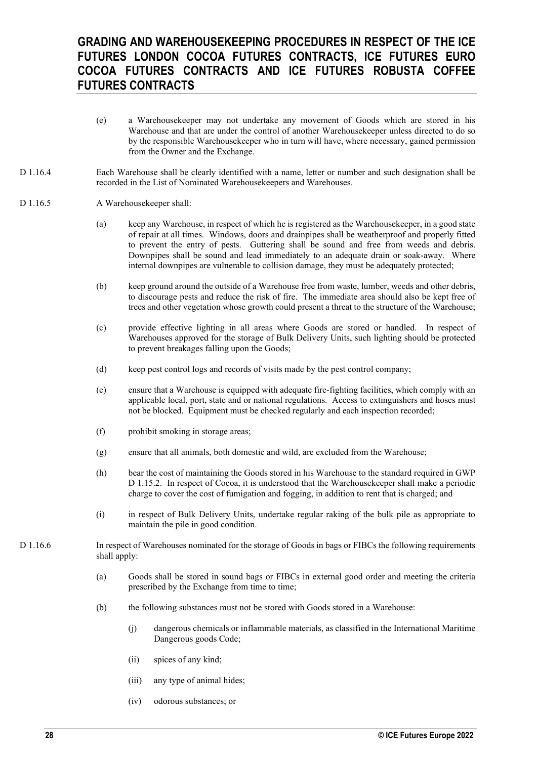(e) a Warehousekeeper may not undertake any movement of Goods which are stored in his Warehouse and that are under the control of another Warehousekeeper unless directed to do so by the responsible Warehousekeeper who in turn will have, where necessary, gained permission from the Owner and the Exchange.

D 1.16.4 Each Warehouse shall be clearly identified with a name, letter or number and such designation shall be recorded in the List of Nominated Warehousekeepers and Warehouses.

D 1.16.5 A Warehousekeeper shall:

(a) keep any Warehouse, in respect of which he is registered as the Warehousekeeper, in a good state of repair at all times. Windows, doors and drainpipes shall be weatherproof and properly fitted to prevent the entry of pests. Guttering shall be sound and free from weeds and debris. Downpipes shall be sound and lead immediately to an adequate drain or soak-away. Where internal downpipes are vulnerable to collision damage, they must be adequately protected;

(b) keep ground around the outside of a Warehouse free from waste, lumber, weeds and other debris, to discourage pests and reduce the risk of fire. The immediate area should also be kept free of trees and other vegetation whose growth could present a threat to the structure of the Warehouse;

(c) provide effective lighting in all areas where Goods are stored or handled. In respect of Warehouses approved for the storage of Bulk Delivery Units, such lighting should be protected to prevent breakages falling upon the Goods;

(d) keep pest control logs and records of visits made by the pest control company;

(e) ensure that a Warehouse is equipped with adequate fire-fighting facilities, which comply with an applicable local, port, state and or national regulations. Access to extinguishers and hoses must not be blocked. Equipment must be checked regularly and each inspection recorded;

(f) prohibit smoking in storage areas;

(g) ensure that all animals, both domestic and wild, are excluded from the Warehouse;

(h) bear the cost of maintaining the Goods stored in his Warehouse to the standard required in GWP D 1.15.2. In respect of Cocoa, it is understood that the Warehousekeeper shall make a periodic charge to cover the cost of fumigation and fogging, in addition to rent that is charged; and

(i) in respect of Bulk Delivery Units, undertake regular raking of the bulk pile as appropriate to maintain the pile in good condition.

D 1.16.6 In respect of Warehouses nominated for the storage of Goods in bags or FIBCs the following requirements shall apply:

(a) Goods shall be stored in sound bags or FIBCs in external good order and meeting the criteria prescribed by the Exchange from time to time;

(b) the following substances must not be stored with Goods stored in a Warehouse:

(j) dangerous chemicals or inflammable materials, as classified in the International Maritime Dangerous goods Code;

(ii) spices of any kind;

(iii) any type of animal hides;

(iv) odorous substances; or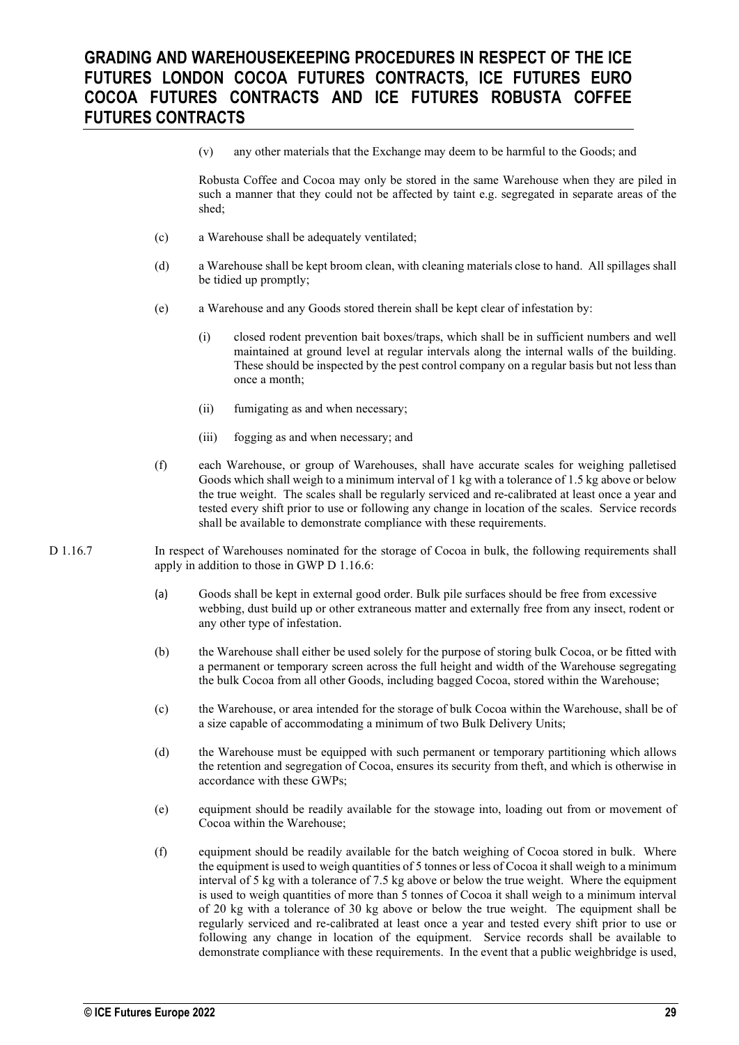(v) any other materials that the Exchange may deem to be harmful to the Goods; and

Robusta Coffee and Cocoa may only be stored in the same Warehouse when they are piled in such a manner that they could not be affected by taint e.g. segregated in separate areas of the shed;

(c) a Warehouse shall be adequately ventilated;

(d) a Warehouse shall be kept broom clean, with cleaning materials close to hand. All spillages shall be tidied up promptly;

(e) a Warehouse and any Goods stored therein shall be kept clear of infestation by:

(i) closed rodent prevention bait boxes/traps, which shall be in sufficient numbers and well maintained at ground level at regular intervals along the internal walls of the building. These should be inspected by the pest control company on a regular basis but not less than once a month;

(ii) fumigating as and when necessary;

(iii) fogging as and when necessary; and

(f) each Warehouse, or group of Warehouses, shall have accurate scales for weighing palletised Goods which shall weigh to a minimum interval of 1 kg with a tolerance of 1.5 kg above or below the true weight. The scales shall be regularly serviced and re-calibrated at least once a year and tested every shift prior to use or following any change in location of the scales. Service records shall be available to demonstrate compliance with these requirements.

D 1.16.7 In respect of Warehouses nominated for the storage of Cocoa in bulk, the following requirements shall apply in addition to those in GWP D 1.16.6:

(a) Goods shall be kept in external good order. Bulk pile surfaces should be free from excessive webbing, dust build up or other extraneous matter and externally free from any insect, rodent or any other type of infestation.

(b) the Warehouse shall either be used solely for the purpose of storing bulk Cocoa, or be fitted with a permanent or temporary screen across the full height and width of the Warehouse segregating the bulk Cocoa from all other Goods, including bagged Cocoa, stored within the Warehouse;

(c) the Warehouse, or area intended for the storage of bulk Cocoa within the Warehouse, shall be of a size capable of accommodating a minimum of two Bulk Delivery Units;

(d) the Warehouse must be equipped with such permanent or temporary partitioning which allows the retention and segregation of Cocoa, ensures its security from theft, and which is otherwise in accordance with these GWPs;

(e) equipment should be readily available for the stowage into, loading out from or movement of Cocoa within the Warehouse;

(f) equipment should be readily available for the batch weighing of Cocoa stored in bulk. Where the equipment is used to weigh quantities of 5 tonnes or less of Cocoa it shall weigh to a minimum interval of 5 kg with a tolerance of 7.5 kg above or below the true weight. Where the equipment is used to weigh quantities of more than 5 tonnes of Cocoa it shall weigh to a minimum interval of 20 kg with a tolerance of 30 kg above or below the true weight. The equipment shall be regularly serviced and re-calibrated at least once a year and tested every shift prior to use or following any change in location of the equipment. Service records shall be available to demonstrate compliance with these requirements. In the event that a public weighbridge is used,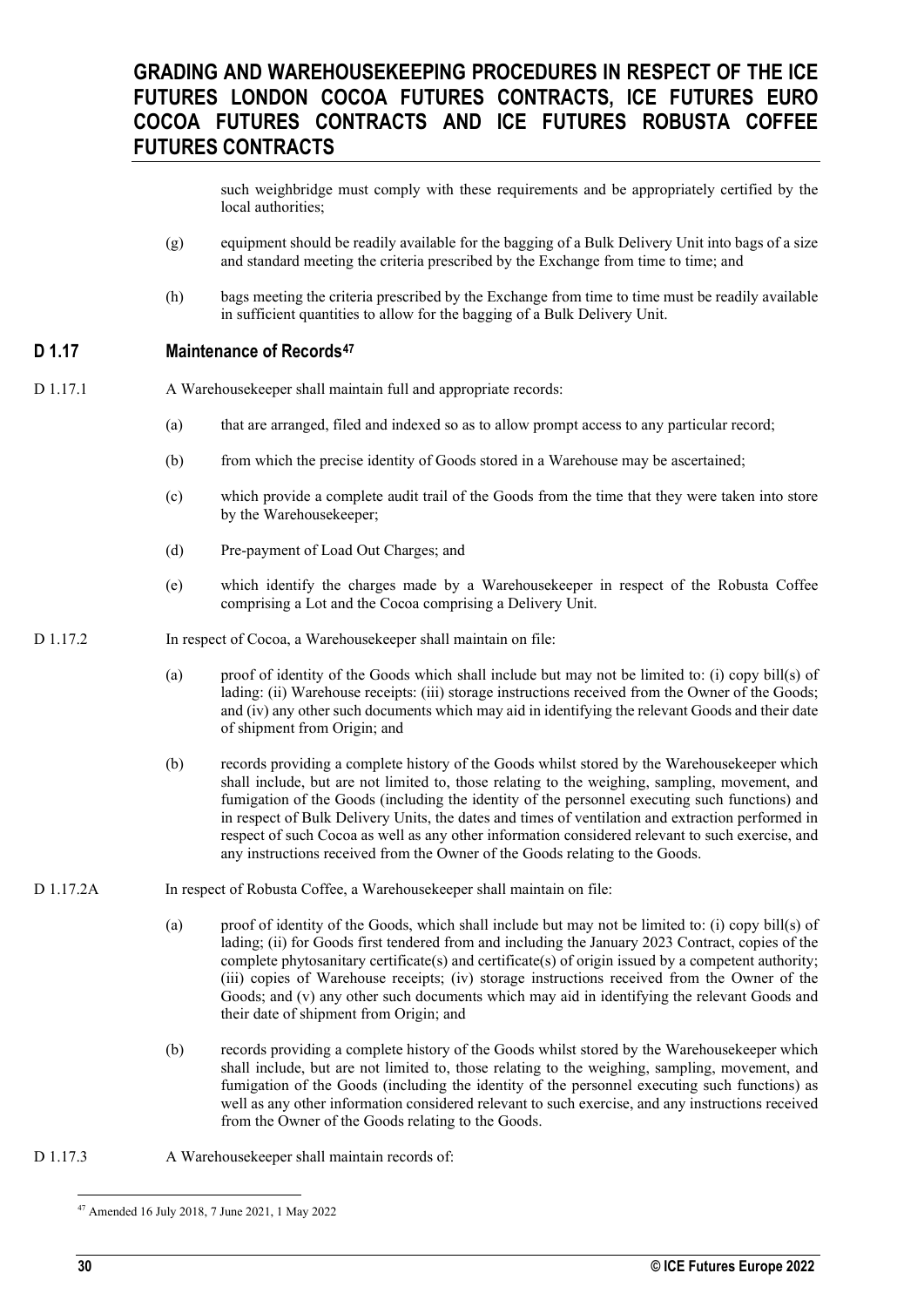such weighbridge must comply with these requirements and be appropriately certified by the local authorities;

(g) equipment should be readily available for the bagging of a Bulk Delivery Unit into bags of a size and standard meeting the criteria prescribed by the Exchange from time to time; and

(h) bags meeting the criteria prescribed by the Exchange from time to time must be readily available in sufficient quantities to allow for the bagging of a Bulk Delivery Unit.

## D 1.17 Maintenance of Records[47]

D 1.17.1 A Warehousekeeper shall maintain full and appropriate records:

(a) that are arranged, filed and indexed so as to allow prompt access to any particular record;

(b) from which the precise identity of Goods stored in a Warehouse may be ascertained;

(c) which provide a complete audit trail of the Goods from the time that they were taken into store by the Warehousekeeper;

(d) Pre-payment of Load Out Charges; and

(e) which identify the charges made by a Warehousekeeper in respect of the Robusta Coffee comprising a Lot and the Cocoa comprising a Delivery Unit.

D 1.17.2 In respect of Cocoa, a Warehousekeeper shall maintain on file:

(a) proof of identity of the Goods which shall include but may not be limited to: (i) copy bill(s) of lading: (ii) Warehouse receipts: (iii) storage instructions received from the Owner of the Goods; and (iv) any other such documents which may aid in identifying the relevant Goods and their date of shipment from Origin; and

(b) records providing a complete history of the Goods whilst stored by the Warehousekeeper which shall include, but are not limited to, those relating to the weighing, sampling, movement, and fumigation of the Goods (including the identity of the personnel executing such functions) and in respect of Bulk Delivery Units, the dates and times of ventilation and extraction performed in respect of such Cocoa as well as any other information considered relevant to such exercise, and any instructions received from the Owner of the Goods relating to the Goods.

D 1.17.2A In respect of Robusta Coffee, a Warehousekeeper shall maintain on file:

(a) proof of identity of the Goods, which shall include but may not be limited to: (i) copy bill(s) of lading; (ii) for Goods first tendered from and including the January 2023 Contract, copies of the complete phytosanitary certificate(s) and certificate(s) of origin issued by a competent authority; (iii) copies of Warehouse receipts; (iv) storage instructions received from the Owner of the Goods; and (v) any other such documents which may aid in identifying the relevant Goods and their date of shipment from Origin; and

(b) records providing a complete history of the Goods whilst stored by the Warehousekeeper which shall include, but are not limited to, those relating to the weighing, sampling, movement, and fumigation of the Goods (including the identity of the personnel executing such functions) as well as any other information considered relevant to such exercise, and any instructions received from the Owner of the Goods relating to the Goods.

D 1.17.3 A Warehousekeeper shall maintain records of:

---

[47] Amended 16 July 2018, 7 June 2021, 1 May 2022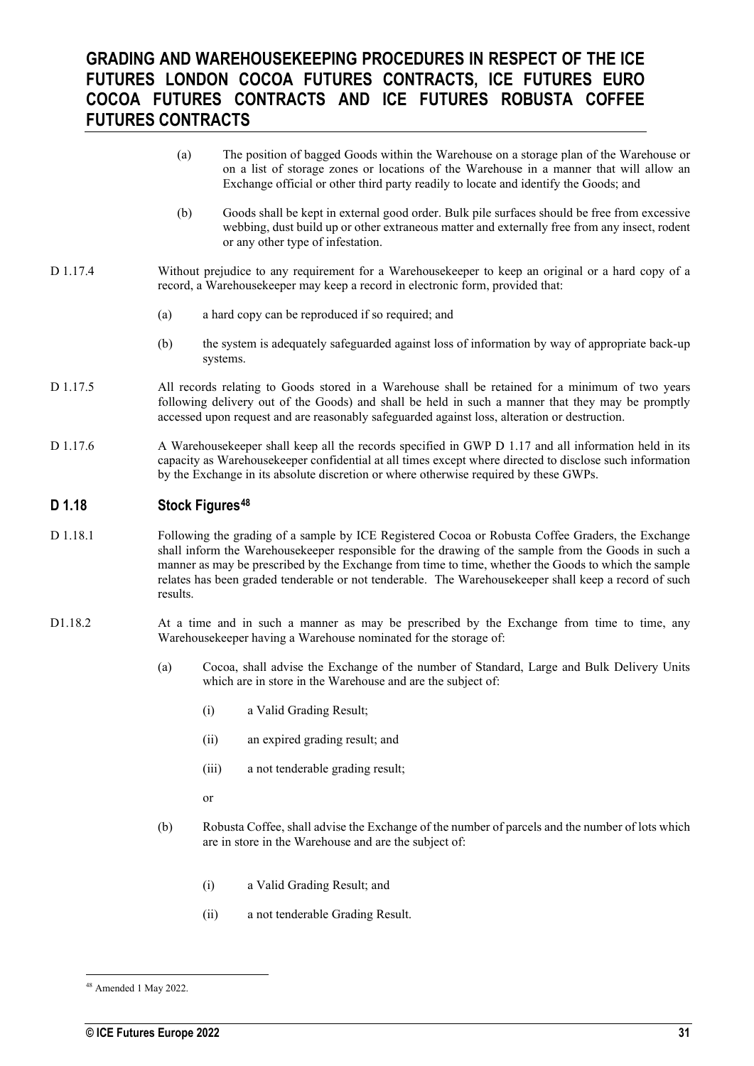(a) The position of bagged Goods within the Warehouse on a storage plan of the Warehouse or on a list of storage zones or locations of the Warehouse in a manner that will allow an Exchange official or other third party readily to locate and identify the Goods; and

(b) Goods shall be kept in external good order. Bulk pile surfaces should be free from excessive webbing, dust build up or other extraneous matter and externally free from any insect, rodent or any other type of infestation.

D 1.17.4 Without prejudice to any requirement for a Warehousekeeper to keep an original or a hard copy of a record, a Warehousekeeper may keep a record in electronic form, provided that:

(a) a hard copy can be reproduced if so required; and

(b) the system is adequately safeguarded against loss of information by way of appropriate back-up systems.

D 1.17.5 All records relating to Goods stored in a Warehouse shall be retained for a minimum of two years following delivery out of the Goods) and shall be held in such a manner that they may be promptly accessed upon request and are reasonably safeguarded against loss, alteration or destruction.

D 1.17.6 A Warehousekeeper shall keep all the records specified in GWP D 1.17 and all information held in its capacity as Warehousekeeper confidential at all times except where directed to disclose such information by the Exchange in its absolute discretion or where otherwise required by these GWPs.

## D 1.18 Stock Figures[48]

D 1.18.1 Following the grading of a sample by ICE Registered Cocoa or Robusta Coffee Graders, the Exchange shall inform the Warehousekeeper responsible for the drawing of the sample from the Goods in such a manner as may be prescribed by the Exchange from time to time, whether the Goods to which the sample relates has been graded tenderable or not tenderable. The Warehousekeeper shall keep a record of such results.

D1.18.2 At a time and in such a manner as may be prescribed by the Exchange from time to time, any Warehousekeeper having a Warehouse nominated for the storage of:

(a) Cocoa, shall advise the Exchange of the number of Standard, Large and Bulk Delivery Units which are in store in the Warehouse and are the subject of:

(i) a Valid Grading Result;

(ii) an expired grading result; and

(iii) a not tenderable grading result;

or

(b) Robusta Coffee, shall advise the Exchange of the number of parcels and the number of lots which are in store in the Warehouse and are the subject of:

(i) a Valid Grading Result; and

(ii) a not tenderable Grading Result.

---

[48] Amended 1 May 2022.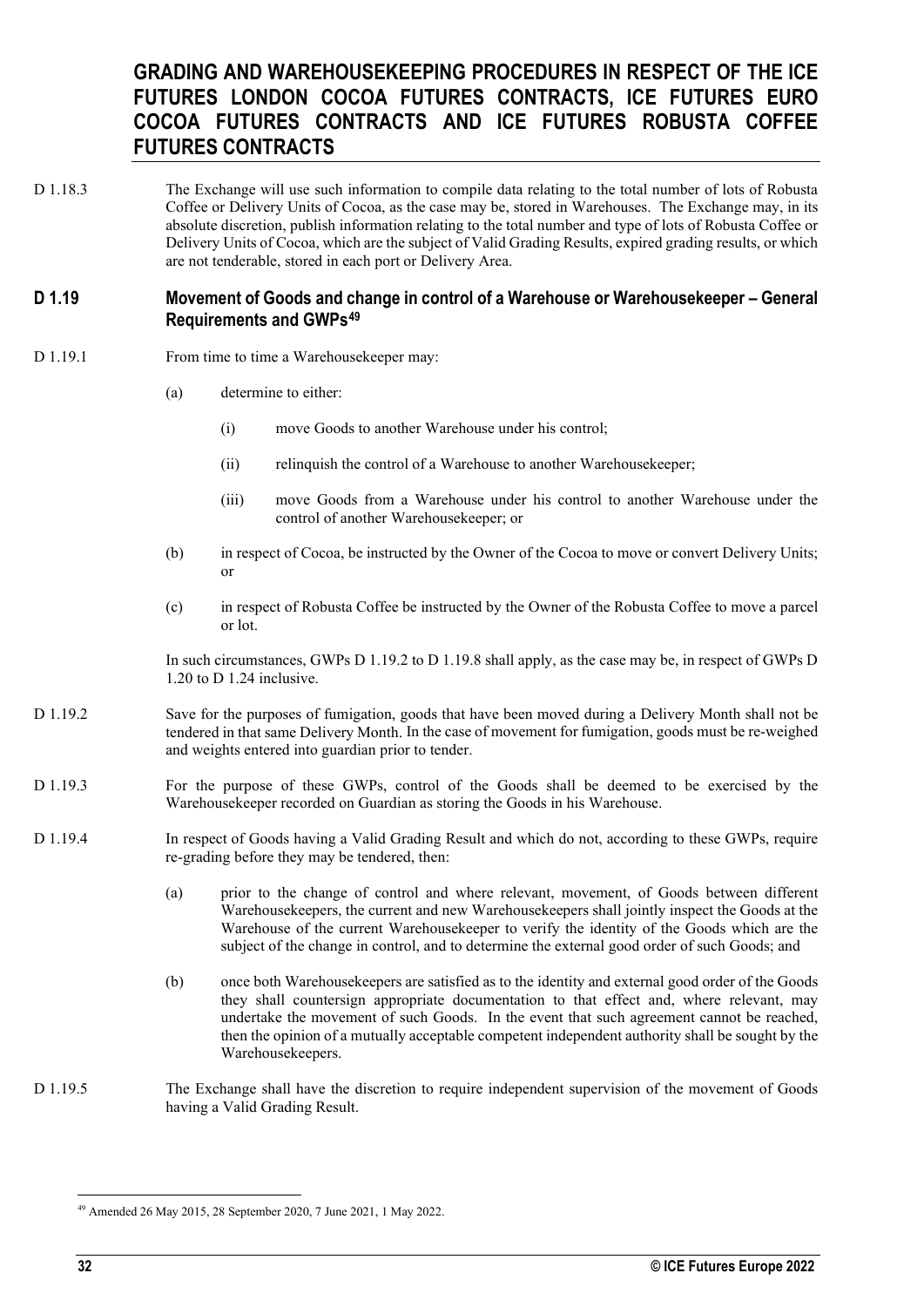D 1.18.3 The Exchange will use such information to compile data relating to the total number of lots of Robusta Coffee or Delivery Units of Cocoa, as the case may be, stored in Warehouses. The Exchange may, in its absolute discretion, publish information relating to the total number and type of lots of Robusta Coffee or Delivery Units of Cocoa, which are the subject of Valid Grading Results, expired grading results, or which are not tenderable, stored in each port or Delivery Area.

## D 1.19 Movement of Goods and change in control of a Warehouse or Warehousekeeper – General Requirements and GWPs[49]

D 1.19.1 From time to time a Warehousekeeper may:

(a) determine to either:

(i) move Goods to another Warehouse under his control;

(ii) relinquish the control of a Warehouse to another Warehousekeeper;

(iii) move Goods from a Warehouse under his control to another Warehouse under the control of another Warehousekeeper; or

(b) in respect of Cocoa, be instructed by the Owner of the Cocoa to move or convert Delivery Units; or

(c) in respect of Robusta Coffee be instructed by the Owner of the Robusta Coffee to move a parcel or lot.

In such circumstances, GWPs D 1.19.2 to D 1.19.8 shall apply, as the case may be, in respect of GWPs D 1.20 to D 1.24 inclusive.

D 1.19.2 Save for the purposes of fumigation, goods that have been moved during a Delivery Month shall not be tendered in that same Delivery Month. In the case of movement for fumigation, goods must be re-weighed and weights entered into guardian prior to tender.

D 1.19.3 For the purpose of these GWPs, control of the Goods shall be deemed to be exercised by the Warehousekeeper recorded on Guardian as storing the Goods in his Warehouse.

D 1.19.4 In respect of Goods having a Valid Grading Result and which do not, according to these GWPs, require re-grading before they may be tendered, then:

(a) prior to the change of control and where relevant, movement, of Goods between different Warehousekeepers, the current and new Warehousekeepers shall jointly inspect the Goods at the Warehouse of the current Warehousekeeper to verify the identity of the Goods which are the subject of the change in control, and to determine the external good order of such Goods; and

(b) once both Warehousekeepers are satisfied as to the identity and external good order of the Goods they shall countersign appropriate documentation to that effect and, where relevant, may undertake the movement of such Goods. In the event that such agreement cannot be reached, then the opinion of a mutually acceptable competent independent authority shall be sought by the Warehousekeepers.

D 1.19.5 The Exchange shall have the discretion to require independent supervision of the movement of Goods having a Valid Grading Result.

[49] Amended 26 May 2015, 28 September 2020, 7 June 2021, 1 May 2022.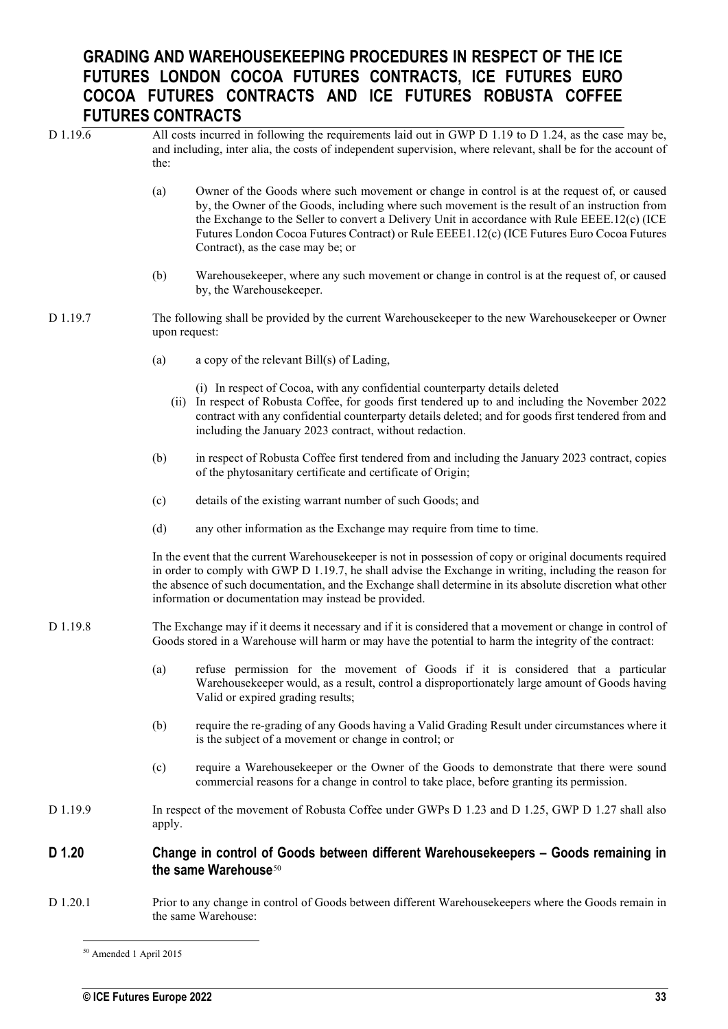D 1.19.6 All costs incurred in following the requirements laid out in GWP D 1.19 to D 1.24, as the case may be, and including, inter alia, the costs of independent supervision, where relevant, shall be for the account of the:

(a) Owner of the Goods where such movement or change in control is at the request of, or caused by, the Owner of the Goods, including where such movement is the result of an instruction from the Exchange to the Seller to convert a Delivery Unit in accordance with Rule EEEE.12(c) (ICE Futures London Cocoa Futures Contract) or Rule EEEE1.12(c) (ICE Futures Euro Cocoa Futures Contract), as the case may be; or

(b) Warehousekeeper, where any such movement or change in control is at the request of, or caused by, the Warehousekeeper.

D 1.19.7 The following shall be provided by the current Warehousekeeper to the new Warehousekeeper or Owner upon request:

(a) a copy of the relevant Bill(s) of Lading,

(i) In respect of Cocoa, with any confidential counterparty details deleted

(ii) In respect of Robusta Coffee, for goods first tendered up to and including the November 2022 contract with any confidential counterparty details deleted; and for goods first tendered from and including the January 2023 contract, without redaction.

(b) in respect of Robusta Coffee first tendered from and including the January 2023 contract, copies of the phytosanitary certificate and certificate of Origin;

(c) details of the existing warrant number of such Goods; and

(d) any other information as the Exchange may require from time to time.

In the event that the current Warehousekeeper is not in possession of copy or original documents required in order to comply with GWP D 1.19.7, he shall advise the Exchange in writing, including the reason for the absence of such documentation, and the Exchange shall determine in its absolute discretion what other information or documentation may instead be provided.

D 1.19.8 The Exchange may if it deems it necessary and if it is considered that a movement or change in control of Goods stored in a Warehouse will harm or may have the potential to harm the integrity of the contract:

(a) refuse permission for the movement of Goods if it is considered that a particular Warehousekeeper would, as a result, control a disproportionately large amount of Goods having Valid or expired grading results;

(b) require the re-grading of any Goods having a Valid Grading Result under circumstances where it is the subject of a movement or change in control; or

(c) require a Warehousekeeper or the Owner of the Goods to demonstrate that there were sound commercial reasons for a change in control to take place, before granting its permission.

D 1.19.9 In respect of the movement of Robusta Coffee under GWPs D 1.23 and D 1.25, GWP D 1.27 shall also apply.

## D 1.20 Change in control of Goods between different Warehousekeepers – Goods remaining in the same Warehouse[50]

D 1.20.1 Prior to any change in control of Goods between different Warehousekeepers where the Goods remain in the same Warehouse:

[50] Amended 1 April 2015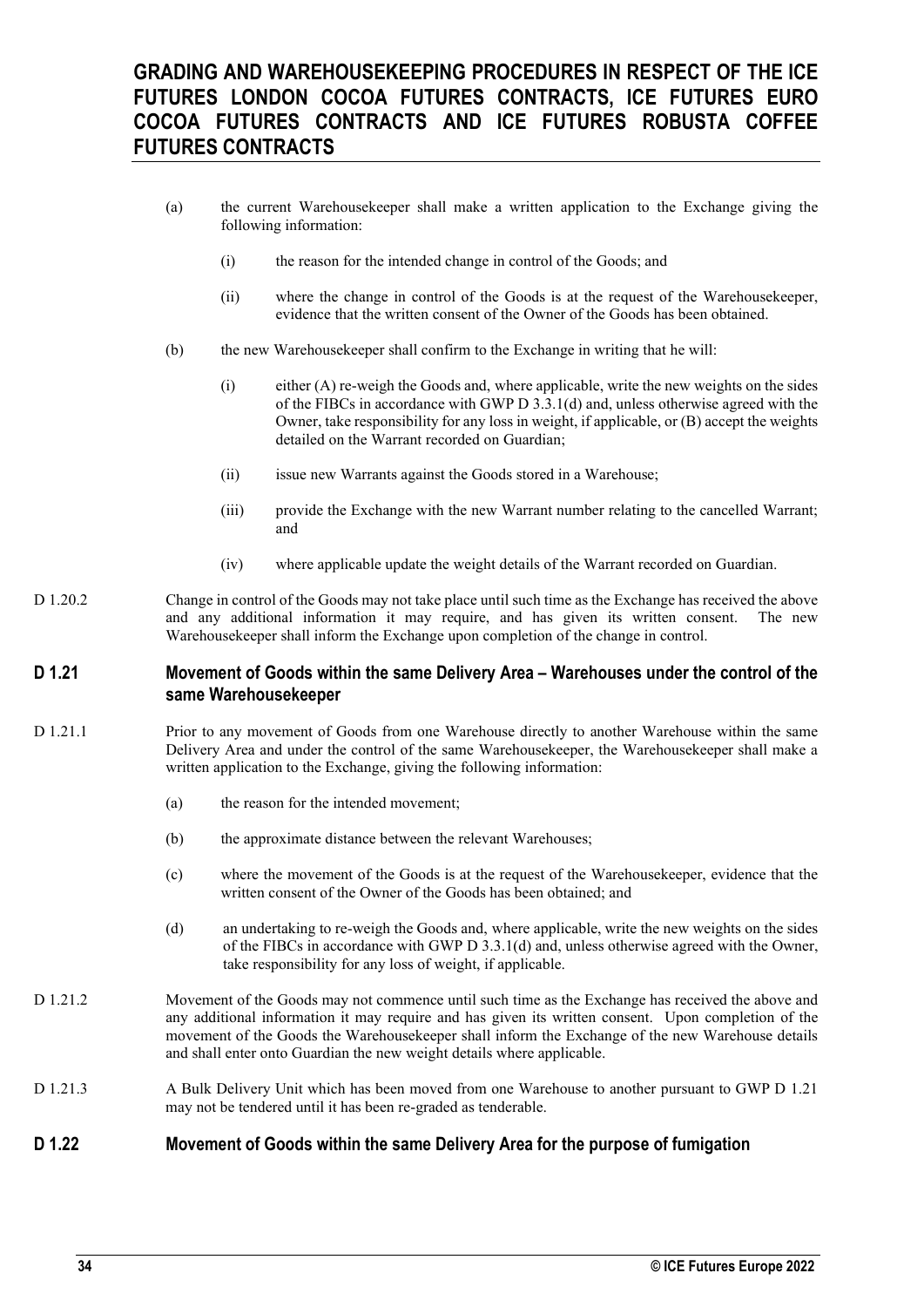(a) the current Warehousekeeper shall make a written application to the Exchange giving the following information:

  (i) the reason for the intended change in control of the Goods; and

  (ii) where the change in control of the Goods is at the request of the Warehousekeeper, evidence that the written consent of the Owner of the Goods has been obtained.

(b) the new Warehousekeeper shall confirm to the Exchange in writing that he will:

  (i) either (A) re-weigh the Goods and, where applicable, write the new weights on the sides of the FIBCs in accordance with GWP D 3.3.1(d) and, unless otherwise agreed with the Owner, take responsibility for any loss in weight, if applicable, or (B) accept the weights detailed on the Warrant recorded on Guardian;

  (ii) issue new Warrants against the Goods stored in a Warehouse;

  (iii) provide the Exchange with the new Warrant number relating to the cancelled Warrant; and

  (iv) where applicable update the weight details of the Warrant recorded on Guardian.

D 1.20.2 Change in control of the Goods may not take place until such time as the Exchange has received the above and any additional information it may require, and has given its written consent. The new Warehousekeeper shall inform the Exchange upon completion of the change in control.

## D 1.21 Movement of Goods within the same Delivery Area – Warehouses under the control of the same Warehousekeeper

D 1.21.1 Prior to any movement of Goods from one Warehouse directly to another Warehouse within the same Delivery Area and under the control of the same Warehousekeeper, the Warehousekeeper shall make a written application to the Exchange, giving the following information:

(a) the reason for the intended movement;

(b) the approximate distance between the relevant Warehouses;

(c) where the movement of the Goods is at the request of the Warehousekeeper, evidence that the written consent of the Owner of the Goods has been obtained; and

(d) an undertaking to re-weigh the Goods and, where applicable, write the new weights on the sides of the FIBCs in accordance with GWP D 3.3.1(d) and, unless otherwise agreed with the Owner, take responsibility for any loss of weight, if applicable.

D 1.21.2 Movement of the Goods may not commence until such time as the Exchange has received the above and any additional information it may require and has given its written consent. Upon completion of the movement of the Goods the Warehousekeeper shall inform the Exchange of the new Warehouse details and shall enter onto Guardian the new weight details where applicable.

D 1.21.3 A Bulk Delivery Unit which has been moved from one Warehouse to another pursuant to GWP D 1.21 may not be tendered until it has been re-graded as tenderable.

## D 1.22 Movement of Goods within the same Delivery Area for the purpose of fumigation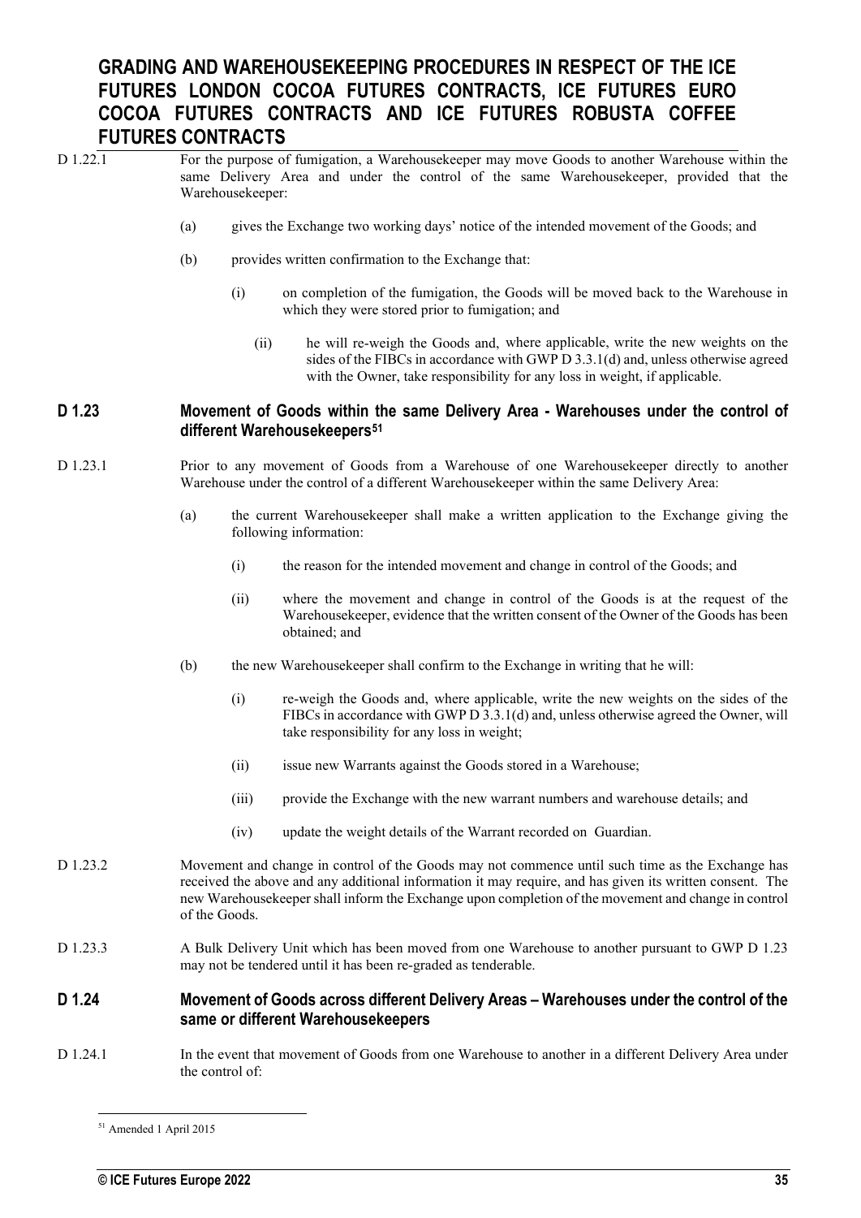D 1.22.1 For the purpose of fumigation, a Warehousekeeper may move Goods to another Warehouse within the same Delivery Area and under the control of the same Warehousekeeper, provided that the Warehousekeeper:

(a) gives the Exchange two working days' notice of the intended movement of the Goods; and

(b) provides written confirmation to the Exchange that:

(i) on completion of the fumigation, the Goods will be moved back to the Warehouse in which they were stored prior to fumigation; and

(ii) he will re-weigh the Goods and, where applicable, write the new weights on the sides of the FIBCs in accordance with GWP D 3.3.1(d) and, unless otherwise agreed with the Owner, take responsibility for any loss in weight, if applicable.

## D 1.23 Movement of Goods within the same Delivery Area - Warehouses under the control of different Warehousekeepers[51]

D 1.23.1 Prior to any movement of Goods from a Warehouse of one Warehousekeeper directly to another Warehouse under the control of a different Warehousekeeper within the same Delivery Area:

(a) the current Warehousekeeper shall make a written application to the Exchange giving the following information:

(i) the reason for the intended movement and change in control of the Goods; and

(ii) where the movement and change in control of the Goods is at the request of the Warehousekeeper, evidence that the written consent of the Owner of the Goods has been obtained; and

(b) the new Warehousekeeper shall confirm to the Exchange in writing that he will:

(i) re-weigh the Goods and, where applicable, write the new weights on the sides of the FIBCs in accordance with GWP D 3.3.1(d) and, unless otherwise agreed the Owner, will take responsibility for any loss in weight;

(ii) issue new Warrants against the Goods stored in a Warehouse;

(iii) provide the Exchange with the new warrant numbers and warehouse details; and

(iv) update the weight details of the Warrant recorded on Guardian.

D 1.23.2 Movement and change in control of the Goods may not commence until such time as the Exchange has received the above and any additional information it may require, and has given its written consent. The new Warehousekeeper shall inform the Exchange upon completion of the movement and change in control of the Goods.

D 1.23.3 A Bulk Delivery Unit which has been moved from one Warehouse to another pursuant to GWP D 1.23 may not be tendered until it has been re-graded as tenderable.

## D 1.24 Movement of Goods across different Delivery Areas – Warehouses under the control of the same or different Warehousekeepers

D 1.24.1 In the event that movement of Goods from one Warehouse to another in a different Delivery Area under the control of:

[51] Amended 1 April 2015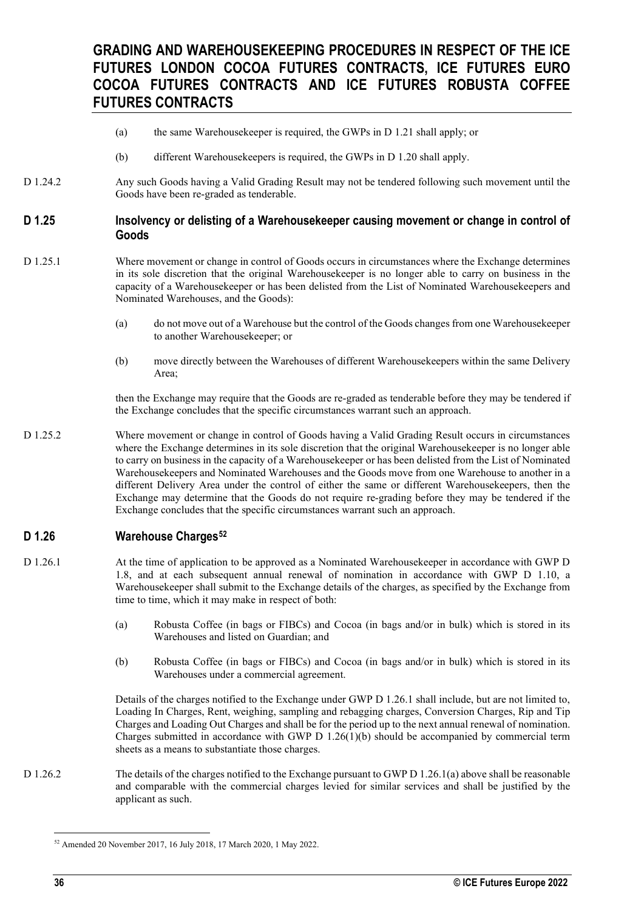- (a) the same Warehousekeeper is required, the GWPs in D 1.21 shall apply; or
- (b) different Warehousekeepers is required, the GWPs in D 1.20 shall apply.

D 1.24.2 Any such Goods having a Valid Grading Result may not be tendered following such movement until the Goods have been re-graded as tenderable.

## D 1.25 Insolvency or delisting of a Warehousekeeper causing movement or change in control of Goods

D 1.25.1 Where movement or change in control of Goods occurs in circumstances where the Exchange determines in its sole discretion that the original Warehousekeeper is no longer able to carry on business in the capacity of a Warehousekeeper or has been delisted from the List of Nominated Warehousekeepers and Nominated Warehouses, and the Goods):

- (a) do not move out of a Warehouse but the control of the Goods changes from one Warehousekeeper to another Warehousekeeper; or
- (b) move directly between the Warehouses of different Warehousekeepers within the same Delivery Area;

then the Exchange may require that the Goods are re-graded as tenderable before they may be tendered if the Exchange concludes that the specific circumstances warrant such an approach.

D 1.25.2 Where movement or change in control of Goods having a Valid Grading Result occurs in circumstances where the Exchange determines in its sole discretion that the original Warehousekeeper is no longer able to carry on business in the capacity of a Warehousekeeper or has been delisted from the List of Nominated Warehousekeepers and Nominated Warehouses and the Goods move from one Warehouse to another in a different Delivery Area under the control of either the same or different Warehousekeepers, then the Exchange may determine that the Goods do not require re-grading before they may be tendered if the Exchange concludes that the specific circumstances warrant such an approach.

## D 1.26 Warehouse Charges[52]

D 1.26.1 At the time of application to be approved as a Nominated Warehousekeeper in accordance with GWP D 1.8, and at each subsequent annual renewal of nomination in accordance with GWP D 1.10, a Warehousekeeper shall submit to the Exchange details of the charges, as specified by the Exchange from time to time, which it may make in respect of both:

- (a) Robusta Coffee (in bags or FIBCs) and Cocoa (in bags and/or in bulk) which is stored in its Warehouses and listed on Guardian; and
- (b) Robusta Coffee (in bags or FIBCs) and Cocoa (in bags and/or in bulk) which is stored in its Warehouses under a commercial agreement.

Details of the charges notified to the Exchange under GWP D 1.26.1 shall include, but are not limited to, Loading In Charges, Rent, weighing, sampling and rebagging charges, Conversion Charges, Rip and Tip Charges and Loading Out Charges and shall be for the period up to the next annual renewal of nomination. Charges submitted in accordance with GWP D 1.26(1)(b) should be accompanied by commercial term sheets as a means to substantiate those charges.

D 1.26.2 The details of the charges notified to the Exchange pursuant to GWP D 1.26.1(a) above shall be reasonable and comparable with the commercial charges levied for similar services and shall be justified by the applicant as such.

[52] Amended 20 November 2017, 16 July 2018, 17 March 2020, 1 May 2022.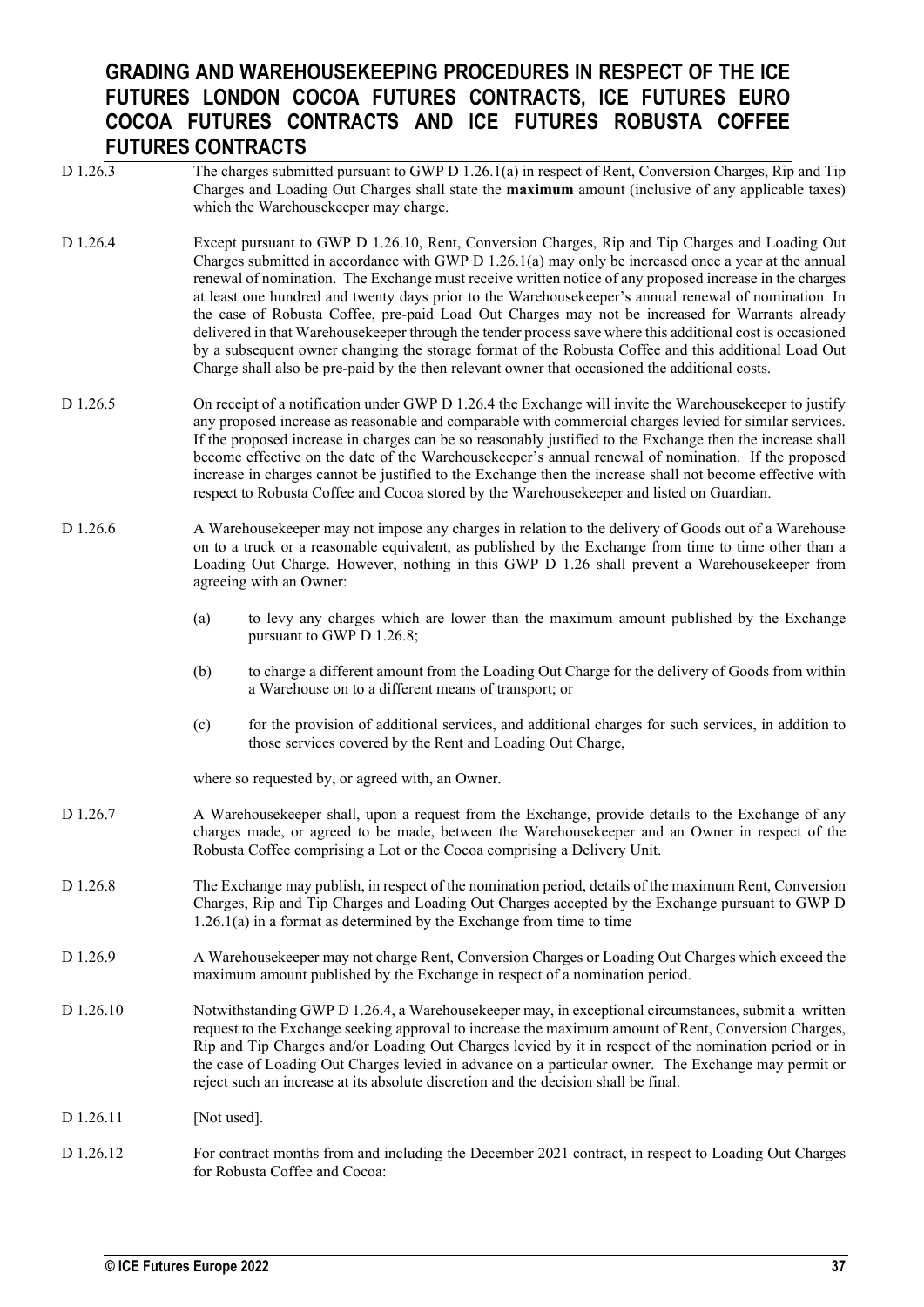D 1.26.3 The charges submitted pursuant to GWP D 1.26.1(a) in respect of Rent, Conversion Charges, Rip and Tip Charges and Loading Out Charges shall state the **maximum** amount (inclusive of any applicable taxes) which the Warehousekeeper may charge.

D 1.26.4 Except pursuant to GWP D 1.26.10, Rent, Conversion Charges, Rip and Tip Charges and Loading Out Charges submitted in accordance with GWP D 1.26.1(a) may only be increased once a year at the annual renewal of nomination. The Exchange must receive written notice of any proposed increase in the charges at least one hundred and twenty days prior to the Warehousekeeper's annual renewal of nomination. In the case of Robusta Coffee, pre-paid Load Out Charges may not be increased for Warrants already delivered in that Warehousekeeper through the tender process save where this additional cost is occasioned by a subsequent owner changing the storage format of the Robusta Coffee and this additional Load Out Charge shall also be pre-paid by the then relevant owner that occasioned the additional costs.

D 1.26.5 On receipt of a notification under GWP D 1.26.4 the Exchange will invite the Warehousekeeper to justify any proposed increase as reasonable and comparable with commercial charges levied for similar services. If the proposed increase in charges can be so reasonably justified to the Exchange then the increase shall become effective on the date of the Warehousekeeper's annual renewal of nomination. If the proposed increase in charges cannot be justified to the Exchange then the increase shall not become effective with respect to Robusta Coffee and Cocoa stored by the Warehousekeeper and listed on Guardian.

D 1.26.6 A Warehousekeeper may not impose any charges in relation to the delivery of Goods out of a Warehouse on to a truck or a reasonable equivalent, as published by the Exchange from time to time other than a Loading Out Charge. However, nothing in this GWP D 1.26 shall prevent a Warehousekeeper from agreeing with an Owner:

(a) to levy any charges which are lower than the maximum amount published by the Exchange pursuant to GWP D 1.26.8;

(b) to charge a different amount from the Loading Out Charge for the delivery of Goods from within a Warehouse on to a different means of transport; or

(c) for the provision of additional services, and additional charges for such services, in addition to those services covered by the Rent and Loading Out Charge,

where so requested by, or agreed with, an Owner.

D 1.26.7 A Warehousekeeper shall, upon a request from the Exchange, provide details to the Exchange of any charges made, or agreed to be made, between the Warehousekeeper and an Owner in respect of the Robusta Coffee comprising a Lot or the Cocoa comprising a Delivery Unit.

D 1.26.8 The Exchange may publish, in respect of the nomination period, details of the maximum Rent, Conversion Charges, Rip and Tip Charges and Loading Out Charges accepted by the Exchange pursuant to GWP D 1.26.1(a) in a format as determined by the Exchange from time to time

D 1.26.9 A Warehousekeeper may not charge Rent, Conversion Charges or Loading Out Charges which exceed the maximum amount published by the Exchange in respect of a nomination period.

D 1.26.10 Notwithstanding GWP D 1.26.4, a Warehousekeeper may, in exceptional circumstances, submit a written request to the Exchange seeking approval to increase the maximum amount of Rent, Conversion Charges, Rip and Tip Charges and/or Loading Out Charges levied by it in respect of the nomination period or in the case of Loading Out Charges levied in advance on a particular owner. The Exchange may permit or reject such an increase at its absolute discretion and the decision shall be final.

D 1.26.11 [Not used].

D 1.26.12 For contract months from and including the December 2021 contract, in respect to Loading Out Charges for Robusta Coffee and Cocoa: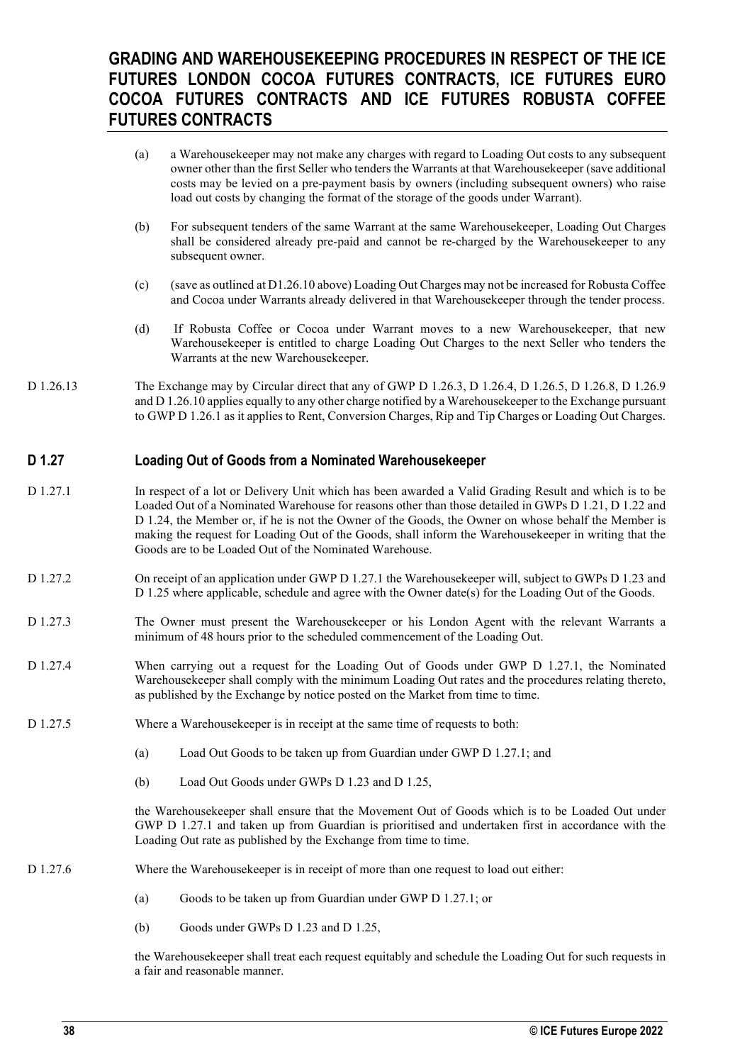(a) a Warehousekeeper may not make any charges with regard to Loading Out costs to any subsequent owner other than the first Seller who tenders the Warrants at that Warehousekeeper (save additional costs may be levied on a pre-payment basis by owners (including subsequent owners) who raise load out costs by changing the format of the storage of the goods under Warrant).

(b) For subsequent tenders of the same Warrant at the same Warehousekeeper, Loading Out Charges shall be considered already pre-paid and cannot be re-charged by the Warehousekeeper to any subsequent owner.

(c) (save as outlined at D1.26.10 above) Loading Out Charges may not be increased for Robusta Coffee and Cocoa under Warrants already delivered in that Warehousekeeper through the tender process.

(d) If Robusta Coffee or Cocoa under Warrant moves to a new Warehousekeeper, that new Warehousekeeper is entitled to charge Loading Out Charges to the next Seller who tenders the Warrants at the new Warehousekeeper.

D 1.26.13 The Exchange may by Circular direct that any of GWP D 1.26.3, D 1.26.4, D 1.26.5, D 1.26.8, D 1.26.9 and D 1.26.10 applies equally to any other charge notified by a Warehousekeeper to the Exchange pursuant to GWP D 1.26.1 as it applies to Rent, Conversion Charges, Rip and Tip Charges or Loading Out Charges.

## D 1.27 Loading Out of Goods from a Nominated Warehousekeeper

D 1.27.1 In respect of a lot or Delivery Unit which has been awarded a Valid Grading Result and which is to be Loaded Out of a Nominated Warehouse for reasons other than those detailed in GWPs D 1.21, D 1.22 and D 1.24, the Member or, if he is not the Owner of the Goods, the Owner on whose behalf the Member is making the request for Loading Out of the Goods, shall inform the Warehousekeeper in writing that the Goods are to be Loaded Out of the Nominated Warehouse.

D 1.27.2 On receipt of an application under GWP D 1.27.1 the Warehousekeeper will, subject to GWPs D 1.23 and D 1.25 where applicable, schedule and agree with the Owner date(s) for the Loading Out of the Goods.

D 1.27.3 The Owner must present the Warehousekeeper or his London Agent with the relevant Warrants a minimum of 48 hours prior to the scheduled commencement of the Loading Out.

D 1.27.4 When carrying out a request for the Loading Out of Goods under GWP D 1.27.1, the Nominated Warehousekeeper shall comply with the minimum Loading Out rates and the procedures relating thereto, as published by the Exchange by notice posted on the Market from time to time.

D 1.27.5 Where a Warehousekeeper is in receipt at the same time of requests to both:

(a) Load Out Goods to be taken up from Guardian under GWP D 1.27.1; and

(b) Load Out Goods under GWPs D 1.23 and D 1.25,

the Warehousekeeper shall ensure that the Movement Out of Goods which is to be Loaded Out under GWP D 1.27.1 and taken up from Guardian is prioritised and undertaken first in accordance with the Loading Out rate as published by the Exchange from time to time.

D 1.27.6 Where the Warehousekeeper is in receipt of more than one request to load out either:

(a) Goods to be taken up from Guardian under GWP D 1.27.1; or

(b) Goods under GWPs D 1.23 and D 1.25,

the Warehousekeeper shall treat each request equitably and schedule the Loading Out for such requests in a fair and reasonable manner.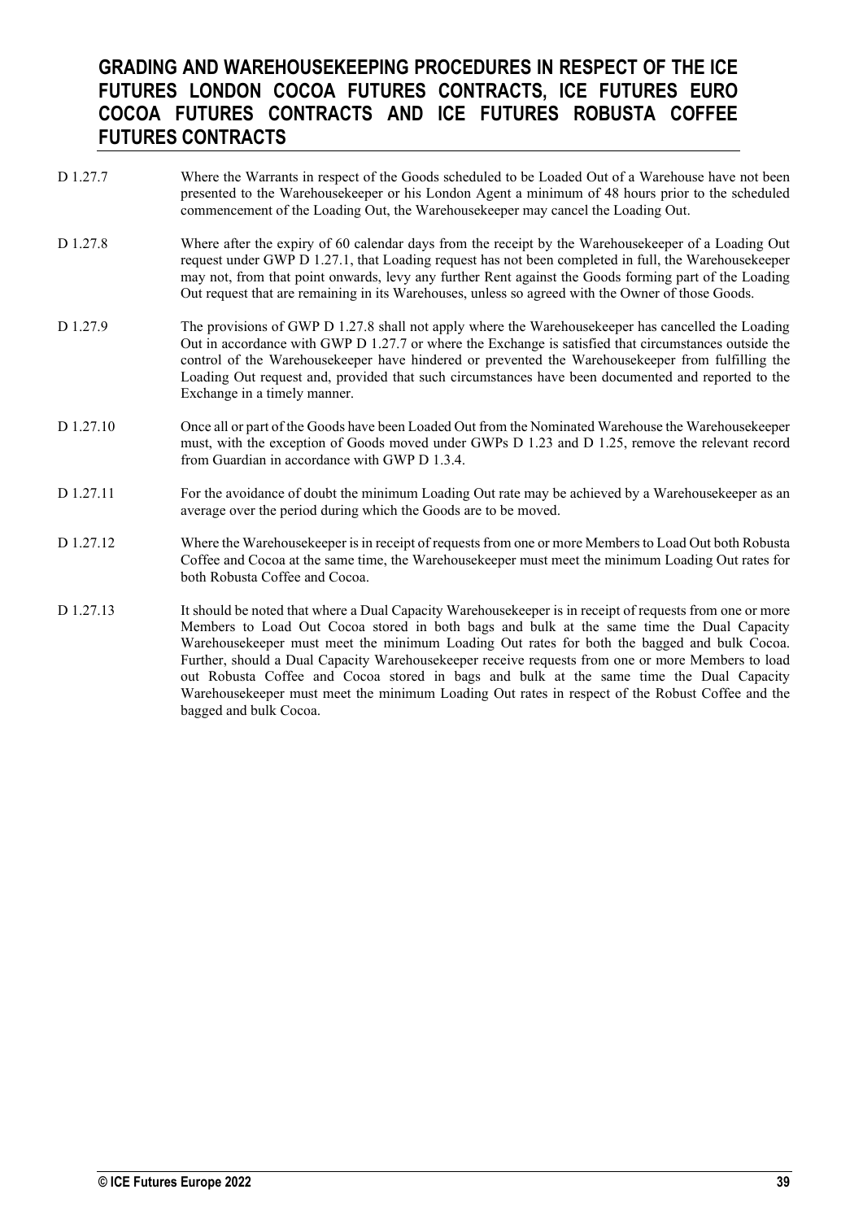D 1.27.7 Where the Warrants in respect of the Goods scheduled to be Loaded Out of a Warehouse have not been presented to the Warehousekeeper or his London Agent a minimum of 48 hours prior to the scheduled commencement of the Loading Out, the Warehousekeeper may cancel the Loading Out.

D 1.27.8 Where after the expiry of 60 calendar days from the receipt by the Warehousekeeper of a Loading Out request under GWP D 1.27.1, that Loading request has not been completed in full, the Warehousekeeper may not, from that point onwards, levy any further Rent against the Goods forming part of the Loading Out request that are remaining in its Warehouses, unless so agreed with the Owner of those Goods.

D 1.27.9 The provisions of GWP D 1.27.8 shall not apply where the Warehousekeeper has cancelled the Loading Out in accordance with GWP D 1.27.7 or where the Exchange is satisfied that circumstances outside the control of the Warehousekeeper have hindered or prevented the Warehousekeeper from fulfilling the Loading Out request and, provided that such circumstances have been documented and reported to the Exchange in a timely manner.

D 1.27.10 Once all or part of the Goods have been Loaded Out from the Nominated Warehouse the Warehousekeeper must, with the exception of Goods moved under GWPs D 1.23 and D 1.25, remove the relevant record from Guardian in accordance with GWP D 1.3.4.

D 1.27.11 For the avoidance of doubt the minimum Loading Out rate may be achieved by a Warehousekeeper as an average over the period during which the Goods are to be moved.

D 1.27.12 Where the Warehousekeeper is in receipt of requests from one or more Members to Load Out both Robusta Coffee and Cocoa at the same time, the Warehousekeeper must meet the minimum Loading Out rates for both Robusta Coffee and Cocoa.

D 1.27.13 It should be noted that where a Dual Capacity Warehousekeeper is in receipt of requests from one or more Members to Load Out Cocoa stored in both bags and bulk at the same time the Dual Capacity Warehousekeeper must meet the minimum Loading Out rates for both the bagged and bulk Cocoa. Further, should a Dual Capacity Warehousekeeper receive requests from one or more Members to load out Robusta Coffee and Cocoa stored in bags and bulk at the same time the Dual Capacity Warehousekeeper must meet the minimum Loading Out rates in respect of the Robust Coffee and the bagged and bulk Cocoa.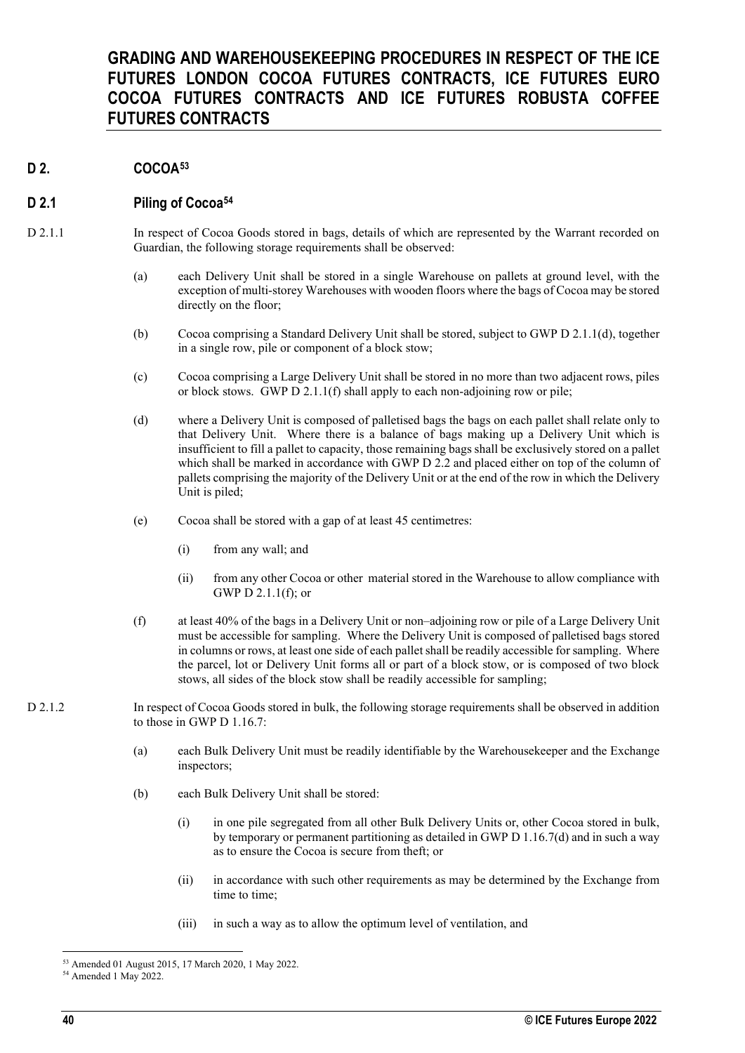# GRADING AND WAREHOUSEKEEPING PROCEDURES IN RESPECT OF THE ICE FUTURES LONDON COCOA FUTURES CONTRACTS, ICE FUTURES EURO COCOA FUTURES CONTRACTS AND ICE FUTURES ROBUSTA COFFEE FUTURES CONTRACTS

## D 2. COCOA[53]

### D 2.1 Piling of Cocoa[54]

D 2.1.1 In respect of Cocoa Goods stored in bags, details of which are represented by the Warrant recorded on Guardian, the following storage requirements shall be observed:

(a) each Delivery Unit shall be stored in a single Warehouse on pallets at ground level, with the exception of multi-storey Warehouses with wooden floors where the bags of Cocoa may be stored directly on the floor;

(b) Cocoa comprising a Standard Delivery Unit shall be stored, subject to GWP D 2.1.1(d), together in a single row, pile or component of a block stow;

(c) Cocoa comprising a Large Delivery Unit shall be stored in no more than two adjacent rows, piles or block stows. GWP D 2.1.1(f) shall apply to each non-adjoining row or pile;

(d) where a Delivery Unit is composed of palletised bags the bags on each pallet shall relate only to that Delivery Unit. Where there is a balance of bags making up a Delivery Unit which is insufficient to fill a pallet to capacity, those remaining bags shall be exclusively stored on a pallet which shall be marked in accordance with GWP D 2.2 and placed either on top of the column of pallets comprising the majority of the Delivery Unit or at the end of the row in which the Delivery Unit is piled;

(e) Cocoa shall be stored with a gap of at least 45 centimetres:

(i) from any wall; and

(ii) from any other Cocoa or other material stored in the Warehouse to allow compliance with GWP D 2.1.1(f); or

(f) at least 40% of the bags in a Delivery Unit or non–adjoining row or pile of a Large Delivery Unit must be accessible for sampling. Where the Delivery Unit is composed of palletised bags stored in columns or rows, at least one side of each pallet shall be readily accessible for sampling. Where the parcel, lot or Delivery Unit forms all or part of a block stow, or is composed of two block stows, all sides of the block stow shall be readily accessible for sampling;

D 2.1.2 In respect of Cocoa Goods stored in bulk, the following storage requirements shall be observed in addition to those in GWP D 1.16.7:

(a) each Bulk Delivery Unit must be readily identifiable by the Warehousekeeper and the Exchange inspectors;

(b) each Bulk Delivery Unit shall be stored:

(i) in one pile segregated from all other Bulk Delivery Units or, other Cocoa stored in bulk, by temporary or permanent partitioning as detailed in GWP D 1.16.7(d) and in such a way as to ensure the Cocoa is secure from theft; or

(ii) in accordance with such other requirements as may be determined by the Exchange from time to time;

(iii) in such a way as to allow the optimum level of ventilation, and

---

[53] Amended 01 August 2015, 17 March 2020, 1 May 2022.

[54] Amended 1 May 2022.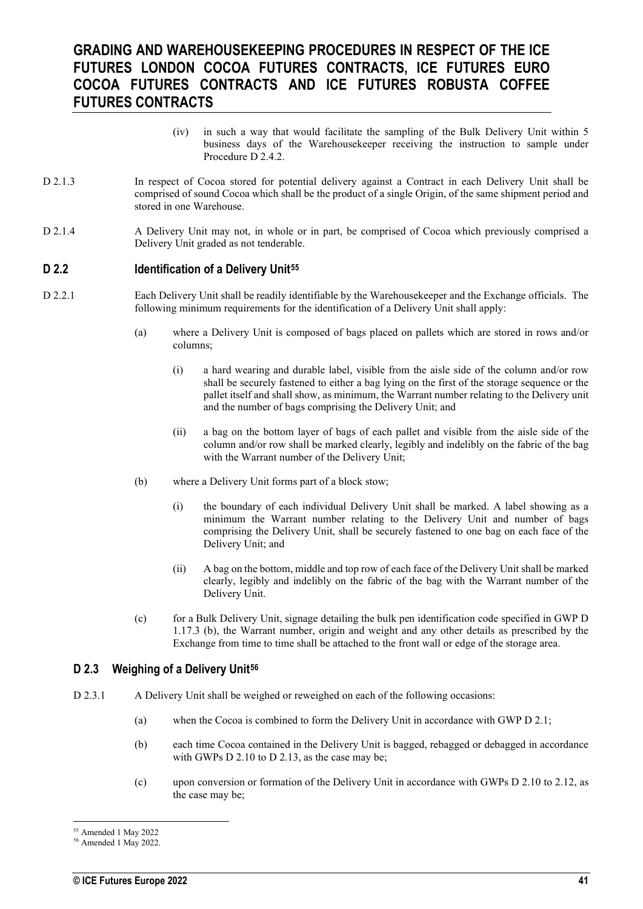(iv) in such a way that would facilitate the sampling of the Bulk Delivery Unit within 5 business days of the Warehousekeeper receiving the instruction to sample under Procedure D 2.4.2.

D 2.1.3 In respect of Cocoa stored for potential delivery against a Contract in each Delivery Unit shall be comprised of sound Cocoa which shall be the product of a single Origin, of the same shipment period and stored in one Warehouse.

D 2.1.4 A Delivery Unit may not, in whole or in part, be comprised of Cocoa which previously comprised a Delivery Unit graded as not tenderable.

## D 2.2 Identification of a Delivery Unit[55]

D 2.2.1 Each Delivery Unit shall be readily identifiable by the Warehousekeeper and the Exchange officials. The following minimum requirements for the identification of a Delivery Unit shall apply:

(a) where a Delivery Unit is composed of bags placed on pallets which are stored in rows and/or columns;

(i) a hard wearing and durable label, visible from the aisle side of the column and/or row shall be securely fastened to either a bag lying on the first of the storage sequence or the pallet itself and shall show, as minimum, the Warrant number relating to the Delivery unit and the number of bags comprising the Delivery Unit; and

(ii) a bag on the bottom layer of bags of each pallet and visible from the aisle side of the column and/or row shall be marked clearly, legibly and indelibly on the fabric of the bag with the Warrant number of the Delivery Unit;

(b) where a Delivery Unit forms part of a block stow;

(i) the boundary of each individual Delivery Unit shall be marked. A label showing as a minimum the Warrant number relating to the Delivery Unit and number of bags comprising the Delivery Unit, shall be securely fastened to one bag on each face of the Delivery Unit; and

(ii) A bag on the bottom, middle and top row of each face of the Delivery Unit shall be marked clearly, legibly and indelibly on the fabric of the bag with the Warrant number of the Delivery Unit.

(c) for a Bulk Delivery Unit, signage detailing the bulk pen identification code specified in GWP D 1.17.3 (b), the Warrant number, origin and weight and any other details as prescribed by the Exchange from time to time shall be attached to the front wall or edge of the storage area.

## D 2.3 Weighing of a Delivery Unit[56]

D 2.3.1 A Delivery Unit shall be weighed or reweighed on each of the following occasions:

(a) when the Cocoa is combined to form the Delivery Unit in accordance with GWP D 2.1;

(b) each time Cocoa contained in the Delivery Unit is bagged, rebagged or debagged in accordance with GWPs D 2.10 to D 2.13, as the case may be;

(c) upon conversion or formation of the Delivery Unit in accordance with GWPs D 2.10 to 2.12, as the case may be;

[55] Amended 1 May 2022

[56] Amended 1 May 2022.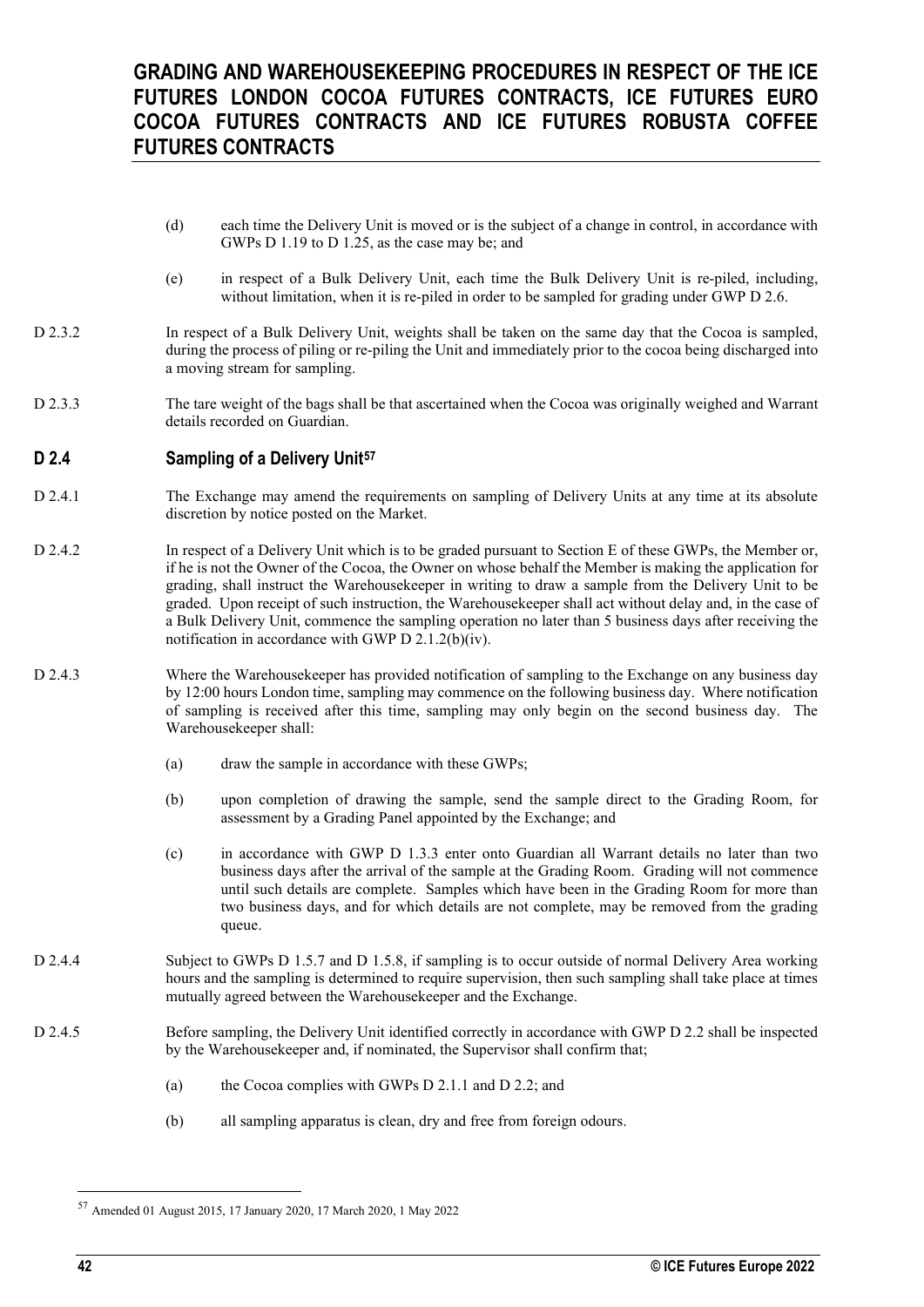(d) each time the Delivery Unit is moved or is the subject of a change in control, in accordance with GWPs D 1.19 to D 1.25, as the case may be; and

(e) in respect of a Bulk Delivery Unit, each time the Bulk Delivery Unit is re-piled, including, without limitation, when it is re-piled in order to be sampled for grading under GWP D 2.6.

D 2.3.2 In respect of a Bulk Delivery Unit, weights shall be taken on the same day that the Cocoa is sampled, during the process of piling or re-piling the Unit and immediately prior to the cocoa being discharged into a moving stream for sampling.

D 2.3.3 The tare weight of the bags shall be that ascertained when the Cocoa was originally weighed and Warrant details recorded on Guardian.

## D 2.4 Sampling of a Delivery Unit[57]

D 2.4.1 The Exchange may amend the requirements on sampling of Delivery Units at any time at its absolute discretion by notice posted on the Market.

D 2.4.2 In respect of a Delivery Unit which is to be graded pursuant to Section E of these GWPs, the Member or, if he is not the Owner of the Cocoa, the Owner on whose behalf the Member is making the application for grading, shall instruct the Warehousekeeper in writing to draw a sample from the Delivery Unit to be graded. Upon receipt of such instruction, the Warehousekeeper shall act without delay and, in the case of a Bulk Delivery Unit, commence the sampling operation no later than 5 business days after receiving the notification in accordance with GWP D 2.1.2(b)(iv).

D 2.4.3 Where the Warehousekeeper has provided notification of sampling to the Exchange on any business day by 12:00 hours London time, sampling may commence on the following business day. Where notification of sampling is received after this time, sampling may only begin on the second business day. The Warehousekeeper shall:

(a) draw the sample in accordance with these GWPs;

(b) upon completion of drawing the sample, send the sample direct to the Grading Room, for assessment by a Grading Panel appointed by the Exchange; and

(c) in accordance with GWP D 1.3.3 enter onto Guardian all Warrant details no later than two business days after the arrival of the sample at the Grading Room. Grading will not commence until such details are complete. Samples which have been in the Grading Room for more than two business days, and for which details are not complete, may be removed from the grading queue.

D 2.4.4 Subject to GWPs D 1.5.7 and D 1.5.8, if sampling is to occur outside of normal Delivery Area working hours and the sampling is determined to require supervision, then such sampling shall take place at times mutually agreed between the Warehousekeeper and the Exchange.

D 2.4.5 Before sampling, the Delivery Unit identified correctly in accordance with GWP D 2.2 shall be inspected by the Warehousekeeper and, if nominated, the Supervisor shall confirm that;

(a) the Cocoa complies with GWPs D 2.1.1 and D 2.2; and

(b) all sampling apparatus is clean, dry and free from foreign odours.

---

[57] Amended 01 August 2015, 17 January 2020, 17 March 2020, 1 May 2022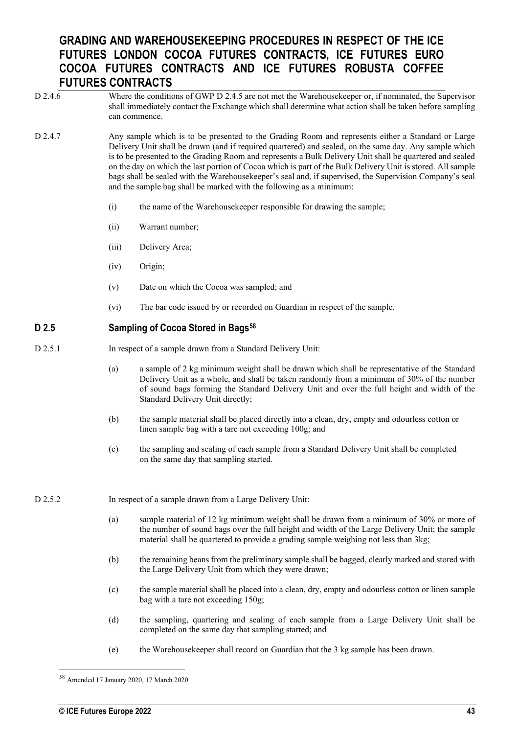D 2.4.6 Where the conditions of GWP D 2.4.5 are not met the Warehousekeeper or, if nominated, the Supervisor shall immediately contact the Exchange which shall determine what action shall be taken before sampling can commence.

D 2.4.7 Any sample which is to be presented to the Grading Room and represents either a Standard or Large Delivery Unit shall be drawn (and if required quartered) and sealed, on the same day. Any sample which is to be presented to the Grading Room and represents a Bulk Delivery Unit shall be quartered and sealed on the day on which the last portion of Cocoa which is part of the Bulk Delivery Unit is stored. All sample bags shall be sealed with the Warehousekeeper's seal and, if supervised, the Supervision Company's seal and the sample bag shall be marked with the following as a minimum:

(i) the name of the Warehousekeeper responsible for drawing the sample;

(ii) Warrant number;

(iii) Delivery Area;

(iv) Origin;

(v) Date on which the Cocoa was sampled; and

(vi) The bar code issued by or recorded on Guardian in respect of the sample.

## D 2.5 Sampling of Cocoa Stored in Bags[58]

D 2.5.1 In respect of a sample drawn from a Standard Delivery Unit:

(a) a sample of 2 kg minimum weight shall be drawn which shall be representative of the Standard Delivery Unit as a whole, and shall be taken randomly from a minimum of 30% of the number of sound bags forming the Standard Delivery Unit and over the full height and width of the Standard Delivery Unit directly;

(b) the sample material shall be placed directly into a clean, dry, empty and odourless cotton or linen sample bag with a tare not exceeding 100g; and

(c) the sampling and sealing of each sample from a Standard Delivery Unit shall be completed on the same day that sampling started.

D 2.5.2 In respect of a sample drawn from a Large Delivery Unit:

(a) sample material of 12 kg minimum weight shall be drawn from a minimum of 30% or more of the number of sound bags over the full height and width of the Large Delivery Unit; the sample material shall be quartered to provide a grading sample weighing not less than 3kg;

(b) the remaining beans from the preliminary sample shall be bagged, clearly marked and stored with the Large Delivery Unit from which they were drawn;

(c) the sample material shall be placed into a clean, dry, empty and odourless cotton or linen sample bag with a tare not exceeding 150g;

(d) the sampling, quartering and sealing of each sample from a Large Delivery Unit shall be completed on the same day that sampling started; and

(e) the Warehousekeeper shall record on Guardian that the 3 kg sample has been drawn.

[58] Amended 17 January 2020, 17 March 2020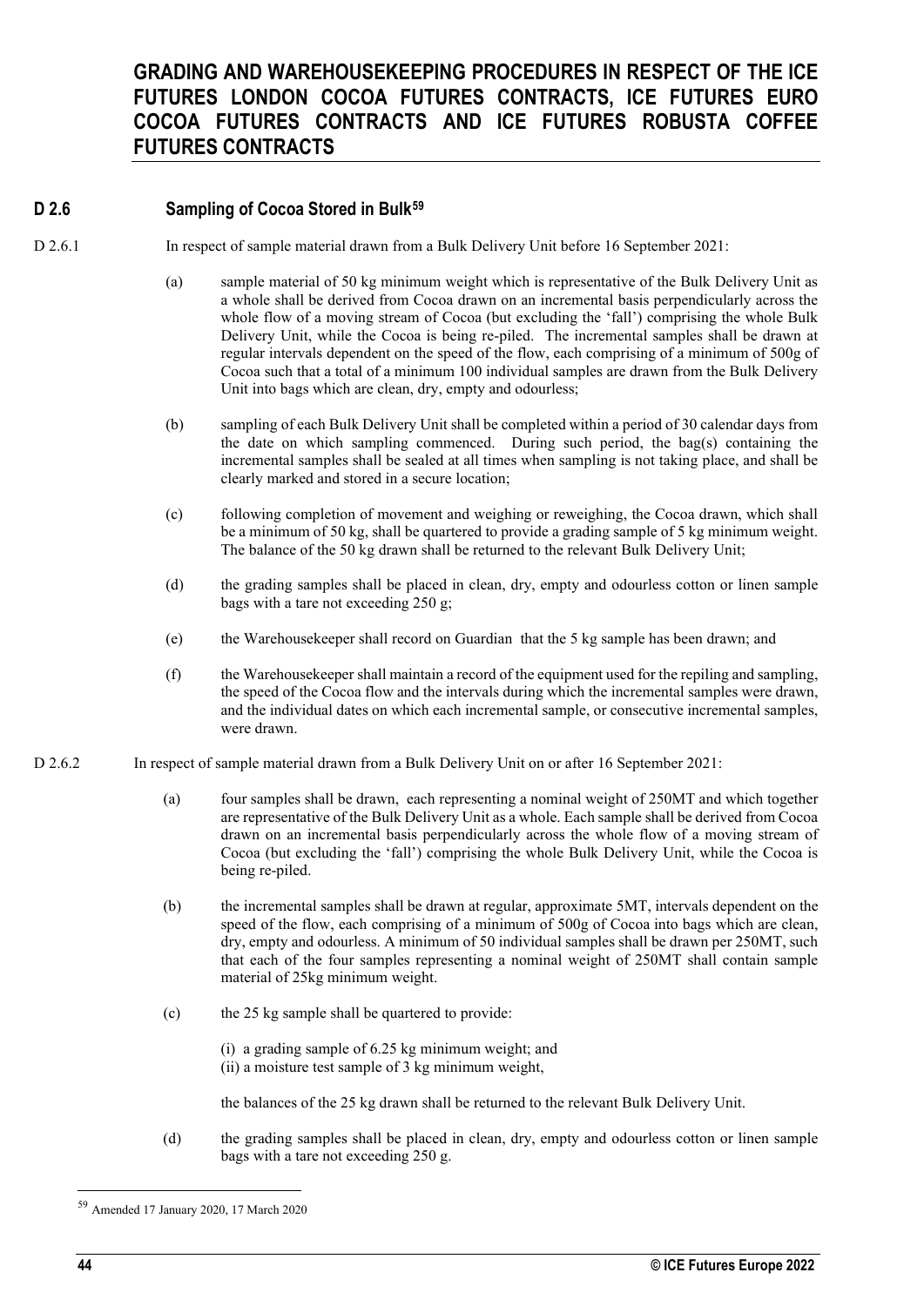## D 2.6 Sampling of Cocoa Stored in Bulk[59]

D 2.6.1 In respect of sample material drawn from a Bulk Delivery Unit before 16 September 2021:

(a) sample material of 50 kg minimum weight which is representative of the Bulk Delivery Unit as a whole shall be derived from Cocoa drawn on an incremental basis perpendicularly across the whole flow of a moving stream of Cocoa (but excluding the 'fall') comprising the whole Bulk Delivery Unit, while the Cocoa is being re-piled. The incremental samples shall be drawn at regular intervals dependent on the speed of the flow, each comprising of a minimum of 500g of Cocoa such that a total of a minimum 100 individual samples are drawn from the Bulk Delivery Unit into bags which are clean, dry, empty and odourless;

(b) sampling of each Bulk Delivery Unit shall be completed within a period of 30 calendar days from the date on which sampling commenced. During such period, the bag(s) containing the incremental samples shall be sealed at all times when sampling is not taking place, and shall be clearly marked and stored in a secure location;

(c) following completion of movement and weighing or reweighing, the Cocoa drawn, which shall be a minimum of 50 kg, shall be quartered to provide a grading sample of 5 kg minimum weight. The balance of the 50 kg drawn shall be returned to the relevant Bulk Delivery Unit;

(d) the grading samples shall be placed in clean, dry, empty and odourless cotton or linen sample bags with a tare not exceeding 250 g;

(e) the Warehousekeeper shall record on Guardian that the 5 kg sample has been drawn; and

(f) the Warehousekeeper shall maintain a record of the equipment used for the repiling and sampling, the speed of the Cocoa flow and the intervals during which the incremental samples were drawn, and the individual dates on which each incremental sample, or consecutive incremental samples, were drawn.

D 2.6.2 In respect of sample material drawn from a Bulk Delivery Unit on or after 16 September 2021:

(a) four samples shall be drawn, each representing a nominal weight of 250MT and which together are representative of the Bulk Delivery Unit as a whole. Each sample shall be derived from Cocoa drawn on an incremental basis perpendicularly across the whole flow of a moving stream of Cocoa (but excluding the 'fall') comprising the whole Bulk Delivery Unit, while the Cocoa is being re-piled.

(b) the incremental samples shall be drawn at regular, approximate 5MT, intervals dependent on the speed of the flow, each comprising of a minimum of 500g of Cocoa into bags which are clean, dry, empty and odourless. A minimum of 50 individual samples shall be drawn per 250MT, such that each of the four samples representing a nominal weight of 250MT shall contain sample material of 25kg minimum weight.

(c) the 25 kg sample shall be quartered to provide:

(i) a grading sample of 6.25 kg minimum weight; and
(ii) a moisture test sample of 3 kg minimum weight,

the balances of the 25 kg drawn shall be returned to the relevant Bulk Delivery Unit.

(d) the grading samples shall be placed in clean, dry, empty and odourless cotton or linen sample bags with a tare not exceeding 250 g.

---

[59] Amended 17 January 2020, 17 March 2020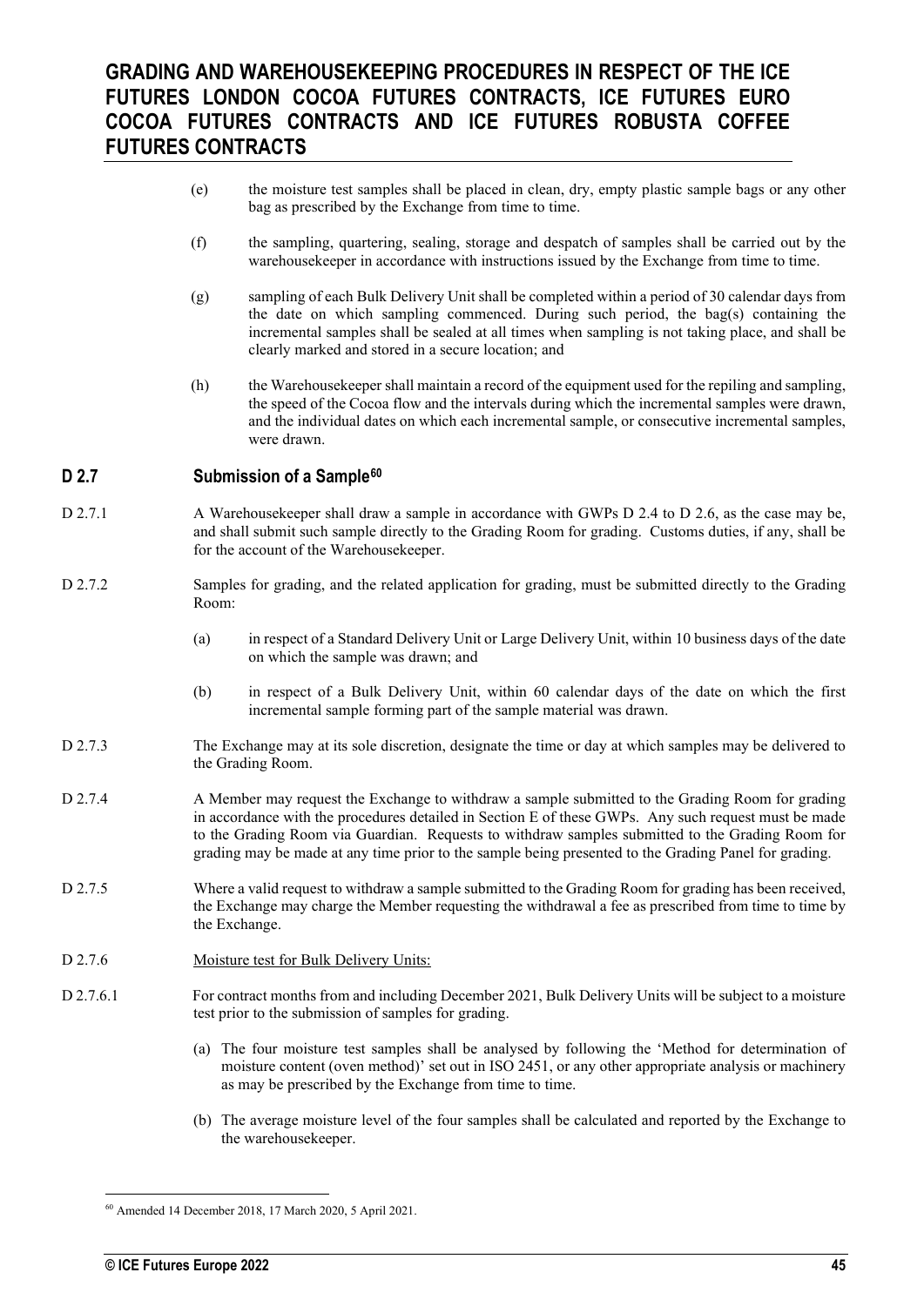(e) the moisture test samples shall be placed in clean, dry, empty plastic sample bags or any other bag as prescribed by the Exchange from time to time.

(f) the sampling, quartering, sealing, storage and despatch of samples shall be carried out by the warehousekeeper in accordance with instructions issued by the Exchange from time to time.

(g) sampling of each Bulk Delivery Unit shall be completed within a period of 30 calendar days from the date on which sampling commenced. During such period, the bag(s) containing the incremental samples shall be sealed at all times when sampling is not taking place, and shall be clearly marked and stored in a secure location; and

(h) the Warehousekeeper shall maintain a record of the equipment used for the repiling and sampling, the speed of the Cocoa flow and the intervals during which the incremental samples were drawn, and the individual dates on which each incremental sample, or consecutive incremental samples, were drawn.

## D 2.7 Submission of a Sample[60]

D 2.7.1 A Warehousekeeper shall draw a sample in accordance with GWPs D 2.4 to D 2.6, as the case may be, and shall submit such sample directly to the Grading Room for grading. Customs duties, if any, shall be for the account of the Warehousekeeper.

D 2.7.2 Samples for grading, and the related application for grading, must be submitted directly to the Grading Room:

(a) in respect of a Standard Delivery Unit or Large Delivery Unit, within 10 business days of the date on which the sample was drawn; and

(b) in respect of a Bulk Delivery Unit, within 60 calendar days of the date on which the first incremental sample forming part of the sample material was drawn.

D 2.7.3 The Exchange may at its sole discretion, designate the time or day at which samples may be delivered to the Grading Room.

D 2.7.4 A Member may request the Exchange to withdraw a sample submitted to the Grading Room for grading in accordance with the procedures detailed in Section E of these GWPs. Any such request must be made to the Grading Room via Guardian. Requests to withdraw samples submitted to the Grading Room for grading may be made at any time prior to the sample being presented to the Grading Panel for grading.

D 2.7.5 Where a valid request to withdraw a sample submitted to the Grading Room for grading has been received, the Exchange may charge the Member requesting the withdrawal a fee as prescribed from time to time by the Exchange.

D 2.7.6 Moisture test for Bulk Delivery Units:

D 2.7.6.1 For contract months from and including December 2021, Bulk Delivery Units will be subject to a moisture test prior to the submission of samples for grading.

(a) The four moisture test samples shall be analysed by following the 'Method for determination of moisture content (oven method)' set out in ISO 2451, or any other appropriate analysis or machinery as may be prescribed by the Exchange from time to time.

(b) The average moisture level of the four samples shall be calculated and reported by the Exchange to the warehousekeeper.

[60] Amended 14 December 2018, 17 March 2020, 5 April 2021.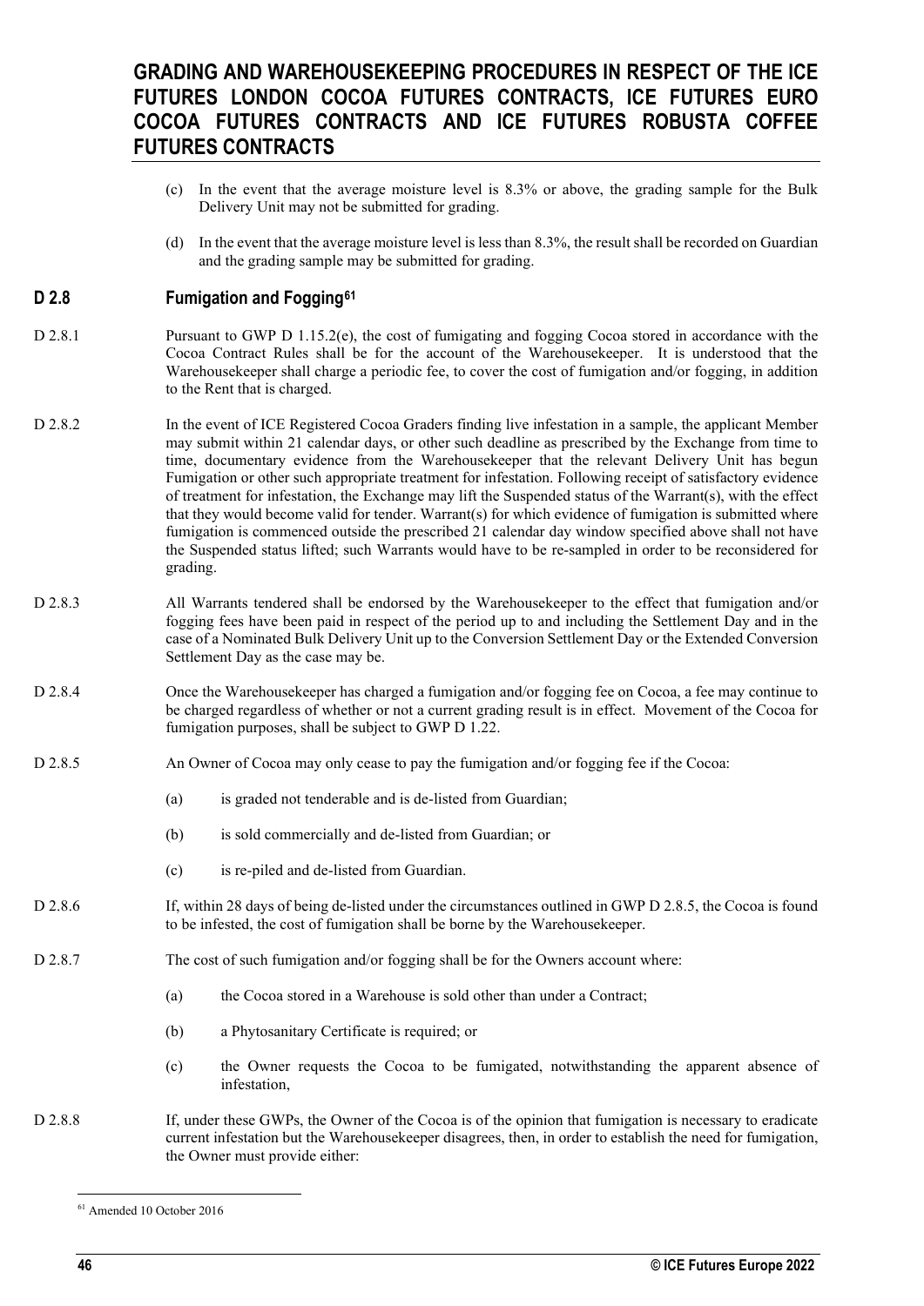(c) In the event that the average moisture level is 8.3% or above, the grading sample for the Bulk Delivery Unit may not be submitted for grading.

(d) In the event that the average moisture level is less than 8.3%, the result shall be recorded on Guardian and the grading sample may be submitted for grading.

## D 2.8 Fumigation and Fogging[61]

D 2.8.1 Pursuant to GWP D 1.15.2(e), the cost of fumigating and fogging Cocoa stored in accordance with the Cocoa Contract Rules shall be for the account of the Warehousekeeper. It is understood that the Warehousekeeper shall charge a periodic fee, to cover the cost of fumigation and/or fogging, in addition to the Rent that is charged.

D 2.8.2 In the event of ICE Registered Cocoa Graders finding live infestation in a sample, the applicant Member may submit within 21 calendar days, or other such deadline as prescribed by the Exchange from time to time, documentary evidence from the Warehousekeeper that the relevant Delivery Unit has begun Fumigation or other such appropriate treatment for infestation. Following receipt of satisfactory evidence of treatment for infestation, the Exchange may lift the Suspended status of the Warrant(s), with the effect that they would become valid for tender. Warrant(s) for which evidence of fumigation is submitted where fumigation is commenced outside the prescribed 21 calendar day window specified above shall not have the Suspended status lifted; such Warrants would have to be re-sampled in order to be reconsidered for grading.

D 2.8.3 All Warrants tendered shall be endorsed by the Warehousekeeper to the effect that fumigation and/or fogging fees have been paid in respect of the period up to and including the Settlement Day and in the case of a Nominated Bulk Delivery Unit up to the Conversion Settlement Day or the Extended Conversion Settlement Day as the case may be.

D 2.8.4 Once the Warehousekeeper has charged a fumigation and/or fogging fee on Cocoa, a fee may continue to be charged regardless of whether or not a current grading result is in effect. Movement of the Cocoa for fumigation purposes, shall be subject to GWP D 1.22.

D 2.8.5 An Owner of Cocoa may only cease to pay the fumigation and/or fogging fee if the Cocoa:

(a) is graded not tenderable and is de-listed from Guardian;

(b) is sold commercially and de-listed from Guardian; or

(c) is re-piled and de-listed from Guardian.

D 2.8.6 If, within 28 days of being de-listed under the circumstances outlined in GWP D 2.8.5, the Cocoa is found to be infested, the cost of fumigation shall be borne by the Warehousekeeper.

D 2.8.7 The cost of such fumigation and/or fogging shall be for the Owners account where:

(a) the Cocoa stored in a Warehouse is sold other than under a Contract;

(b) a Phytosanitary Certificate is required; or

(c) the Owner requests the Cocoa to be fumigated, notwithstanding the apparent absence of infestation,

D 2.8.8 If, under these GWPs, the Owner of the Cocoa is of the opinion that fumigation is necessary to eradicate current infestation but the Warehousekeeper disagrees, then, in order to establish the need for fumigation, the Owner must provide either:

[61] Amended 10 October 2016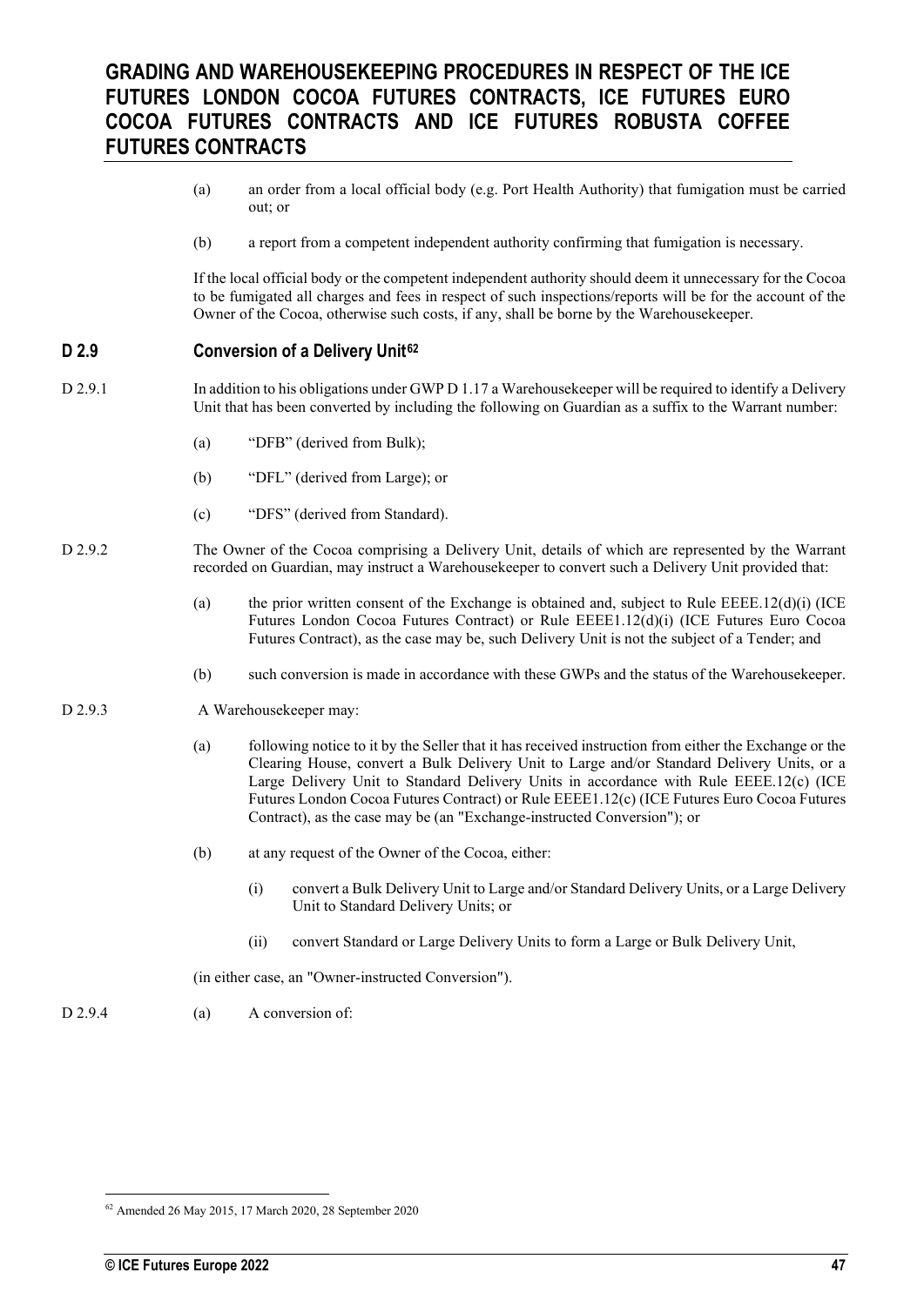(a) an order from a local official body (e.g. Port Health Authority) that fumigation must be carried out; or

(b) a report from a competent independent authority confirming that fumigation is necessary.

If the local official body or the competent independent authority should deem it unnecessary for the Cocoa to be fumigated all charges and fees in respect of such inspections/reports will be for the account of the Owner of the Cocoa, otherwise such costs, if any, shall be borne by the Warehousekeeper.

## D 2.9 Conversion of a Delivery Unit[62]

D 2.9.1 In addition to his obligations under GWP D 1.17 a Warehousekeeper will be required to identify a Delivery Unit that has been converted by including the following on Guardian as a suffix to the Warrant number:

(a) "DFB" (derived from Bulk);

(b) "DFL" (derived from Large); or

(c) "DFS" (derived from Standard).

D 2.9.2 The Owner of the Cocoa comprising a Delivery Unit, details of which are represented by the Warrant recorded on Guardian, may instruct a Warehousekeeper to convert such a Delivery Unit provided that:

(a) the prior written consent of the Exchange is obtained and, subject to Rule EEEE.12(d)(i) (ICE Futures London Cocoa Futures Contract) or Rule EEEE1.12(d)(i) (ICE Futures Euro Cocoa Futures Contract), as the case may be, such Delivery Unit is not the subject of a Tender; and

(b) such conversion is made in accordance with these GWPs and the status of the Warehousekeeper.

D 2.9.3 A Warehousekeeper may:

(a) following notice to it by the Seller that it has received instruction from either the Exchange or the Clearing House, convert a Bulk Delivery Unit to Large and/or Standard Delivery Units, or a Large Delivery Unit to Standard Delivery Units in accordance with Rule EEEE.12(c) (ICE Futures London Cocoa Futures Contract) or Rule EEEE1.12(c) (ICE Futures Euro Cocoa Futures Contract), as the case may be (an "Exchange-instructed Conversion"); or

(b) at any request of the Owner of the Cocoa, either:

(i) convert a Bulk Delivery Unit to Large and/or Standard Delivery Units, or a Large Delivery Unit to Standard Delivery Units; or

(ii) convert Standard or Large Delivery Units to form a Large or Bulk Delivery Unit,

(in either case, an "Owner-instructed Conversion").

D 2.9.4 (a) A conversion of:

---

[62] Amended 26 May 2015, 17 March 2020, 28 September 2020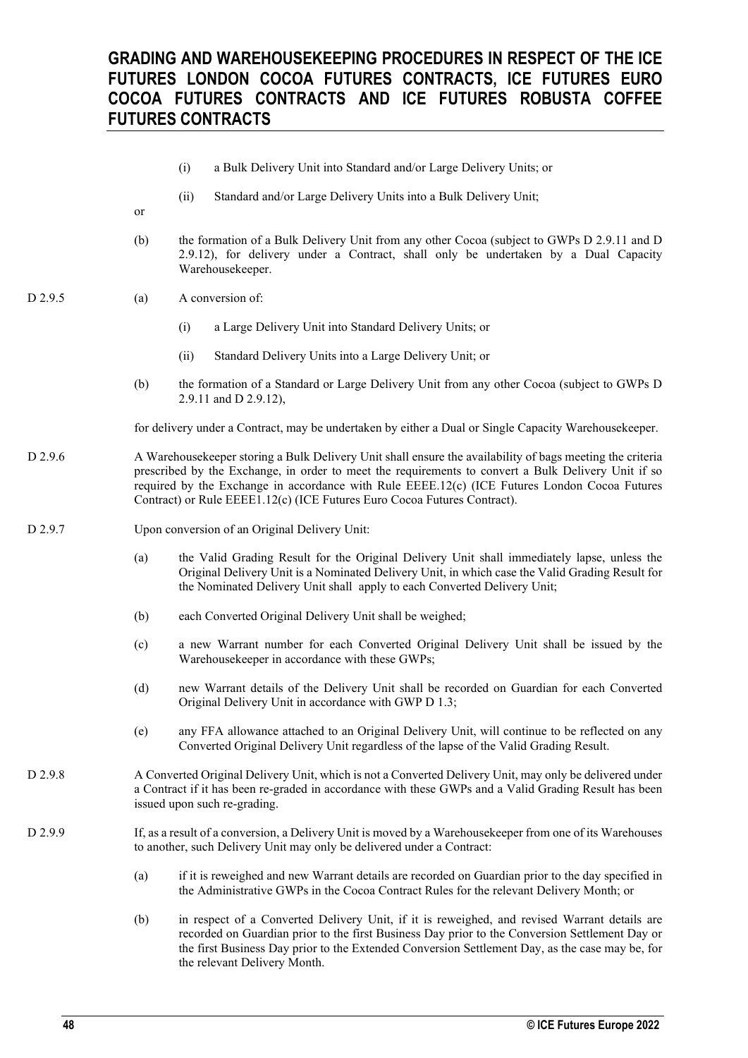- (i) a Bulk Delivery Unit into Standard and/or Large Delivery Units; or
- (ii) Standard and/or Large Delivery Units into a Bulk Delivery Unit;

or

(b) the formation of a Bulk Delivery Unit from any other Cocoa (subject to GWPs D 2.9.11 and D 2.9.12), for delivery under a Contract, shall only be undertaken by a Dual Capacity Warehousekeeper.

D 2.9.5 (a) A conversion of:

- (i) a Large Delivery Unit into Standard Delivery Units; or
- (ii) Standard Delivery Units into a Large Delivery Unit; or

(b) the formation of a Standard or Large Delivery Unit from any other Cocoa (subject to GWPs D 2.9.11 and D 2.9.12),

for delivery under a Contract, may be undertaken by either a Dual or Single Capacity Warehousekeeper.

D 2.9.6 A Warehousekeeper storing a Bulk Delivery Unit shall ensure the availability of bags meeting the criteria prescribed by the Exchange, in order to meet the requirements to convert a Bulk Delivery Unit if so required by the Exchange in accordance with Rule EEEE.12(c) (ICE Futures London Cocoa Futures Contract) or Rule EEEE1.12(c) (ICE Futures Euro Cocoa Futures Contract).

D 2.9.7 Upon conversion of an Original Delivery Unit:

(a) the Valid Grading Result for the Original Delivery Unit shall immediately lapse, unless the Original Delivery Unit is a Nominated Delivery Unit, in which case the Valid Grading Result for the Nominated Delivery Unit shall apply to each Converted Delivery Unit;

(b) each Converted Original Delivery Unit shall be weighed;

(c) a new Warrant number for each Converted Original Delivery Unit shall be issued by the Warehousekeeper in accordance with these GWPs;

(d) new Warrant details of the Delivery Unit shall be recorded on Guardian for each Converted Original Delivery Unit in accordance with GWP D 1.3;

(e) any FFA allowance attached to an Original Delivery Unit, will continue to be reflected on any Converted Original Delivery Unit regardless of the lapse of the Valid Grading Result.

D 2.9.8 A Converted Original Delivery Unit, which is not a Converted Delivery Unit, may only be delivered under a Contract if it has been re-graded in accordance with these GWPs and a Valid Grading Result has been issued upon such re-grading.

D 2.9.9 If, as a result of a conversion, a Delivery Unit is moved by a Warehousekeeper from one of its Warehouses to another, such Delivery Unit may only be delivered under a Contract:

(a) if it is reweighed and new Warrant details are recorded on Guardian prior to the day specified in the Administrative GWPs in the Cocoa Contract Rules for the relevant Delivery Month; or

(b) in respect of a Converted Delivery Unit, if it is reweighed, and revised Warrant details are recorded on Guardian prior to the first Business Day prior to the Conversion Settlement Day or the first Business Day prior to the Extended Conversion Settlement Day, as the case may be, for the relevant Delivery Month.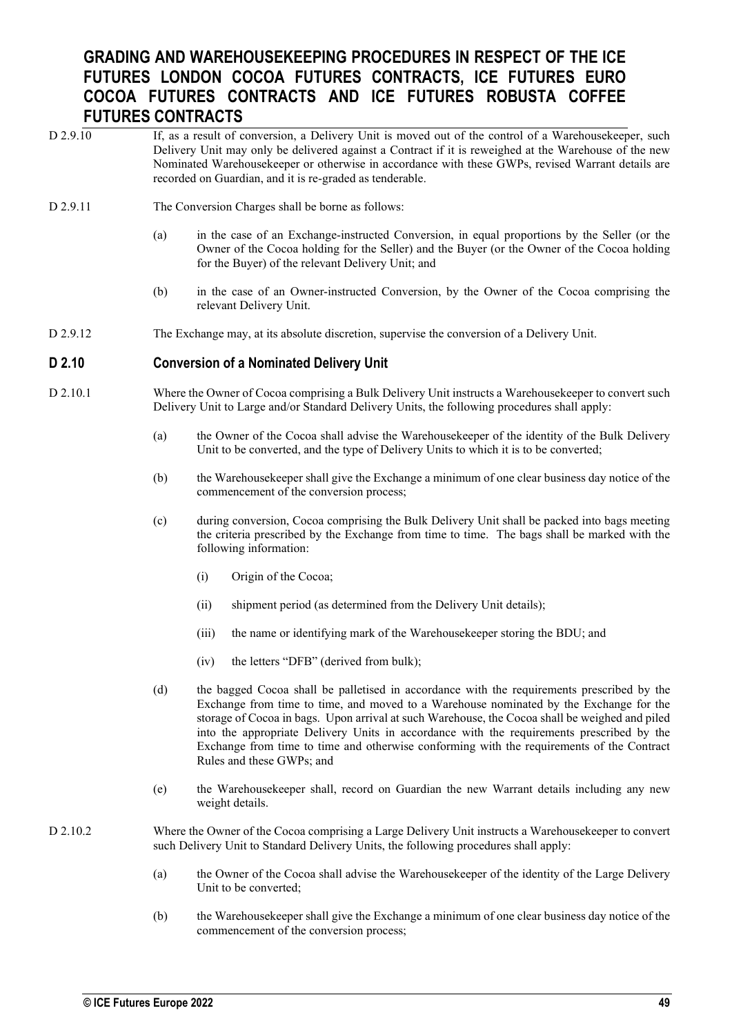D 2.9.10 If, as a result of conversion, a Delivery Unit is moved out of the control of a Warehousekeeper, such Delivery Unit may only be delivered against a Contract if it is reweighed at the Warehouse of the new Nominated Warehousekeeper or otherwise in accordance with these GWPs, revised Warrant details are recorded on Guardian, and it is re-graded as tenderable.

D 2.9.11 The Conversion Charges shall be borne as follows:

(a) in the case of an Exchange-instructed Conversion, in equal proportions by the Seller (or the Owner of the Cocoa holding for the Seller) and the Buyer (or the Owner of the Cocoa holding for the Buyer) of the relevant Delivery Unit; and

(b) in the case of an Owner-instructed Conversion, by the Owner of the Cocoa comprising the relevant Delivery Unit.

D 2.9.12 The Exchange may, at its absolute discretion, supervise the conversion of a Delivery Unit.

## D 2.10 Conversion of a Nominated Delivery Unit

D 2.10.1 Where the Owner of Cocoa comprising a Bulk Delivery Unit instructs a Warehousekeeper to convert such Delivery Unit to Large and/or Standard Delivery Units, the following procedures shall apply:

(a) the Owner of the Cocoa shall advise the Warehousekeeper of the identity of the Bulk Delivery Unit to be converted, and the type of Delivery Units to which it is to be converted;

(b) the Warehousekeeper shall give the Exchange a minimum of one clear business day notice of the commencement of the conversion process;

(c) during conversion, Cocoa comprising the Bulk Delivery Unit shall be packed into bags meeting the criteria prescribed by the Exchange from time to time. The bags shall be marked with the following information:

(i) Origin of the Cocoa;

(ii) shipment period (as determined from the Delivery Unit details);

(iii) the name or identifying mark of the Warehousekeeper storing the BDU; and

(iv) the letters "DFB" (derived from bulk);

(d) the bagged Cocoa shall be palletised in accordance with the requirements prescribed by the Exchange from time to time, and moved to a Warehouse nominated by the Exchange for the storage of Cocoa in bags. Upon arrival at such Warehouse, the Cocoa shall be weighed and piled into the appropriate Delivery Units in accordance with the requirements prescribed by the Exchange from time to time and otherwise conforming with the requirements of the Contract Rules and these GWPs; and

(e) the Warehousekeeper shall, record on Guardian the new Warrant details including any new weight details.

D 2.10.2 Where the Owner of the Cocoa comprising a Large Delivery Unit instructs a Warehousekeeper to convert such Delivery Unit to Standard Delivery Units, the following procedures shall apply:

(a) the Owner of the Cocoa shall advise the Warehousekeeper of the identity of the Large Delivery Unit to be converted;

(b) the Warehousekeeper shall give the Exchange a minimum of one clear business day notice of the commencement of the conversion process;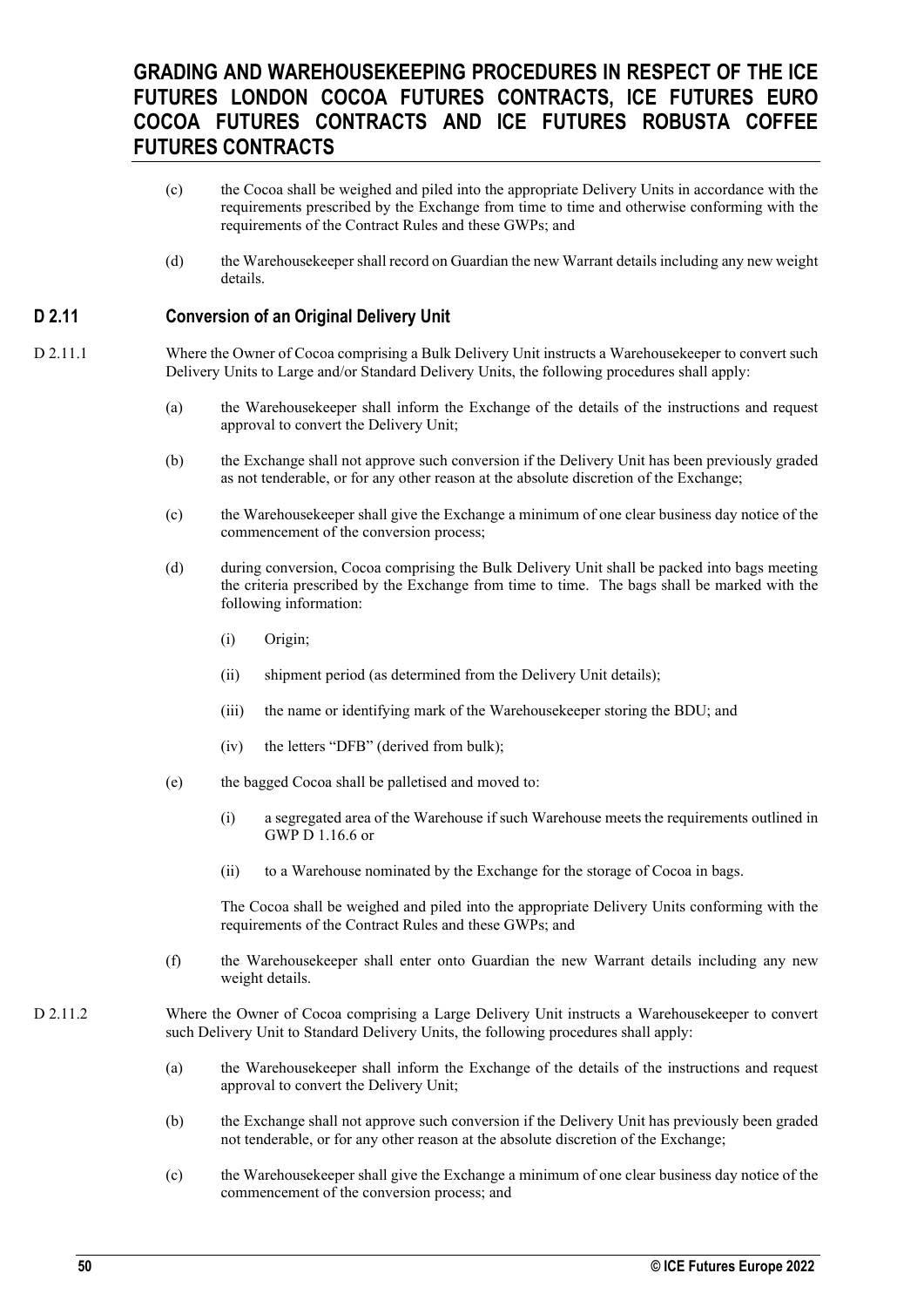(c) the Cocoa shall be weighed and piled into the appropriate Delivery Units in accordance with the requirements prescribed by the Exchange from time to time and otherwise conforming with the requirements of the Contract Rules and these GWPs; and

(d) the Warehousekeeper shall record on Guardian the new Warrant details including any new weight details.

## D 2.11 Conversion of an Original Delivery Unit

D 2.11.1 Where the Owner of Cocoa comprising a Bulk Delivery Unit instructs a Warehousekeeper to convert such Delivery Units to Large and/or Standard Delivery Units, the following procedures shall apply:

(a) the Warehousekeeper shall inform the Exchange of the details of the instructions and request approval to convert the Delivery Unit;

(b) the Exchange shall not approve such conversion if the Delivery Unit has been previously graded as not tenderable, or for any other reason at the absolute discretion of the Exchange;

(c) the Warehousekeeper shall give the Exchange a minimum of one clear business day notice of the commencement of the conversion process;

(d) during conversion, Cocoa comprising the Bulk Delivery Unit shall be packed into bags meeting the criteria prescribed by the Exchange from time to time. The bags shall be marked with the following information:

(i) Origin;

(ii) shipment period (as determined from the Delivery Unit details);

(iii) the name or identifying mark of the Warehousekeeper storing the BDU; and

(iv) the letters "DFB" (derived from bulk);

(e) the bagged Cocoa shall be palletised and moved to:

(i) a segregated area of the Warehouse if such Warehouse meets the requirements outlined in GWP D 1.16.6 or

(ii) to a Warehouse nominated by the Exchange for the storage of Cocoa in bags.

The Cocoa shall be weighed and piled into the appropriate Delivery Units conforming with the requirements of the Contract Rules and these GWPs; and

(f) the Warehousekeeper shall enter onto Guardian the new Warrant details including any new weight details.

D 2.11.2 Where the Owner of Cocoa comprising a Large Delivery Unit instructs a Warehousekeeper to convert such Delivery Unit to Standard Delivery Units, the following procedures shall apply:

(a) the Warehousekeeper shall inform the Exchange of the details of the instructions and request approval to convert the Delivery Unit;

(b) the Exchange shall not approve such conversion if the Delivery Unit has previously been graded not tenderable, or for any other reason at the absolute discretion of the Exchange;

(c) the Warehousekeeper shall give the Exchange a minimum of one clear business day notice of the commencement of the conversion process; and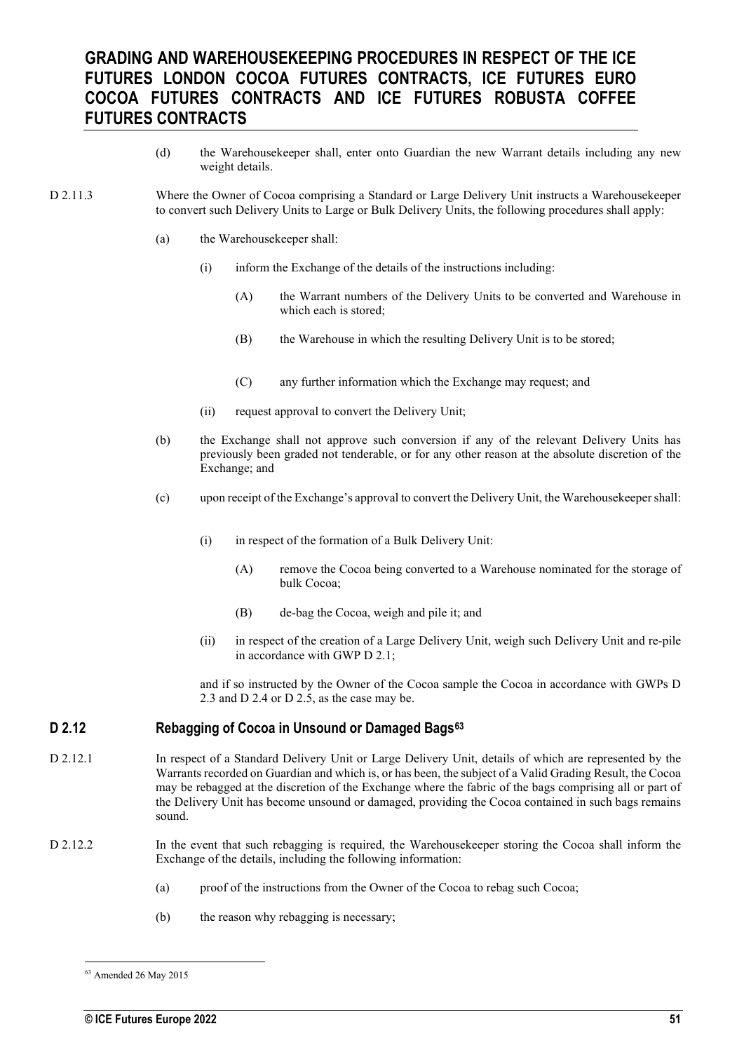(d) the Warehousekeeper shall, enter onto Guardian the new Warrant details including any new weight details.

D 2.11.3 Where the Owner of Cocoa comprising a Standard or Large Delivery Unit instructs a Warehousekeeper to convert such Delivery Units to Large or Bulk Delivery Units, the following procedures shall apply:

(a) the Warehousekeeper shall:

(i) inform the Exchange of the details of the instructions including:

(A) the Warrant numbers of the Delivery Units to be converted and Warehouse in which each is stored;

(B) the Warehouse in which the resulting Delivery Unit is to be stored;

(C) any further information which the Exchange may request; and

(ii) request approval to convert the Delivery Unit;

(b) the Exchange shall not approve such conversion if any of the relevant Delivery Units has previously been graded not tenderable, or for any other reason at the absolute discretion of the Exchange; and

(c) upon receipt of the Exchange's approval to convert the Delivery Unit, the Warehousekeeper shall:

(i) in respect of the formation of a Bulk Delivery Unit:

(A) remove the Cocoa being converted to a Warehouse nominated for the storage of bulk Cocoa;

(B) de-bag the Cocoa, weigh and pile it; and

(ii) in respect of the creation of a Large Delivery Unit, weigh such Delivery Unit and re-pile in accordance with GWP D 2.1;

and if so instructed by the Owner of the Cocoa sample the Cocoa in accordance with GWPs D 2.3 and D 2.4 or D 2.5, as the case may be.

## D 2.12 Rebagging of Cocoa in Unsound or Damaged Bags[63]

D 2.12.1 In respect of a Standard Delivery Unit or Large Delivery Unit, details of which are represented by the Warrants recorded on Guardian and which is, or has been, the subject of a Valid Grading Result, the Cocoa may be rebagged at the discretion of the Exchange where the fabric of the bags comprising all or part of the Delivery Unit has become unsound or damaged, providing the Cocoa contained in such bags remains sound.

D 2.12.2 In the event that such rebagging is required, the Warehousekeeper storing the Cocoa shall inform the Exchange of the details, including the following information:

(a) proof of the instructions from the Owner of the Cocoa to rebag such Cocoa;

(b) the reason why rebagging is necessary;

[63] Amended 26 May 2015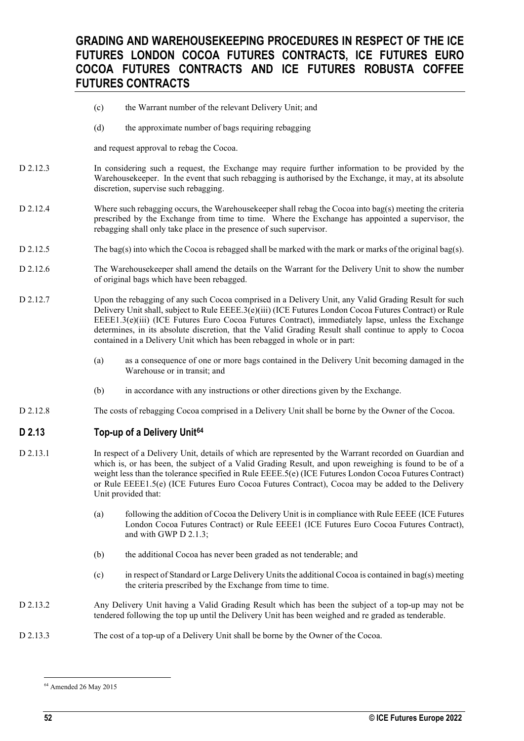(c) the Warrant number of the relevant Delivery Unit; and

(d) the approximate number of bags requiring rebagging

and request approval to rebag the Cocoa.

D 2.12.3 In considering such a request, the Exchange may require further information to be provided by the Warehousekeeper. In the event that such rebagging is authorised by the Exchange, it may, at its absolute discretion, supervise such rebagging.

D 2.12.4 Where such rebagging occurs, the Warehousekeeper shall rebag the Cocoa into bag(s) meeting the criteria prescribed by the Exchange from time to time. Where the Exchange has appointed a supervisor, the rebagging shall only take place in the presence of such supervisor.

D 2.12.5 The bag(s) into which the Cocoa is rebagged shall be marked with the mark or marks of the original bag(s).

D 2.12.6 The Warehousekeeper shall amend the details on the Warrant for the Delivery Unit to show the number of original bags which have been rebagged.

D 2.12.7 Upon the rebagging of any such Cocoa comprised in a Delivery Unit, any Valid Grading Result for such Delivery Unit shall, subject to Rule EEEE.3(e)(iii) (ICE Futures London Cocoa Futures Contract) or Rule EEEE1.3(e)(iii) (ICE Futures Euro Cocoa Futures Contract), immediately lapse, unless the Exchange determines, in its absolute discretion, that the Valid Grading Result shall continue to apply to Cocoa contained in a Delivery Unit which has been rebagged in whole or in part:

(a) as a consequence of one or more bags contained in the Delivery Unit becoming damaged in the Warehouse or in transit; and

(b) in accordance with any instructions or other directions given by the Exchange.

D 2.12.8 The costs of rebagging Cocoa comprised in a Delivery Unit shall be borne by the Owner of the Cocoa.

## D 2.13 Top-up of a Delivery Unit[64]

D 2.13.1 In respect of a Delivery Unit, details of which are represented by the Warrant recorded on Guardian and which is, or has been, the subject of a Valid Grading Result, and upon reweighing is found to be of a weight less than the tolerance specified in Rule EEEE.5(e) (ICE Futures London Cocoa Futures Contract) or Rule EEEE1.5(e) (ICE Futures Euro Cocoa Futures Contract), Cocoa may be added to the Delivery Unit provided that:

(a) following the addition of Cocoa the Delivery Unit is in compliance with Rule EEEE (ICE Futures London Cocoa Futures Contract) or Rule EEEE1 (ICE Futures Euro Cocoa Futures Contract), and with GWP D 2.1.3;

(b) the additional Cocoa has never been graded as not tenderable; and

(c) in respect of Standard or Large Delivery Units the additional Cocoa is contained in bag(s) meeting the criteria prescribed by the Exchange from time to time.

D 2.13.2 Any Delivery Unit having a Valid Grading Result which has been the subject of a top-up may not be tendered following the top up until the Delivery Unit has been weighed and re graded as tenderable.

D 2.13.3 The cost of a top-up of a Delivery Unit shall be borne by the Owner of the Cocoa.

[64] Amended 26 May 2015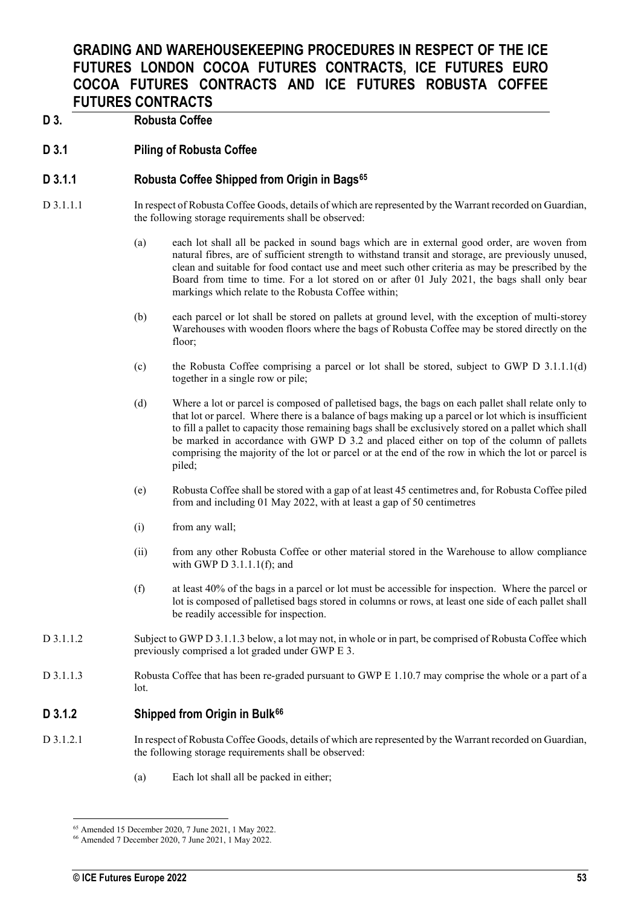## D 3. Robusta Coffee

## D 3.1 Piling of Robusta Coffee

### D 3.1.1 Robusta Coffee Shipped from Origin in Bags[65]

D 3.1.1.1 In respect of Robusta Coffee Goods, details of which are represented by the Warrant recorded on Guardian, the following storage requirements shall be observed:

(a) each lot shall all be packed in sound bags which are in external good order, are woven from natural fibres, are of sufficient strength to withstand transit and storage, are previously unused, clean and suitable for food contact use and meet such other criteria as may be prescribed by the Board from time to time. For a lot stored on or after 01 July 2021, the bags shall only bear markings which relate to the Robusta Coffee within;

(b) each parcel or lot shall be stored on pallets at ground level, with the exception of multi-storey Warehouses with wooden floors where the bags of Robusta Coffee may be stored directly on the floor;

(c) the Robusta Coffee comprising a parcel or lot shall be stored, subject to GWP D 3.1.1.1(d) together in a single row or pile;

(d) Where a lot or parcel is composed of palletised bags, the bags on each pallet shall relate only to that lot or parcel. Where there is a balance of bags making up a parcel or lot which is insufficient to fill a pallet to capacity those remaining bags shall be exclusively stored on a pallet which shall be marked in accordance with GWP D 3.2 and placed either on top of the column of pallets comprising the majority of the lot or parcel or at the end of the row in which the lot or parcel is piled;

(e) Robusta Coffee shall be stored with a gap of at least 45 centimetres and, for Robusta Coffee piled from and including 01 May 2022, with at least a gap of 50 centimetres

(i) from any wall;

(ii) from any other Robusta Coffee or other material stored in the Warehouse to allow compliance with GWP D 3.1.1.1(f); and

(f) at least 40% of the bags in a parcel or lot must be accessible for inspection. Where the parcel or lot is composed of palletised bags stored in columns or rows, at least one side of each pallet shall be readily accessible for inspection.

D 3.1.1.2 Subject to GWP D 3.1.1.3 below, a lot may not, in whole or in part, be comprised of Robusta Coffee which previously comprised a lot graded under GWP E 3.

D 3.1.1.3 Robusta Coffee that has been re-graded pursuant to GWP E 1.10.7 may comprise the whole or a part of a lot.

### D 3.1.2 Shipped from Origin in Bulk[66]

D 3.1.2.1 In respect of Robusta Coffee Goods, details of which are represented by the Warrant recorded on Guardian, the following storage requirements shall be observed:

(a) Each lot shall all be packed in either;

---

[65] Amended 15 December 2020, 7 June 2021, 1 May 2022.

[66] Amended 7 December 2020, 7 June 2021, 1 May 2022.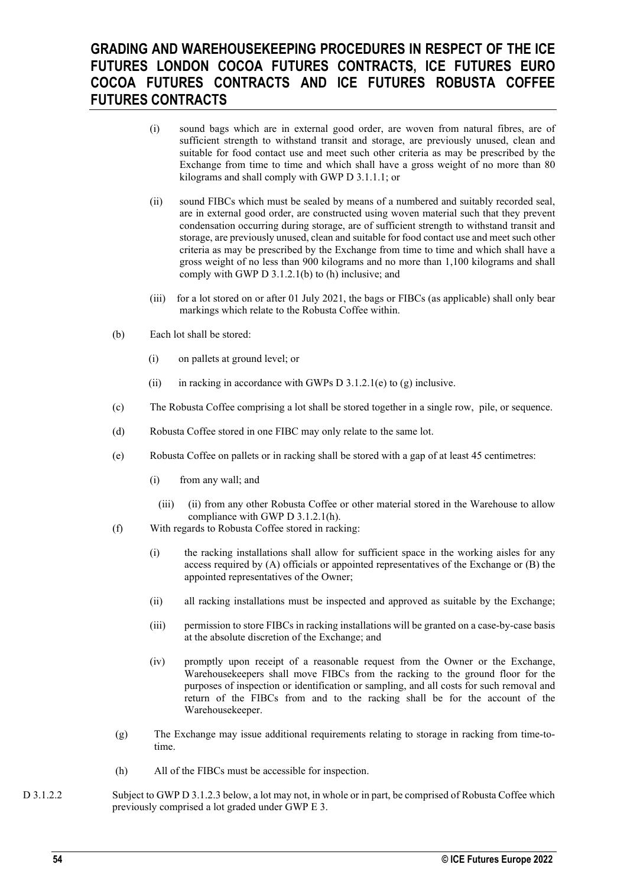(i) sound bags which are in external good order, are woven from natural fibres, are of sufficient strength to withstand transit and storage, are previously unused, clean and suitable for food contact use and meet such other criteria as may be prescribed by the Exchange from time to time and which shall have a gross weight of no more than 80 kilograms and shall comply with GWP D 3.1.1.1; or

(ii) sound FIBCs which must be sealed by means of a numbered and suitably recorded seal, are in external good order, are constructed using woven material such that they prevent condensation occurring during storage, are of sufficient strength to withstand transit and storage, are previously unused, clean and suitable for food contact use and meet such other criteria as may be prescribed by the Exchange from time to time and which shall have a gross weight of no less than 900 kilograms and no more than 1,100 kilograms and shall comply with GWP D 3.1.2.1(b) to (h) inclusive; and

(iii) for a lot stored on or after 01 July 2021, the bags or FIBCs (as applicable) shall only bear markings which relate to the Robusta Coffee within.

(b) Each lot shall be stored:

(i) on pallets at ground level; or

(ii) in racking in accordance with GWPs D 3.1.2.1(e) to (g) inclusive.

(c) The Robusta Coffee comprising a lot shall be stored together in a single row, pile, or sequence.

(d) Robusta Coffee stored in one FIBC may only relate to the same lot.

(e) Robusta Coffee on pallets or in racking shall be stored with a gap of at least 45 centimetres:

(i) from any wall; and

(iii) (ii) from any other Robusta Coffee or other material stored in the Warehouse to allow compliance with GWP D 3.1.2.1(h).

(f) With regards to Robusta Coffee stored in racking:

(i) the racking installations shall allow for sufficient space in the working aisles for any access required by (A) officials or appointed representatives of the Exchange or (B) the appointed representatives of the Owner;

(ii) all racking installations must be inspected and approved as suitable by the Exchange;

(iii) permission to store FIBCs in racking installations will be granted on a case-by-case basis at the absolute discretion of the Exchange; and

(iv) promptly upon receipt of a reasonable request from the Owner or the Exchange, Warehousekeepers shall move FIBCs from the racking to the ground floor for the purposes of inspection or identification or sampling, and all costs for such removal and return of the FIBCs from and to the racking shall be for the account of the Warehousekeeper.

(g) The Exchange may issue additional requirements relating to storage in racking from time-to-time.

(h) All of the FIBCs must be accessible for inspection.

D 3.1.2.2 Subject to GWP D 3.1.2.3 below, a lot may not, in whole or in part, be comprised of Robusta Coffee which previously comprised a lot graded under GWP E 3.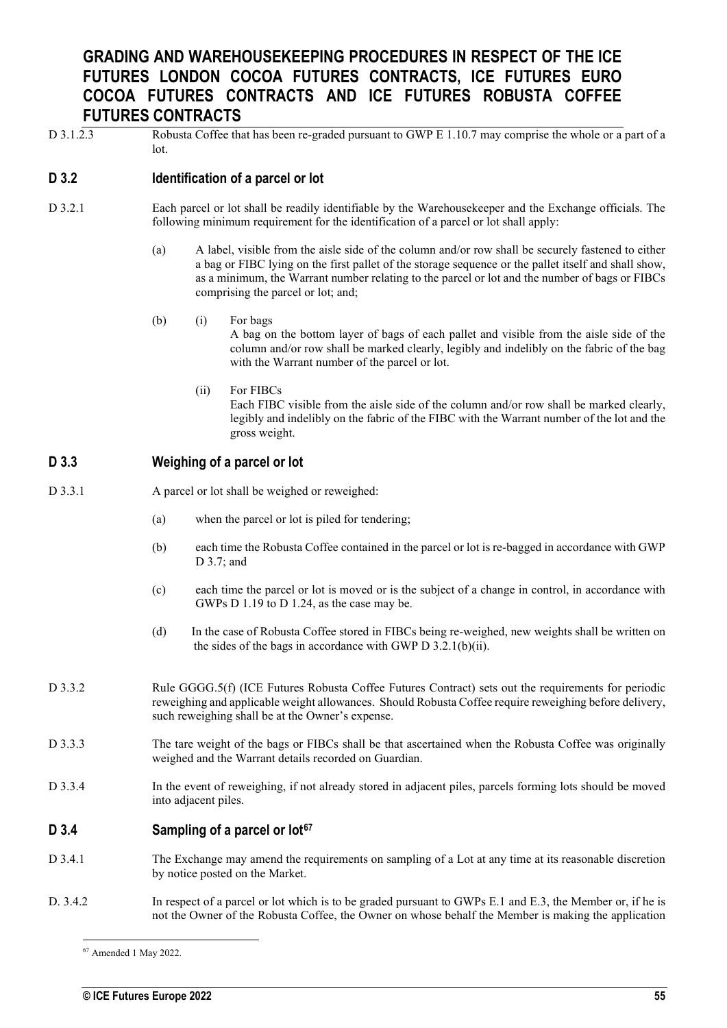D 3.1.2.3 Robusta Coffee that has been re-graded pursuant to GWP E 1.10.7 may comprise the whole or a part of a lot.

## D 3.2 Identification of a parcel or lot

D 3.2.1 Each parcel or lot shall be readily identifiable by the Warehousekeeper and the Exchange officials. The following minimum requirement for the identification of a parcel or lot shall apply:

(a) A label, visible from the aisle side of the column and/or row shall be securely fastened to either a bag or FIBC lying on the first pallet of the storage sequence or the pallet itself and shall show, as a minimum, the Warrant number relating to the parcel or lot and the number of bags or FIBCs comprising the parcel or lot; and;

(b) (i) For bags
A bag on the bottom layer of bags of each pallet and visible from the aisle side of the column and/or row shall be marked clearly, legibly and indelibly on the fabric of the bag with the Warrant number of the parcel or lot.

(ii) For FIBCs
Each FIBC visible from the aisle side of the column and/or row shall be marked clearly, legibly and indelibly on the fabric of the FIBC with the Warrant number of the lot and the gross weight.

## D 3.3 Weighing of a parcel or lot

D 3.3.1 A parcel or lot shall be weighed or reweighed:

(a) when the parcel or lot is piled for tendering;

(b) each time the Robusta Coffee contained in the parcel or lot is re-bagged in accordance with GWP D 3.7; and

(c) each time the parcel or lot is moved or is the subject of a change in control, in accordance with GWPs D 1.19 to D 1.24, as the case may be.

(d) In the case of Robusta Coffee stored in FIBCs being re-weighed, new weights shall be written on the sides of the bags in accordance with GWP D 3.2.1(b)(ii).

D 3.3.2 Rule GGGG.5(f) (ICE Futures Robusta Coffee Futures Contract) sets out the requirements for periodic reweighing and applicable weight allowances. Should Robusta Coffee require reweighing before delivery, such reweighing shall be at the Owner's expense.

D 3.3.3 The tare weight of the bags or FIBCs shall be that ascertained when the Robusta Coffee was originally weighed and the Warrant details recorded on Guardian.

D 3.3.4 In the event of reweighing, if not already stored in adjacent piles, parcels forming lots should be moved into adjacent piles.

## D 3.4 Sampling of a parcel or lot[67]

D 3.4.1 The Exchange may amend the requirements on sampling of a Lot at any time at its reasonable discretion by notice posted on the Market.

D. 3.4.2 In respect of a parcel or lot which is to be graded pursuant to GWPs E.1 and E.3, the Member or, if he is not the Owner of the Robusta Coffee, the Owner on whose behalf the Member is making the application

[67] Amended 1 May 2022.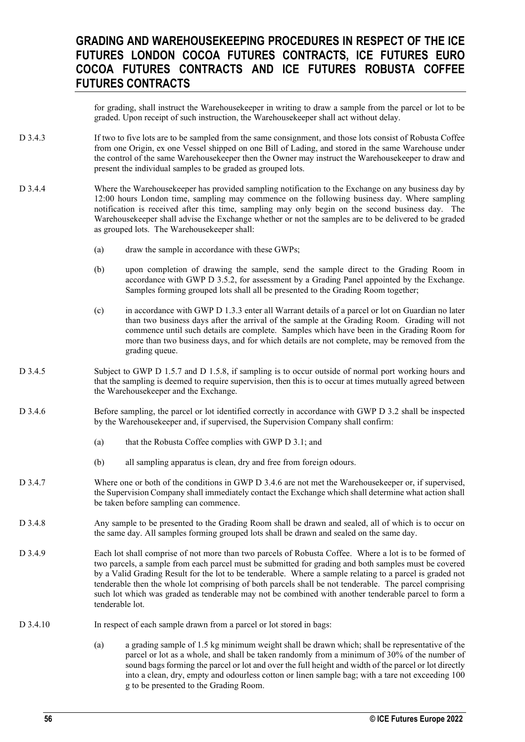for grading, shall instruct the Warehousekeeper in writing to draw a sample from the parcel or lot to be graded. Upon receipt of such instruction, the Warehousekeeper shall act without delay.

D 3.4.3 If two to five lots are to be sampled from the same consignment, and those lots consist of Robusta Coffee from one Origin, ex one Vessel shipped on one Bill of Lading, and stored in the same Warehouse under the control of the same Warehousekeeper then the Owner may instruct the Warehousekeeper to draw and present the individual samples to be graded as grouped lots.

D 3.4.4 Where the Warehousekeeper has provided sampling notification to the Exchange on any business day by 12:00 hours London time, sampling may commence on the following business day. Where sampling notification is received after this time, sampling may only begin on the second business day. The Warehousekeeper shall advise the Exchange whether or not the samples are to be delivered to be graded as grouped lots. The Warehousekeeper shall:

(a) draw the sample in accordance with these GWPs;

(b) upon completion of drawing the sample, send the sample direct to the Grading Room in accordance with GWP D 3.5.2, for assessment by a Grading Panel appointed by the Exchange. Samples forming grouped lots shall all be presented to the Grading Room together;

(c) in accordance with GWP D 1.3.3 enter all Warrant details of a parcel or lot on Guardian no later than two business days after the arrival of the sample at the Grading Room. Grading will not commence until such details are complete. Samples which have been in the Grading Room for more than two business days, and for which details are not complete, may be removed from the grading queue.

D 3.4.5 Subject to GWP D 1.5.7 and D 1.5.8, if sampling is to occur outside of normal port working hours and that the sampling is deemed to require supervision, then this is to occur at times mutually agreed between the Warehousekeeper and the Exchange.

D 3.4.6 Before sampling, the parcel or lot identified correctly in accordance with GWP D 3.2 shall be inspected by the Warehousekeeper and, if supervised, the Supervision Company shall confirm:

(a) that the Robusta Coffee complies with GWP D 3.1; and

(b) all sampling apparatus is clean, dry and free from foreign odours.

D 3.4.7 Where one or both of the conditions in GWP D 3.4.6 are not met the Warehousekeeper or, if supervised, the Supervision Company shall immediately contact the Exchange which shall determine what action shall be taken before sampling can commence.

D 3.4.8 Any sample to be presented to the Grading Room shall be drawn and sealed, all of which is to occur on the same day. All samples forming grouped lots shall be drawn and sealed on the same day.

D 3.4.9 Each lot shall comprise of not more than two parcels of Robusta Coffee. Where a lot is to be formed of two parcels, a sample from each parcel must be submitted for grading and both samples must be covered by a Valid Grading Result for the lot to be tenderable. Where a sample relating to a parcel is graded not tenderable then the whole lot comprising of both parcels shall be not tenderable. The parcel comprising such lot which was graded as tenderable may not be combined with another tenderable parcel to form a tenderable lot.

D 3.4.10 In respect of each sample drawn from a parcel or lot stored in bags:

(a) a grading sample of 1.5 kg minimum weight shall be drawn which; shall be representative of the parcel or lot as a whole, and shall be taken randomly from a minimum of 30% of the number of sound bags forming the parcel or lot and over the full height and width of the parcel or lot directly into a clean, dry, empty and odourless cotton or linen sample bag; with a tare not exceeding 100 g to be presented to the Grading Room.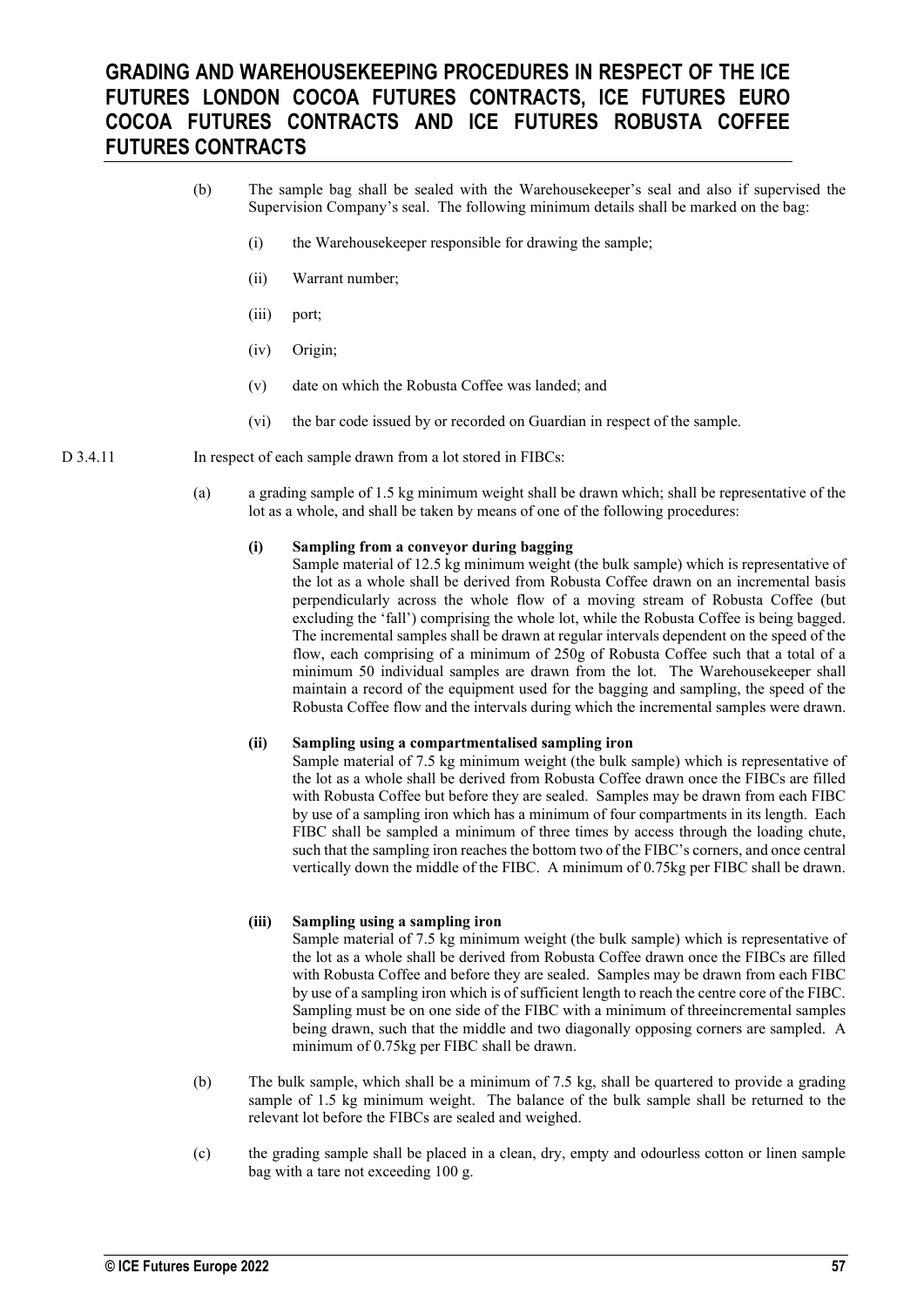(b) The sample bag shall be sealed with the Warehousekeeper's seal and also if supervised the Supervision Company's seal. The following minimum details shall be marked on the bag:

(i) the Warehousekeeper responsible for drawing the sample;

(ii) Warrant number;

(iii) port;

(iv) Origin;

(v) date on which the Robusta Coffee was landed; and

(vi) the bar code issued by or recorded on Guardian in respect of the sample.

D 3.4.11 In respect of each sample drawn from a lot stored in FIBCs:

(a) a grading sample of 1.5 kg minimum weight shall be drawn which; shall be representative of the lot as a whole, and shall be taken by means of one of the following procedures:

**(i) Sampling from a conveyor during bagging**
Sample material of 12.5 kg minimum weight (the bulk sample) which is representative of the lot as a whole shall be derived from Robusta Coffee drawn on an incremental basis perpendicularly across the whole flow of a moving stream of Robusta Coffee (but excluding the 'fall') comprising the whole lot, while the Robusta Coffee is being bagged. The incremental samples shall be drawn at regular intervals dependent on the speed of the flow, each comprising of a minimum of 250g of Robusta Coffee such that a total of a minimum 50 individual samples are drawn from the lot. The Warehousekeeper shall maintain a record of the equipment used for the bagging and sampling, the speed of the Robusta Coffee flow and the intervals during which the incremental samples were drawn.

**(ii) Sampling using a compartmentalised sampling iron**
Sample material of 7.5 kg minimum weight (the bulk sample) which is representative of the lot as a whole shall be derived from Robusta Coffee drawn once the FIBCs are filled with Robusta Coffee but before they are sealed. Samples may be drawn from each FIBC by use of a sampling iron which has a minimum of four compartments in its length. Each FIBC shall be sampled a minimum of three times by access through the loading chute, such that the sampling iron reaches the bottom two of the FIBC's corners, and once central vertically down the middle of the FIBC. A minimum of 0.75kg per FIBC shall be drawn.

**(iii) Sampling using a sampling iron**
Sample material of 7.5 kg minimum weight (the bulk sample) which is representative of the lot as a whole shall be derived from Robusta Coffee drawn once the FIBCs are filled with Robusta Coffee and before they are sealed. Samples may be drawn from each FIBC by use of a sampling iron which is of sufficient length to reach the centre core of the FIBC. Sampling must be on one side of the FIBC with a minimum of threeincremental samples being drawn, such that the middle and two diagonally opposing corners are sampled. A minimum of 0.75kg per FIBC shall be drawn.

(b) The bulk sample, which shall be a minimum of 7.5 kg, shall be quartered to provide a grading sample of 1.5 kg minimum weight. The balance of the bulk sample shall be returned to the relevant lot before the FIBCs are sealed and weighed.

(c) the grading sample shall be placed in a clean, dry, empty and odourless cotton or linen sample bag with a tare not exceeding 100 g.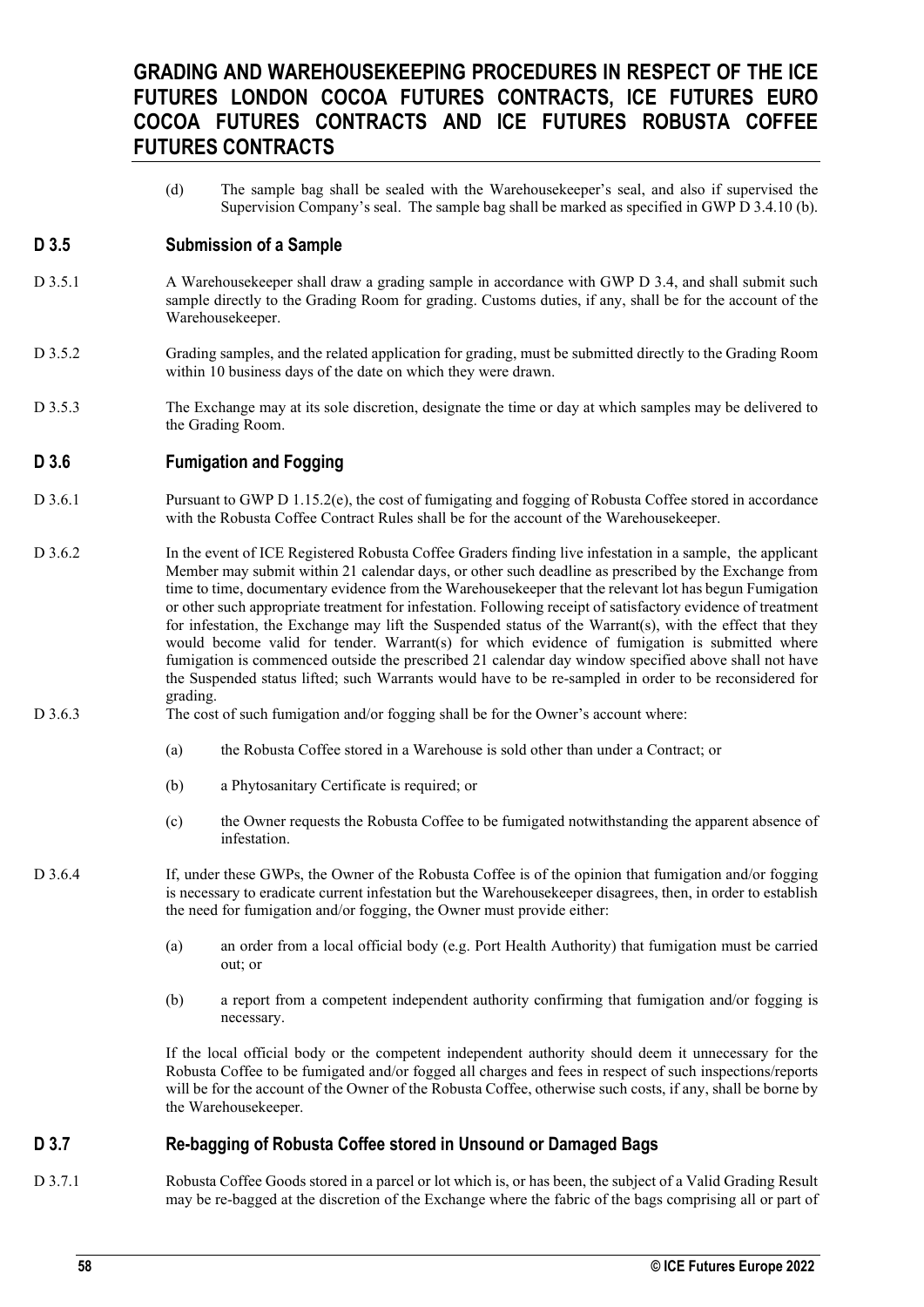(d) The sample bag shall be sealed with the Warehousekeeper's seal, and also if supervised the Supervision Company's seal. The sample bag shall be marked as specified in GWP D 3.4.10 (b).

## D 3.5 Submission of a Sample

D 3.5.1 A Warehousekeeper shall draw a grading sample in accordance with GWP D 3.4, and shall submit such sample directly to the Grading Room for grading. Customs duties, if any, shall be for the account of the Warehousekeeper.

D 3.5.2 Grading samples, and the related application for grading, must be submitted directly to the Grading Room within 10 business days of the date on which they were drawn.

D 3.5.3 The Exchange may at its sole discretion, designate the time or day at which samples may be delivered to the Grading Room.

## D 3.6 Fumigation and Fogging

D 3.6.1 Pursuant to GWP D 1.15.2(e), the cost of fumigating and fogging of Robusta Coffee stored in accordance with the Robusta Coffee Contract Rules shall be for the account of the Warehousekeeper.

D 3.6.2 In the event of ICE Registered Robusta Coffee Graders finding live infestation in a sample, the applicant Member may submit within 21 calendar days, or other such deadline as prescribed by the Exchange from time to time, documentary evidence from the Warehousekeeper that the relevant lot has begun Fumigation or other such appropriate treatment for infestation. Following receipt of satisfactory evidence of treatment for infestation, the Exchange may lift the Suspended status of the Warrant(s), with the effect that they would become valid for tender. Warrant(s) for which evidence of fumigation is submitted where fumigation is commenced outside the prescribed 21 calendar day window specified above shall not have the Suspended status lifted; such Warrants would have to be re-sampled in order to be reconsidered for grading.

D 3.6.3 The cost of such fumigation and/or fogging shall be for the Owner's account where:

(a) the Robusta Coffee stored in a Warehouse is sold other than under a Contract; or

(b) a Phytosanitary Certificate is required; or

(c) the Owner requests the Robusta Coffee to be fumigated notwithstanding the apparent absence of infestation.

D 3.6.4 If, under these GWPs, the Owner of the Robusta Coffee is of the opinion that fumigation and/or fogging is necessary to eradicate current infestation but the Warehousekeeper disagrees, then, in order to establish the need for fumigation and/or fogging, the Owner must provide either:

(a) an order from a local official body (e.g. Port Health Authority) that fumigation must be carried out; or

(b) a report from a competent independent authority confirming that fumigation and/or fogging is necessary.

If the local official body or the competent independent authority should deem it unnecessary for the Robusta Coffee to be fumigated and/or fogged all charges and fees in respect of such inspections/reports will be for the account of the Owner of the Robusta Coffee, otherwise such costs, if any, shall be borne by the Warehousekeeper.

## D 3.7 Re-bagging of Robusta Coffee stored in Unsound or Damaged Bags

D 3.7.1 Robusta Coffee Goods stored in a parcel or lot which is, or has been, the subject of a Valid Grading Result may be re-bagged at the discretion of the Exchange where the fabric of the bags comprising all or part of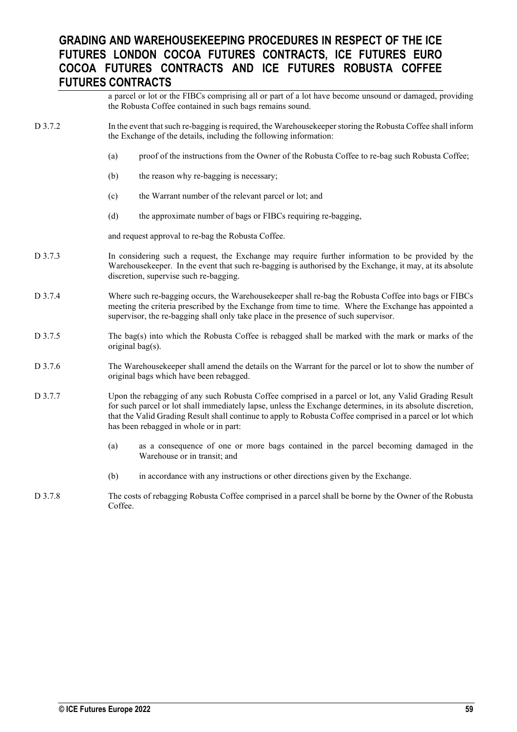a parcel or lot or the FIBCs comprising all or part of a lot have become unsound or damaged, providing the Robusta Coffee contained in such bags remains sound.

D 3.7.2 In the event that such re-bagging is required, the Warehousekeeper storing the Robusta Coffee shall inform the Exchange of the details, including the following information:

(a) proof of the instructions from the Owner of the Robusta Coffee to re-bag such Robusta Coffee;

(b) the reason why re-bagging is necessary;

(c) the Warrant number of the relevant parcel or lot; and

(d) the approximate number of bags or FIBCs requiring re-bagging,

and request approval to re-bag the Robusta Coffee.

D 3.7.3 In considering such a request, the Exchange may require further information to be provided by the Warehousekeeper. In the event that such re-bagging is authorised by the Exchange, it may, at its absolute discretion, supervise such re-bagging.

D 3.7.4 Where such re-bagging occurs, the Warehousekeeper shall re-bag the Robusta Coffee into bags or FIBCs meeting the criteria prescribed by the Exchange from time to time. Where the Exchange has appointed a supervisor, the re-bagging shall only take place in the presence of such supervisor.

D 3.7.5 The bag(s) into which the Robusta Coffee is rebagged shall be marked with the mark or marks of the original bag(s).

D 3.7.6 The Warehousekeeper shall amend the details on the Warrant for the parcel or lot to show the number of original bags which have been rebagged.

D 3.7.7 Upon the rebagging of any such Robusta Coffee comprised in a parcel or lot, any Valid Grading Result for such parcel or lot shall immediately lapse, unless the Exchange determines, in its absolute discretion, that the Valid Grading Result shall continue to apply to Robusta Coffee comprised in a parcel or lot which has been rebagged in whole or in part:

(a) as a consequence of one or more bags contained in the parcel becoming damaged in the Warehouse or in transit; and

(b) in accordance with any instructions or other directions given by the Exchange.

D 3.7.8 The costs of rebagging Robusta Coffee comprised in a parcel shall be borne by the Owner of the Robusta Coffee.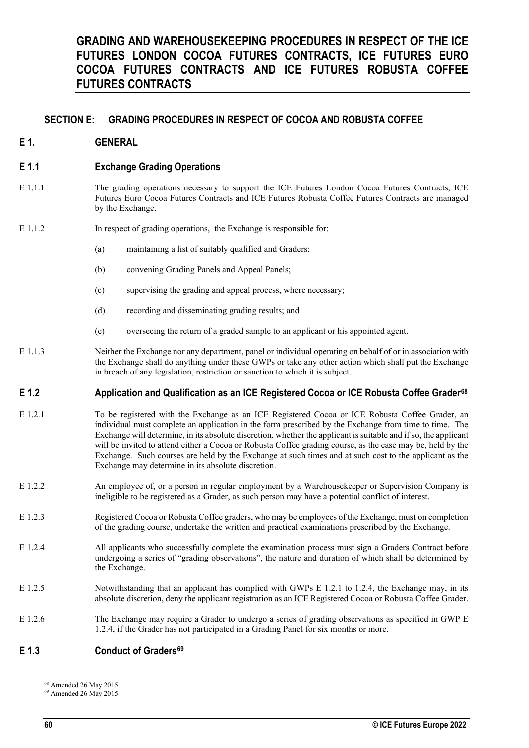# GRADING AND WAREHOUSEKEEPING PROCEDURES IN RESPECT OF THE ICE FUTURES LONDON COCOA FUTURES CONTRACTS, ICE FUTURES EURO COCOA FUTURES CONTRACTS AND ICE FUTURES ROBUSTA COFFEE FUTURES CONTRACTS

## SECTION E: GRADING PROCEDURES IN RESPECT OF COCOA AND ROBUSTA COFFEE

### E 1. GENERAL

### E 1.1 Exchange Grading Operations

E 1.1.1 The grading operations necessary to support the ICE Futures London Cocoa Futures Contracts, ICE Futures Euro Cocoa Futures Contracts and ICE Futures Robusta Coffee Futures Contracts are managed by the Exchange.

E 1.1.2 In respect of grading operations, the Exchange is responsible for:

(a) maintaining a list of suitably qualified and Graders;

(b) convening Grading Panels and Appeal Panels;

(c) supervising the grading and appeal process, where necessary;

(d) recording and disseminating grading results; and

(e) overseeing the return of a graded sample to an applicant or his appointed agent.

E 1.1.3 Neither the Exchange nor any department, panel or individual operating on behalf of or in association with the Exchange shall do anything under these GWPs or take any other action which shall put the Exchange in breach of any legislation, restriction or sanction to which it is subject.

### E 1.2 Application and Qualification as an ICE Registered Cocoa or ICE Robusta Coffee Grader[68]

E 1.2.1 To be registered with the Exchange as an ICE Registered Cocoa or ICE Robusta Coffee Grader, an individual must complete an application in the form prescribed by the Exchange from time to time. The Exchange will determine, in its absolute discretion, whether the applicant is suitable and if so, the applicant will be invited to attend either a Cocoa or Robusta Coffee grading course, as the case may be, held by the Exchange. Such courses are held by the Exchange at such times and at such cost to the applicant as the Exchange may determine in its absolute discretion.

E 1.2.2 An employee of, or a person in regular employment by a Warehousekeeper or Supervision Company is ineligible to be registered as a Grader, as such person may have a potential conflict of interest.

E 1.2.3 Registered Cocoa or Robusta Coffee graders, who may be employees of the Exchange, must on completion of the grading course, undertake the written and practical examinations prescribed by the Exchange.

E 1.2.4 All applicants who successfully complete the examination process must sign a Graders Contract before undergoing a series of "grading observations", the nature and duration of which shall be determined by the Exchange.

E 1.2.5 Notwithstanding that an applicant has complied with GWPs E 1.2.1 to 1.2.4, the Exchange may, in its absolute discretion, deny the applicant registration as an ICE Registered Cocoa or Robusta Coffee Grader.

E 1.2.6 The Exchange may require a Grader to undergo a series of grading observations as specified in GWP E 1.2.4, if the Grader has not participated in a Grading Panel for six months or more.

### E 1.3 Conduct of Graders[69]

[68] Amended 26 May 2015

[69] Amended 26 May 2015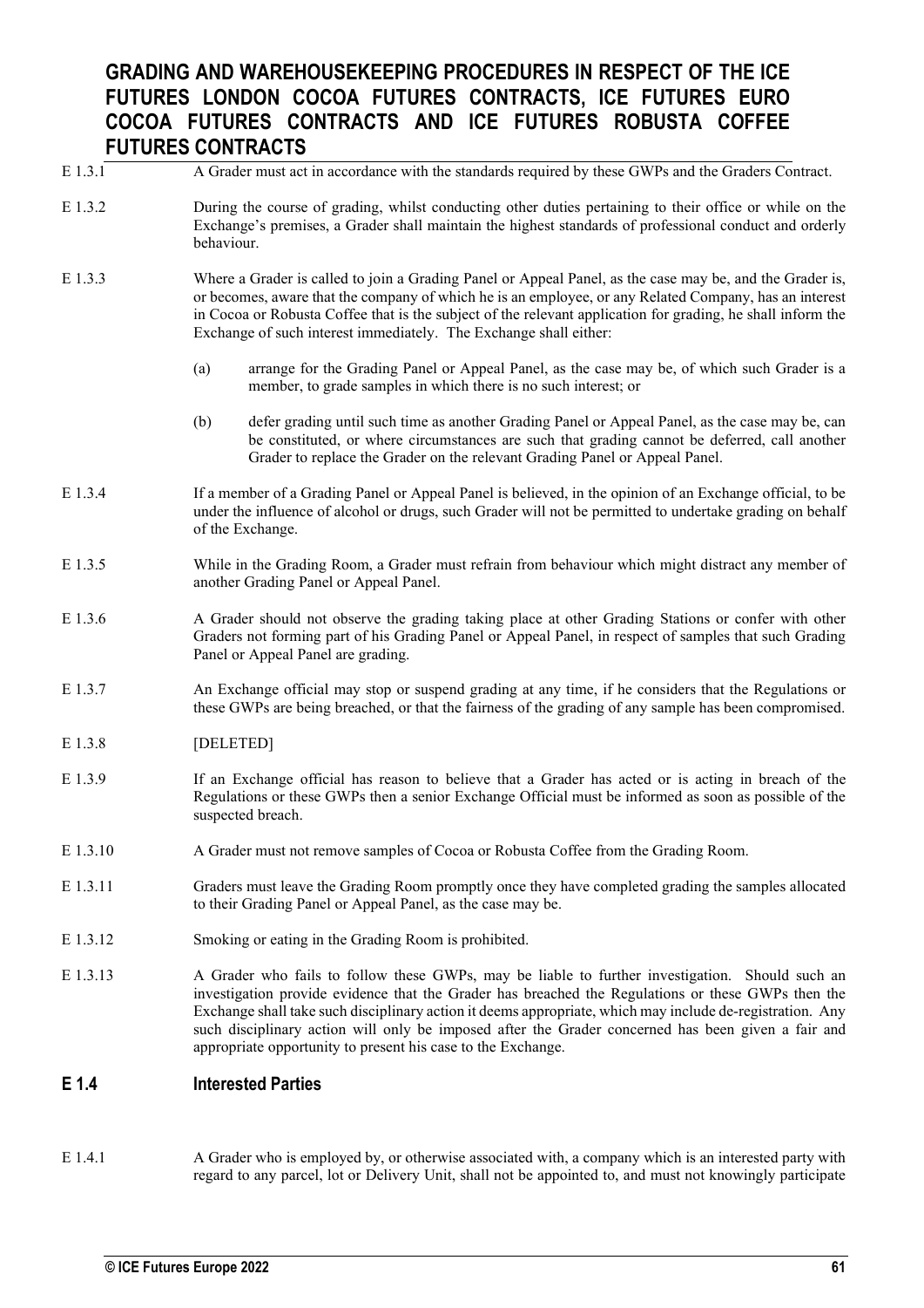E 1.3.1 A Grader must act in accordance with the standards required by these GWPs and the Graders Contract.

E 1.3.2 During the course of grading, whilst conducting other duties pertaining to their office or while on the Exchange's premises, a Grader shall maintain the highest standards of professional conduct and orderly behaviour.

E 1.3.3 Where a Grader is called to join a Grading Panel or Appeal Panel, as the case may be, and the Grader is, or becomes, aware that the company of which he is an employee, or any Related Company, has an interest in Cocoa or Robusta Coffee that is the subject of the relevant application for grading, he shall inform the Exchange of such interest immediately. The Exchange shall either:

(a) arrange for the Grading Panel or Appeal Panel, as the case may be, of which such Grader is a member, to grade samples in which there is no such interest; or

(b) defer grading until such time as another Grading Panel or Appeal Panel, as the case may be, can be constituted, or where circumstances are such that grading cannot be deferred, call another Grader to replace the Grader on the relevant Grading Panel or Appeal Panel.

E 1.3.4 If a member of a Grading Panel or Appeal Panel is believed, in the opinion of an Exchange official, to be under the influence of alcohol or drugs, such Grader will not be permitted to undertake grading on behalf of the Exchange.

E 1.3.5 While in the Grading Room, a Grader must refrain from behaviour which might distract any member of another Grading Panel or Appeal Panel.

E 1.3.6 A Grader should not observe the grading taking place at other Grading Stations or confer with other Graders not forming part of his Grading Panel or Appeal Panel, in respect of samples that such Grading Panel or Appeal Panel are grading.

E 1.3.7 An Exchange official may stop or suspend grading at any time, if he considers that the Regulations or these GWPs are being breached, or that the fairness of the grading of any sample has been compromised.

E 1.3.8 [DELETED]

E 1.3.9 If an Exchange official has reason to believe that a Grader has acted or is acting in breach of the Regulations or these GWPs then a senior Exchange Official must be informed as soon as possible of the suspected breach.

E 1.3.10 A Grader must not remove samples of Cocoa or Robusta Coffee from the Grading Room.

E 1.3.11 Graders must leave the Grading Room promptly once they have completed grading the samples allocated to their Grading Panel or Appeal Panel, as the case may be.

E 1.3.12 Smoking or eating in the Grading Room is prohibited.

E 1.3.13 A Grader who fails to follow these GWPs, may be liable to further investigation. Should such an investigation provide evidence that the Grader has breached the Regulations or these GWPs then the Exchange shall take such disciplinary action it deems appropriate, which may include de-registration. Any such disciplinary action will only be imposed after the Grader concerned has been given a fair and appropriate opportunity to present his case to the Exchange.

## E 1.4 Interested Parties

E 1.4.1 A Grader who is employed by, or otherwise associated with, a company which is an interested party with regard to any parcel, lot or Delivery Unit, shall not be appointed to, and must not knowingly participate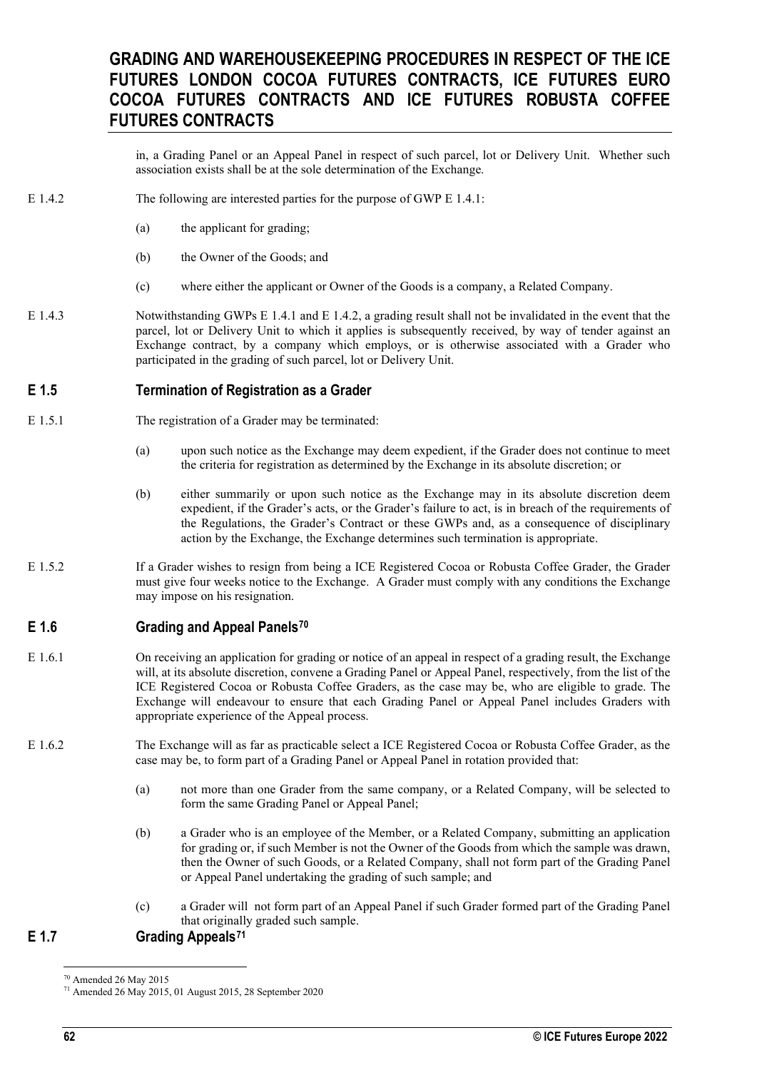in, a Grading Panel or an Appeal Panel in respect of such parcel, lot or Delivery Unit. Whether such association exists shall be at the sole determination of the Exchange.

E 1.4.2 The following are interested parties for the purpose of GWP E 1.4.1:

(a) the applicant for grading;

(b) the Owner of the Goods; and

(c) where either the applicant or Owner of the Goods is a company, a Related Company.

E 1.4.3 Notwithstanding GWPs E 1.4.1 and E 1.4.2, a grading result shall not be invalidated in the event that the parcel, lot or Delivery Unit to which it applies is subsequently received, by way of tender against an Exchange contract, by a company which employs, or is otherwise associated with a Grader who participated in the grading of such parcel, lot or Delivery Unit.

## E 1.5 Termination of Registration as a Grader

E 1.5.1 The registration of a Grader may be terminated:

(a) upon such notice as the Exchange may deem expedient, if the Grader does not continue to meet the criteria for registration as determined by the Exchange in its absolute discretion; or

(b) either summarily or upon such notice as the Exchange may in its absolute discretion deem expedient, if the Grader's acts, or the Grader's failure to act, is in breach of the requirements of the Regulations, the Grader's Contract or these GWPs and, as a consequence of disciplinary action by the Exchange, the Exchange determines such termination is appropriate.

E 1.5.2 If a Grader wishes to resign from being a ICE Registered Cocoa or Robusta Coffee Grader, the Grader must give four weeks notice to the Exchange. A Grader must comply with any conditions the Exchange may impose on his resignation.

## E 1.6 Grading and Appeal Panels[70]

E 1.6.1 On receiving an application for grading or notice of an appeal in respect of a grading result, the Exchange will, at its absolute discretion, convene a Grading Panel or Appeal Panel, respectively, from the list of the ICE Registered Cocoa or Robusta Coffee Graders, as the case may be, who are eligible to grade. The Exchange will endeavour to ensure that each Grading Panel or Appeal Panel includes Graders with appropriate experience of the Appeal process.

E 1.6.2 The Exchange will as far as practicable select a ICE Registered Cocoa or Robusta Coffee Grader, as the case may be, to form part of a Grading Panel or Appeal Panel in rotation provided that:

(a) not more than one Grader from the same company, or a Related Company, will be selected to form the same Grading Panel or Appeal Panel;

(b) a Grader who is an employee of the Member, or a Related Company, submitting an application for grading or, if such Member is not the Owner of the Goods from which the sample was drawn, then the Owner of such Goods, or a Related Company, shall not form part of the Grading Panel or Appeal Panel undertaking the grading of such sample; and

(c) a Grader will not form part of an Appeal Panel if such Grader formed part of the Grading Panel that originally graded such sample.

## E 1.7 Grading Appeals[71]

---

[70] Amended 26 May 2015

[71] Amended 26 May 2015, 01 August 2015, 28 September 2020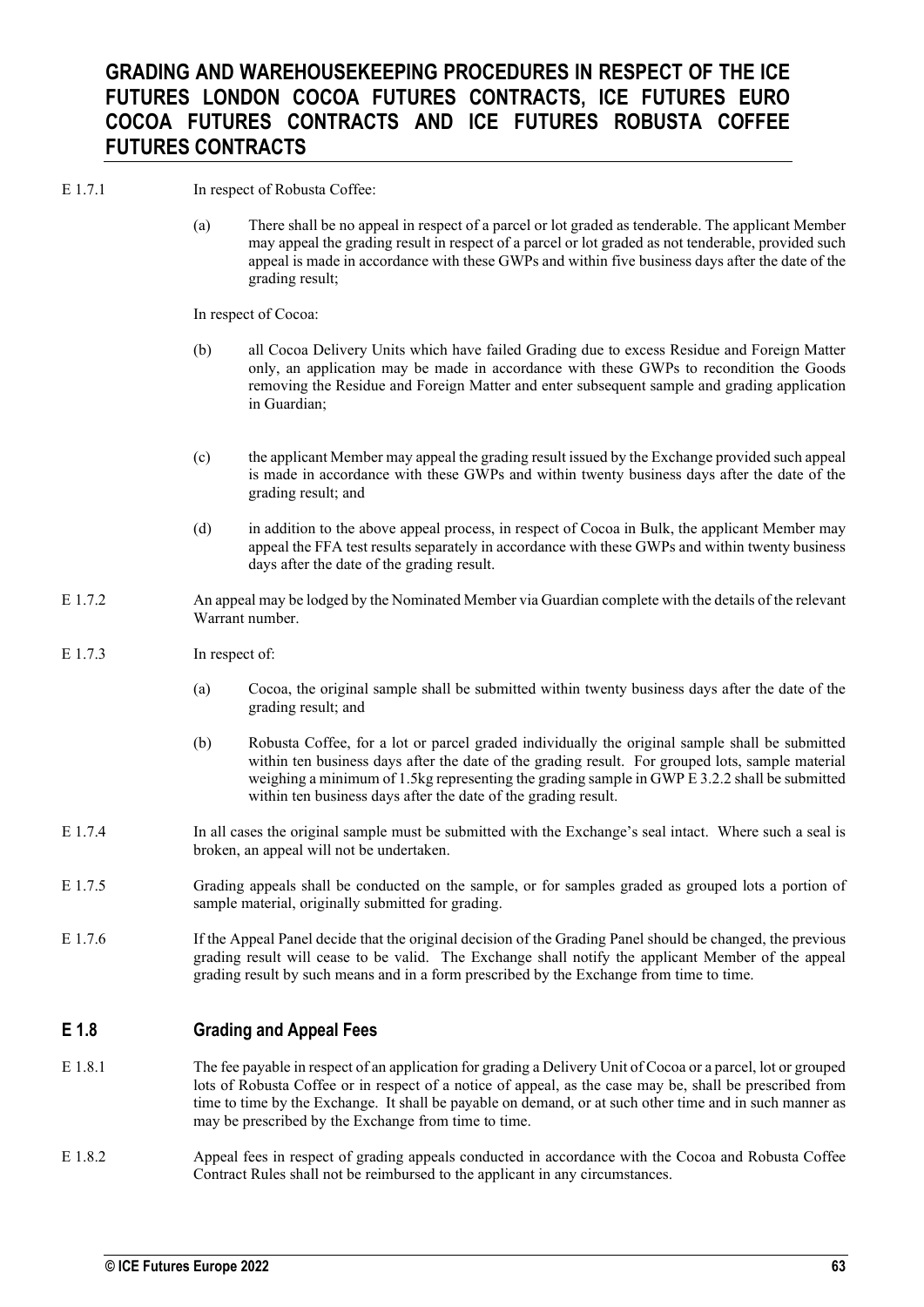E 1.7.1 In respect of Robusta Coffee:

(a) There shall be no appeal in respect of a parcel or lot graded as tenderable. The applicant Member may appeal the grading result in respect of a parcel or lot graded as not tenderable, provided such appeal is made in accordance with these GWPs and within five business days after the date of the grading result;

In respect of Cocoa:

(b) all Cocoa Delivery Units which have failed Grading due to excess Residue and Foreign Matter only, an application may be made in accordance with these GWPs to recondition the Goods removing the Residue and Foreign Matter and enter subsequent sample and grading application in Guardian;

(c) the applicant Member may appeal the grading result issued by the Exchange provided such appeal is made in accordance with these GWPs and within twenty business days after the date of the grading result; and

(d) in addition to the above appeal process, in respect of Cocoa in Bulk, the applicant Member may appeal the FFA test results separately in accordance with these GWPs and within twenty business days after the date of the grading result.

E 1.7.2 An appeal may be lodged by the Nominated Member via Guardian complete with the details of the relevant Warrant number.

E 1.7.3 In respect of:

(a) Cocoa, the original sample shall be submitted within twenty business days after the date of the grading result; and

(b) Robusta Coffee, for a lot or parcel graded individually the original sample shall be submitted within ten business days after the date of the grading result. For grouped lots, sample material weighing a minimum of 1.5kg representing the grading sample in GWP E 3.2.2 shall be submitted within ten business days after the date of the grading result.

E 1.7.4 In all cases the original sample must be submitted with the Exchange's seal intact. Where such a seal is broken, an appeal will not be undertaken.

E 1.7.5 Grading appeals shall be conducted on the sample, or for samples graded as grouped lots a portion of sample material, originally submitted for grading.

E 1.7.6 If the Appeal Panel decide that the original decision of the Grading Panel should be changed, the previous grading result will cease to be valid. The Exchange shall notify the applicant Member of the appeal grading result by such means and in a form prescribed by the Exchange from time to time.

## E 1.8 Grading and Appeal Fees

E 1.8.1 The fee payable in respect of an application for grading a Delivery Unit of Cocoa or a parcel, lot or grouped lots of Robusta Coffee or in respect of a notice of appeal, as the case may be, shall be prescribed from time to time by the Exchange. It shall be payable on demand, or at such other time and in such manner as may be prescribed by the Exchange from time to time.

E 1.8.2 Appeal fees in respect of grading appeals conducted in accordance with the Cocoa and Robusta Coffee Contract Rules shall not be reimbursed to the applicant in any circumstances.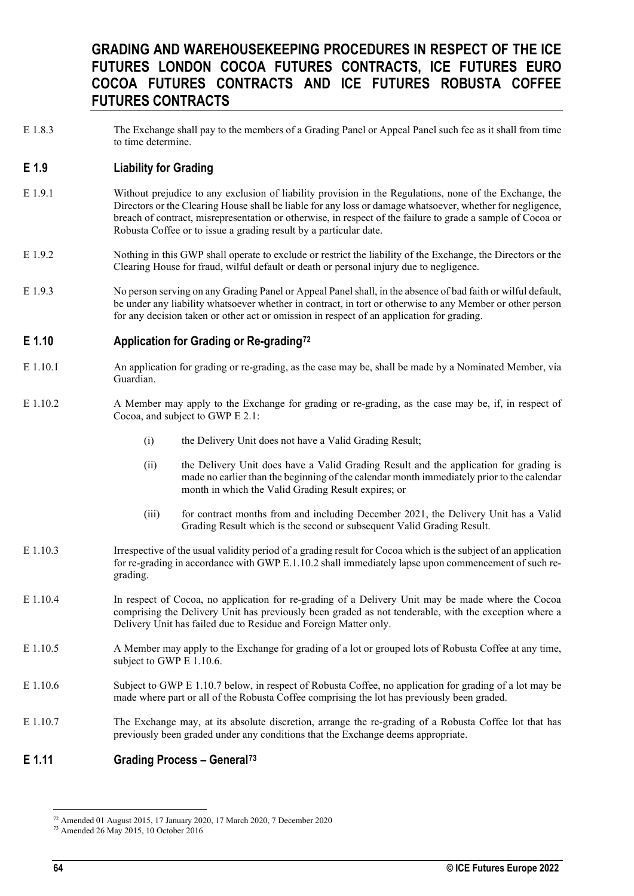E 1.8.3 The Exchange shall pay to the members of a Grading Panel or Appeal Panel such fee as it shall from time to time determine.

## E 1.9 Liability for Grading

E 1.9.1 Without prejudice to any exclusion of liability provision in the Regulations, none of the Exchange, the Directors or the Clearing House shall be liable for any loss or damage whatsoever, whether for negligence, breach of contract, misrepresentation or otherwise, in respect of the failure to grade a sample of Cocoa or Robusta Coffee or to issue a grading result by a particular date.

E 1.9.2 Nothing in this GWP shall operate to exclude or restrict the liability of the Exchange, the Directors or the Clearing House for fraud, wilful default or death or personal injury due to negligence.

E 1.9.3 No person serving on any Grading Panel or Appeal Panel shall, in the absence of bad faith or wilful default, be under any liability whatsoever whether in contract, in tort or otherwise to any Member or other person for any decision taken or other act or omission in respect of an application for grading.

## E 1.10 Application for Grading or Re-grading[72]

E 1.10.1 An application for grading or re-grading, as the case may be, shall be made by a Nominated Member, via Guardian.

E 1.10.2 A Member may apply to the Exchange for grading or re-grading, as the case may be, if, in respect of Cocoa, and subject to GWP E 2.1:

(i) the Delivery Unit does not have a Valid Grading Result;

(ii) the Delivery Unit does have a Valid Grading Result and the application for grading is made no earlier than the beginning of the calendar month immediately prior to the calendar month in which the Valid Grading Result expires; or

(iii) for contract months from and including December 2021, the Delivery Unit has a Valid Grading Result which is the second or subsequent Valid Grading Result.

E 1.10.3 Irrespective of the usual validity period of a grading result for Cocoa which is the subject of an application for re-grading in accordance with GWP E.1.10.2 shall immediately lapse upon commencement of such re-grading.

E 1.10.4 In respect of Cocoa, no application for re-grading of a Delivery Unit may be made where the Cocoa comprising the Delivery Unit has previously been graded as not tenderable, with the exception where a Delivery Unit has failed due to Residue and Foreign Matter only.

E 1.10.5 A Member may apply to the Exchange for grading of a lot or grouped lots of Robusta Coffee at any time, subject to GWP E 1.10.6.

E 1.10.6 Subject to GWP E 1.10.7 below, in respect of Robusta Coffee, no application for grading of a lot may be made where part or all of the Robusta Coffee comprising the lot has previously been graded.

E 1.10.7 The Exchange may, at its absolute discretion, arrange the re-grading of a Robusta Coffee lot that has previously been graded under any conditions that the Exchange deems appropriate.

## E 1.11 Grading Process – General[73]

[72] Amended 01 August 2015, 17 January 2020, 17 March 2020, 7 December 2020

[73] Amended 26 May 2015, 10 October 2016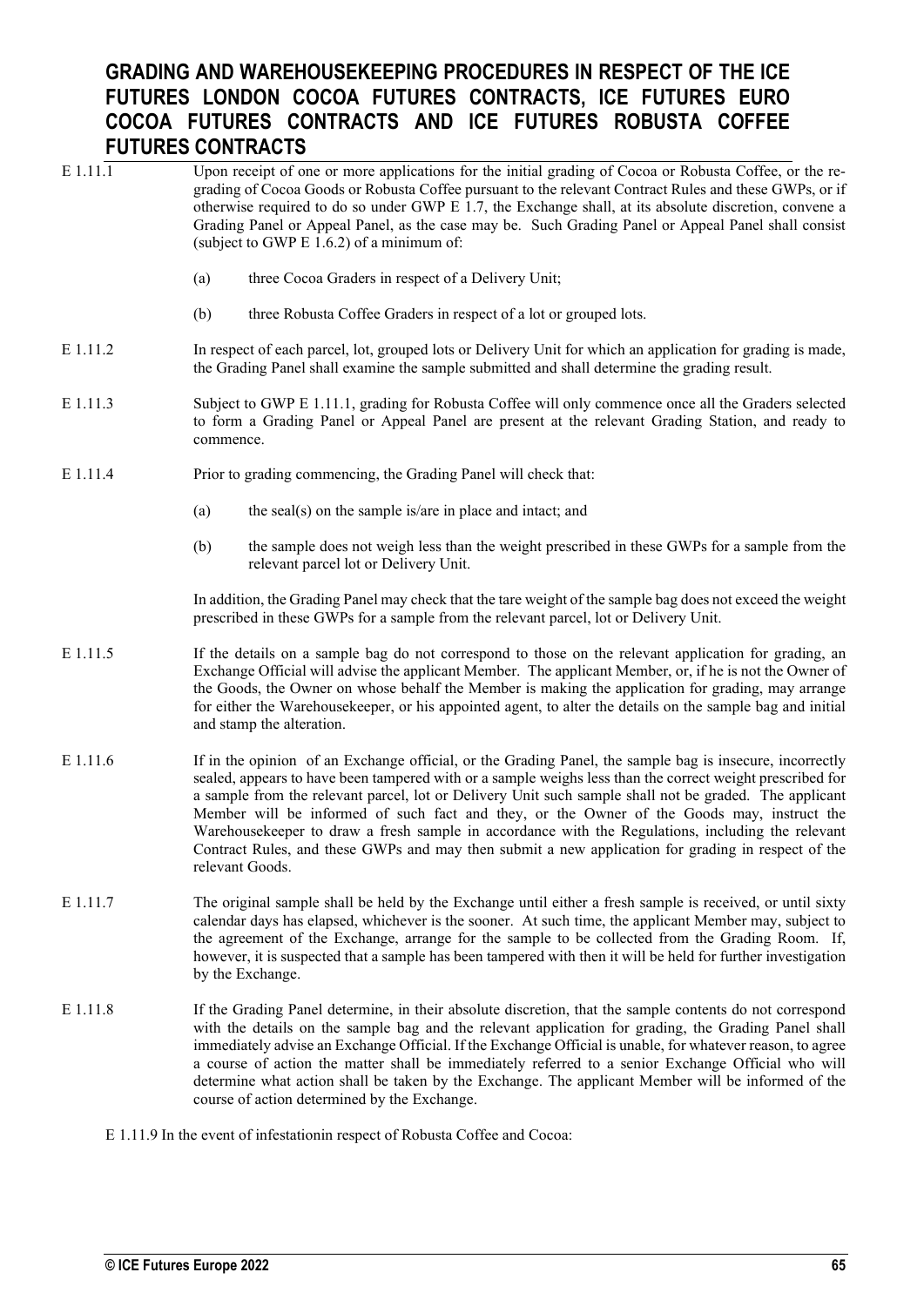## GRADING AND WAREHOUSEKEEPING PROCEDURES IN RESPECT OF THE ICE FUTURES LONDON COCOA FUTURES CONTRACTS, ICE FUTURES EURO COCOA FUTURES CONTRACTS AND ICE FUTURES ROBUSTA COFFEE FUTURES CONTRACTS

E 1.11.1 Upon receipt of one or more applications for the initial grading of Cocoa or Robusta Coffee, or the re-grading of Cocoa Goods or Robusta Coffee pursuant to the relevant Contract Rules and these GWPs, or if otherwise required to do so under GWP E 1.7, the Exchange shall, at its absolute discretion, convene a Grading Panel or Appeal Panel, as the case may be. Such Grading Panel or Appeal Panel shall consist (subject to GWP E 1.6.2) of a minimum of:

(a) three Cocoa Graders in respect of a Delivery Unit;

(b) three Robusta Coffee Graders in respect of a lot or grouped lots.

E 1.11.2 In respect of each parcel, lot, grouped lots or Delivery Unit for which an application for grading is made, the Grading Panel shall examine the sample submitted and shall determine the grading result.

E 1.11.3 Subject to GWP E 1.11.1, grading for Robusta Coffee will only commence once all the Graders selected to form a Grading Panel or Appeal Panel are present at the relevant Grading Station, and ready to commence.

E 1.11.4 Prior to grading commencing, the Grading Panel will check that:

(a) the seal(s) on the sample is/are in place and intact; and

(b) the sample does not weigh less than the weight prescribed in these GWPs for a sample from the relevant parcel lot or Delivery Unit.

In addition, the Grading Panel may check that the tare weight of the sample bag does not exceed the weight prescribed in these GWPs for a sample from the relevant parcel, lot or Delivery Unit.

E 1.11.5 If the details on a sample bag do not correspond to those on the relevant application for grading, an Exchange Official will advise the applicant Member. The applicant Member, or, if he is not the Owner of the Goods, the Owner on whose behalf the Member is making the application for grading, may arrange for either the Warehousekeeper, or his appointed agent, to alter the details on the sample bag and initial and stamp the alteration.

E 1.11.6 If in the opinion of an Exchange official, or the Grading Panel, the sample bag is insecure, incorrectly sealed, appears to have been tampered with or a sample weighs less than the correct weight prescribed for a sample from the relevant parcel, lot or Delivery Unit such sample shall not be graded. The applicant Member will be informed of such fact and they, or the Owner of the Goods may, instruct the Warehousekeeper to draw a fresh sample in accordance with the Regulations, including the relevant Contract Rules, and these GWPs and may then submit a new application for grading in respect of the relevant Goods.

E 1.11.7 The original sample shall be held by the Exchange until either a fresh sample is received, or until sixty calendar days has elapsed, whichever is the sooner. At such time, the applicant Member may, subject to the agreement of the Exchange, arrange for the sample to be collected from the Grading Room. If, however, it is suspected that a sample has been tampered with then it will be held for further investigation by the Exchange.

E 1.11.8 If the Grading Panel determine, in their absolute discretion, that the sample contents do not correspond with the details on the sample bag and the relevant application for grading, the Grading Panel shall immediately advise an Exchange Official. If the Exchange Official is unable, for whatever reason, to agree a course of action the matter shall be immediately referred to a senior Exchange Official who will determine what action shall be taken by the Exchange. The applicant Member will be informed of the course of action determined by the Exchange.

E 1.11.9 In the event of infestationin respect of Robusta Coffee and Cocoa: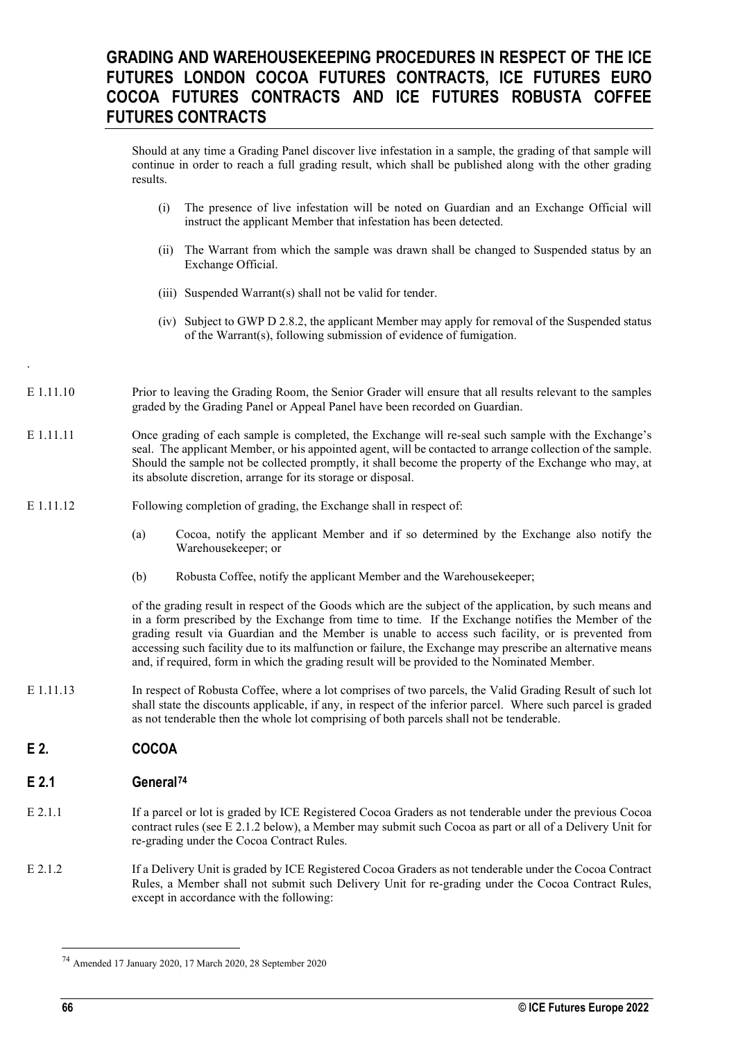Should at any time a Grading Panel discover live infestation in a sample, the grading of that sample will continue in order to reach a full grading result, which shall be published along with the other grading results.

(i) The presence of live infestation will be noted on Guardian and an Exchange Official will instruct the applicant Member that infestation has been detected.

(ii) The Warrant from which the sample was drawn shall be changed to Suspended status by an Exchange Official.

(iii) Suspended Warrant(s) shall not be valid for tender.

(iv) Subject to GWP D 2.8.2, the applicant Member may apply for removal of the Suspended status of the Warrant(s), following submission of evidence of fumigation.

.

E 1.11.10 Prior to leaving the Grading Room, the Senior Grader will ensure that all results relevant to the samples graded by the Grading Panel or Appeal Panel have been recorded on Guardian.

E 1.11.11 Once grading of each sample is completed, the Exchange will re-seal such sample with the Exchange's seal. The applicant Member, or his appointed agent, will be contacted to arrange collection of the sample. Should the sample not be collected promptly, it shall become the property of the Exchange who may, at its absolute discretion, arrange for its storage or disposal.

E 1.11.12 Following completion of grading, the Exchange shall in respect of:

(a) Cocoa, notify the applicant Member and if so determined by the Exchange also notify the Warehousekeeper; or

(b) Robusta Coffee, notify the applicant Member and the Warehousekeeper;

of the grading result in respect of the Goods which are the subject of the application, by such means and in a form prescribed by the Exchange from time to time. If the Exchange notifies the Member of the grading result via Guardian and the Member is unable to access such facility, or is prevented from accessing such facility due to its malfunction or failure, the Exchange may prescribe an alternative means and, if required, form in which the grading result will be provided to the Nominated Member.

E 1.11.13 In respect of Robusta Coffee, where a lot comprises of two parcels, the Valid Grading Result of such lot shall state the discounts applicable, if any, in respect of the inferior parcel. Where such parcel is graded as not tenderable then the whole lot comprising of both parcels shall not be tenderable.

## E 2. COCOA

### E 2.1 General[74]

E 2.1.1 If a parcel or lot is graded by ICE Registered Cocoa Graders as not tenderable under the previous Cocoa contract rules (see E 2.1.2 below), a Member may submit such Cocoa as part or all of a Delivery Unit for re-grading under the Cocoa Contract Rules.

E 2.1.2 If a Delivery Unit is graded by ICE Registered Cocoa Graders as not tenderable under the Cocoa Contract Rules, a Member shall not submit such Delivery Unit for re-grading under the Cocoa Contract Rules, except in accordance with the following:

[74] Amended 17 January 2020, 17 March 2020, 28 September 2020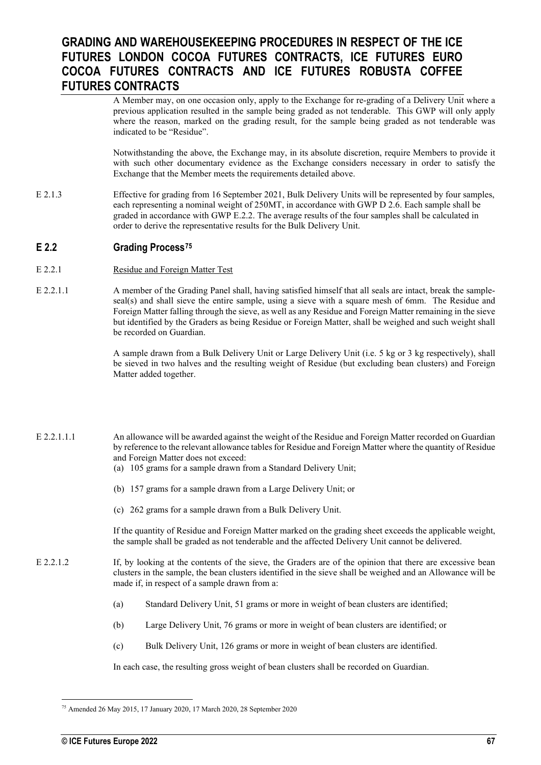A Member may, on one occasion only, apply to the Exchange for re-grading of a Delivery Unit where a previous application resulted in the sample being graded as not tenderable. This GWP will only apply where the reason, marked on the grading result, for the sample being graded as not tenderable was indicated to be "Residue".

Notwithstanding the above, the Exchange may, in its absolute discretion, require Members to provide it with such other documentary evidence as the Exchange considers necessary in order to satisfy the Exchange that the Member meets the requirements detailed above.

E 2.1.3 Effective for grading from 16 September 2021, Bulk Delivery Units will be represented by four samples, each representing a nominal weight of 250MT, in accordance with GWP D 2.6. Each sample shall be graded in accordance with GWP E.2.2. The average results of the four samples shall be calculated in order to derive the representative results for the Bulk Delivery Unit.

## E 2.2 Grading Process[75]

E 2.2.1 Residue and Foreign Matter Test

E 2.2.1.1 A member of the Grading Panel shall, having satisfied himself that all seals are intact, break the sample-seal(s) and shall sieve the entire sample, using a sieve with a square mesh of 6mm. The Residue and Foreign Matter falling through the sieve, as well as any Residue and Foreign Matter remaining in the sieve but identified by the Graders as being Residue or Foreign Matter, shall be weighed and such weight shall be recorded on Guardian.

A sample drawn from a Bulk Delivery Unit or Large Delivery Unit (i.e. 5 kg or 3 kg respectively), shall be sieved in two halves and the resulting weight of Residue (but excluding bean clusters) and Foreign Matter added together.

E 2.2.1.1.1 An allowance will be awarded against the weight of the Residue and Foreign Matter recorded on Guardian by reference to the relevant allowance tables for Residue and Foreign Matter where the quantity of Residue and Foreign Matter does not exceed:

(a) 105 grams for a sample drawn from a Standard Delivery Unit;

(b) 157 grams for a sample drawn from a Large Delivery Unit; or

(c) 262 grams for a sample drawn from a Bulk Delivery Unit.

If the quantity of Residue and Foreign Matter marked on the grading sheet exceeds the applicable weight, the sample shall be graded as not tenderable and the affected Delivery Unit cannot be delivered.

E 2.2.1.2 If, by looking at the contents of the sieve, the Graders are of the opinion that there are excessive bean clusters in the sample, the bean clusters identified in the sieve shall be weighed and an Allowance will be made if, in respect of a sample drawn from a:

(a) Standard Delivery Unit, 51 grams or more in weight of bean clusters are identified;

(b) Large Delivery Unit, 76 grams or more in weight of bean clusters are identified; or

(c) Bulk Delivery Unit, 126 grams or more in weight of bean clusters are identified.

In each case, the resulting gross weight of bean clusters shall be recorded on Guardian.

[75] Amended 26 May 2015, 17 January 2020, 17 March 2020, 28 September 2020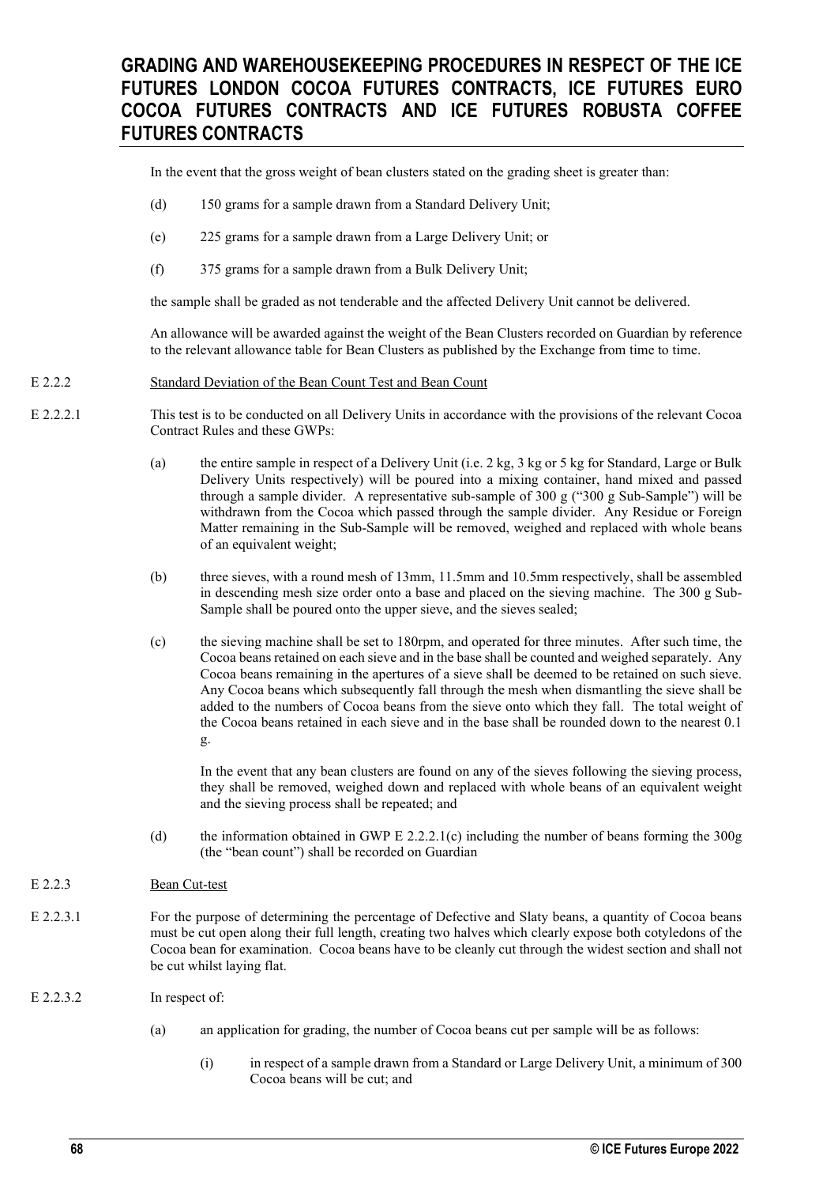In the event that the gross weight of bean clusters stated on the grading sheet is greater than:

(d) 150 grams for a sample drawn from a Standard Delivery Unit;

(e) 225 grams for a sample drawn from a Large Delivery Unit; or

(f) 375 grams for a sample drawn from a Bulk Delivery Unit;

the sample shall be graded as not tenderable and the affected Delivery Unit cannot be delivered.

An allowance will be awarded against the weight of the Bean Clusters recorded on Guardian by reference to the relevant allowance table for Bean Clusters as published by the Exchange from time to time.

E 2.2.2 Standard Deviation of the Bean Count Test and Bean Count

E 2.2.2.1 This test is to be conducted on all Delivery Units in accordance with the provisions of the relevant Cocoa Contract Rules and these GWPs:

(a) the entire sample in respect of a Delivery Unit (i.e. 2 kg, 3 kg or 5 kg for Standard, Large or Bulk Delivery Units respectively) will be poured into a mixing container, hand mixed and passed through a sample divider. A representative sub-sample of 300 g ("300 g Sub-Sample") will be withdrawn from the Cocoa which passed through the sample divider. Any Residue or Foreign Matter remaining in the Sub-Sample will be removed, weighed and replaced with whole beans of an equivalent weight;

(b) three sieves, with a round mesh of 13mm, 11.5mm and 10.5mm respectively, shall be assembled in descending mesh size order onto a base and placed on the sieving machine. The 300 g Sub-Sample shall be poured onto the upper sieve, and the sieves sealed;

(c) the sieving machine shall be set to 180rpm, and operated for three minutes. After such time, the Cocoa beans retained on each sieve and in the base shall be counted and weighed separately. Any Cocoa beans remaining in the apertures of a sieve shall be deemed to be retained on such sieve. Any Cocoa beans which subsequently fall through the mesh when dismantling the sieve shall be added to the numbers of Cocoa beans from the sieve onto which they fall. The total weight of the Cocoa beans retained in each sieve and in the base shall be rounded down to the nearest 0.1 g.

In the event that any bean clusters are found on any of the sieves following the sieving process, they shall be removed, weighed down and replaced with whole beans of an equivalent weight and the sieving process shall be repeated; and

(d) the information obtained in GWP E 2.2.2.1(c) including the number of beans forming the 300g (the "bean count") shall be recorded on Guardian

E 2.2.3 Bean Cut-test

E 2.2.3.1 For the purpose of determining the percentage of Defective and Slaty beans, a quantity of Cocoa beans must be cut open along their full length, creating two halves which clearly expose both cotyledons of the Cocoa bean for examination. Cocoa beans have to be cleanly cut through the widest section and shall not be cut whilst laying flat.

E 2.2.3.2 In respect of:

(a) an application for grading, the number of Cocoa beans cut per sample will be as follows:

(i) in respect of a sample drawn from a Standard or Large Delivery Unit, a minimum of 300 Cocoa beans will be cut; and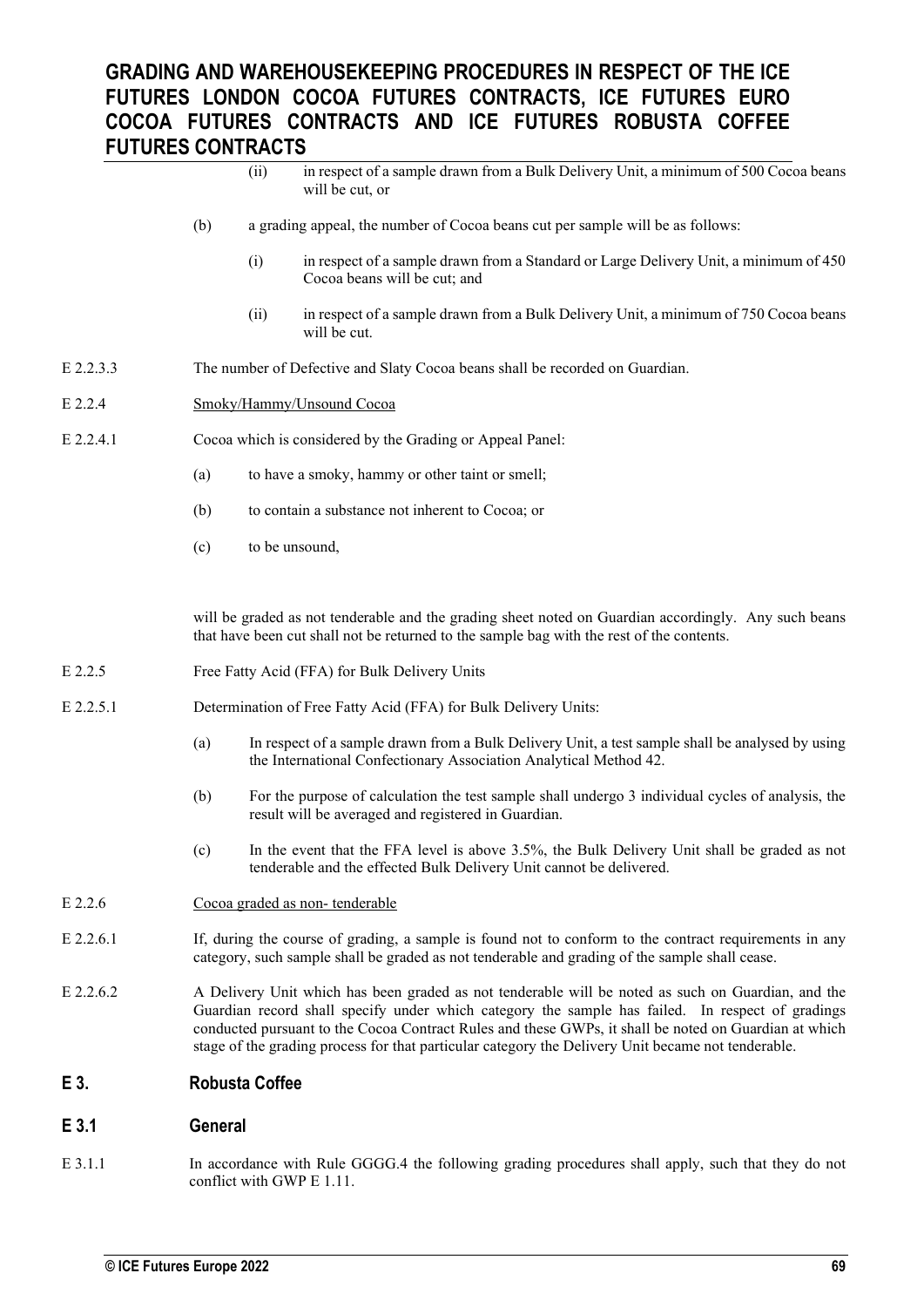(ii) in respect of a sample drawn from a Bulk Delivery Unit, a minimum of 500 Cocoa beans will be cut, or

(b) a grading appeal, the number of Cocoa beans cut per sample will be as follows:

(i) in respect of a sample drawn from a Standard or Large Delivery Unit, a minimum of 450 Cocoa beans will be cut; and

(ii) in respect of a sample drawn from a Bulk Delivery Unit, a minimum of 750 Cocoa beans will be cut.

E 2.2.3.3 The number of Defective and Slaty Cocoa beans shall be recorded on Guardian.

E 2.2.4 Smoky/Hammy/Unsound Cocoa

E 2.2.4.1 Cocoa which is considered by the Grading or Appeal Panel:

(a) to have a smoky, hammy or other taint or smell;

(b) to contain a substance not inherent to Cocoa; or

(c) to be unsound,

will be graded as not tenderable and the grading sheet noted on Guardian accordingly. Any such beans that have been cut shall not be returned to the sample bag with the rest of the contents.

E 2.2.5 Free Fatty Acid (FFA) for Bulk Delivery Units

E 2.2.5.1 Determination of Free Fatty Acid (FFA) for Bulk Delivery Units:

(a) In respect of a sample drawn from a Bulk Delivery Unit, a test sample shall be analysed by using the International Confectionary Association Analytical Method 42.

(b) For the purpose of calculation the test sample shall undergo 3 individual cycles of analysis, the result will be averaged and registered in Guardian.

(c) In the event that the FFA level is above 3.5%, the Bulk Delivery Unit shall be graded as not tenderable and the effected Bulk Delivery Unit cannot be delivered.

E 2.2.6 Cocoa graded as non- tenderable

E 2.2.6.1 If, during the course of grading, a sample is found not to conform to the contract requirements in any category, such sample shall be graded as not tenderable and grading of the sample shall cease.

E 2.2.6.2 A Delivery Unit which has been graded as not tenderable will be noted as such on Guardian, and the Guardian record shall specify under which category the sample has failed. In respect of gradings conducted pursuant to the Cocoa Contract Rules and these GWPs, it shall be noted on Guardian at which stage of the grading process for that particular category the Delivery Unit became not tenderable.

## E 3. Robusta Coffee

### E 3.1 General

E 3.1.1 In accordance with Rule GGGG.4 the following grading procedures shall apply, such that they do not conflict with GWP E 1.11.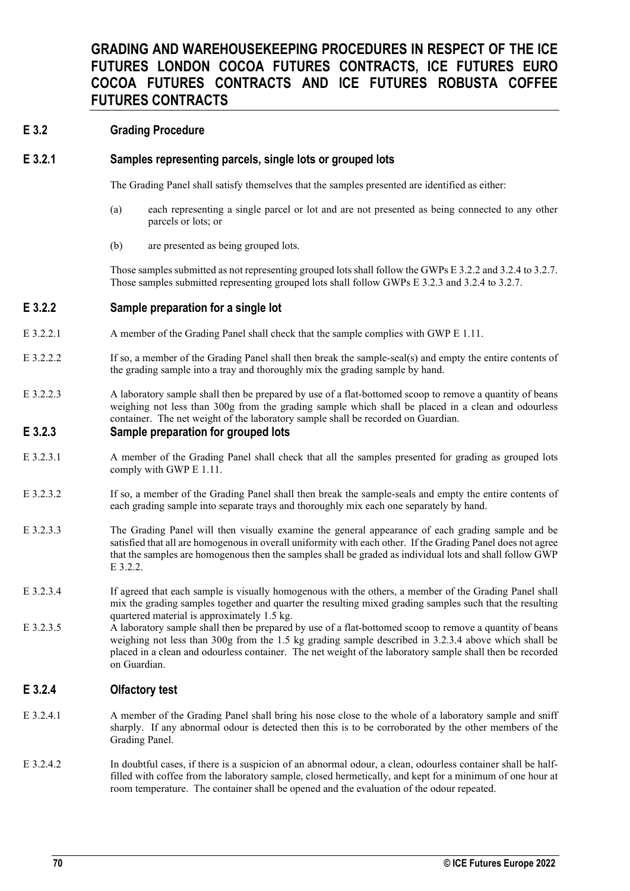# GRADING AND WAREHOUSEKEEPING PROCEDURES IN RESPECT OF THE ICE FUTURES LONDON COCOA FUTURES CONTRACTS, ICE FUTURES EURO COCOA FUTURES CONTRACTS AND ICE FUTURES ROBUSTA COFFEE FUTURES CONTRACTS

## E 3.2 Grading Procedure

### E 3.2.1 Samples representing parcels, single lots or grouped lots

The Grading Panel shall satisfy themselves that the samples presented are identified as either:

(a) each representing a single parcel or lot and are not presented as being connected to any other parcels or lots; or

(b) are presented as being grouped lots.

Those samples submitted as not representing grouped lots shall follow the GWPs E 3.2.2 and 3.2.4 to 3.2.7. Those samples submitted representing grouped lots shall follow GWPs E 3.2.3 and 3.2.4 to 3.2.7.

### E 3.2.2 Sample preparation for a single lot

E 3.2.2.1 A member of the Grading Panel shall check that the sample complies with GWP E 1.11.

E 3.2.2.2 If so, a member of the Grading Panel shall then break the sample-seal(s) and empty the entire contents of the grading sample into a tray and thoroughly mix the grading sample by hand.

E 3.2.2.3 A laboratory sample shall then be prepared by use of a flat-bottomed scoop to remove a quantity of beans weighing not less than 300g from the grading sample which shall be placed in a clean and odourless container. The net weight of the laboratory sample shall be recorded on Guardian.

### E 3.2.3 Sample preparation for grouped lots

E 3.2.3.1 A member of the Grading Panel shall check that all the samples presented for grading as grouped lots comply with GWP E 1.11.

E 3.2.3.2 If so, a member of the Grading Panel shall then break the sample-seals and empty the entire contents of each grading sample into separate trays and thoroughly mix each one separately by hand.

E 3.2.3.3 The Grading Panel will then visually examine the general appearance of each grading sample and be satisfied that all are homogenous in overall uniformity with each other. If the Grading Panel does not agree that the samples are homogenous then the samples shall be graded as individual lots and shall follow GWP E 3.2.2.

E 3.2.3.4 If agreed that each sample is visually homogenous with the others, a member of the Grading Panel shall mix the grading samples together and quarter the resulting mixed grading samples such that the resulting quartered material is approximately 1.5 kg.

E 3.2.3.5 A laboratory sample shall then be prepared by use of a flat-bottomed scoop to remove a quantity of beans weighing not less than 300g from the 1.5 kg grading sample described in 3.2.3.4 above which shall be placed in a clean and odourless container. The net weight of the laboratory sample shall then be recorded on Guardian.

### E 3.2.4 Olfactory test

E 3.2.4.1 A member of the Grading Panel shall bring his nose close to the whole of a laboratory sample and sniff sharply. If any abnormal odour is detected then this is to be corroborated by the other members of the Grading Panel.

E 3.2.4.2 In doubtful cases, if there is a suspicion of an abnormal odour, a clean, odourless container shall be half-filled with coffee from the laboratory sample, closed hermetically, and kept for a minimum of one hour at room temperature. The container shall be opened and the evaluation of the odour repeated.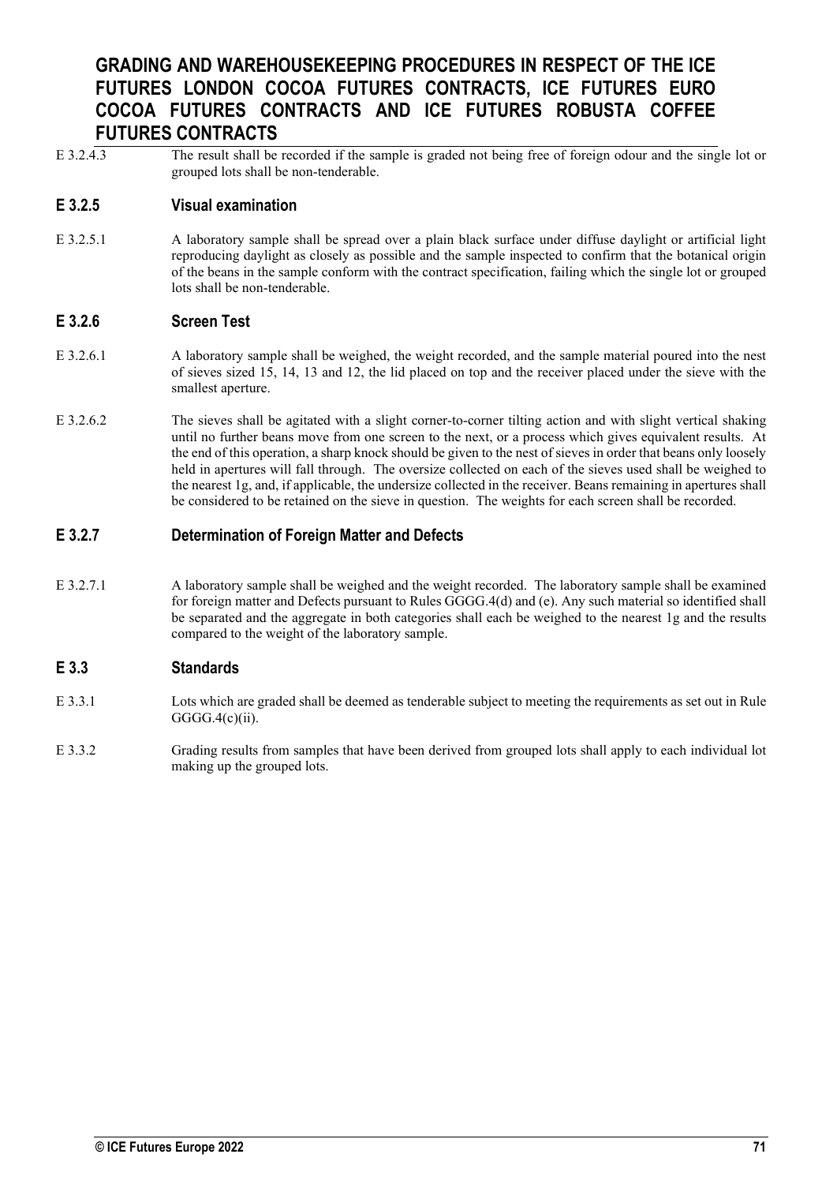E 3.2.4.3 The result shall be recorded if the sample is graded not being free of foreign odour and the single lot or grouped lots shall be non-tenderable.

### E 3.2.5 Visual examination

E 3.2.5.1 A laboratory sample shall be spread over a plain black surface under diffuse daylight or artificial light reproducing daylight as closely as possible and the sample inspected to confirm that the botanical origin of the beans in the sample conform with the contract specification, failing which the single lot or grouped lots shall be non-tenderable.

### E 3.2.6 Screen Test

E 3.2.6.1 A laboratory sample shall be weighed, the weight recorded, and the sample material poured into the nest of sieves sized 15, 14, 13 and 12, the lid placed on top and the receiver placed under the sieve with the smallest aperture.

E 3.2.6.2 The sieves shall be agitated with a slight corner-to-corner tilting action and with slight vertical shaking until no further beans move from one screen to the next, or a process which gives equivalent results. At the end of this operation, a sharp knock should be given to the nest of sieves in order that beans only loosely held in apertures will fall through. The oversize collected on each of the sieves used shall be weighed to the nearest 1g, and, if applicable, the undersize collected in the receiver. Beans remaining in apertures shall be considered to be retained on the sieve in question. The weights for each screen shall be recorded.

### E 3.2.7 Determination of Foreign Matter and Defects

E 3.2.7.1 A laboratory sample shall be weighed and the weight recorded. The laboratory sample shall be examined for foreign matter and Defects pursuant to Rules GGGG.4(d) and (e). Any such material so identified shall be separated and the aggregate in both categories shall each be weighed to the nearest 1g and the results compared to the weight of the laboratory sample.

## E 3.3 Standards

E 3.3.1 Lots which are graded shall be deemed as tenderable subject to meeting the requirements as set out in Rule GGGG.4(c)(ii).

E 3.3.2 Grading results from samples that have been derived from grouped lots shall apply to each individual lot making up the grouped lots.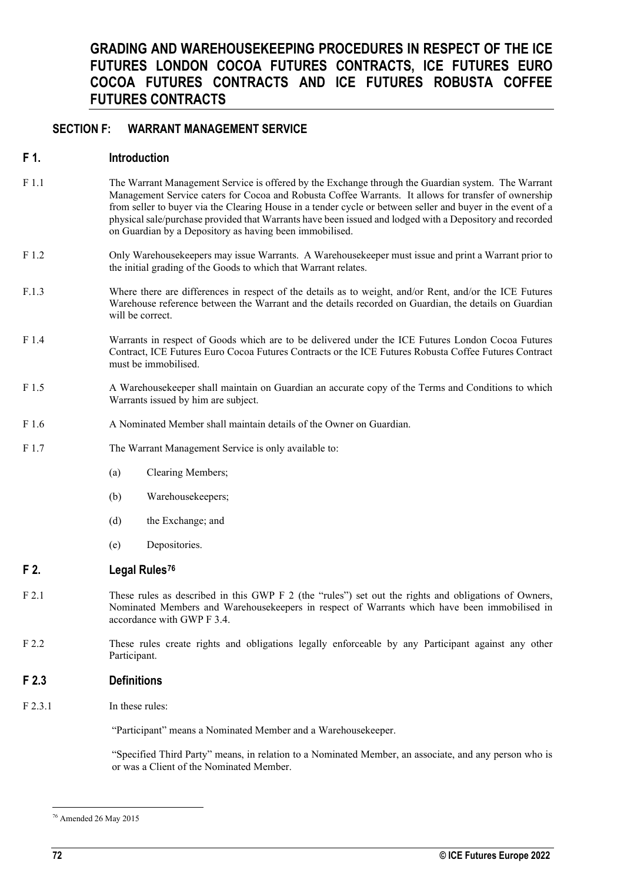# GRADING AND WAREHOUSEKEEPING PROCEDURES IN RESPECT OF THE ICE FUTURES LONDON COCOA FUTURES CONTRACTS, ICE FUTURES EURO COCOA FUTURES CONTRACTS AND ICE FUTURES ROBUSTA COFFEE FUTURES CONTRACTS

## SECTION F: WARRANT MANAGEMENT SERVICE

### F 1. Introduction

F 1.1 The Warrant Management Service is offered by the Exchange through the Guardian system. The Warrant Management Service caters for Cocoa and Robusta Coffee Warrants. It allows for transfer of ownership from seller to buyer via the Clearing House in a tender cycle or between seller and buyer in the event of a physical sale/purchase provided that Warrants have been issued and lodged with a Depository and recorded on Guardian by a Depository as having been immobilised.

F 1.2 Only Warehousekeepers may issue Warrants. A Warehousekeeper must issue and print a Warrant prior to the initial grading of the Goods to which that Warrant relates.

F.1.3 Where there are differences in respect of the details as to weight, and/or Rent, and/or the ICE Futures Warehouse reference between the Warrant and the details recorded on Guardian, the details on Guardian will be correct.

F 1.4 Warrants in respect of Goods which are to be delivered under the ICE Futures London Cocoa Futures Contract, ICE Futures Euro Cocoa Futures Contracts or the ICE Futures Robusta Coffee Futures Contract must be immobilised.

F 1.5 A Warehousekeeper shall maintain on Guardian an accurate copy of the Terms and Conditions to which Warrants issued by him are subject.

F 1.6 A Nominated Member shall maintain details of the Owner on Guardian.

F 1.7 The Warrant Management Service is only available to:

(a) Clearing Members;

(b) Warehousekeepers;

(d) the Exchange; and

(e) Depositories.

### F 2. Legal Rules[76]

F 2.1 These rules as described in this GWP F 2 (the "rules") set out the rights and obligations of Owners, Nominated Members and Warehousekeepers in respect of Warrants which have been immobilised in accordance with GWP F 3.4.

F 2.2 These rules create rights and obligations legally enforceable by any Participant against any other Participant.

### F 2.3 Definitions

F 2.3.1 In these rules:

"Participant" means a Nominated Member and a Warehousekeeper.

"Specified Third Party" means, in relation to a Nominated Member, an associate, and any person who is or was a Client of the Nominated Member.

---

[76] Amended 26 May 2015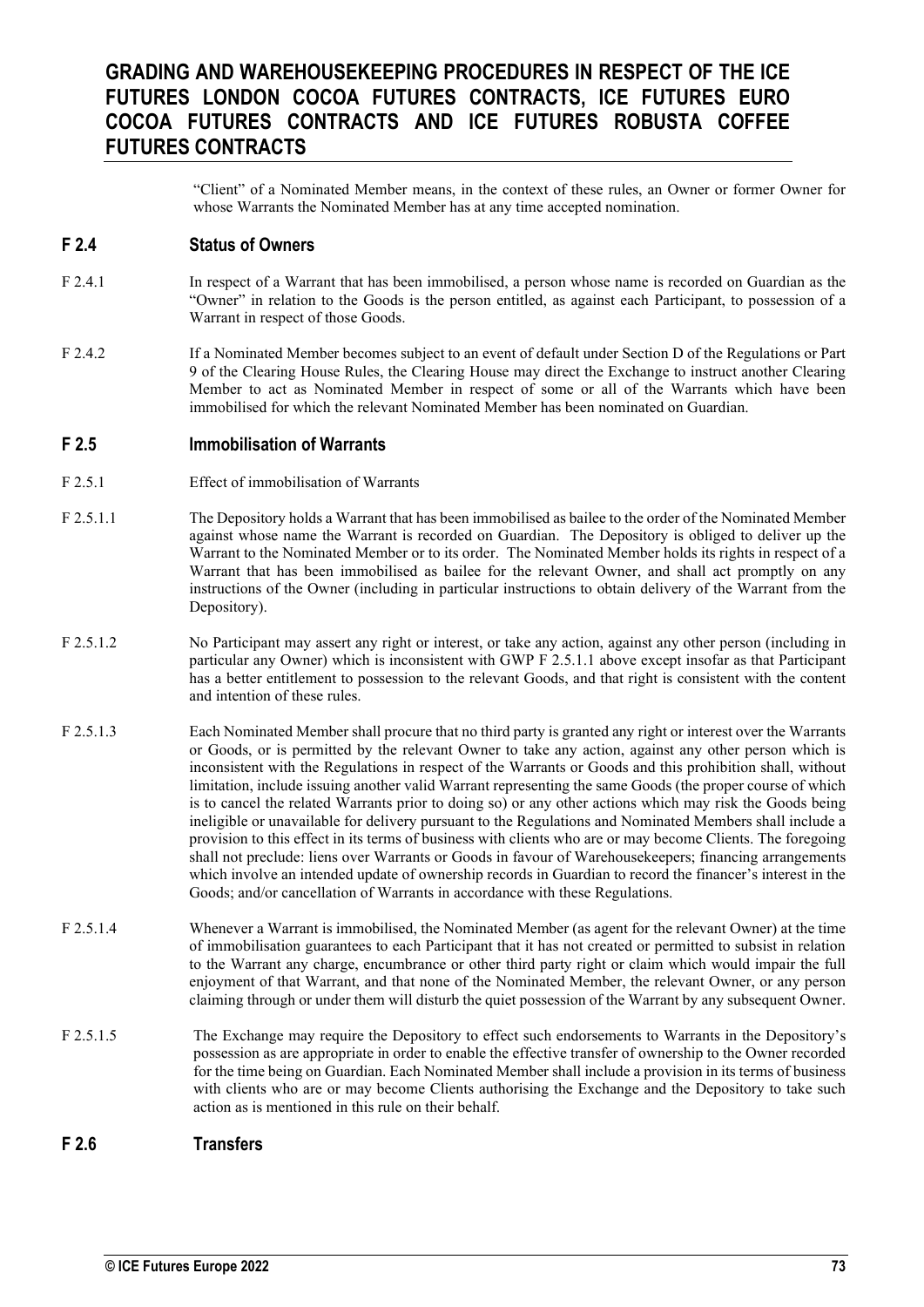"Client" of a Nominated Member means, in the context of these rules, an Owner or former Owner for whose Warrants the Nominated Member has at any time accepted nomination.

## F 2.4 Status of Owners

F 2.4.1 In respect of a Warrant that has been immobilised, a person whose name is recorded on Guardian as the "Owner" in relation to the Goods is the person entitled, as against each Participant, to possession of a Warrant in respect of those Goods.

F 2.4.2 If a Nominated Member becomes subject to an event of default under Section D of the Regulations or Part 9 of the Clearing House Rules, the Clearing House may direct the Exchange to instruct another Clearing Member to act as Nominated Member in respect of some or all of the Warrants which have been immobilised for which the relevant Nominated Member has been nominated on Guardian.

## F 2.5 Immobilisation of Warrants

F 2.5.1 Effect of immobilisation of Warrants

F 2.5.1.1 The Depository holds a Warrant that has been immobilised as bailee to the order of the Nominated Member against whose name the Warrant is recorded on Guardian. The Depository is obliged to deliver up the Warrant to the Nominated Member or to its order. The Nominated Member holds its rights in respect of a Warrant that has been immobilised as bailee for the relevant Owner, and shall act promptly on any instructions of the Owner (including in particular instructions to obtain delivery of the Warrant from the Depository).

F 2.5.1.2 No Participant may assert any right or interest, or take any action, against any other person (including in particular any Owner) which is inconsistent with GWP F 2.5.1.1 above except insofar as that Participant has a better entitlement to possession to the relevant Goods, and that right is consistent with the content and intention of these rules.

F 2.5.1.3 Each Nominated Member shall procure that no third party is granted any right or interest over the Warrants or Goods, or is permitted by the relevant Owner to take any action, against any other person which is inconsistent with the Regulations in respect of the Warrants or Goods and this prohibition shall, without limitation, include issuing another valid Warrant representing the same Goods (the proper course of which is to cancel the related Warrants prior to doing so) or any other actions which may risk the Goods being ineligible or unavailable for delivery pursuant to the Regulations and Nominated Members shall include a provision to this effect in its terms of business with clients who are or may become Clients. The foregoing shall not preclude: liens over Warrants or Goods in favour of Warehousekeepers; financing arrangements which involve an intended update of ownership records in Guardian to record the financer's interest in the Goods; and/or cancellation of Warrants in accordance with these Regulations.

F 2.5.1.4 Whenever a Warrant is immobilised, the Nominated Member (as agent for the relevant Owner) at the time of immobilisation guarantees to each Participant that it has not created or permitted to subsist in relation to the Warrant any charge, encumbrance or other third party right or claim which would impair the full enjoyment of that Warrant, and that none of the Nominated Member, the relevant Owner, or any person claiming through or under them will disturb the quiet possession of the Warrant by any subsequent Owner.

F 2.5.1.5 The Exchange may require the Depository to effect such endorsements to Warrants in the Depository's possession as are appropriate in order to enable the effective transfer of ownership to the Owner recorded for the time being on Guardian. Each Nominated Member shall include a provision in its terms of business with clients who are or may become Clients authorising the Exchange and the Depository to take such action as is mentioned in this rule on their behalf.

## F 2.6 Transfers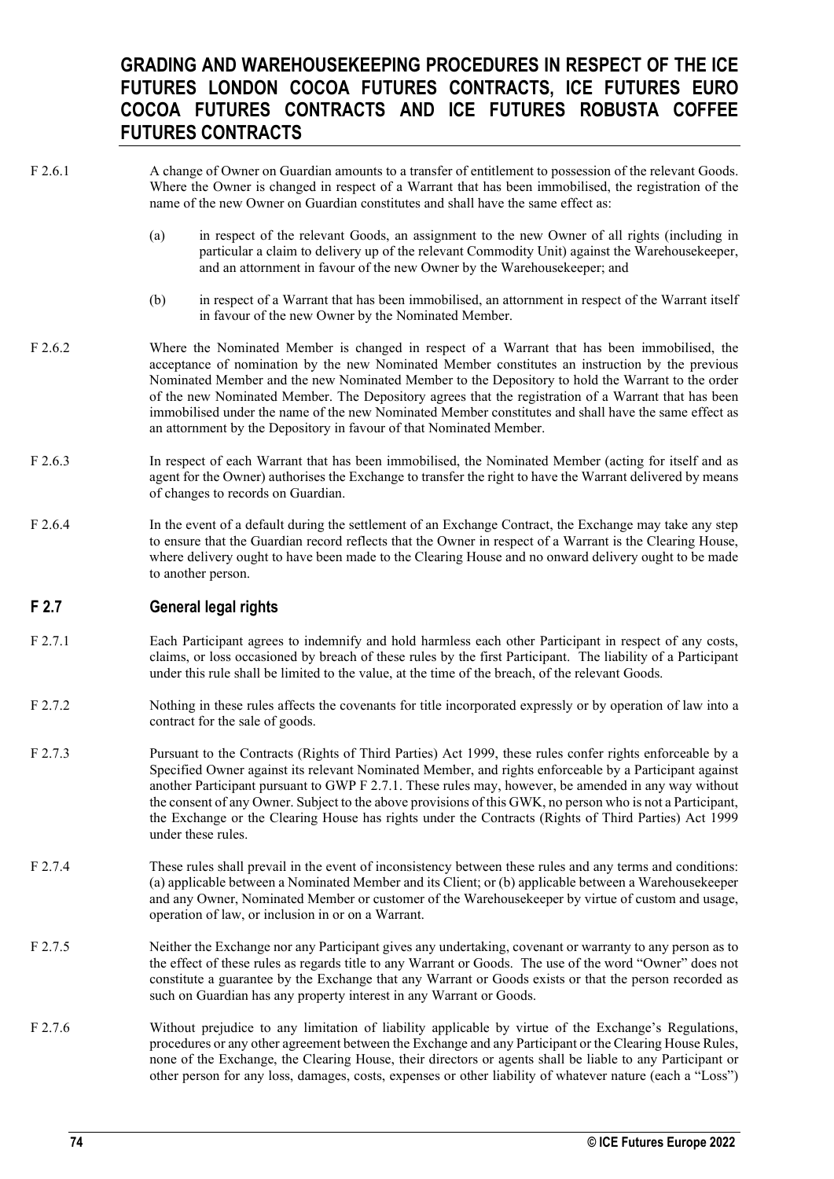F 2.6.1 A change of Owner on Guardian amounts to a transfer of entitlement to possession of the relevant Goods. Where the Owner is changed in respect of a Warrant that has been immobilised, the registration of the name of the new Owner on Guardian constitutes and shall have the same effect as:

(a) in respect of the relevant Goods, an assignment to the new Owner of all rights (including in particular a claim to delivery up of the relevant Commodity Unit) against the Warehousekeeper, and an attornment in favour of the new Owner by the Warehousekeeper; and

(b) in respect of a Warrant that has been immobilised, an attornment in respect of the Warrant itself in favour of the new Owner by the Nominated Member.

F 2.6.2 Where the Nominated Member is changed in respect of a Warrant that has been immobilised, the acceptance of nomination by the new Nominated Member constitutes an instruction by the previous Nominated Member and the new Nominated Member to the Depository to hold the Warrant to the order of the new Nominated Member. The Depository agrees that the registration of a Warrant that has been immobilised under the name of the new Nominated Member constitutes and shall have the same effect as an attornment by the Depository in favour of that Nominated Member.

F 2.6.3 In respect of each Warrant that has been immobilised, the Nominated Member (acting for itself and as agent for the Owner) authorises the Exchange to transfer the right to have the Warrant delivered by means of changes to records on Guardian.

F 2.6.4 In the event of a default during the settlement of an Exchange Contract, the Exchange may take any step to ensure that the Guardian record reflects that the Owner in respect of a Warrant is the Clearing House, where delivery ought to have been made to the Clearing House and no onward delivery ought to be made to another person.

## F 2.7 General legal rights

F 2.7.1 Each Participant agrees to indemnify and hold harmless each other Participant in respect of any costs, claims, or loss occasioned by breach of these rules by the first Participant. The liability of a Participant under this rule shall be limited to the value, at the time of the breach, of the relevant Goods.

F 2.7.2 Nothing in these rules affects the covenants for title incorporated expressly or by operation of law into a contract for the sale of goods.

F 2.7.3 Pursuant to the Contracts (Rights of Third Parties) Act 1999, these rules confer rights enforceable by a Specified Owner against its relevant Nominated Member, and rights enforceable by a Participant against another Participant pursuant to GWP F 2.7.1. These rules may, however, be amended in any way without the consent of any Owner. Subject to the above provisions of this GWK, no person who is not a Participant, the Exchange or the Clearing House has rights under the Contracts (Rights of Third Parties) Act 1999 under these rules.

F 2.7.4 These rules shall prevail in the event of inconsistency between these rules and any terms and conditions: (a) applicable between a Nominated Member and its Client; or (b) applicable between a Warehousekeeper and any Owner, Nominated Member or customer of the Warehousekeeper by virtue of custom and usage, operation of law, or inclusion in or on a Warrant.

F 2.7.5 Neither the Exchange nor any Participant gives any undertaking, covenant or warranty to any person as to the effect of these rules as regards title to any Warrant or Goods. The use of the word "Owner" does not constitute a guarantee by the Exchange that any Warrant or Goods exists or that the person recorded as such on Guardian has any property interest in any Warrant or Goods.

F 2.7.6 Without prejudice to any limitation of liability applicable by virtue of the Exchange's Regulations, procedures or any other agreement between the Exchange and any Participant or the Clearing House Rules, none of the Exchange, the Clearing House, their directors or agents shall be liable to any Participant or other person for any loss, damages, costs, expenses or other liability of whatever nature (each a "Loss")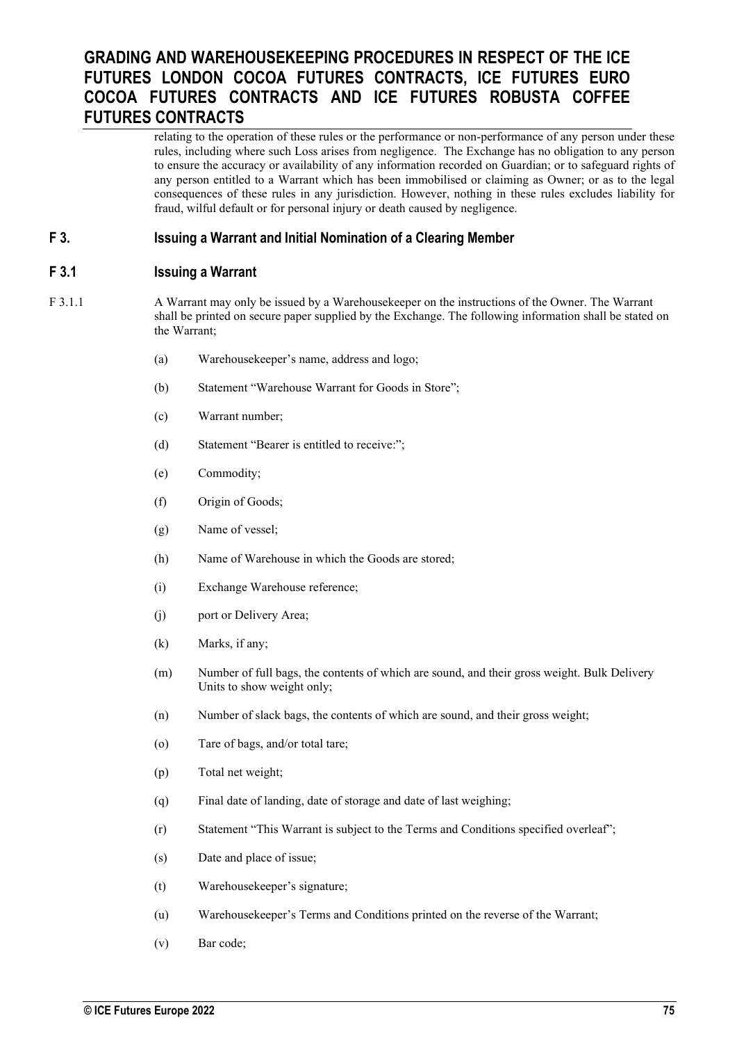relating to the operation of these rules or the performance or non-performance of any person under these rules, including where such Loss arises from negligence. The Exchange has no obligation to any person to ensure the accuracy or availability of any information recorded on Guardian; or to safeguard rights of any person entitled to a Warrant which has been immobilised or claiming as Owner; or as to the legal consequences of these rules in any jurisdiction. However, nothing in these rules excludes liability for fraud, wilful default or for personal injury or death caused by negligence.

## F 3. Issuing a Warrant and Initial Nomination of a Clearing Member

### F 3.1 Issuing a Warrant

F 3.1.1 A Warrant may only be issued by a Warehousekeeper on the instructions of the Owner. The Warrant shall be printed on secure paper supplied by the Exchange. The following information shall be stated on the Warrant;

(a) Warehousekeeper's name, address and logo;

(b) Statement "Warehouse Warrant for Goods in Store";

(c) Warrant number;

(d) Statement "Bearer is entitled to receive:";

(e) Commodity;

(f) Origin of Goods;

(g) Name of vessel;

(h) Name of Warehouse in which the Goods are stored;

(i) Exchange Warehouse reference;

(j) port or Delivery Area;

(k) Marks, if any;

(m) Number of full bags, the contents of which are sound, and their gross weight. Bulk Delivery Units to show weight only;

(n) Number of slack bags, the contents of which are sound, and their gross weight;

(o) Tare of bags, and/or total tare;

(p) Total net weight;

(q) Final date of landing, date of storage and date of last weighing;

(r) Statement "This Warrant is subject to the Terms and Conditions specified overleaf";

(s) Date and place of issue;

(t) Warehousekeeper's signature;

(u) Warehousekeeper's Terms and Conditions printed on the reverse of the Warrant;

(v) Bar code;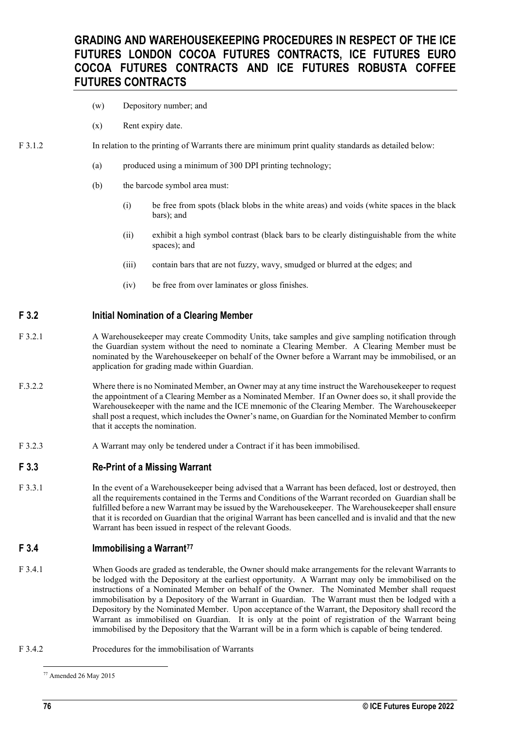(w) Depository number; and

(x) Rent expiry date.

F 3.1.2 In relation to the printing of Warrants there are minimum print quality standards as detailed below:

(a) produced using a minimum of 300 DPI printing technology;

(b) the barcode symbol area must:

(i) be free from spots (black blobs in the white areas) and voids (white spaces in the black bars); and

(ii) exhibit a high symbol contrast (black bars to be clearly distinguishable from the white spaces); and

(iii) contain bars that are not fuzzy, wavy, smudged or blurred at the edges; and

(iv) be free from over laminates or gloss finishes.

## F 3.2 Initial Nomination of a Clearing Member

F 3.2.1 A Warehousekeeper may create Commodity Units, take samples and give sampling notification through the Guardian system without the need to nominate a Clearing Member. A Clearing Member must be nominated by the Warehousekeeper on behalf of the Owner before a Warrant may be immobilised, or an application for grading made within Guardian.

F.3.2.2 Where there is no Nominated Member, an Owner may at any time instruct the Warehousekeeper to request the appointment of a Clearing Member as a Nominated Member. If an Owner does so, it shall provide the Warehousekeeper with the name and the ICE mnemonic of the Clearing Member. The Warehousekeeper shall post a request, which includes the Owner's name, on Guardian for the Nominated Member to confirm that it accepts the nomination.

F 3.2.3 A Warrant may only be tendered under a Contract if it has been immobilised.

## F 3.3 Re-Print of a Missing Warrant

F 3.3.1 In the event of a Warehousekeeper being advised that a Warrant has been defaced, lost or destroyed, then all the requirements contained in the Terms and Conditions of the Warrant recorded on Guardian shall be fulfilled before a new Warrant may be issued by the Warehousekeeper. The Warehousekeeper shall ensure that it is recorded on Guardian that the original Warrant has been cancelled and is invalid and that the new Warrant has been issued in respect of the relevant Goods.

## F 3.4 Immobilising a Warrant[77]

F 3.4.1 When Goods are graded as tenderable, the Owner should make arrangements for the relevant Warrants to be lodged with the Depository at the earliest opportunity. A Warrant may only be immobilised on the instructions of a Nominated Member on behalf of the Owner. The Nominated Member shall request immobilisation by a Depository of the Warrant in Guardian. The Warrant must then be lodged with a Depository by the Nominated Member. Upon acceptance of the Warrant, the Depository shall record the Warrant as immobilised on Guardian. It is only at the point of registration of the Warrant being immobilised by the Depository that the Warrant will be in a form which is capable of being tendered.

F 3.4.2 Procedures for the immobilisation of Warrants

[77] Amended 26 May 2015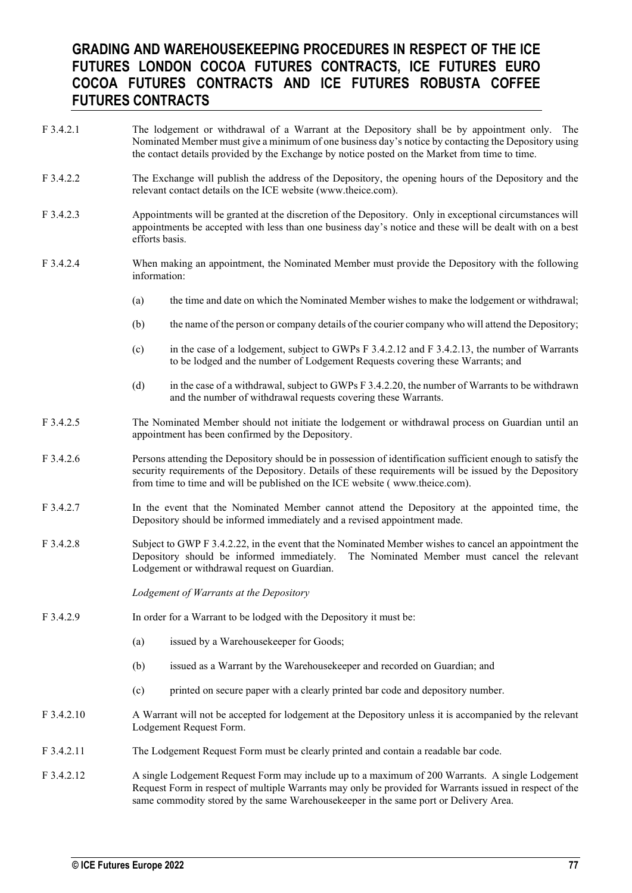F 3.4.2.1 The lodgement or withdrawal of a Warrant at the Depository shall be by appointment only. The Nominated Member must give a minimum of one business day's notice by contacting the Depository using the contact details provided by the Exchange by notice posted on the Market from time to time.

F 3.4.2.2 The Exchange will publish the address of the Depository, the opening hours of the Depository and the relevant contact details on the ICE website (www.theice.com).

F 3.4.2.3 Appointments will be granted at the discretion of the Depository. Only in exceptional circumstances will appointments be accepted with less than one business day's notice and these will be dealt with on a best efforts basis.

F 3.4.2.4 When making an appointment, the Nominated Member must provide the Depository with the following information:

(a) the time and date on which the Nominated Member wishes to make the lodgement or withdrawal;

(b) the name of the person or company details of the courier company who will attend the Depository;

(c) in the case of a lodgement, subject to GWPs F 3.4.2.12 and F 3.4.2.13, the number of Warrants to be lodged and the number of Lodgement Requests covering these Warrants; and

(d) in the case of a withdrawal, subject to GWPs F 3.4.2.20, the number of Warrants to be withdrawn and the number of withdrawal requests covering these Warrants.

F 3.4.2.5 The Nominated Member should not initiate the lodgement or withdrawal process on Guardian until an appointment has been confirmed by the Depository.

F 3.4.2.6 Persons attending the Depository should be in possession of identification sufficient enough to satisfy the security requirements of the Depository. Details of these requirements will be issued by the Depository from time to time and will be published on the ICE website ( www.theice.com).

F 3.4.2.7 In the event that the Nominated Member cannot attend the Depository at the appointed time, the Depository should be informed immediately and a revised appointment made.

F 3.4.2.8 Subject to GWP F 3.4.2.22, in the event that the Nominated Member wishes to cancel an appointment the Depository should be informed immediately. The Nominated Member must cancel the relevant Lodgement or withdrawal request on Guardian.

*Lodgement of Warrants at the Depository*

F 3.4.2.9 In order for a Warrant to be lodged with the Depository it must be:

(a) issued by a Warehousekeeper for Goods;

(b) issued as a Warrant by the Warehousekeeper and recorded on Guardian; and

(c) printed on secure paper with a clearly printed bar code and depository number.

F 3.4.2.10 A Warrant will not be accepted for lodgement at the Depository unless it is accompanied by the relevant Lodgement Request Form.

F 3.4.2.11 The Lodgement Request Form must be clearly printed and contain a readable bar code.

F 3.4.2.12 A single Lodgement Request Form may include up to a maximum of 200 Warrants. A single Lodgement Request Form in respect of multiple Warrants may only be provided for Warrants issued in respect of the same commodity stored by the same Warehousekeeper in the same port or Delivery Area.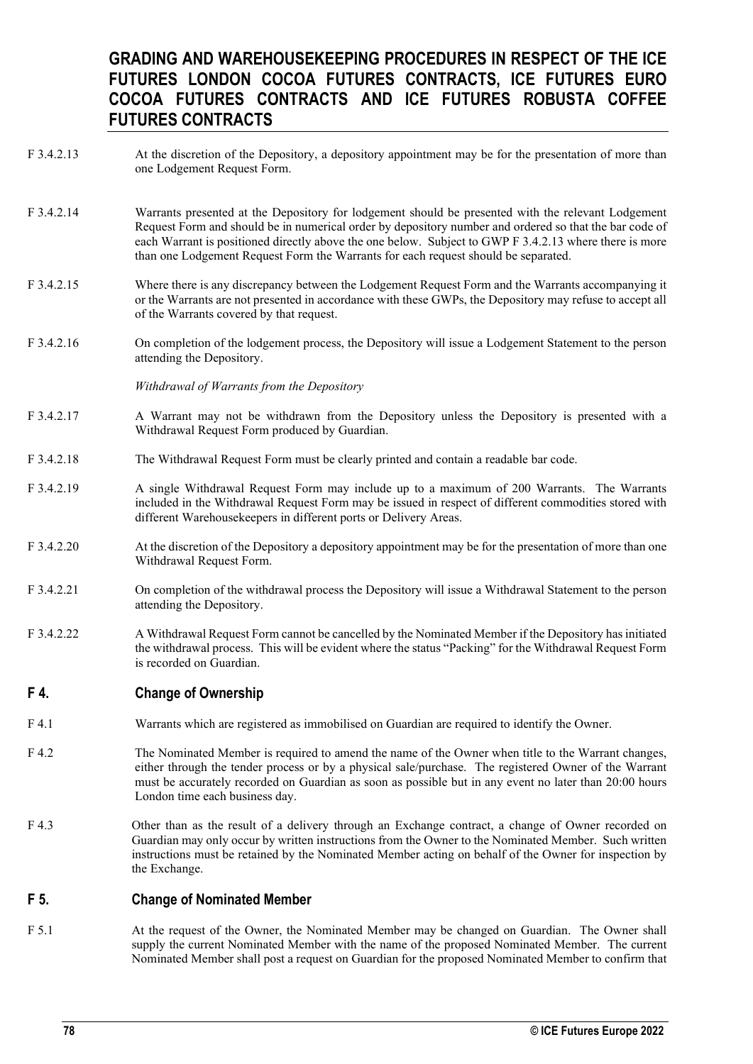F 3.4.2.13 At the discretion of the Depository, a depository appointment may be for the presentation of more than one Lodgement Request Form.

F 3.4.2.14 Warrants presented at the Depository for lodgement should be presented with the relevant Lodgement Request Form and should be in numerical order by depository number and ordered so that the bar code of each Warrant is positioned directly above the one below. Subject to GWP F 3.4.2.13 where there is more than one Lodgement Request Form the Warrants for each request should be separated.

F 3.4.2.15 Where there is any discrepancy between the Lodgement Request Form and the Warrants accompanying it or the Warrants are not presented in accordance with these GWPs, the Depository may refuse to accept all of the Warrants covered by that request.

F 3.4.2.16 On completion of the lodgement process, the Depository will issue a Lodgement Statement to the person attending the Depository.

*Withdrawal of Warrants from the Depository*

F 3.4.2.17 A Warrant may not be withdrawn from the Depository unless the Depository is presented with a Withdrawal Request Form produced by Guardian.

F 3.4.2.18 The Withdrawal Request Form must be clearly printed and contain a readable bar code.

F 3.4.2.19 A single Withdrawal Request Form may include up to a maximum of 200 Warrants. The Warrants included in the Withdrawal Request Form may be issued in respect of different commodities stored with different Warehousekeepers in different ports or Delivery Areas.

F 3.4.2.20 At the discretion of the Depository a depository appointment may be for the presentation of more than one Withdrawal Request Form.

F 3.4.2.21 On completion of the withdrawal process the Depository will issue a Withdrawal Statement to the person attending the Depository.

F 3.4.2.22 A Withdrawal Request Form cannot be cancelled by the Nominated Member if the Depository has initiated the withdrawal process. This will be evident where the status "Packing" for the Withdrawal Request Form is recorded on Guardian.

## F 4. Change of Ownership

F 4.1 Warrants which are registered as immobilised on Guardian are required to identify the Owner.

F 4.2 The Nominated Member is required to amend the name of the Owner when title to the Warrant changes, either through the tender process or by a physical sale/purchase. The registered Owner of the Warrant must be accurately recorded on Guardian as soon as possible but in any event no later than 20:00 hours London time each business day.

F 4.3 Other than as the result of a delivery through an Exchange contract, a change of Owner recorded on Guardian may only occur by written instructions from the Owner to the Nominated Member. Such written instructions must be retained by the Nominated Member acting on behalf of the Owner for inspection by the Exchange.

## F 5. Change of Nominated Member

F 5.1 At the request of the Owner, the Nominated Member may be changed on Guardian. The Owner shall supply the current Nominated Member with the name of the proposed Nominated Member. The current Nominated Member shall post a request on Guardian for the proposed Nominated Member to confirm that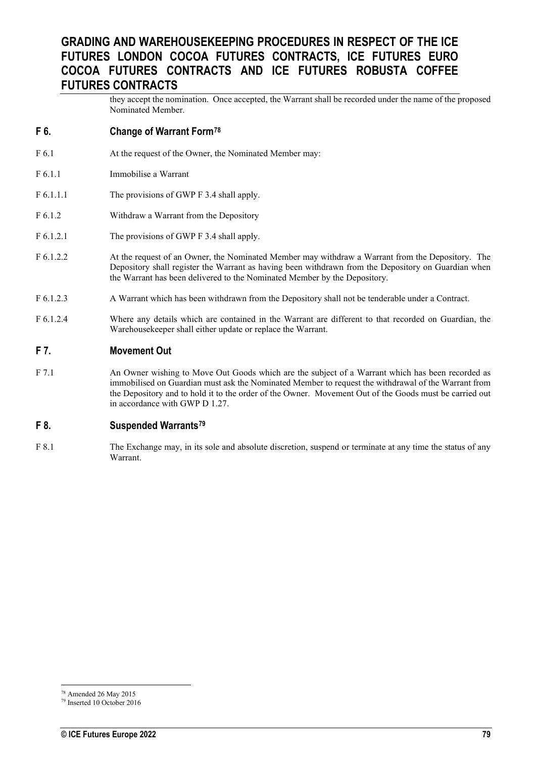they accept the nomination. Once accepted, the Warrant shall be recorded under the name of the proposed Nominated Member.

## F 6. Change of Warrant Form[78]

F 6.1 At the request of the Owner, the Nominated Member may:

F 6.1.1 Immobilise a Warrant

F 6.1.1.1 The provisions of GWP F 3.4 shall apply.

F 6.1.2 Withdraw a Warrant from the Depository

F 6.1.2.1 The provisions of GWP F 3.4 shall apply.

F 6.1.2.2 At the request of an Owner, the Nominated Member may withdraw a Warrant from the Depository. The Depository shall register the Warrant as having been withdrawn from the Depository on Guardian when the Warrant has been delivered to the Nominated Member by the Depository.

F 6.1.2.3 A Warrant which has been withdrawn from the Depository shall not be tenderable under a Contract.

F 6.1.2.4 Where any details which are contained in the Warrant are different to that recorded on Guardian, the Warehousekeeper shall either update or replace the Warrant.

## F 7. Movement Out

F 7.1 An Owner wishing to Move Out Goods which are the subject of a Warrant which has been recorded as immobilised on Guardian must ask the Nominated Member to request the withdrawal of the Warrant from the Depository and to hold it to the order of the Owner. Movement Out of the Goods must be carried out in accordance with GWP D 1.27.

## F 8. Suspended Warrants[79]

F 8.1 The Exchange may, in its sole and absolute discretion, suspend or terminate at any time the status of any Warrant.

[78] Amended 26 May 2015

[79] Inserted 10 October 2016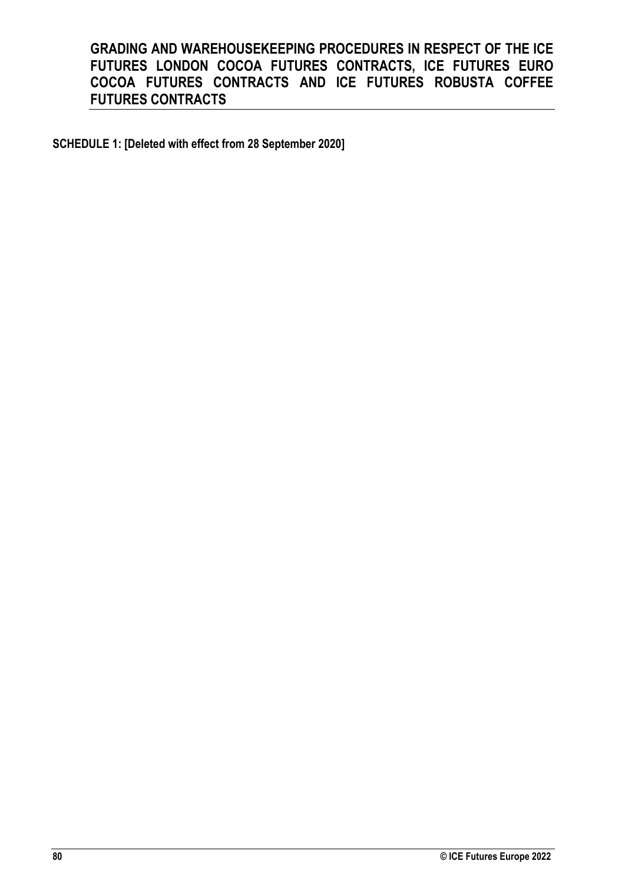## GRADING AND WAREHOUSEKEEPING PROCEDURES IN RESPECT OF THE ICE FUTURES LONDON COCOA FUTURES CONTRACTS, ICE FUTURES EURO COCOA FUTURES CONTRACTS AND ICE FUTURES ROBUSTA COFFEE FUTURES CONTRACTS

**SCHEDULE 1: [Deleted with effect from 28 September 2020]**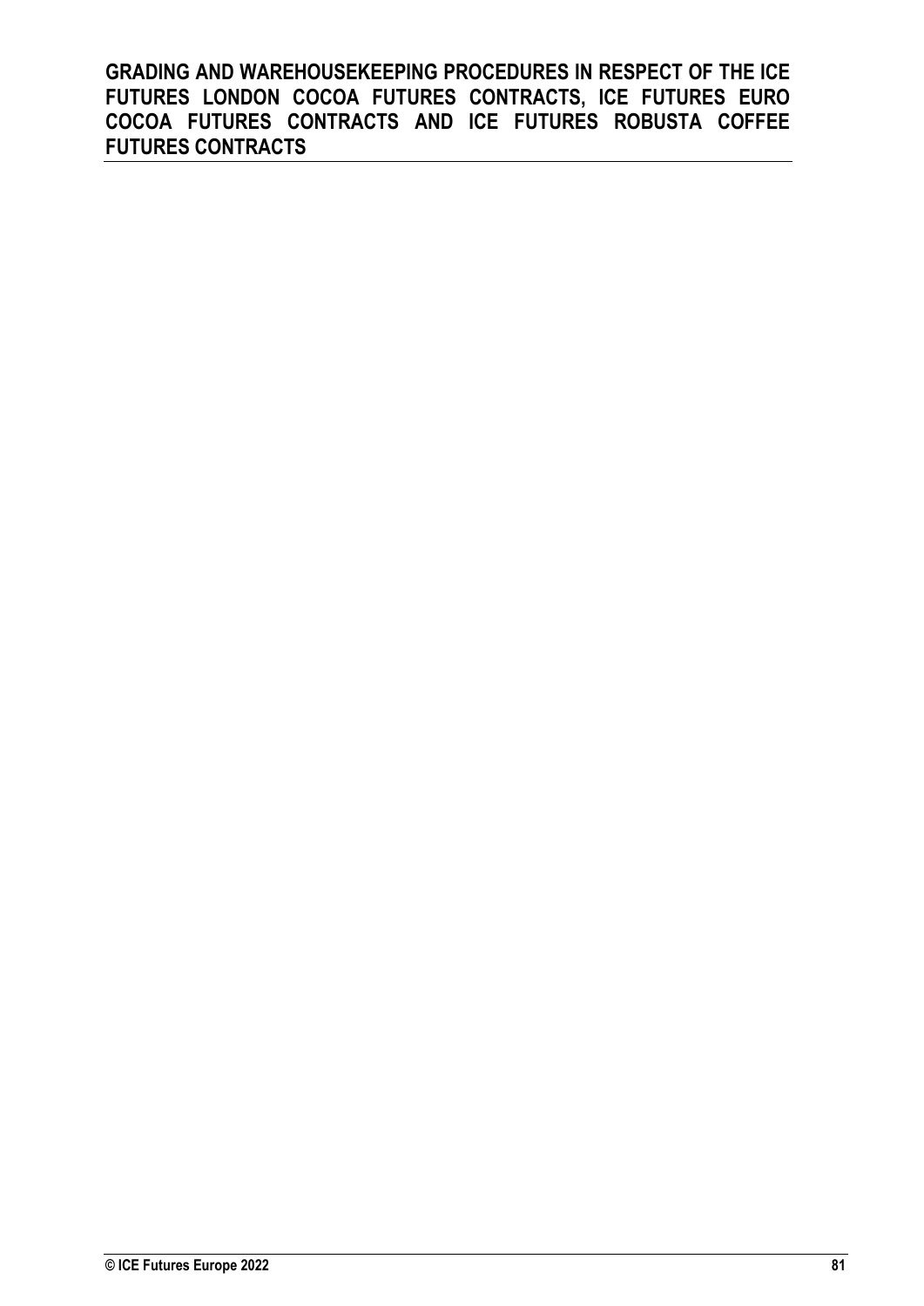# GRADING AND WAREHOUSEKEEPING PROCEDURES IN RESPECT OF THE ICE FUTURES LONDON COCOA FUTURES CONTRACTS, ICE FUTURES EURO COCOA FUTURES CONTRACTS AND ICE FUTURES ROBUSTA COFFEE FUTURES CONTRACTS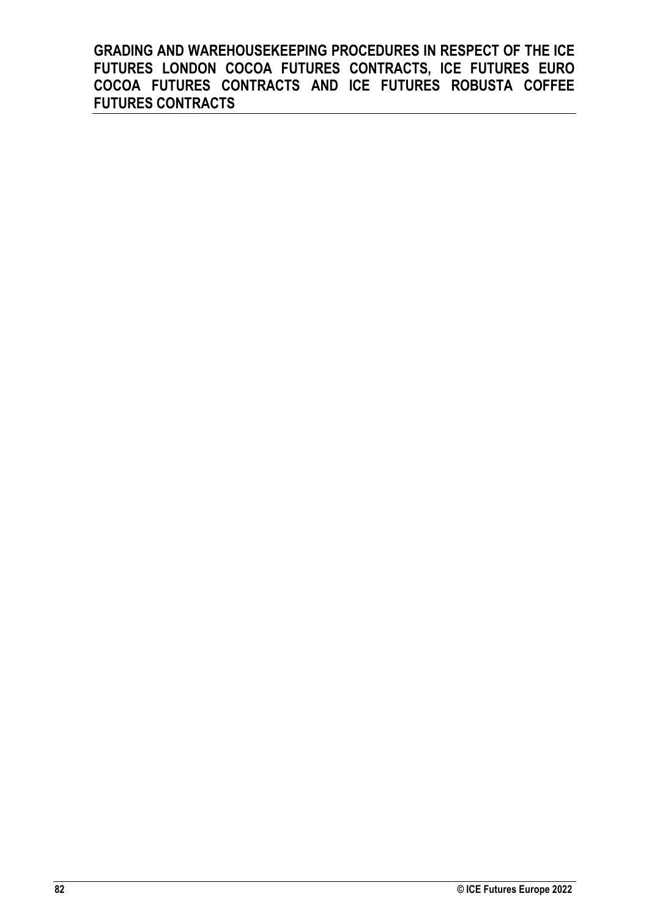# GRADING AND WAREHOUSEKEEPING PROCEDURES IN RESPECT OF THE ICE FUTURES LONDON COCOA FUTURES CONTRACTS, ICE FUTURES EURO COCOA FUTURES CONTRACTS AND ICE FUTURES ROBUSTA COFFEE FUTURES CONTRACTS